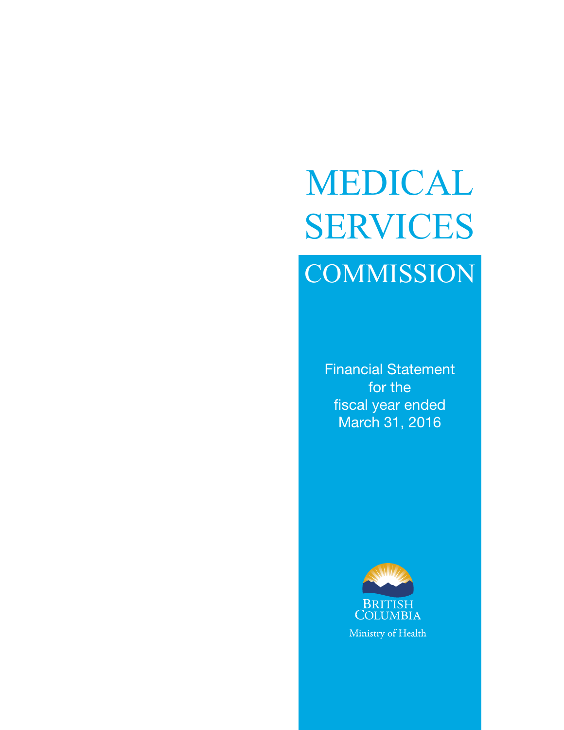# MEDICAL SERVICES COMMISSION

Financial Statement
for the
fiscal year ended
March 31, 2016

BRITISH COLUMBIA

Ministry of Health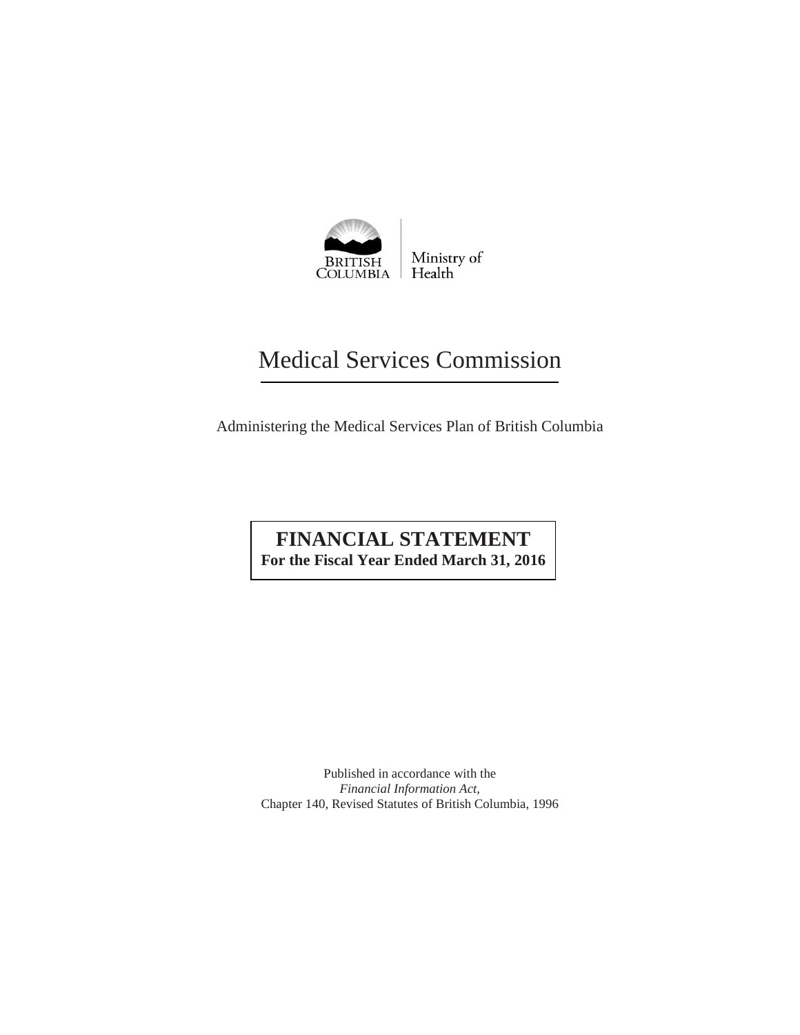BRITISH COLUMBIA | Ministry of Health

# Medical Services Commission

Administering the Medical Services Plan of British Columbia

**FINANCIAL STATEMENT**
**For the Fiscal Year Ended March 31, 2016**

Published in accordance with the
*Financial Information Act,*
Chapter 140, Revised Statutes of British Columbia, 1996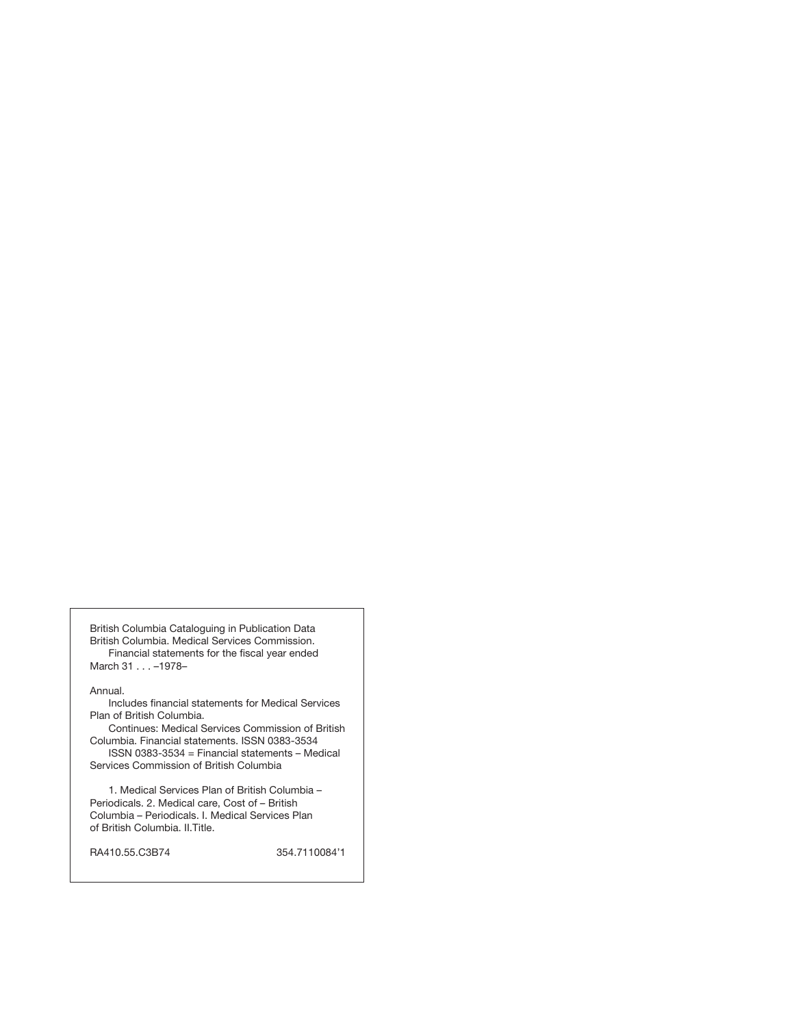British Columbia Cataloguing in Publication Data
British Columbia. Medical Services Commission.
Financial statements for the fiscal year ended March 31 . . . –1978–

Annual.
Includes financial statements for Medical Services Plan of British Columbia.
Continues: Medical Services Commission of British Columbia. Financial statements. ISSN 0383-3534
ISSN 0383-3534 = Financial statements – Medical Services Commission of British Columbia

1. Medical Services Plan of British Columbia – Periodicals. 2. Medical care, Cost of – British Columbia – Periodicals. I. Medical Services Plan of British Columbia. II.Title.

RA410.55.C3B74 354.7110084'1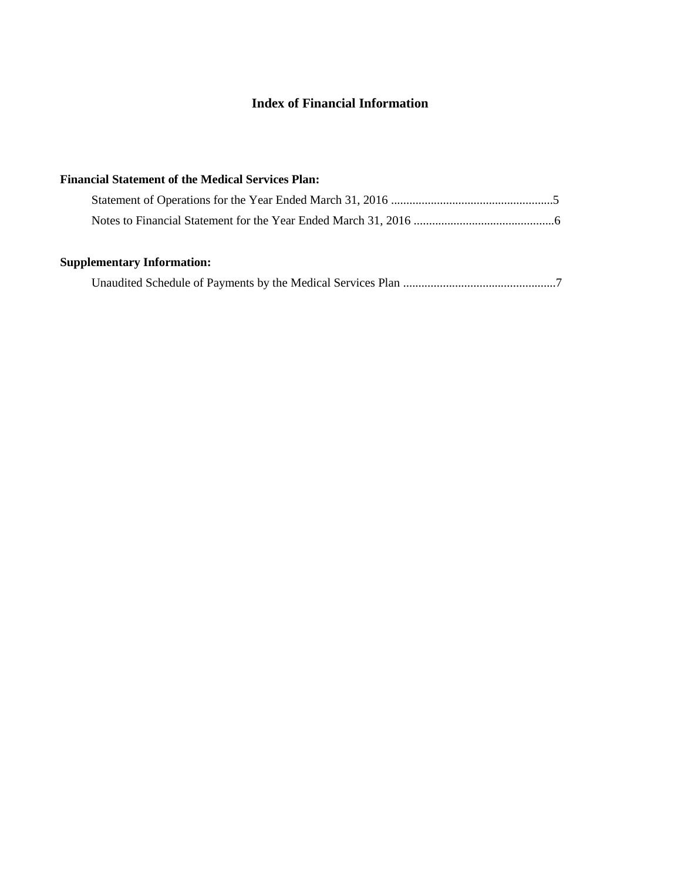# Index of Financial Information

**Financial Statement of the Medical Services Plan:**

Statement of Operations for the Year Ended March 31, 2016 .....................................................5

Notes to Financial Statement for the Year Ended March 31, 2016 ..............................................6

**Supplementary Information:**

Unaudited Schedule of Payments by the Medical Services Plan ..................................................7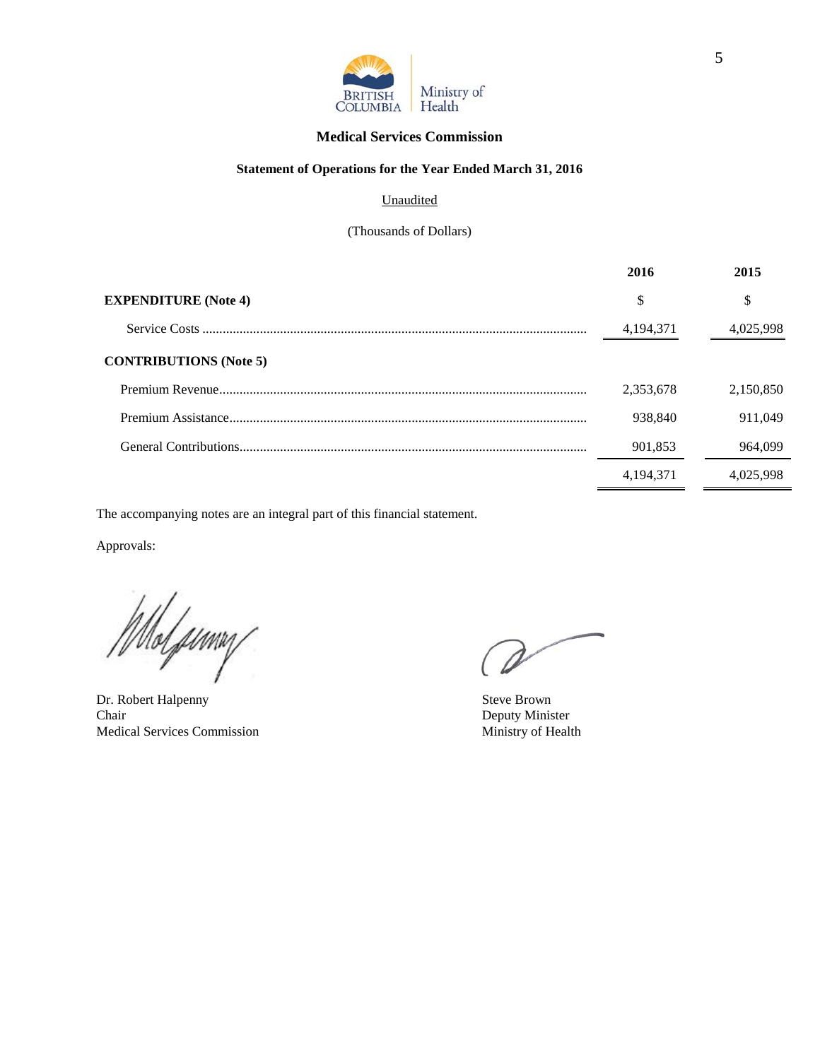**Medical Services Commission**

**Statement of Operations for the Year Ended March 31, 2016**

Unaudited

(Thousands of Dollars)

| | 2016 | 2015 |
|---|---|---|
| **EXPENDITURE (Note 4)** | $ | $ |
| Service Costs | 4,194,371 | 4,025,998 |
| **CONTRIBUTIONS (Note 5)** | | |
| Premium Revenue | 2,353,678 | 2,150,850 |
| Premium Assistance | 938,840 | 911,049 |
| General Contributions | 901,853 | 964,099 |
| | 4,194,371 | 4,025,998 |

The accompanying notes are an integral part of this financial statement.

Approvals:

Dr. Robert Halpenny
Chair
Medical Services Commission

Steve Brown
Deputy Minister
Ministry of Health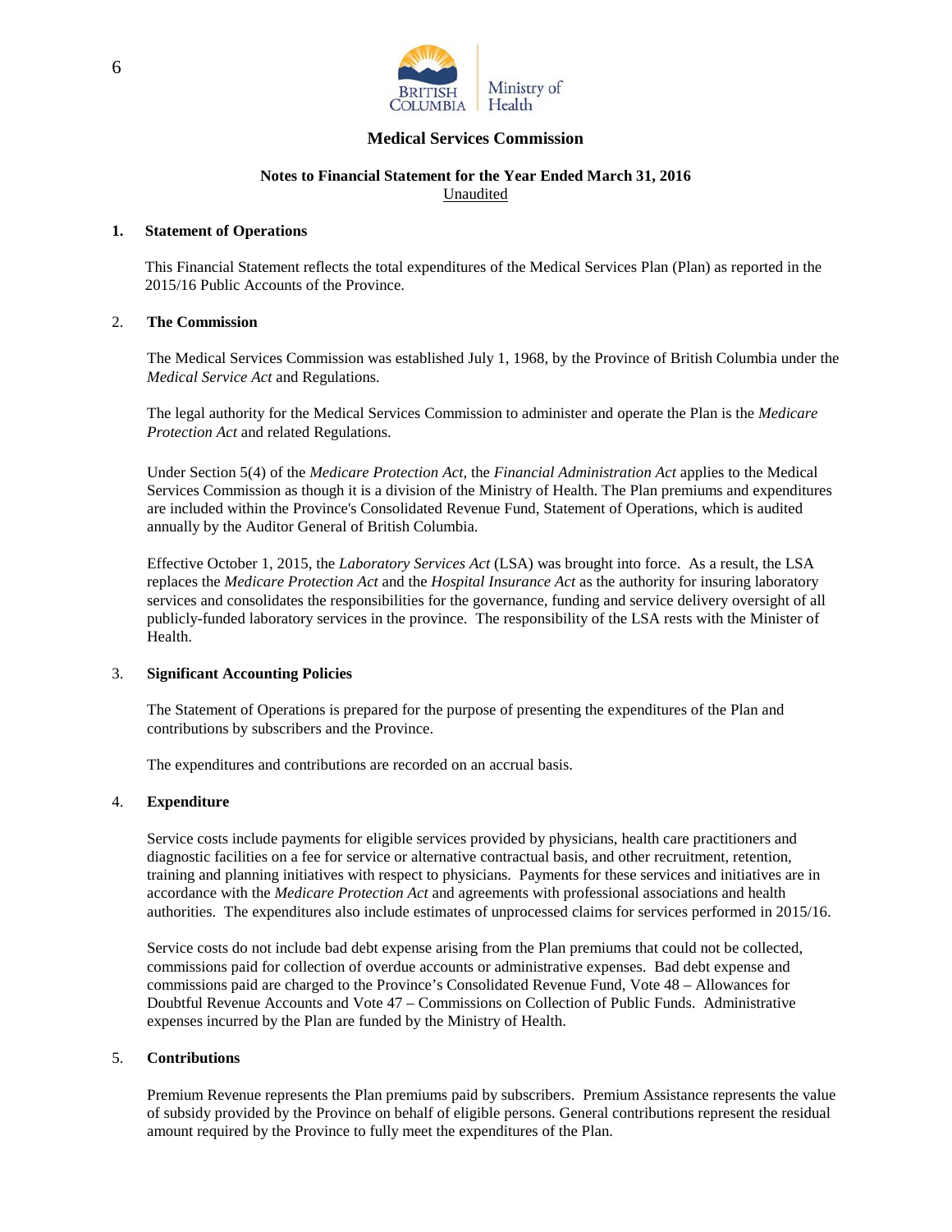# Medical Services Commission

**Notes to Financial Statement for the Year Ended March 31, 2016**
Unaudited

## 1. Statement of Operations

This Financial Statement reflects the total expenditures of the Medical Services Plan (Plan) as reported in the 2015/16 Public Accounts of the Province.

## 2. The Commission

The Medical Services Commission was established July 1, 1968, by the Province of British Columbia under the *Medical Service Act* and Regulations.

The legal authority for the Medical Services Commission to administer and operate the Plan is the *Medicare Protection Act* and related Regulations.

Under Section 5(4) of the *Medicare Protection Act*, the *Financial Administration Act* applies to the Medical Services Commission as though it is a division of the Ministry of Health. The Plan premiums and expenditures are included within the Province's Consolidated Revenue Fund, Statement of Operations, which is audited annually by the Auditor General of British Columbia.

Effective October 1, 2015, the *Laboratory Services Act* (LSA) was brought into force. As a result, the LSA replaces the *Medicare Protection Act* and the *Hospital Insurance Act* as the authority for insuring laboratory services and consolidates the responsibilities for the governance, funding and service delivery oversight of all publicly-funded laboratory services in the province. The responsibility of the LSA rests with the Minister of Health.

## 3. Significant Accounting Policies

The Statement of Operations is prepared for the purpose of presenting the expenditures of the Plan and contributions by subscribers and the Province.

The expenditures and contributions are recorded on an accrual basis.

## 4. Expenditure

Service costs include payments for eligible services provided by physicians, health care practitioners and diagnostic facilities on a fee for service or alternative contractual basis, and other recruitment, retention, training and planning initiatives with respect to physicians. Payments for these services and initiatives are in accordance with the *Medicare Protection Act* and agreements with professional associations and health authorities. The expenditures also include estimates of unprocessed claims for services performed in 2015/16.

Service costs do not include bad debt expense arising from the Plan premiums that could not be collected, commissions paid for collection of overdue accounts or administrative expenses. Bad debt expense and commissions paid are charged to the Province's Consolidated Revenue Fund, Vote 48 – Allowances for Doubtful Revenue Accounts and Vote 47 – Commissions on Collection of Public Funds. Administrative expenses incurred by the Plan are funded by the Ministry of Health.

## 5. Contributions

Premium Revenue represents the Plan premiums paid by subscribers. Premium Assistance represents the value of subsidy provided by the Province on behalf of eligible persons. General contributions represent the residual amount required by the Province to fully meet the expenditures of the Plan.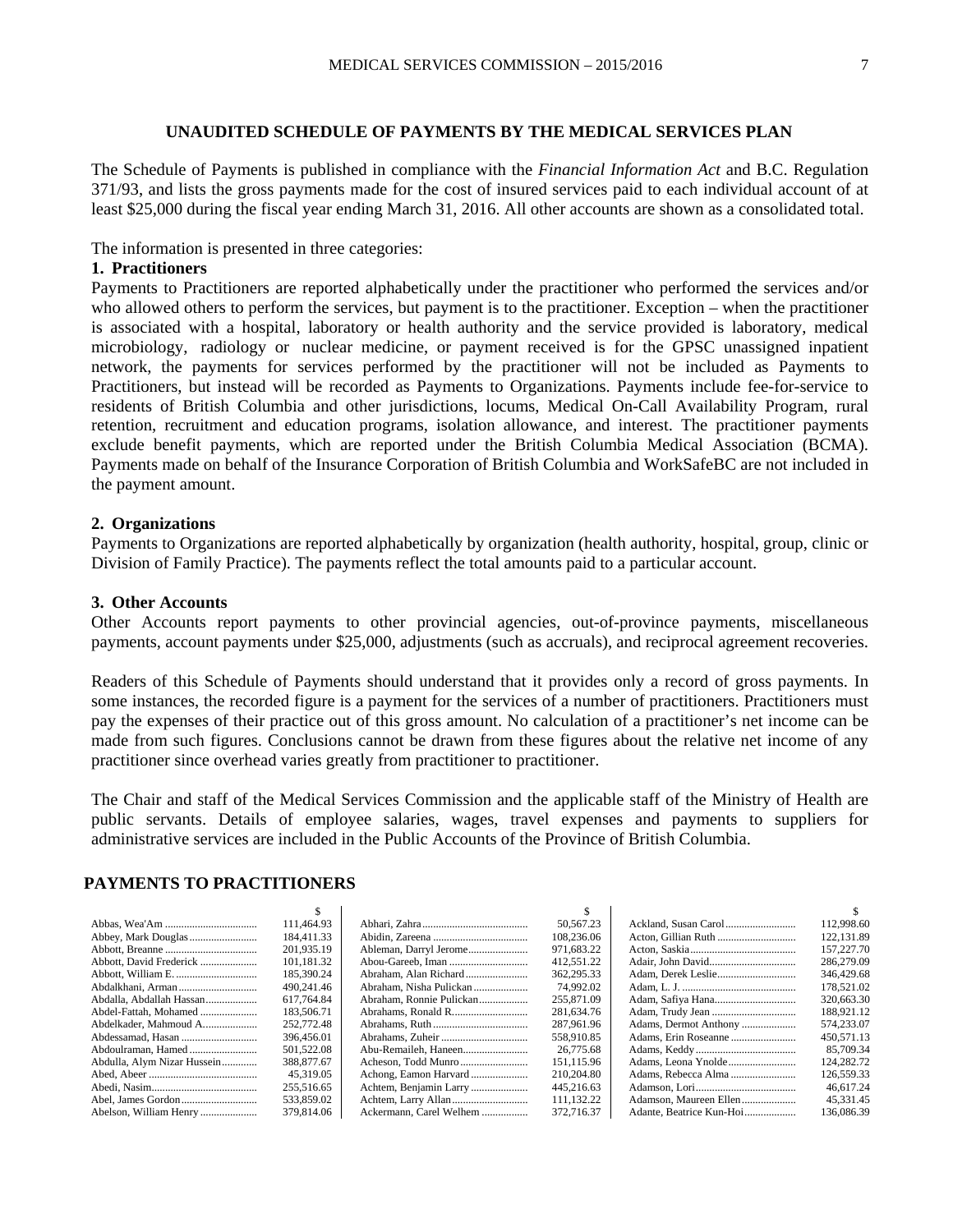## UNAUDITED SCHEDULE OF PAYMENTS BY THE MEDICAL SERVICES PLAN

The Schedule of Payments is published in compliance with the *Financial Information Act* and B.C. Regulation 371/93, and lists the gross payments made for the cost of insured services paid to each individual account of at least $25,000 during the fiscal year ending March 31, 2016. All other accounts are shown as a consolidated total.

The information is presented in three categories:

**1. Practitioners**

Payments to Practitioners are reported alphabetically under the practitioner who performed the services and/or who allowed others to perform the services, but payment is to the practitioner. Exception – when the practitioner is associated with a hospital, laboratory or health authority and the service provided is laboratory, medical microbiology, radiology or nuclear medicine, or payment received is for the GPSC unassigned inpatient network, the payments for services performed by the practitioner will not be included as Payments to Practitioners, but instead will be recorded as Payments to Organizations. Payments include fee-for-service to residents of British Columbia and other jurisdictions, locums, Medical On-Call Availability Program, rural retention, recruitment and education programs, isolation allowance, and interest. The practitioner payments exclude benefit payments, which are reported under the British Columbia Medical Association (BCMA). Payments made on behalf of the Insurance Corporation of British Columbia and WorkSafeBC are not included in the payment amount.

**2. Organizations**

Payments to Organizations are reported alphabetically by organization (health authority, hospital, group, clinic or Division of Family Practice). The payments reflect the total amounts paid to a particular account.

**3. Other Accounts**

Other Accounts report payments to other provincial agencies, out-of-province payments, miscellaneous payments, account payments under $25,000, adjustments (such as accruals), and reciprocal agreement recoveries.

Readers of this Schedule of Payments should understand that it provides only a record of gross payments. In some instances, the recorded figure is a payment for the services of a number of practitioners. Practitioners must pay the expenses of their practice out of this gross amount. No calculation of a practitioner's net income can be made from such figures. Conclusions cannot be drawn from these figures about the relative net income of any practitioner since overhead varies greatly from practitioner to practitioner.

The Chair and staff of the Medical Services Commission and the applicable staff of the Ministry of Health are public servants. Details of employee salaries, wages, travel expenses and payments to suppliers for administrative services are included in the Public Accounts of the Province of British Columbia.

## PAYMENTS TO PRACTITIONERS

| Name | $ |
|---|---|
| Abbas, Wea'Am | 111,464.93 |
| Abbey, Mark Douglas | 184,411.33 |
| Abbott, Breanne | 201,935.19 |
| Abbott, David Frederick | 101,181.32 |
| Abbott, William E. | 185,390.24 |
| Abdalkhani, Arman | 490,241.46 |
| Abdalla, Abdallah Hassan | 617,764.84 |
| Abdel-Fattah, Mohamed | 183,506.71 |
| Abdelkader, Mahmoud A. | 252,772.48 |
| Abdessamad, Hasan | 396,456.01 |
| Abdoulrahman, Hamed | 501,522.08 |
| Abdulla, Alym Nizar Hussein | 388,877.67 |
| Abed, Abeer | 45,319.05 |
| Abedi, Nasim | 255,516.65 |
| Abel, James Gordon | 533,859.02 |
| Abelson, William Henry | 379,814.06 |
| Abhari, Zahra | 50,567.23 |
| Abidin, Zareena | 108,236.06 |
| Ableman, Darryl Jerome | 971,683.22 |
| Abou-Gareeb, Iman | 412,551.22 |
| Abraham, Alan Richard | 362,295.33 |
| Abraham, Nisha Pulickan | 74,992.02 |
| Abraham, Ronnie Pulickan | 255,871.09 |
| Abrahams, Ronald R. | 281,634.76 |
| Abrahams, Ruth | 287,961.96 |
| Abrahams, Zuheir | 558,910.85 |
| Abu-Remaileh, Haneen | 26,775.68 |
| Acheson, Todd Munro | 151,115.96 |
| Achong, Eamon Harvard | 210,204.80 |
| Achtem, Benjamin Larry | 445,216.63 |
| Achtem, Larry Allan | 111,132.22 |
| Ackermann, Carel Welhem | 372,716.37 |
| Ackland, Susan Carol | 112,998.60 |
| Acton, Gillian Ruth | 122,131.89 |
| Acton, Saskia | 157,227.70 |
| Adair, John David | 286,279.09 |
| Adam, Derek Leslie | 346,429.68 |
| Adam, L. J. | 178,521.02 |
| Adam, Safiya Hana | 320,663.30 |
| Adam, Trudy Jean | 188,921.12 |
| Adams, Dermot Anthony | 574,233.07 |
| Adams, Erin Roseanne | 450,571.13 |
| Adams, Keddy | 85,709.34 |
| Adams, Leona Ynolde | 124,282.72 |
| Adams, Rebecca Alma | 126,559.33 |
| Adamson, Lori | 46,617.24 |
| Adamson, Maureen Ellen | 45,331.45 |
| Adante, Beatrice Kun-Hoi | 136,086.39 |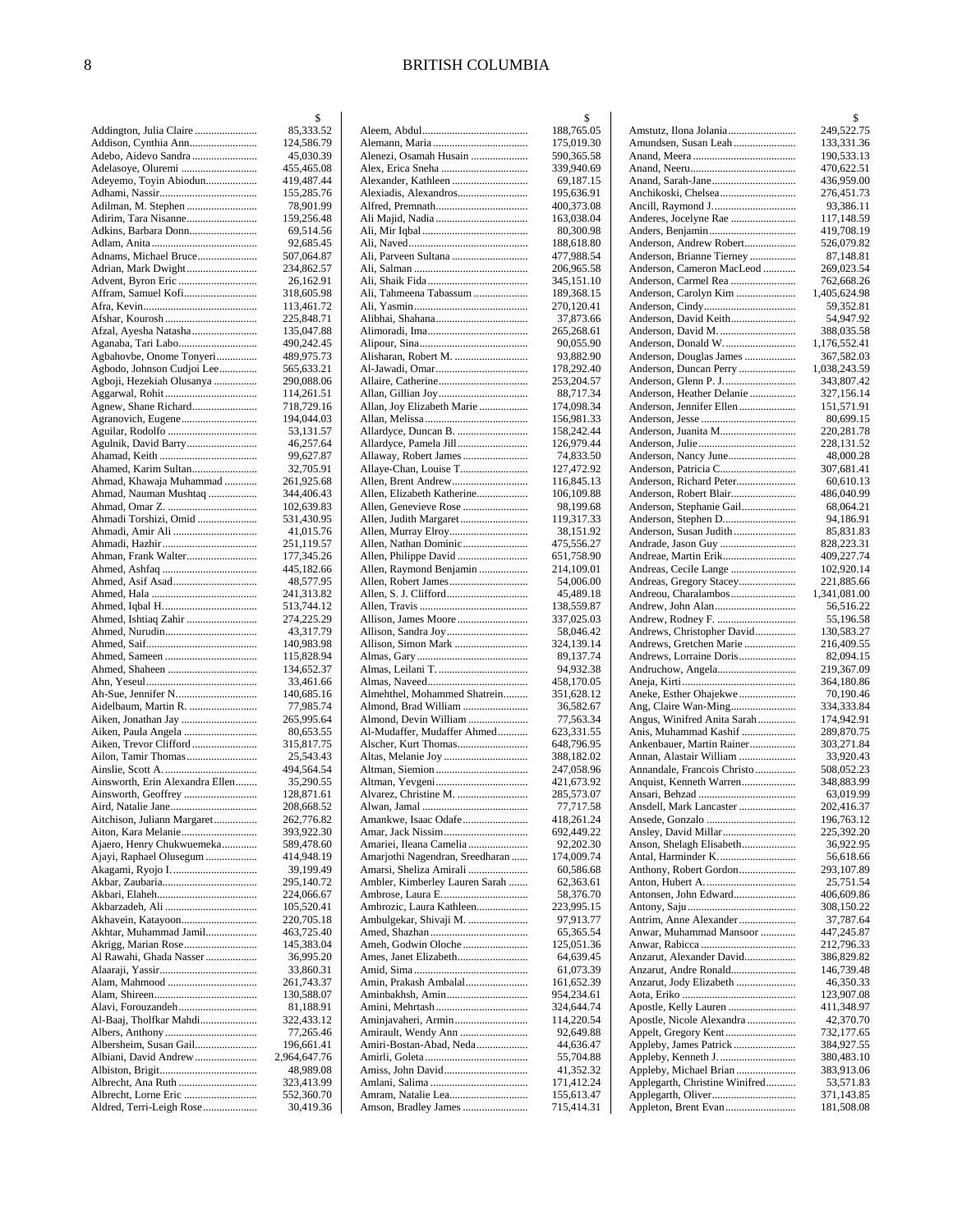| Name | $ |
|---|---|
| Addington, Julia Claire | 85,333.52 |
| Addison, Cynthia Ann | 124,586.79 |
| Adebo, Aidevo Sandra | 45,030.39 |
| Adelasoye, Oluremi | 455,465.08 |
| Adeyemo, Toyin Abiodun | 419,487.44 |
| Adhami, Nassir | 155,285.76 |
| Adilman, M. Stephen | 78,901.99 |
| Adirim, Tara Nisanne | 159,256.48 |
| Adkins, Barbara Donn | 69,514.56 |
| Adlam, Anita | 92,685.45 |
| Adnams, Michael Bruce | 507,064.87 |
| Adrian, Mark Dwight | 234,862.57 |
| Advent, Byron Eric | 26,162.91 |
| Affram, Samuel Kofi | 318,605.98 |
| Afra, Kevin | 113,461.72 |
| Afshar, Kourosh | 225,848.71 |
| Afzal, Ayesha Natasha | 135,047.88 |
| Aganaba, Tari Labo | 490,242.45 |
| Agbahovbe, Onome Tonyeri | 489,975.73 |
| Agbodo, Johnson Cudjoi Lee | 565,633.21 |
| Agboji, Hezekiah Olusanya | 290,088.06 |
| Aggarwal, Rohit | 114,261.51 |
| Agnew, Shane Richard | 718,729.16 |
| Agranovich, Eugene | 194,044.03 |
| Aguilar, Rodolfo | 53,131.57 |
| Agulnik, David Barry | 46,257.64 |
| Ahamad, Keith | 99,627.87 |
| Ahamed, Karim Sultan | 32,705.91 |
| Ahmad, Khawaja Muhammad | 261,925.68 |
| Ahmad, Nauman Mushtaq | 344,406.43 |
| Ahmad, Omar Z. | 102,639.83 |
| Ahmadi Torshizi, Omid | 531,430.95 |
| Ahmadi, Amir Ali | 41,015.76 |
| Ahmadi, Hazhir | 251,119.57 |
| Ahman, Frank Walter | 177,345.26 |
| Ahmed, Ashfaq | 445,182.66 |
| Ahmed, Asif Asad | 48,577.95 |
| Ahmed, Hala | 241,313.82 |
| Ahmed, Iqbal H. | 513,744.12 |
| Ahmed, Ishtiaq Zahir | 274,225.29 |
| Ahmed, Nurudin | 43,317.79 |
| Ahmed, Saif | 140,983.98 |
| Ahmed, Sameen | 115,828.94 |
| Ahmed, Shaheen | 134,652.37 |
| Ahn, Yeseul | 33,461.66 |
| Ah-Sue, Jennifer N. | 140,685.16 |
| Aidelbaum, Martin R. | 77,985.74 |
| Aiken, Jonathan Jay | 265,995.64 |
| Aiken, Paula Angela | 80,653.55 |
| Aiken, Trevor Clifford | 315,817.75 |
| Ailon, Tamir Thomas | 25,543.43 |
| Ainslie, Scott A. | 494,564.54 |
| Ainsworth, Erin Alexandra Ellen | 35,290.55 |
| Ainsworth, Geoffrey | 128,871.61 |
| Aird, Natalie Jane | 208,668.52 |
| Aitchison, Juliann Margaret | 262,776.82 |
| Aiton, Kara Melanie | 393,922.30 |
| Ajaero, Henry Chukwuemeka | 589,478.60 |
| Ajayi, Raphael Olusegum | 414,948.19 |
| Akagami, Ryojo I. | 39,199.49 |
| Akbar, Zaubaria | 295,140.72 |
| Akbari, Elaheh | 224,066.67 |
| Akbarzadeh, Ali | 105,520.41 |
| Akhavein, Katayoon | 220,705.18 |
| Akhtar, Muhammad Jamil | 463,725.40 |
| Akrigg, Marian Rose | 145,383.04 |
| Al Rawahi, Ghada Nasser | 36,995.20 |
| Alaaraji, Yassir | 33,860.31 |
| Alam, Mahmood | 261,743.37 |
| Alam, Shireen | 130,588.07 |
| Alavi, Forouzandeh | 81,188.91 |
| Al-Baaj, Tholfkar Mahdi | 322,433.12 |
| Albers, Anthony | 77,265.46 |
| Albersheim, Susan Gail | 196,661.41 |
| Albiani, David Andrew | 2,964,647.76 |
| Albiston, Brigit | 48,989.08 |
| Albrecht, Ana Ruth | 323,413.99 |
| Albrecht, Lorne Eric | 552,360.70 |
| Aldred, Terri-Leigh Rose | 30,419.36 |
| Aleem, Abdul | 188,765.05 |
| Alemann, Maria | 175,019.30 |
| Alenezi, Osamah Husain | 590,365.58 |
| Alex, Erica Sneha | 339,940.69 |
| Alexander, Kathleen | 69,187.15 |
| Alexiadis, Alexandros | 195,636.91 |
| Alfred, Premnath | 400,373.08 |
| Ali Majid, Nadia | 163,038.04 |
| Ali, Mir Iqbal | 80,300.98 |
| Ali, Naved | 188,618.80 |
| Ali, Parveen Sultana | 477,988.54 |
| Ali, Salman | 206,965.58 |
| Ali, Shaik Fida | 345,151.10 |
| Ali, Tahmeena Tabassum | 189,368.15 |
| Ali, Yasmin | 270,120.41 |
| Alibhai, Shahana | 37,873.66 |
| Alimoradi, Ima | 265,268.61 |
| Alipour, Sina | 90,055.90 |
| Alisharan, Robert M. | 93,882.90 |
| Al-Jawadi, Omar | 178,292.40 |
| Allaire, Catherine | 253,204.57 |
| Allan, Gillian Joy | 88,717.34 |
| Allan, Joy Elizabeth Marie | 174,098.34 |
| Allan, Melissa | 156,981.33 |
| Allardyce, Duncan B. | 158,242.44 |
| Allardyce, Pamela Jill | 126,979.44 |
| Allaway, Robert James | 74,833.50 |
| Allaye-Chan, Louise T. | 127,472.92 |
| Allen, Brent Andrew | 116,845.13 |
| Allen, Elizabeth Katherine | 106,109.88 |
| Allen, Genevieve Rose | 98,199.68 |
| Allen, Judith Margaret | 119,317.33 |
| Allen, Murray Elroy | 38,151.92 |
| Allen, Nathan Dominic | 475,556.27 |
| Allen, Philippe David | 651,758.90 |
| Allen, Raymond Benjamin | 214,109.01 |
| Allen, Robert James | 54,006.00 |
| Allen, S. J. Clifford | 45,489.18 |
| Allen, Travis | 138,559.87 |
| Allison, James Moore | 337,025.03 |
| Allison, Sandra Joy | 58,046.42 |
| Allison, Simon Mark | 324,139.14 |
| Almas, Gary | 89,137.74 |
| Almas, Leilani T. | 94,932.38 |
| Almas, Naveed | 458,170.05 |
| Almehthel, Mohammed Shatrein | 351,628.12 |
| Almond, Brad William | 36,582.67 |
| Almond, Devin William | 77,563.34 |
| Al-Mudaffer, Mudaffer Ahmed | 623,331.55 |
| Alscher, Kurt Thomas | 648,796.95 |
| Altas, Melanie Joy | 388,182.02 |
| Altman, Siemion | 247,058.96 |
| Altman, Yevgeni | 421,673.92 |
| Alvarez, Christine M. | 285,573.07 |
| Alwan, Jamal | 77,717.58 |
| Amankwe, Isaac Odafe | 418,261.24 |
| Amar, Jack Nissim | 692,449.22 |
| Amariei, Ileana Camelia | 92,202.30 |
| Amarjothi Nagendran, Sreedharan | 174,009.74 |
| Amarsi, Sheliza Amirali | 60,586.68 |
| Ambler, Kimberley Lauren Sarah | 62,363.61 |
| Ambrose, Laura E. | 58,376.70 |
| Ambrozic, Laura Kathleen | 223,995.15 |
| Ambulgekar, Shivaji M. | 97,913.77 |
| Amed, Shazhan | 65,365.54 |
| Ameh, Godwin Oloche | 125,051.36 |
| Ames, Janet Elizabeth | 64,639.45 |
| Amid, Sima | 61,073.39 |
| Amin, Prakash Ambalal | 161,652.39 |
| Aminbakhsh, Amin | 954,234.61 |
| Amini, Mehrtash | 324,644.74 |
| Aminjavaheri, Armin | 114,220.54 |
| Amirault, Wendy Ann | 92,649.88 |
| Amiri-Bostan-Abad, Neda | 44,636.47 |
| Amirli, Goleta | 55,704.88 |
| Amiss, John David | 41,352.32 |
| Amlani, Salima | 171,412.24 |
| Amram, Natalie Lea | 155,613.47 |
| Amson, Bradley James | 715,414.31 |
| Amstutz, Ilona Jolania | 249,522.75 |
| Amundsen, Susan Leah | 133,331.36 |
| Anand, Meera | 190,533.13 |
| Anand, Neeru | 470,622.51 |
| Anand, Sarah-Jane | 436,959.00 |
| Anchikoski, Chelsea | 276,451.73 |
| Ancill, Raymond J. | 93,386.11 |
| Anderes, Jocelyne Rae | 117,148.59 |
| Anders, Benjamin | 419,708.19 |
| Anderson, Andrew Robert | 526,079.82 |
| Anderson, Brianne Tierney | 87,148.81 |
| Anderson, Cameron MacLeod | 269,023.54 |
| Anderson, Carmel Rea | 762,668.26 |
| Anderson, Carolyn Kim | 1,405,624.98 |
| Anderson, Cindy | 59,352.81 |
| Anderson, David Keith | 54,947.92 |
| Anderson, David M. | 388,035.58 |
| Anderson, Donald W. | 1,176,552.41 |
| Anderson, Douglas James | 367,582.03 |
| Anderson, Duncan Perry | 1,038,243.59 |
| Anderson, Glenn P. J. | 343,807.42 |
| Anderson, Heather Delanie | 327,156.14 |
| Anderson, Jennifer Ellen | 151,571.91 |
| Anderson, Jesse | 80,699.15 |
| Anderson, Juanita M. | 220,281.78 |
| Anderson, Julie | 228,131.52 |
| Anderson, Nancy June | 48,000.28 |
| Anderson, Patricia C. | 307,681.41 |
| Anderson, Richard Peter | 60,610.13 |
| Anderson, Robert Blair | 486,040.99 |
| Anderson, Stephanie Gail | 68,064.21 |
| Anderson, Stephen D. | 94,186.91 |
| Anderson, Susan Judith | 85,831.83 |
| Andrade, Jason Guy | 828,223.31 |
| Andreae, Martin Erik | 409,227.74 |
| Andreas, Cecile Lange | 102,920.14 |
| Andreas, Gregory Stacey | 221,885.66 |
| Andreou, Charalambos | 1,341,081.00 |
| Andrew, John Alan | 56,516.22 |
| Andrew, Rodney F. | 55,196.58 |
| Andrews, Christopher David | 130,583.27 |
| Andrews, Gretchen Marie | 216,409.55 |
| Andrews, Lorraine Doris | 82,094.15 |
| Andruchow, Angela | 219,367.09 |
| Aneja, Kirti | 364,180.86 |
| Aneke, Esther Ohajekwe | 70,190.46 |
| Ang, Claire Wan-Ming | 334,333.84 |
| Angus, Winifred Anita Sarah | 174,942.91 |
| Anis, Muhammad Kashif | 289,870.75 |
| Ankenbauer, Martin Rainer | 303,271.84 |
| Annan, Alastair William | 33,920.43 |
| Annandale, Francois Christo | 508,052.23 |
| Anquist, Kenneth Warren | 348,883.99 |
| Ansari, Behzad | 63,019.99 |
| Ansdell, Mark Lancaster | 202,416.37 |
| Ansede, Gonzalo | 196,763.12 |
| Ansley, David Millar | 225,392.20 |
| Anson, Shelagh Elisabeth | 36,922.95 |
| Antal, Harminder K. | 56,618.66 |
| Anthony, Robert Gordon | 293,107.89 |
| Anton, Hubert A. | 25,751.54 |
| Antonsen, John Edward | 406,609.86 |
| Antony, Saju | 308,150.22 |
| Antrim, Anne Alexander | 37,787.64 |
| Anwar, Muhammad Mansoor | 447,245.87 |
| Anwar, Rabicca | 212,796.33 |
| Anzarut, Alexander David | 386,829.82 |
| Anzarut, Andre Ronald | 146,739.48 |
| Anzarut, Jody Elizabeth | 46,350.33 |
| Aota, Eriko | 123,907.08 |
| Apostle, Kelly Lauren | 411,348.97 |
| Apostle, Nicole Alexandra | 42,370.70 |
| Appelt, Gregory Kent | 732,177.65 |
| Appleby, James Patrick | 384,927.55 |
| Appleby, Kenneth J. | 380,483.10 |
| Appleby, Michael Brian | 383,913.06 |
| Applegarth, Christine Winifred | 53,571.83 |
| Applegarth, Oliver | 371,143.85 |
| Appleton, Brent Evan | 181,508.08 |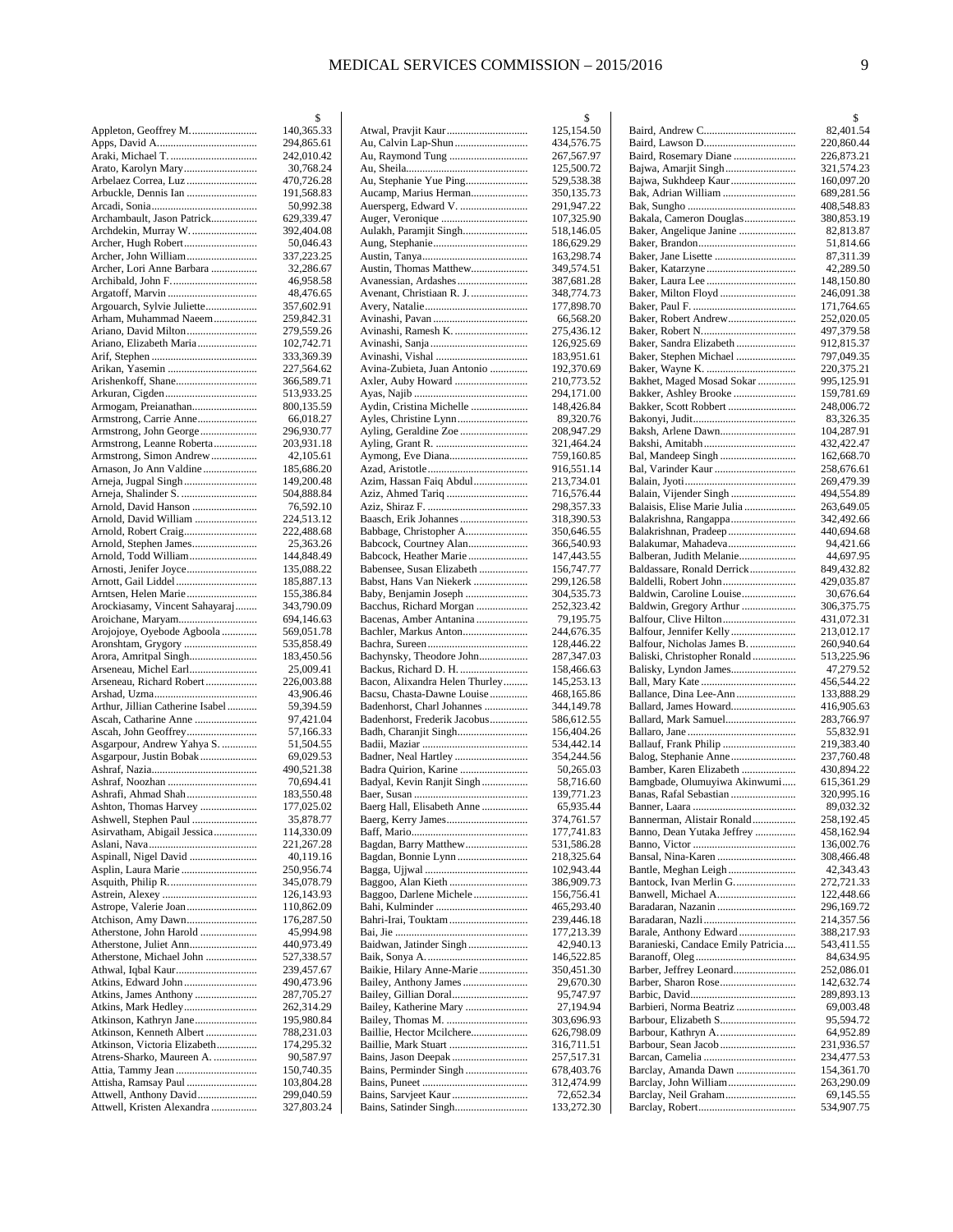| Name | $ |
|---|---|
| Appleton, Geoffrey M. | 140,365.33 |
| Apps, David A. | 294,865.61 |
| Araki, Michael T. | 242,010.42 |
| Arato, Karolyn Mary | 30,768.24 |
| Arbelaez Correa, Luz | 470,726.28 |
| Arbuckle, Dennis Ian | 191,568.83 |
| Arcadi, Sonia | 50,992.38 |
| Archambault, Jason Patrick | 629,339.47 |
| Archdekin, Murray W. | 392,404.08 |
| Archer, Hugh Robert | 50,046.43 |
| Archer, John William | 337,223.25 |
| Archer, Lori Anne Barbara | 32,286.67 |
| Archibald, John F. | 46,958.58 |
| Argatoff, Marvin | 48,476.65 |
| Argouarch, Sylvie Juliette | 357,602.91 |
| Arham, Muhammad Naeem | 259,842.31 |
| Ariano, David Milton | 279,559.26 |
| Ariano, Elizabeth Maria | 102,742.71 |
| Arif, Stephen | 333,369.39 |
| Arikan, Yasemin | 227,564.62 |
| Arishenkoff, Shane | 366,589.71 |
| Arkuran, Cigden | 513,933.25 |
| Armogam, Preianathan | 800,135.59 |
| Armstrong, Carrie Anne | 66,018.27 |
| Armstrong, John George | 296,930.77 |
| Armstrong, Leanne Roberta | 203,931.18 |
| Armstrong, Simon Andrew | 42,105.61 |
| Arnason, Jo Ann Valdine | 185,686.20 |
| Arneja, Jugpal Singh | 149,200.48 |
| Arneja, Shalinder S. | 504,888.84 |
| Arnold, David Hanson | 76,592.10 |
| Arnold, David William | 224,513.12 |
| Arnold, Robert Craig | 222,488.68 |
| Arnold, Stephen James | 25,363.26 |
| Arnold, Todd William | 144,848.49 |
| Arnosti, Jenifer Joyce | 135,088.22 |
| Arnott, Gail Liddel | 185,887.13 |
| Arntsen, Helen Marie | 155,386.84 |
| Arockiasamy, Vincent Sahayaraj | 343,790.09 |
| Aroichane, Maryam | 694,146.63 |
| Arojojoye, Oyebode Agboola | 569,051.78 |
| Aronshtam, Grygory | 535,858.49 |
| Arora, Amritpal Singh | 183,450.56 |
| Arseneau, Michel Earl | 25,009.41 |
| Arseneau, Richard Robert | 226,003.88 |
| Arshad, Uzma | 43,906.46 |
| Arthur, Jillian Catherine Isabel | 59,394.59 |
| Ascah, Catharine Anne | 97,421.04 |
| Ascah, John Geoffrey | 57,166.33 |
| Asgarpour, Andrew Yahya S. | 51,504.55 |
| Asgarpour, Justin Bobak | 69,029.53 |
| Ashraf, Nazia | 490,521.38 |
| Ashraf, Noozhan | 70,694.41 |
| Ashrafi, Ahmad Shah | 183,550.48 |
| Ashton, Thomas Harvey | 177,025.02 |
| Ashwell, Stephen Paul | 35,878.77 |
| Asirvatham, Abigail Jessica | 114,330.09 |
| Aslani, Nava | 221,267.28 |
| Aspinall, Nigel David | 40,119.16 |
| Asplin, Laura Marie | 250,956.74 |
| Asquith, Philip R. | 345,078.79 |
| Astrein, Alexey | 126,143.93 |
| Astrope, Valerie Joan | 110,862.09 |
| Atchison, Amy Dawn | 176,287.50 |
| Atherstone, John Harold | 45,994.98 |
| Atherstone, Juliet Ann | 440,973.49 |
| Atherstone, Michael John | 527,338.57 |
| Athwal, Iqbal Kaur | 239,457.67 |
| Atkins, Edward John | 490,473.96 |
| Atkins, James Anthony | 287,705.27 |
| Atkins, Mark Hedley | 262,314.29 |
| Atkinson, Kathryn Jane | 195,980.84 |
| Atkinson, Kenneth Albert | 788,231.03 |
| Atkinson, Victoria Elizabeth | 174,295.32 |
| Atrens-Sharko, Maureen A. | 90,587.97 |
| Attia, Tammy Jean | 150,740.35 |
| Attisha, Ramsay Paul | 103,804.28 |
| Attwell, Anthony David | 299,040.59 |
| Attwell, Kristen Alexandra | 327,803.24 |
| Atwal, Pravjit Kaur | 125,154.50 |
| Au, Calvin Lap-Shun | 434,576.75 |
| Au, Raymond Tung | 267,567.97 |
| Au, Sheila | 125,500.72 |
| Au, Stephanie Yue Ping | 529,538.38 |
| Aucamp, Marius Herman | 350,135.73 |
| Auersperg, Edward V. | 291,947.22 |
| Auger, Veronique | 107,325.90 |
| Aulakh, Paramjit Singh | 518,146.05 |
| Aung, Stephanie | 186,629.29 |
| Austin, Tanya | 163,298.74 |
| Austin, Thomas Matthew | 349,574.51 |
| Avanessian, Ardashes | 387,681.28 |
| Avenant, Christiaan R. J. | 348,774.73 |
| Avery, Natalie | 177,898.70 |
| Avinashi, Pavan | 66,568.20 |
| Avinashi, Ramesh K. | 275,436.12 |
| Avinashi, Sanja | 126,925.69 |
| Avinashi, Vishal | 183,951.61 |
| Avina-Zubieta, Juan Antonio | 192,370.69 |
| Axler, Auby Howard | 210,773.52 |
| Ayas, Najib | 294,171.00 |
| Aydin, Cristina Michelle | 148,426.84 |
| Ayles, Christine Lynn | 89,320.76 |
| Ayling, Geraldine Zoe | 208,947.29 |
| Ayling, Grant R. | 321,464.24 |
| Aymong, Eve Diana | 759,160.85 |
| Azad, Aristotle | 916,551.14 |
| Azim, Hassan Faiq Abdul | 213,734.01 |
| Aziz, Ahmed Tariq | 716,576.44 |
| Aziz, Shiraz F. | 298,357.33 |
| Baasch, Erik Johannes | 318,390.53 |
| Babbage, Christopher A. | 350,646.55 |
| Babcock, Courtney Alan | 366,540.93 |
| Babcock, Heather Marie | 147,443.55 |
| Babensee, Susan Elizabeth | 156,747.77 |
| Babst, Hans Van Niekerk | 299,126.58 |
| Baby, Benjamin Joseph | 304,535.73 |
| Bacchus, Richard Morgan | 252,323.42 |
| Bacenas, Amber Antanina | 79,195.75 |
| Bachler, Markus Anton | 244,676.35 |
| Bachra, Sureen | 128,446.22 |
| Bachynsky, Theodore John | 287,347.03 |
| Backus, Richard D. H. | 158,466.63 |
| Bacon, Alixandra Helen Thurley | 145,253.13 |
| Bacsu, Chasta-Dawne Louise | 468,165.86 |
| Badenhorst, Charl Johannes | 344,149.78 |
| Badenhorst, Frederik Jacobus | 586,612.55 |
| Badh, Charanjit Singh | 156,404.26 |
| Badii, Maziar | 534,442.14 |
| Badner, Neal Hartley | 354,244.56 |
| Badra Quirion, Karine | 50,265.03 |
| Badyal, Kevin Ranjit Singh | 58,716.60 |
| Baer, Susan | 139,771.23 |
| Baerg Hall, Elisabeth Anne | 65,935.44 |
| Baerg, Kerry James | 374,761.57 |
| Baff, Mario | 177,741.83 |
| Bagdan, Barry Matthew | 531,586.28 |
| Bagdan, Bonnie Lynn | 218,325.64 |
| Bagga, Ujjwal | 102,943.44 |
| Baggoo, Alan Kieth | 386,909.73 |
| Baggoo, Darlene Michele | 156,756.41 |
| Bahi, Kulminder | 465,293.40 |
| Bahri-Irai, Touktam | 239,446.18 |
| Bai, Jie | 177,213.39 |
| Baidwan, Jatinder Singh | 42,940.13 |
| Baik, Sonya A. | 146,522.85 |
| Baikie, Hilary Anne-Marie | 350,451.30 |
| Bailey, Anthony James | 29,670.30 |
| Bailey, Gillian Doral | 95,747.97 |
| Bailey, Katherine Mary | 27,194.94 |
| Bailey, Thomas M. | 303,696.93 |
| Baillie, Hector Mcilchere | 626,798.09 |
| Baillie, Mark Stuart | 316,711.51 |
| Bains, Jason Deepak | 257,517.31 |
| Bains, Perminder Singh | 678,403.76 |
| Bains, Puneet | 312,474.99 |
| Bains, Sarvjeet Kaur | 72,652.34 |
| Bains, Satinder Singh | 133,272.30 |
| Baird, Andrew C. | 82,401.54 |
| Baird, Lawson D. | 220,860.44 |
| Baird, Rosemary Diane | 226,873.21 |
| Bajwa, Amarjit Singh | 321,574.23 |
| Bajwa, Sukhdeep Kaur | 160,097.20 |
| Bak, Adrian William | 689,281.56 |
| Bak, Sungho | 408,548.83 |
| Bakala, Cameron Douglas | 380,853.19 |
| Baker, Angelique Janine | 82,813.87 |
| Baker, Brandon | 51,814.66 |
| Baker, Jane Lisette | 87,311.39 |
| Baker, Katarzyne | 42,289.50 |
| Baker, Laura Lee | 148,150.80 |
| Baker, Milton Floyd | 246,091.38 |
| Baker, Paul F. | 171,764.65 |
| Baker, Robert Andrew | 252,020.05 |
| Baker, Robert N. | 497,379.58 |
| Baker, Sandra Elizabeth | 912,815.37 |
| Baker, Stephen Michael | 797,049.35 |
| Baker, Wayne K. | 220,375.21 |
| Bakhet, Maged Mosad Sokar | 995,125.91 |
| Bakker, Ashley Brooke | 159,781.69 |
| Bakker, Scott Robbert | 248,006.72 |
| Bakonyi, Judit | 83,326.35 |
| Baksh, Arlene Dawn | 104,287.91 |
| Bakshi, Amitabh | 432,422.47 |
| Bal, Mandeep Singh | 162,668.70 |
| Bal, Varinder Kaur | 258,676.61 |
| Balain, Jyoti | 269,479.39 |
| Balain, Vijender Singh | 494,554.89 |
| Balaisis, Elise Marie Julia | 263,649.05 |
| Balakrishna, Rangappa | 342,492.66 |
| Balakrishnan, Pradeep | 440,694.68 |
| Balakumar, Mahadeva | 94,421.66 |
| Balberan, Judith Melanie | 44,697.95 |
| Baldassare, Ronald Derrick | 849,432.82 |
| Baldelli, Robert John | 429,035.87 |
| Baldwin, Caroline Louise | 30,676.64 |
| Baldwin, Gregory Arthur | 306,375.75 |
| Balfour, Clive Hilton | 431,072.31 |
| Balfour, Jennifer Kelly | 213,012.17 |
| Balfour, Nicholas James B. | 260,940.64 |
| Baliski, Christopher Ronald | 513,225.96 |
| Balisky, Lyndon James | 47,279.52 |
| Ball, Mary Kate | 456,544.22 |
| Ballance, Dina Lee-Ann | 133,888.29 |
| Ballard, James Howard | 416,905.63 |
| Ballard, Mark Samuel | 283,766.97 |
| Ballaro, Jane | 55,832.91 |
| Ballauf, Frank Philip | 219,383.40 |
| Balog, Stephanie Anne | 237,760.48 |
| Bamber, Karen Elizabeth | 430,894.22 |
| Bamgbade, Olumuyiwa Akinwumi | 615,361.29 |
| Banas, Rafal Sebastian | 320,995.16 |
| Banner, Laara | 89,032.32 |
| Bannerman, Alistair Ronald | 258,192.45 |
| Banno, Dean Yutaka Jeffrey | 458,162.94 |
| Banno, Victor | 136,002.76 |
| Bansal, Nina-Karen | 308,466.48 |
| Bantle, Meghan Leigh | 42,343.43 |
| Bantock, Ivan Merlin G. | 272,721.33 |
| Banwell, Michael A. | 122,448.66 |
| Baradaran, Nazanin | 296,169.72 |
| Baradaran, Nazli | 214,357.56 |
| Barale, Anthony Edward | 388,217.93 |
| Baranieski, Candace Emily Patricia | 543,411.55 |
| Baranoff, Oleg | 84,634.95 |
| Barber, Jeffrey Leonard | 252,086.01 |
| Barber, Sharon Rose | 142,632.74 |
| Barbic, David | 289,893.13 |
| Barbieri, Norma Beatriz | 69,003.48 |
| Barbour, Elizabeth S. | 95,594.72 |
| Barbour, Kathryn A. | 64,952.89 |
| Barbour, Sean Jacob | 231,936.57 |
| Barcan, Camelia | 234,477.53 |
| Barclay, Amanda Dawn | 154,361.70 |
| Barclay, John William | 263,290.09 |
| Barclay, Neil Graham | 69,145.55 |
| Barclay, Robert | 534,907.75 |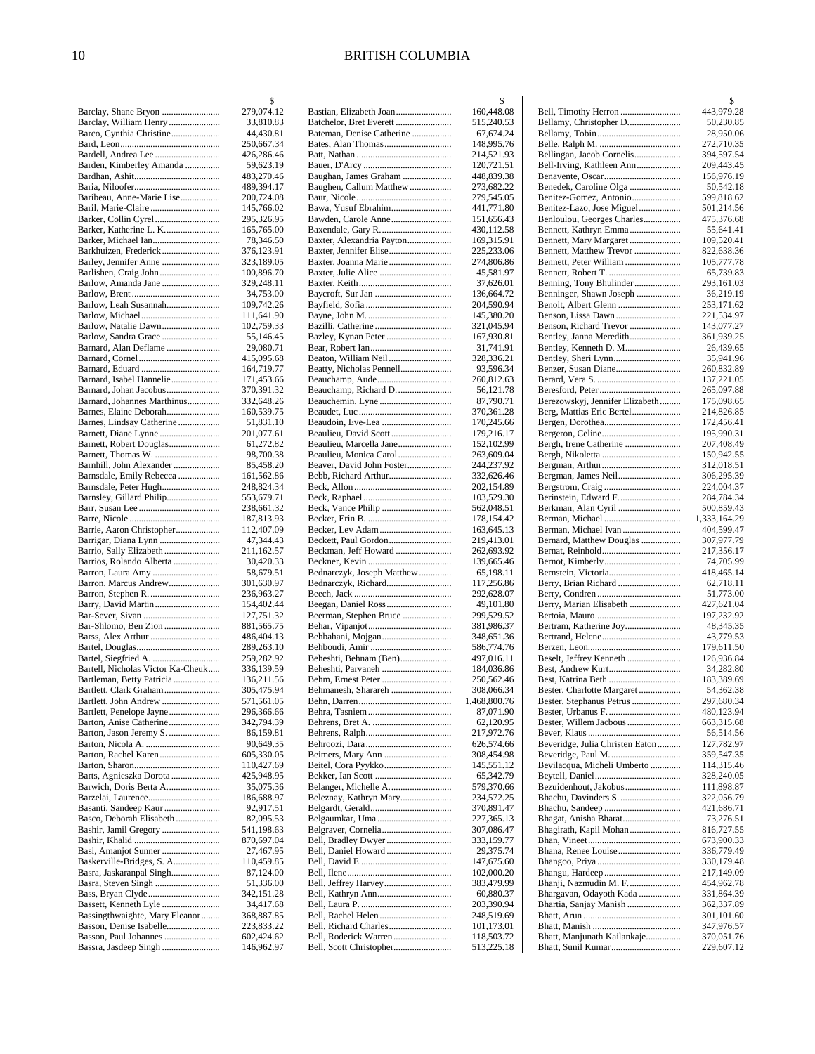| | $ |
|---|---|
| Barclay, Shane Bryon | 279,074.12 |
| Barclay, William Henry | 33,810.83 |
| Barco, Cynthia Christine | 44,430.81 |
| Bard, Leon | 250,667.34 |
| Bardell, Andrea Lee | 426,286.46 |
| Barden, Kimberley Amanda | 59,623.19 |
| Bardhan, Ashit | 483,270.46 |
| Baria, Niloofer | 489,394.17 |
| Baribeau, Anne-Marie Lise | 200,724.08 |
| Baril, Marie-Claire | 145,766.02 |
| Barker, Collin Cyrel | 295,326.95 |
| Barker, Katherine L. K. | 165,765.00 |
| Barker, Michael Ian | 78,346.50 |
| Barkhuizen, Frederick | 376,123.91 |
| Barley, Jennifer Anne | 323,189.05 |
| Barlishen, Craig John | 100,896.70 |
| Barlow, Amanda Jane | 329,248.11 |
| Barlow, Brent | 34,753.00 |
| Barlow, Leah Susannah | 109,742.26 |
| Barlow, Michael | 111,641.90 |
| Barlow, Natalie Dawn | 102,759.33 |
| Barlow, Sandra Grace | 55,146.45 |
| Barnard, Alan Deflame | 29,080.71 |
| Barnard, Cornel | 415,095.68 |
| Barnard, Eduard | 164,719.77 |
| Barnard, Isabel Hannelie | 171,453.66 |
| Barnard, Johan Jacobus | 370,391.32 |
| Barnard, Johannes Marthinus | 332,648.26 |
| Barnes, Elaine Deborah | 160,539.75 |
| Barnes, Lindsay Catherine | 51,831.10 |
| Barnett, Diane Lynne | 201,077.61 |
| Barnett, Robert Douglas | 61,272.82 |
| Barnett, Thomas W. | 98,700.38 |
| Barnhill, John Alexander | 85,458.20 |
| Barnsdale, Emily Rebecca | 161,562.86 |
| Barnsdale, Peter Hugh | 248,824.34 |
| Barnsley, Gillard Philip | 553,679.71 |
| Barr, Susan Lee | 238,661.32 |
| Barre, Nicole | 187,813.93 |
| Barrie, Aaron Christopher | 112,407.09 |
| Barrigar, Diana Lynn | 47,344.43 |
| Barrio, Sally Elizabeth | 211,162.57 |
| Barrios, Rolando Alberta | 30,420.33 |
| Barron, Laura Amy | 58,679.51 |
| Barron, Marcus Andrew | 301,630.97 |
| Barron, Stephen R. | 236,963.27 |
| Barry, David Martin | 154,402.44 |
| Bar-Sever, Sivan | 127,751.32 |
| Bar-Shlomo, Ben Zion | 881,565.75 |
| Barss, Alex Arthur | 486,404.13 |
| Bartel, Douglas | 289,263.10 |
| Bartel, Siegfried A. | 259,282.92 |
| Bartell, Nicholas Victor Ka-Cheuk | 336,139.59 |
| Bartleman, Betty Patricia | 136,211.56 |
| Bartlett, Clark Graham | 305,475.94 |
| Bartlett, John Andrew | 571,561.05 |
| Bartlett, Penelope Jayne | 296,366.66 |
| Barton, Anise Catherine | 342,794.39 |
| Barton, Jason Jeremy S. | 86,159.81 |
| Barton, Nicola A. | 90,649.35 |
| Barton, Rachel Karen | 605,330.05 |
| Barton, Sharon | 110,427.69 |
| Barts, Agnieszka Dorota | 425,948.95 |
| Barwich, Doris Berta A. | 35,075.36 |
| Barzelai, Laurence | 186,688.97 |
| Basanti, Sandeep Kaur | 92,917.51 |
| Basco, Deborah Elisabeth | 82,095.53 |
| Bashir, Jamil Gregory | 541,198.63 |
| Bashir, Khalid | 870,697.04 |
| Basi, Amanjot Sunner | 27,467.95 |
| Baskerville-Bridges, S. A. | 110,459.85 |
| Basra, Jaskaranpal Singh | 87,124.00 |
| Basra, Steven Singh | 51,336.00 |
| Bass, Bryan Clyde | 342,151.28 |
| Bassett, Kenneth Lyle | 34,417.68 |
| Bassingthwaighte, Mary Eleanor | 368,887.85 |
| Basson, Denise Isabelle | 223,833.22 |
| Basson, Paul Johannes | 602,424.62 |
| Bassra, Jasdeep Singh | 146,962.97 |
| Bastian, Elizabeth Joan | 160,448.08 |
| Batchelor, Bret Everett | 515,240.53 |
| Bateman, Denise Catherine | 67,674.24 |
| Bates, Alan Thomas | 148,995.76 |
| Batt, Nathan | 214,521.93 |
| Bauer, D'Arcy | 120,721.51 |
| Baughan, James Graham | 448,839.38 |
| Baughen, Callum Matthew | 273,682.22 |
| Baur, Nicole | 279,545.05 |
| Bawa, Yusuf Ebrahim | 441,771.80 |
| Bawden, Carole Anne | 151,656.43 |
| Baxendale, Gary R. | 430,112.58 |
| Baxter, Alexandria Payton | 169,315.91 |
| Baxter, Jennifer Elise | 225,233.06 |
| Baxter, Joanna Marie | 274,806.86 |
| Baxter, Julie Alice | 45,581.97 |
| Baxter, Keith | 37,626.01 |
| Baycroft, Sur Jan | 136,664.72 |
| Bayfield, Sofia | 204,590.94 |
| Bayne, John M. | 145,380.20 |
| Bazilli, Catherine | 321,045.94 |
| Bazley, Kynan Peter | 167,930.81 |
| Bear, Robert Ian | 31,741.91 |
| Beaton, William Neil | 328,336.21 |
| Beatty, Nicholas Pennell | 93,596.34 |
| Beauchamp, Aude | 260,812.63 |
| Beauchamp, Richard D. | 56,121.78 |
| Beauchemin, Lyne | 87,790.71 |
| Beaudet, Luc | 370,361.28 |
| Beaudoin, Eve-Lea | 170,245.66 |
| Beaulieu, David Scott | 179,216.17 |
| Beaulieu, Marcella Jane | 152,102.99 |
| Beaulieu, Monica Carol | 263,609.04 |
| Beaver, David John Foster | 244,237.92 |
| Bebb, Richard Arthur | 332,626.46 |
| Beck, Allon | 202,154.89 |
| Beck, Raphael | 103,529.30 |
| Beck, Vance Philip | 562,048.51 |
| Becker, Erin B. | 178,154.42 |
| Becker, Lev Adam | 163,645.13 |
| Beckett, Paul Gordon | 219,413.01 |
| Beckman, Jeff Howard | 262,693.92 |
| Beckner, Kevin | 139,665.46 |
| Bednarczyk, Joseph Matthew | 65,198.11 |
| Bednarczyk, Richard | 117,256.86 |
| Beech, Jack | 292,628.07 |
| Beegan, Daniel Ross | 49,101.80 |
| Beerman, Stephen Bruce | 299,529.52 |
| Behar, Vipanjot | 381,986.37 |
| Behbahani, Mojgan | 348,651.36 |
| Behboudi, Amir | 586,774.76 |
| Beheshti, Behnam (Ben) | 497,016.11 |
| Beheshti, Parvaneh | 184,036.86 |
| Behm, Ernest Peter | 250,562.46 |
| Behmanesh, Shrareh | 308,066.34 |
| Behn, Darren | 1,468,800.76 |
| Behra, Tasniem | 87,071.90 |
| Behrens, Bret A. | 62,120.95 |
| Behrens, Ralph | 217,972.76 |
| Behroozi, Dara | 626,574.66 |
| Beimers, Mary Ann | 308,454.98 |
| Beitel, Cora Pyykko | 145,551.12 |
| Bekker, Ian Scott | 65,342.79 |
| Belanger, Michelle A. | 579,370.66 |
| Beleznay, Kathryn Mary | 234,572.25 |
| Belgardt, Gerald | 370,891.47 |
| Belgaumkar, Uma | 227,365.13 |
| Belgraver, Cornelia | 307,086.47 |
| Bell, Bradley Dwyer | 333,159.77 |
| Bell, Daniel Howard | 29,375.74 |
| Bell, David E. | 147,675.60 |
| Bell, Ilene | 102,000.20 |
| Bell, Jeffrey Harvey | 383,479.99 |
| Bell, Kathryn Ann | 60,880.37 |
| Bell, Laura P. | 203,390.94 |
| Bell, Rachel Helen | 248,519.69 |
| Bell, Richard Charles | 101,173.01 |
| Bell, Roderick Warren | 118,503.72 |
| Bell, Scott Christopher | 513,225.18 |
| Bell, Timothy Herron | 443,979.28 |
| Bellamy, Christopher D. | 50,230.85 |
| Bellamy, Tobin | 28,950.06 |
| Belle, Ralph M. | 272,710.35 |
| Bellingan, Jacob Cornelis | 394,597.54 |
| Bell-Irving, Kathleen Ann | 209,443.45 |
| Benavente, Oscar | 156,976.19 |
| Benedek, Caroline Olga | 50,542.18 |
| Benitez-Gomez, Antonio | 599,818.62 |
| Benitez-Lazo, Jose Miguel | 501,214.56 |
| Benloulou, Georges Charles | 475,376.68 |
| Bennett, Kathryn Emma | 55,641.41 |
| Bennett, Mary Margaret | 109,520.41 |
| Bennett, Matthew Trevor | 822,638.36 |
| Bennett, Peter William | 105,777.78 |
| Bennett, Robert T. | 65,739.83 |
| Benning, Tony Bhulinder | 293,161.03 |
| Benninger, Shawn Joseph | 36,219.19 |
| Benoit, Albert Glenn | 253,171.62 |
| Benson, Lissa Dawn | 221,534.97 |
| Benson, Richard Trevor | 143,077.27 |
| Bentley, Janna Meredith | 361,939.25 |
| Bentley, Kenneth D. M. | 26,439.65 |
| Bentley, Sheri Lynn | 35,941.96 |
| Benzer, Susan Diane | 260,832.89 |
| Berard, Vera S. | 137,221.05 |
| Beresford, Peter | 265,097.88 |
| Berezowskyj, Jennifer Elizabeth | 175,098.65 |
| Berg, Mattias Eric Bertel | 214,826.85 |
| Bergen, Dorothea | 172,456.41 |
| Bergeron, Celine | 195,990.31 |
| Bergh, Irene Catherine | 207,408.49 |
| Bergh, Nikoletta | 150,942.55 |
| Bergman, Arthur | 312,018.51 |
| Bergman, James Neil | 306,295.39 |
| Bergstrom, Craig | 224,004.37 |
| Berinstein, Edward F. | 284,784.34 |
| Berkman, Alan Cyril | 500,859.43 |
| Berman, Michael | 1,333,164.29 |
| Berman, Michael Ivan | 404,599.47 |
| Bernard, Matthew Douglas | 307,977.79 |
| Bernat, Reinhold | 217,356.17 |
| Bernot, Kimberly | 74,705.99 |
| Bernstein, Victoria | 418,465.14 |
| Berry, Brian Richard | 62,718.11 |
| Berry, Condren | 51,773.00 |
| Berry, Marian Elisabeth | 427,621.04 |
| Bertoia, Mauro | 197,232.92 |
| Bertram, Katherine Joy | 48,345.35 |
| Bertrand, Helene | 43,779.53 |
| Berzen, Leon | 179,611.50 |
| Beselt, Jeffrey Kenneth | 126,936.84 |
| Best, Andrew Kurt | 34,282.80 |
| Best, Katrina Beth | 183,389.69 |
| Bester, Charlotte Margaret | 54,362.38 |
| Bester, Stephanus Petrus | 297,680.34 |
| Bester, Urbanus F. | 480,123.94 |
| Bester, Willem Jacbous | 663,315.68 |
| Bever, Klaus | 56,514.56 |
| Beveridge, Julia Christen Eaton | 127,782.97 |
| Beveridge, Paul M. | 359,547.35 |
| Bevilacqua, Micheli Umberto | 114,315.46 |
| Beytell, Daniel | 328,240.05 |
| Bezuidenhout, Jakobus | 111,898.87 |
| Bhachu, Davinders S. | 322,056.79 |
| Bhachu, Sandeep | 421,686.71 |
| Bhagat, Anisha Bharat | 73,276.51 |
| Bhagirath, Kapil Mohan | 816,727.55 |
| Bhan, Vineet | 673,900.33 |
| Bhana, Renee Louise | 336,779.49 |
| Bhangoo, Priya | 330,179.48 |
| Bhangu, Hardeep | 217,149.09 |
| Bhanji, Nazmudin M. F. | 454,962.78 |
| Bhargavan, Odayoth Kada | 331,864.39 |
| Bhartia, Sanjay Manish | 362,337.89 |
| Bhatt, Arun | 301,101.60 |
| Bhatt, Manish | 347,976.57 |
| Bhatt, Manjunath Kailankaje | 370,051.76 |
| Bhatt, Sunil Kumar | 229,607.12 |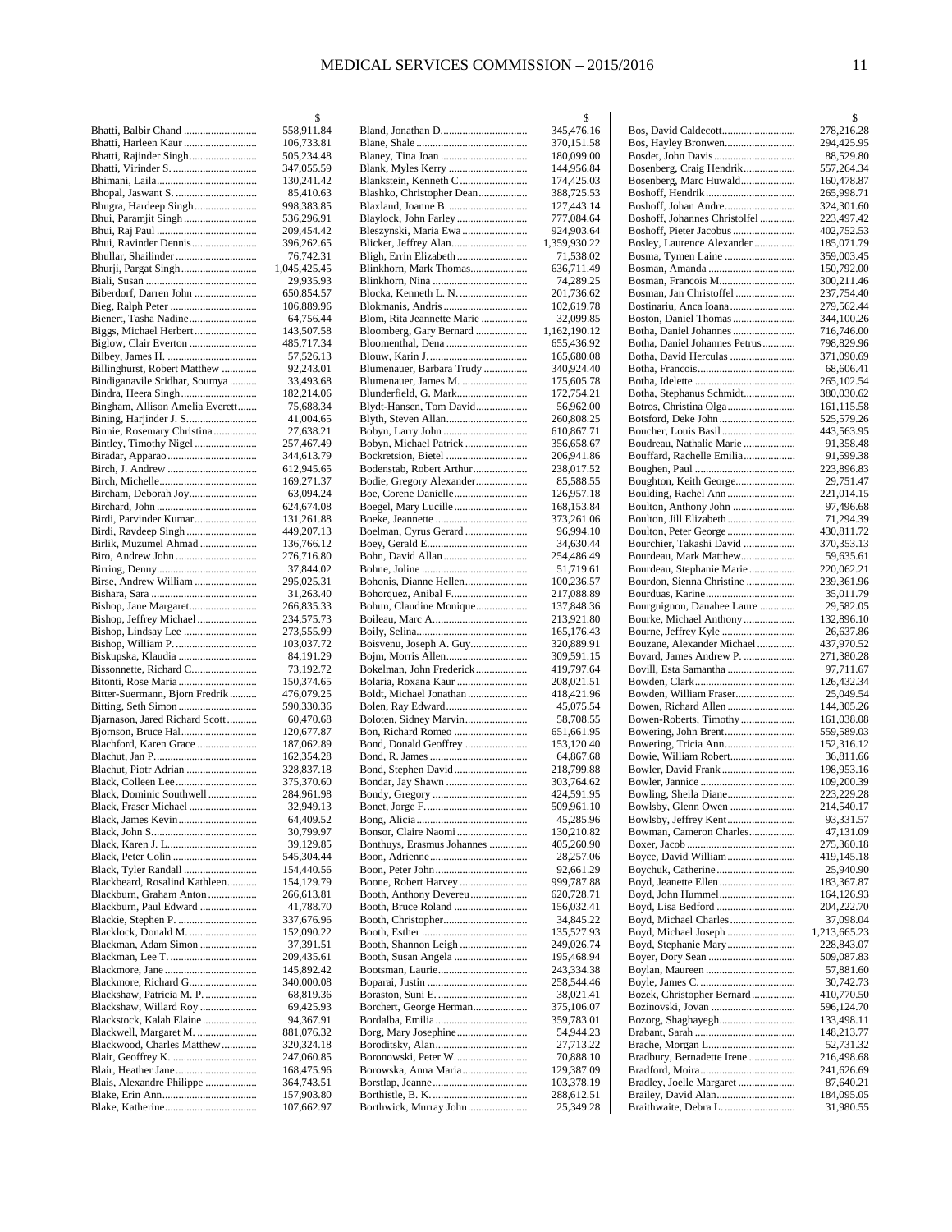| Name | $ |
|---|---|
| Bhatti, Balbir Chand | 558,911.84 |
| Bhatti, Harleen Kaur | 106,733.81 |
| Bhatti, Rajinder Singh | 505,234.48 |
| Bhatti, Virinder S. | 347,055.59 |
| Bhimani, Laila | 130,241.42 |
| Bhopal, Jaswant S. | 85,410.63 |
| Bhugra, Hardeep Singh | 998,383.85 |
| Bhui, Paramjit Singh | 536,296.91 |
| Bhui, Raj Paul | 209,454.42 |
| Bhui, Ravinder Dennis | 396,262.65 |
| Bhullar, Shailinder | 76,742.31 |
| Bhurji, Pargat Singh | 1,045,425.45 |
| Biali, Susan | 29,935.93 |
| Biberdorf, Darren John | 650,854.57 |
| Bieg, Ralph Peter | 106,889.96 |
| Bienert, Tasha Nadine | 64,756.44 |
| Biggs, Michael Herbert | 143,507.58 |
| Biglow, Clair Everton | 485,717.34 |
| Bilbey, James H. | 57,526.13 |
| Billinghurst, Robert Matthew | 92,243.01 |
| Bindiganavile Sridhar, Soumya | 33,493.68 |
| Bindra, Heera Singh | 182,214.06 |
| Bingham, Allison Amelia Everett | 75,688.34 |
| Bining, Harjinder J. S. | 41,004.65 |
| Binnie, Rosemary Christina | 27,638.21 |
| Bintley, Timothy Nigel | 257,467.49 |
| Biradar, Apparao | 344,613.79 |
| Birch, J. Andrew | 612,945.65 |
| Birch, Michelle | 169,271.37 |
| Bircham, Deborah Joy | 63,094.24 |
| Birchard, John | 624,674.08 |
| Birdi, Parvinder Kumar | 131,261.88 |
| Birdi, Ravdeep Singh | 449,207.13 |
| Birlik, Muzumel Ahmad | 136,766.12 |
| Biro, Andrew John | 276,716.80 |
| Birring, Denny | 37,844.02 |
| Birse, Andrew William | 295,025.31 |
| Bishara, Sara | 31,263.40 |
| Bishop, Jane Margaret | 266,835.33 |
| Bishop, Jeffrey Michael | 234,575.73 |
| Bishop, Lindsay Lee | 273,555.99 |
| Bishop, William P. | 103,037.72 |
| Biskupska, Klaudia | 84,191.29 |
| Bissonnette, Richard C. | 73,192.72 |
| Bitonti, Rose Maria | 150,374.65 |
| Bitter-Suermann, Bjorn Fredrik | 476,079.25 |
| Bitting, Seth Simon | 590,330.36 |
| Bjarnason, Jared Richard Scott | 60,470.68 |
| Bjornson, Bruce Hal | 120,677.87 |
| Blachford, Karen Grace | 187,062.89 |
| Blachut, Jan P. | 162,354.28 |
| Blachut, Piotr Adrian | 328,837.18 |
| Black, Colleen Lee | 375,370.60 |
| Black, Dominic Southwell | 284,961.98 |
| Black, Fraser Michael | 32,949.13 |
| Black, James Kevin | 64,409.52 |
| Black, John S. | 30,799.97 |
| Black, Karen J. L. | 39,129.85 |
| Black, Peter Colin | 545,304.44 |
| Black, Tyler Randall | 154,440.56 |
| Blackbeard, Rosalind Kathleen | 154,129.79 |
| Blackburn, Graham Anton | 266,613.81 |
| Blackburn, Paul Edward | 41,788.70 |
| Blackie, Stephen P. | 337,676.96 |
| Blacklock, Donald M. | 152,090.22 |
| Blackman, Adam Simon | 37,391.51 |
| Blackman, Lee T. | 209,435.61 |
| Blackmore, Jane | 145,892.42 |
| Blackmore, Richard G. | 340,000.08 |
| Blackshaw, Patricia M. P. | 68,819.36 |
| Blackshaw, Willard Roy | 69,425.93 |
| Blackstock, Kalah Elaine | 94,367.91 |
| Blackwell, Margaret M. | 881,076.32 |
| Blackwood, Charles Matthew | 320,324.18 |
| Blair, Geoffrey K. | 247,060.85 |
| Blair, Heather Jane | 168,475.96 |
| Blais, Alexandre Philippe | 364,743.51 |
| Blake, Erin Ann | 157,903.80 |
| Blake, Katherine | 107,662.97 |
| Bland, Jonathan D. | 345,476.16 |
| Blane, Shale | 370,151.58 |
| Blaney, Tina Joan | 180,099.00 |
| Blank, Myles Kerry | 144,956.84 |
| Blankstein, Kenneth C | 174,425.03 |
| Blashko, Christopher Dean | 388,725.53 |
| Blaxland, Joanne B. | 127,443.14 |
| Blaylock, John Farley | 777,084.64 |
| Bleszynski, Maria Ewa | 924,903.64 |
| Blicker, Jeffrey Alan | 1,359,930.22 |
| Bligh, Errin Elizabeth | 71,538.02 |
| Blinkhorn, Mark Thomas | 636,711.49 |
| Blinkhorn, Nina | 74,289.25 |
| Blocka, Kenneth L. N. | 201,736.62 |
| Blokmanis, Andris | 102,619.78 |
| Blom, Rita Jeannette Marie | 32,099.85 |
| Bloomberg, Gary Bernard | 1,162,190.12 |
| Bloomenthal, Dena | 655,436.92 |
| Blouw, Karin J. | 165,680.08 |
| Blumenauer, Barbara Trudy | 340,924.40 |
| Blumenauer, James M. | 175,605.78 |
| Blunderfield, G. Mark | 172,754.21 |
| Blydt-Hansen, Tom David | 56,962.00 |
| Blyth, Steven Allan | 260,808.25 |
| Bobyn, Larry John | 610,867.71 |
| Bobyn, Michael Patrick | 356,658.67 |
| Bockretsion, Bietel | 206,941.86 |
| Bodenstab, Robert Arthur | 238,017.52 |
| Bodie, Gregory Alexander | 85,588.55 |
| Boe, Corene Danielle | 126,957.18 |
| Boegel, Mary Lucille | 168,153.84 |
| Boeke, Jeannette | 373,261.06 |
| Boelman, Cyrus Gerard | 96,994.10 |
| Boey, Gerald E. | 34,630.44 |
| Bohn, David Allan | 254,486.49 |
| Bohne, Joline | 51,719.61 |
| Bohonis, Dianne Hellen | 100,236.57 |
| Bohorquez, Anibal F. | 217,088.89 |
| Bohun, Claudine Monique | 137,848.36 |
| Boileau, Marc A. | 213,921.80 |
| Boily, Selina | 165,176.43 |
| Boisvenu, Joseph A. Guy | 320,889.91 |
| Bojm, Morris Allen | 309,591.15 |
| Bokelman, John Frederick | 419,797.64 |
| Bolaria, Roxana Kaur | 208,021.51 |
| Boldt, Michael Jonathan | 418,421.96 |
| Bolen, Ray Edward | 45,075.54 |
| Boloten, Sidney Marvin | 58,708.55 |
| Bon, Richard Romeo | 651,661.95 |
| Bond, Donald Geoffrey | 153,120.40 |
| Bond, R. James | 64,867.68 |
| Bond, Stephen David | 218,799.88 |
| Bondar, Jay Shawn | 303,764.62 |
| Bondy, Gregory | 424,591.95 |
| Bonet, Jorge F. | 509,961.10 |
| Bong, Alicia | 45,285.96 |
| Bonsor, Claire Naomi | 130,210.82 |
| Bonthuys, Erasmus Johannes | 405,260.90 |
| Boon, Adrienne | 28,257.06 |
| Boon, Peter John | 92,661.29 |
| Boone, Robert Harvey | 999,787.88 |
| Booth, Anthony Devereu | 620,728.71 |
| Booth, Bruce Roland | 156,032.41 |
| Booth, Christopher | 34,845.22 |
| Booth, Esther | 135,527.93 |
| Booth, Shannon Leigh | 249,026.74 |
| Booth, Susan Angela | 195,468.94 |
| Bootsman, Laurie | 243,334.38 |
| Boparai, Justin | 258,544.46 |
| Boraston, Suni E. | 38,021.41 |
| Borchert, George Herman | 375,106.07 |
| Bordalba, Emilia | 359,783.01 |
| Borg, Mary Josephine | 54,944.23 |
| Boroditsky, Alan | 27,713.22 |
| Boronowski, Peter W. | 70,888.10 |
| Borowska, Anna Maria | 129,387.09 |
| Borstlap, Jeanne | 103,378.19 |
| Borthistle, B. K. | 288,612.51 |
| Borthwick, Murray John | 25,349.28 |
| Bos, David Caldecott | 278,216.28 |
| Bos, Hayley Bronwen | 294,425.95 |
| Bosdet, John Davis | 88,529.80 |
| Bosenberg, Craig Hendrik | 557,264.34 |
| Bosenberg, Marc Huwald | 160,478.87 |
| Boshoff, Hendrik | 265,998.71 |
| Boshoff, Johan Andre | 324,301.60 |
| Boshoff, Johannes Christolfel | 223,497.42 |
| Boshoff, Pieter Jacobus | 402,752.53 |
| Bosley, Laurence Alexander | 185,071.79 |
| Bosma, Tymen Laine | 359,003.45 |
| Bosman, Amanda | 150,792.00 |
| Bosman, Francois M. | 300,211.46 |
| Bosman, Jan Christoffel | 237,754.40 |
| Bostinariu, Anca Ioana | 279,562.44 |
| Boston, Daniel Thomas | 344,100.26 |
| Botha, Daniel Johannes | 716,746.00 |
| Botha, Daniel Johannes Petrus | 798,829.96 |
| Botha, David Herculas | 371,090.69 |
| Botha, Francois | 68,606.41 |
| Botha, Idelette | 265,102.54 |
| Botha, Stephanus Schmidt | 380,030.62 |
| Botros, Christina Olga | 161,115.58 |
| Botsford, Deke John | 525,579.26 |
| Boucher, Louis Basil | 443,563.95 |
| Boudreau, Nathalie Marie | 91,358.48 |
| Bouffard, Rachelle Emilia | 91,599.38 |
| Boughen, Paul | 223,896.83 |
| Boughton, Keith George | 29,751.47 |
| Boulding, Rachel Ann | 221,014.15 |
| Boulton, Anthony John | 97,496.68 |
| Boulton, Jill Elizabeth | 71,294.39 |
| Boulton, Peter George | 430,811.72 |
| Bourchier, Takashi David | 370,353.13 |
| Bourdeau, Mark Matthew | 59,635.61 |
| Bourdeau, Stephanie Marie | 220,062.21 |
| Bourdon, Sienna Christine | 239,361.96 |
| Bourduas, Karine | 35,011.79 |
| Bourguignon, Danahee Laure | 29,582.05 |
| Bourke, Michael Anthony | 132,896.10 |
| Bourne, Jeffrey Kyle | 26,637.86 |
| Bouzane, Alexander Michael | 437,970.52 |
| Bovard, James Andrew P. | 271,380.28 |
| Bovill, Esta Samantha | 97,711.67 |
| Bowden, Clark | 126,432.34 |
| Bowden, William Fraser | 25,049.54 |
| Bowen, Richard Allen | 144,305.26 |
| Bowen-Roberts, Timothy | 161,038.08 |
| Bowering, John Brent | 559,589.03 |
| Bowering, Tricia Ann | 152,316.12 |
| Bowie, William Robert | 36,811.66 |
| Bowler, David Frank | 198,953.16 |
| Bowler, Jannice | 109,200.39 |
| Bowling, Sheila Diane | 223,229.28 |
| Bowlsby, Glenn Owen | 214,540.17 |
| Bowlsby, Jeffrey Kent | 93,331.57 |
| Bowman, Cameron Charles | 47,131.09 |
| Boxer, Jacob | 275,360.18 |
| Boyce, David William | 419,145.18 |
| Boychuk, Catherine | 25,940.90 |
| Boyd, Jeanette Ellen | 183,367.87 |
| Boyd, John Hummel | 164,126.93 |
| Boyd, Lisa Bedford | 204,222.70 |
| Boyd, Michael Charles | 37,098.04 |
| Boyd, Michael Joseph | 1,213,665.23 |
| Boyd, Stephanie Mary | 228,843.07 |
| Boyer, Dory Sean | 509,087.83 |
| Boylan, Maureen | 57,881.60 |
| Boyle, James C. | 30,742.73 |
| Bozek, Christopher Bernard | 410,770.50 |
| Bozinovski, Jovan | 596,124.70 |
| Bozorg, Shaghayegh | 133,498.11 |
| Brabant, Sarah | 148,213.77 |
| Brache, Morgan L. | 52,731.32 |
| Bradbury, Bernadette Irene | 216,498.68 |
| Bradford, Moira | 241,626.69 |
| Bradley, Joelle Margaret | 87,640.21 |
| Brailey, David Alan | 184,095.05 |
| Braithwaite, Debra L. | 31,980.55 |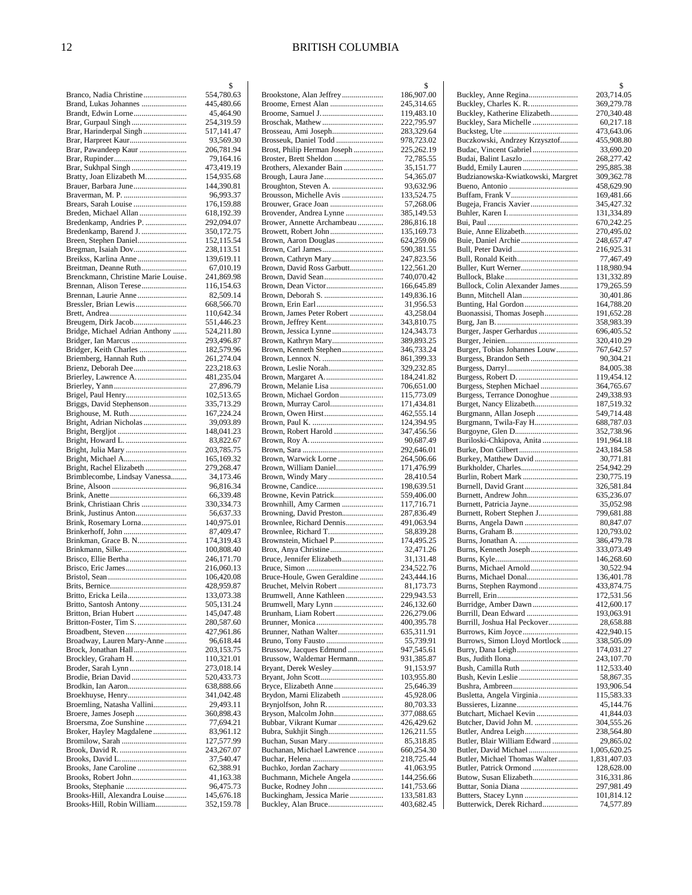| | $ |
|---|---|
| Branco, Nadia Christine | 554,780.63 |
| Brand, Lukas Johannes | 445,480.66 |
| Brandt, Edwin Lorne | 45,464.90 |
| Brar, Gurpaul Singh | 254,319.59 |
| Brar, Harinderpal Singh | 517,141.47 |
| Brar, Harpreet Kaur | 93,569.30 |
| Brar, Pawandeep Kaur | 206,781.94 |
| Brar, Rupinder | 79,164.16 |
| Brar, Sukhpal Singh | 473,419.19 |
| Bratty, Joan Elizabeth M. | 154,935.68 |
| Brauer, Barbara June | 144,390.81 |
| Braverman, M. P. | 96,993.37 |
| Brears, Sarah Louise | 176,159.88 |
| Breden, Michael Allan | 618,192.39 |
| Bredenkamp, Andries P. | 292,094.07 |
| Bredenkamp, Barend J. | 350,172.75 |
| Breen, Stephen Daniel | 152,115.54 |
| Bregman, Isaiah Dov | 238,113.51 |
| Breikss, Karlina Anne | 139,619.11 |
| Breitman, Deanne Ruth | 67,010.19 |
| Brenckmann, Christine Marie Louise | 241,869.98 |
| Brennan, Alison Terese | 116,154.63 |
| Brennan, Laurie Anne | 82,509.14 |
| Bressler, Brian Lewis | 668,566.70 |
| Brett, Andrea | 110,642.34 |
| Breugem, Dirk Jacob | 551,446.23 |
| Bridge, Michael Adrian Anthony | 524,211.80 |
| Bridger, Ian Marcus | 293,496.87 |
| Bridger, Keith Charles | 182,579.96 |
| Briemberg, Hannah Ruth | 261,274.04 |
| Brienz, Deborah Dee | 223,218.63 |
| Brierley, Lawrence A. | 481,235.04 |
| Brierley, Yann | 27,896.79 |
| Brigel, Paul Henry | 102,513.65 |
| Briggs, David Stephenson | 335,713.29 |
| Brighouse, M. Ruth | 167,224.24 |
| Bright, Adrian Nicholas | 39,093.89 |
| Bright, Bergljot | 148,041.23 |
| Bright, Howard L. | 83,822.67 |
| Bright, Julia Mary | 203,785.75 |
| Bright, Michael A. | 165,169.32 |
| Bright, Rachel Elizabeth | 279,268.47 |
| Brimblecombe, Lindsay Vanessa | 34,173.46 |
| Brine, Alsoon | 96,816.34 |
| Brink, Anette | 66,339.48 |
| Brink, Christiaan Chris | 330,334.73 |
| Brink, Justinus Anton | 56,637.33 |
| Brink, Rosemary Lorna | 140,975.01 |
| Brinkerhoff, John | 87,409.47 |
| Brinkman, Grace B. N. | 174,319.43 |
| Brinkmann, Silke | 100,808.40 |
| Brisco, Ellie Bertha | 246,171.70 |
| Brisco, Eric James | 216,060.13 |
| Bristol, Sean | 106,420.08 |
| Brits, Bernice | 428,959.87 |
| Britto, Ericka Leila | 133,073.38 |
| Britto, Santosh Antony | 505,131.24 |
| Britton, Brian Hubert | 145,047.48 |
| Britton-Foster, Tim S. | 280,587.60 |
| Broadbent, Steven | 427,961.86 |
| Broadway, Lauren Mary-Anne | 96,618.44 |
| Brock, Jonathan Hall | 203,153.75 |
| Brockley, Graham H. | 110,321.01 |
| Broder, Sarah Lynn | 273,018.14 |
| Brodie, Brian David | 520,433.73 |
| Brodkin, Ian Aaron | 638,888.66 |
| Broekhuyse, Henry | 341,042.48 |
| Broemling, Natasha Vallini | 29,493.11 |
| Broere, James Joseph | 360,898.43 |
| Broersma, Zoe Sunshine | 77,694.21 |
| Broker, Hayley Magdalene | 83,961.12 |
| Bromilow, Sarah | 127,577.99 |
| Brook, David R. | 243,267.07 |
| Brooks, David L. | 37,540.47 |
| Brooks, Jane Caroline | 62,388.91 |
| Brooks, Robert John | 41,163.38 |
| Brooks, Stephanie | 96,475.73 |
| Brooks-Hill, Alexandra Louise | 145,676.18 |
| Brooks-Hill, Robin William | 352,159.78 |
| Brookstone, Alan Jeffrey | 186,907.00 |
| Broome, Ernest Alan | 245,314.65 |
| Broome, Samuel J. | 119,483.10 |
| Broschak, Mathew | 222,795.97 |
| Brosseau, Ami Joseph | 283,329.64 |
| Brosseuk, Daniel Todd | 978,723.02 |
| Brost, Philip Herman Joseph | 225,262.19 |
| Broster, Brett Sheldon | 72,785.55 |
| Brothers, Alexander Bain | 35,151.77 |
| Brough, Laura Jane | 54,365.07 |
| Broughton, Steven A. | 93,632.96 |
| Brousson, Michelle Avis | 133,524.75 |
| Brouwer, Grace Joan | 57,268.06 |
| Brovender, Andrea Lynne | 385,149.53 |
| Brower, Annette Archambeau | 286,816.18 |
| Browett, Robert John | 135,169.73 |
| Brown, Aaron Douglas | 624,259.06 |
| Brown, Carl James | 590,381.55 |
| Brown, Cathryn Mary | 247,823.56 |
| Brown, David Ross Garbutt | 122,561.20 |
| Brown, David Sean | 740,070.42 |
| Brown, Dean Victor | 166,645.89 |
| Brown, Deborah S. | 149,836.16 |
| Brown, Erin Earl | 31,956.53 |
| Brown, James Peter Robert | 43,258.04 |
| Brown, Jeffrey Kent | 343,810.75 |
| Brown, Jessica Lynne | 124,343.73 |
| Brown, Kathryn Mary | 389,893.25 |
| Brown, Kenneth Stephen | 346,733.24 |
| Brown, Lennox N. | 861,399.33 |
| Brown, Leslie Norah | 329,232.85 |
| Brown, Margaret A. | 184,241.82 |
| Brown, Melanie Lisa | 706,651.00 |
| Brown, Michael Gordon | 115,773.09 |
| Brown, Murray Carol | 171,434.81 |
| Brown, Owen Hirst | 462,555.14 |
| Brown, Paul K. | 124,394.95 |
| Brown, Robert Harold | 347,456.56 |
| Brown, Roy A. | 90,687.49 |
| Brown, Sara | 292,646.01 |
| Brown, Warwick Lorne | 264,506.66 |
| Brown, William Daniel | 171,476.99 |
| Brown, Windy Mary | 28,410.54 |
| Browne, Candice | 198,639.51 |
| Browne, Kevin Patrick | 559,406.00 |
| Brownhill, Amy Carmen | 117,716.71 |
| Browning, David Preston | 287,836.49 |
| Brownlee, Richard Dennis | 491,063.94 |
| Brownlee, Richard T. | 58,839.28 |
| Brownstein, Michael P. | 174,495.25 |
| Brox, Anya Christine | 32,471.26 |
| Bruce, Jennifer Elizabeth | 31,131.48 |
| Bruce, Simon | 234,522.76 |
| Bruce-Houle, Gwen Geraldine | 243,444.16 |
| Bruchet, Melvin Robert | 81,173.73 |
| Brumwell, Anne Kathleen | 229,943.53 |
| Brumwell, Mary Lynn | 246,132.60 |
| Brunham, Liam Robert | 226,279.06 |
| Brunner, Monica | 400,395.78 |
| Brunner, Nathan Walter | 635,311.91 |
| Bruno, Tony Fausto | 55,739.91 |
| Brussow, Jacques Edmund | 947,545.61 |
| Brussow, Waldemar Hermann | 931,385.87 |
| Bryant, Derek Wesley | 91,153.97 |
| Bryant, John Scott | 103,955.80 |
| Bryce, Elizabeth Anne | 25,646.39 |
| Brydon, Marni Elizabeth | 45,928.06 |
| Brynjolfson, John R. | 80,703.33 |
| Bryson, Malcolm John | 377,088.65 |
| Bubbar, Vikrant Kumar | 426,429.62 |
| Bubra, Sukhjit Singh | 126,211.55 |
| Buchan, Susan Mary | 85,318.85 |
| Buchanan, Michael Lawrence | 660,254.30 |
| Buchar, Helena | 218,725.44 |
| Buchko, Jordan Zachary | 41,063.95 |
| Buchmann, Michele Angela | 144,256.66 |
| Bucke, Rodney John | 141,753.66 |
| Buckingham, Jessica Marie | 133,581.83 |
| Buckley, Alan Bruce | 403,682.45 |
| Buckley, Anne Regina | 203,714.05 |
| Buckley, Charles K. R. | 369,279.78 |
| Buckley, Katherine Elizabeth | 270,340.48 |
| Buckley, Sara Michelle | 60,217.18 |
| Bucksteg, Ute | 473,643.06 |
| Buczkowski, Andrzey Krzysztof | 455,908.80 |
| Budac, Vincent Gabriel | 33,690.20 |
| Budai, Balint Laszlo | 268,277.42 |
| Budd, Emily Lauren | 295,885.38 |
| Budzianowska-Kwiatkowski, Margret | 309,362.78 |
| Bueno, Antonio | 458,629.90 |
| Buffam, Frank V. | 169,481.66 |
| Bugeja, Francis Xavier | 345,427.32 |
| Buhler, Karen I. | 131,334.89 |
| Bui, Paul | 670,242.25 |
| Buie, Anne Elizabeth | 270,495.02 |
| Buie, Daniel Archie | 248,657.47 |
| Bull, Peter David | 216,925.31 |
| Bull, Ronald Keith | 77,467.49 |
| Buller, Kurt Werner | 118,980.94 |
| Bullock, Blake | 131,332.89 |
| Bullock, Colin Alexander James | 179,265.59 |
| Bunn, Mitchell Alan | 30,401.86 |
| Bunting, Hal Gordon | 164,788.20 |
| Buonassisi, Thomas Joseph | 191,652.28 |
| Burg, Jan B. | 358,983.39 |
| Burger, Jasper Gerhardus | 696,405.52 |
| Burger, Jeinien | 320,410.29 |
| Burger, Tobias Johannes Louw | 767,642.57 |
| Burgess, Brandon Seth | 90,304.21 |
| Burgess, Darryl | 84,005.38 |
| Burgess, Robert D. | 119,454.12 |
| Burgess, Stephen Michael | 364,765.67 |
| Burgess, Terrance Donoghue | 249,338.93 |
| Burget, Nancy Elizabeth | 187,519.32 |
| Burgmann, Allan Joseph | 549,714.48 |
| Burgmann, Twila-Fay H. | 688,787.03 |
| Burgoyne, Glen D. | 352,738.96 |
| Buriloski-Chkipova, Anita | 191,964.18 |
| Burke, Don Gilbert | 243,184.58 |
| Burkey, Matthew David | 30,771.81 |
| Burkholder, Charles | 254,942.29 |
| Burlin, Robert Mark | 230,775.19 |
| Burnell, David Grant | 326,581.84 |
| Burnett, Andrew John | 635,236.07 |
| Burnett, Patricia Jayne | 35,052.98 |
| Burnett, Robert Stephen J. | 799,681.88 |
| Burns, Angela Dawn | 80,847.07 |
| Burns, Graham B. | 120,793.02 |
| Burns, Jonathan A. | 386,479.78 |
| Burns, Kenneth Joseph | 333,073.49 |
| Burns, Kyle | 146,268.60 |
| Burns, Michael Arnold | 30,522.94 |
| Burns, Michael Donal | 136,401.78 |
| Burns, Stephen Raymond | 433,874.75 |
| Burrell, Erin | 172,531.56 |
| Burridge, Amber Dawn | 412,600.17 |
| Burrill, Dean Edward | 193,063.91 |
| Burrill, Joshua Hal Peckover | 28,658.88 |
| Burrows, Kim Joyce | 422,940.15 |
| Burrows, Simon Lloyd Mortlock | 338,505.09 |
| Burry, Dana Leigh | 174,031.27 |
| Bus, Judith Ilona | 243,107.70 |
| Bush, Camilla Ruth | 112,533.40 |
| Bush, Kevin Leslie | 58,867.35 |
| Bushra, Ambreen | 193,906.54 |
| Busletta, Angela Virginia | 115,583.33 |
| Bussieres, Lizanne | 45,144.76 |
| Butchart, Michael Kevin | 41,844.03 |
| Butcher, David John M. | 304,555.26 |
| Butler, Andrea Leigh | 238,564.80 |
| Butler, Blair William Edward | 29,865.02 |
| Butler, David Michael | 1,005,620.25 |
| Butler, Michael Thomas Walter | 1,831,407.03 |
| Butler, Patrick Ormond | 128,628.00 |
| Butow, Susan Elizabeth | 316,331.86 |
| Buttar, Sonia Diana | 297,981.49 |
| Butters, Stacey Lynn | 101,814.12 |
| Butterwick, Derek Richard | 74,577.89 |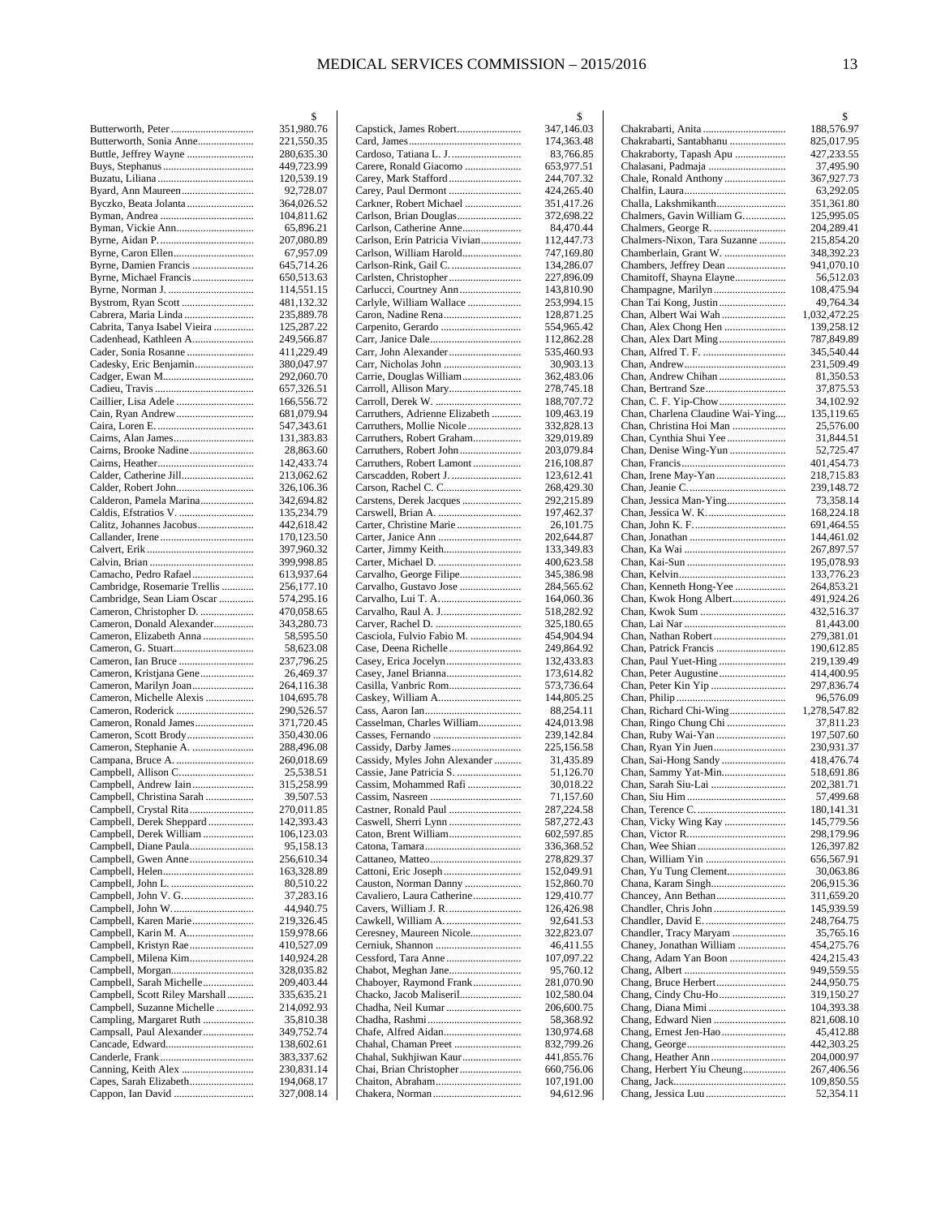| Name | $ |
|---|---|
| Butterworth, Peter | 351,980.76 |
| Butterworth, Sonia Anne | 221,550.35 |
| Buttle, Jeffrey Wayne | 280,635.30 |
| Buys, Stephanus | 449,723.99 |
| Buzatu, Liliana | 120,539.19 |
| Byard, Ann Maureen | 92,728.07 |
| Byczko, Beata Jolanta | 364,026.52 |
| Byman, Andrea | 104,811.62 |
| Byman, Vickie Ann | 65,896.21 |
| Byrne, Aidan P. | 207,080.89 |
| Byrne, Caron Ellen | 67,957.09 |
| Byrne, Damien Francis | 645,714.26 |
| Byrne, Michael Francis | 650,513.63 |
| Byrne, Norman J. | 114,551.15 |
| Bystrom, Ryan Scott | 481,132.32 |
| Cabrera, Maria Linda | 235,889.78 |
| Cabrita, Tanya Isabel Vieira | 125,287.22 |
| Cadenhead, Kathleen A. | 249,566.87 |
| Cader, Sonia Rosanne | 411,229.49 |
| Cadesky, Eric Benjamin | 380,047.97 |
| Cadger, Ewan M. | 292,060.70 |
| Cadieu, Travis | 657,326.51 |
| Caillier, Lisa Adele | 166,556.72 |
| Cain, Ryan Andrew | 681,079.94 |
| Caira, Loren E. | 547,343.61 |
| Cairns, Alan James | 131,383.83 |
| Cairns, Brooke Nadine | 28,863.60 |
| Cairns, Heather | 142,433.74 |
| Calder, Catherine Jill | 213,062.62 |
| Calder, Robert John | 326,106.36 |
| Calderon, Pamela Marina | 342,694.82 |
| Caldis, Efstratios V. | 135,234.79 |
| Calitz, Johannes Jacobus | 442,618.42 |
| Callander, Irene | 170,123.50 |
| Calvert, Erik | 397,960.32 |
| Calvin, Brian | 399,998.85 |
| Camacho, Pedro Rafael | 613,937.64 |
| Cambridge, Rosemarie Trellis | 256,177.10 |
| Cambridge, Sean Liam Oscar | 574,295.16 |
| Cameron, Christopher D. | 470,058.65 |
| Cameron, Donald Alexander | 343,280.73 |
| Cameron, Elizabeth Anna | 58,595.50 |
| Cameron, G. Stuart | 58,623.08 |
| Cameron, Ian Bruce | 237,796.25 |
| Cameron, Kristjana Gene | 26,469.37 |
| Cameron, Marilyn Joan | 264,116.38 |
| Cameron, Michelle Alexis | 104,695.78 |
| Cameron, Roderick | 290,526.57 |
| Cameron, Ronald James | 371,720.45 |
| Cameron, Scott Brody | 350,430.06 |
| Cameron, Stephanie A. | 288,496.08 |
| Campana, Bruce A. | 260,018.69 |
| Campbell, Allison C. | 25,538.51 |
| Campbell, Andrew Iain | 315,258.99 |
| Campbell, Christina Sarah | 39,507.53 |
| Campbell, Crystal Rita | 270,011.85 |
| Campbell, Derek Sheppard | 142,393.43 |
| Campbell, Derek William | 106,123.03 |
| Campbell, Diane Paula | 95,158.13 |
| Campbell, Gwen Anne | 256,610.34 |
| Campbell, Helen | 163,328.89 |
| Campbell, John L. | 80,510.22 |
| Campbell, John V. G. | 37,283.16 |
| Campbell, John W. | 44,940.75 |
| Campbell, Karen Marie | 219,326.45 |
| Campbell, Karin M. A. | 159,978.66 |
| Campbell, Kristyn Rae | 410,527.09 |
| Campbell, Milena Kim | 140,924.28 |
| Campbell, Morgan | 328,035.82 |
| Campbell, Sarah Michelle | 209,403.44 |
| Campbell, Scott Riley Marshall | 335,635.21 |
| Campbell, Suzanne Michelle | 214,092.93 |
| Campling, Margaret Ruth | 35,810.38 |
| Campsall, Paul Alexander | 349,752.74 |
| Cancade, Edward | 138,602.61 |
| Canderle, Frank | 383,337.62 |
| Canning, Keith Alex | 230,831.14 |
| Capes, Sarah Elizabeth | 194,068.17 |
| Cappon, Ian David | 327,008.14 |
| Capstick, James Robert | 347,146.03 |
| Card, James | 174,363.48 |
| Cardoso, Tatiana L. J. | 83,766.85 |
| Carere, Ronald Giacomo | 653,977.51 |
| Carey, Mark Stafford | 244,707.32 |
| Carey, Paul Dermont | 424,265.40 |
| Carkner, Robert Michael | 351,417.26 |
| Carlson, Brian Douglas | 372,698.22 |
| Carlson, Catherine Anne | 84,470.44 |
| Carlson, Erin Patricia Vivian | 112,447.73 |
| Carlson, William Harold | 747,169.80 |
| Carlson-Rink, Gail C. | 134,286.07 |
| Carlsten, Christopher | 227,896.09 |
| Carlucci, Courtney Ann | 143,810.90 |
| Carlyle, William Wallace | 253,994.15 |
| Caron, Nadine Rena | 128,871.25 |
| Carpenito, Gerardo | 554,965.42 |
| Carr, Janice Dale | 112,862.28 |
| Carr, John Alexander | 535,460.93 |
| Carr, Nicholas John | 30,903.13 |
| Carrie, Douglas William | 362,483.06 |
| Carroll, Allison Mary | 278,745.18 |
| Carroll, Derek W. | 188,707.72 |
| Carruthers, Adrienne Elizabeth | 109,463.19 |
| Carruthers, Mollie Nicole | 332,828.13 |
| Carruthers, Robert Graham | 329,019.89 |
| Carruthers, Robert John | 203,079.84 |
| Carruthers, Robert Lamont | 216,108.87 |
| Carscadden, Robert J. | 123,612.41 |
| Carson, Rachel C. C. | 268,429.30 |
| Carstens, Derek Jacques | 292,215.89 |
| Carswell, Brian A. | 197,462.37 |
| Carter, Christine Marie | 26,101.75 |
| Carter, Janice Ann | 202,644.87 |
| Carter, Jimmy Keith | 133,349.83 |
| Carter, Michael D. | 400,623.58 |
| Carvalho, George Filipe | 345,386.98 |
| Carvalho, Gustavo Jose | 284,565.62 |
| Carvalho, Lui T. A. | 164,060.36 |
| Carvalho, Raul A. J. | 518,282.92 |
| Carver, Rachel D. | 325,180.65 |
| Casciola, Fulvio Fabio M. | 454,904.94 |
| Case, Deena Richelle | 249,864.92 |
| Casey, Erica Jocelyn | 132,433.83 |
| Casey, Janel Brianna | 173,614.82 |
| Casilla, Vanbric Rom | 573,736.64 |
| Caskey, William A. | 144,805.25 |
| Cass, Aaron Ian | 88,254.11 |
| Casselman, Charles William | 424,013.98 |
| Casses, Fernando | 239,142.84 |
| Cassidy, Darby James | 225,156.58 |
| Cassidy, Myles John Alexander | 31,435.89 |
| Cassie, Jane Patricia S. | 51,126.70 |
| Cassim, Mohammed Rafi | 30,018.22 |
| Cassim, Nasreen | 71,157.60 |
| Castner, Ronald Paul | 287,224.58 |
| Caswell, Sherri Lynn | 587,272.43 |
| Caton, Brent William | 602,597.85 |
| Catona, Tamara | 336,368.52 |
| Cattaneo, Matteo | 278,829.37 |
| Cattoni, Eric Joseph | 152,049.91 |
| Causton, Norman Danny | 152,860.70 |
| Cavaliero, Laura Catherine | 129,410.77 |
| Cavers, William J. R. | 126,426.98 |
| Cawkell, William A. | 92,641.53 |
| Ceresney, Maureen Nicole | 322,823.07 |
| Cerniuk, Shannon | 46,411.55 |
| Cessford, Tara Anne | 107,097.22 |
| Chabot, Meghan Jane | 95,760.12 |
| Chaboyer, Raymond Frank | 281,070.90 |
| Chacko, Jacob Maliseril | 102,580.04 |
| Chadha, Neil Kumar | 206,600.75 |
| Chadha, Rashmi | 58,368.92 |
| Chafe, Alfred Aidan | 130,974.68 |
| Chahal, Chaman Preet | 832,799.26 |
| Chahal, Sukhjiwan Kaur | 441,855.76 |
| Chai, Brian Christopher | 660,756.06 |
| Chaiton, Abraham | 107,191.00 |
| Chakera, Norman | 94,612.96 |
| Chakrabarti, Anita | 188,576.97 |
| Chakrabarti, Santabhanu | 825,017.95 |
| Chakraborty, Tapash Apu | 427,233.55 |
| Chalasani, Padmaja | 37,495.90 |
| Chale, Ronald Anthony | 367,927.73 |
| Chalfin, Laura | 63,292.05 |
| Challa, Lakshmikanth | 351,361.80 |
| Chalmers, Gavin William G. | 125,995.05 |
| Chalmers, George R. | 204,289.41 |
| Chalmers-Nixon, Tara Suzanne | 215,854.20 |
| Chamberlain, Grant W. | 348,392.23 |
| Chambers, Jeffrey Dean | 941,070.10 |
| Chamitoff, Shayna Elayne | 56,512.03 |
| Champagne, Marilyn | 108,475.94 |
| Chan Tai Kong, Justin | 49,764.34 |
| Chan, Albert Wai Wah | 1,032,472.25 |
| Chan, Alex Chong Hen | 139,258.12 |
| Chan, Alex Dart Ming | 787,849.89 |
| Chan, Alfred T. F. | 345,540.44 |
| Chan, Andrew | 231,509.49 |
| Chan, Andrew Chihan | 81,350.53 |
| Chan, Bertrand Sze | 37,875.53 |
| Chan, C. F. Yip-Chow | 34,102.92 |
| Chan, Charlena Claudine Wai-Ying | 135,119.65 |
| Chan, Christina Hoi Man | 25,576.00 |
| Chan, Cynthia Shui Yee | 31,844.51 |
| Chan, Denise Wing-Yun | 52,725.47 |
| Chan, Francis | 401,454.73 |
| Chan, Irene May-Yan | 218,715.83 |
| Chan, Jeanie C. | 239,148.72 |
| Chan, Jessica Man-Ying | 73,358.14 |
| Chan, Jessica W. K. | 168,224.18 |
| Chan, John K. F. | 691,464.55 |
| Chan, Jonathan | 144,461.02 |
| Chan, Ka Wai | 267,897.57 |
| Chan, Kai-Sun | 195,078.93 |
| Chan, Kelvin | 133,776.23 |
| Chan, Kenneth Hong-Yee | 264,853.21 |
| Chan, Kwok Hong Albert | 491,924.26 |
| Chan, Kwok Sum | 432,516.37 |
| Chan, Lai Nar | 81,443.00 |
| Chan, Nathan Robert | 279,381.01 |
| Chan, Patrick Francis | 190,612.85 |
| Chan, Paul Yuet-Hing | 219,139.49 |
| Chan, Peter Augustine | 414,400.95 |
| Chan, Peter Kin Yip | 297,836.74 |
| Chan, Philip | 96,576.09 |
| Chan, Richard Chi-Wing | 1,278,547.82 |
| Chan, Ringo Chung Chi | 37,811.23 |
| Chan, Ruby Wai-Yan | 197,507.60 |
| Chan, Ryan Yin Juen | 230,931.37 |
| Chan, Sai-Hong Sandy | 418,476.74 |
| Chan, Sammy Yat-Min | 518,691.86 |
| Chan, Sarah Siu-Lai | 202,381.71 |
| Chan, Siu Him | 57,499.68 |
| Chan, Terence C. | 180,141.31 |
| Chan, Vicky Wing Kay | 145,779.56 |
| Chan, Victor R. | 298,179.96 |
| Chan, Wee Shian | 126,397.82 |
| Chan, William Yin | 656,567.91 |
| Chan, Yu Tung Clement | 30,063.86 |
| Chana, Karam Singh | 206,915.36 |
| Chancey, Ann Bethan | 311,659.20 |
| Chandler, Chris John | 145,939.59 |
| Chandler, David E. | 248,764.75 |
| Chandler, Tracy Maryam | 35,765.16 |
| Chaney, Jonathan William | 454,275.76 |
| Chang, Adam Yan Boon | 424,215.43 |
| Chang, Albert | 949,559.55 |
| Chang, Bruce Herbert | 244,950.75 |
| Chang, Cindy Chu-Ho | 319,150.27 |
| Chang, Diana Mimi | 104,393.38 |
| Chang, Edward Nien | 821,608.10 |
| Chang, Ernest Jen-Hao | 45,412.88 |
| Chang, George | 442,303.25 |
| Chang, Heather Ann | 204,000.97 |
| Chang, Herbert Yiu Cheung | 267,406.56 |
| Chang, Jack | 109,850.55 |
| Chang, Jessica Luu | 52,354.11 |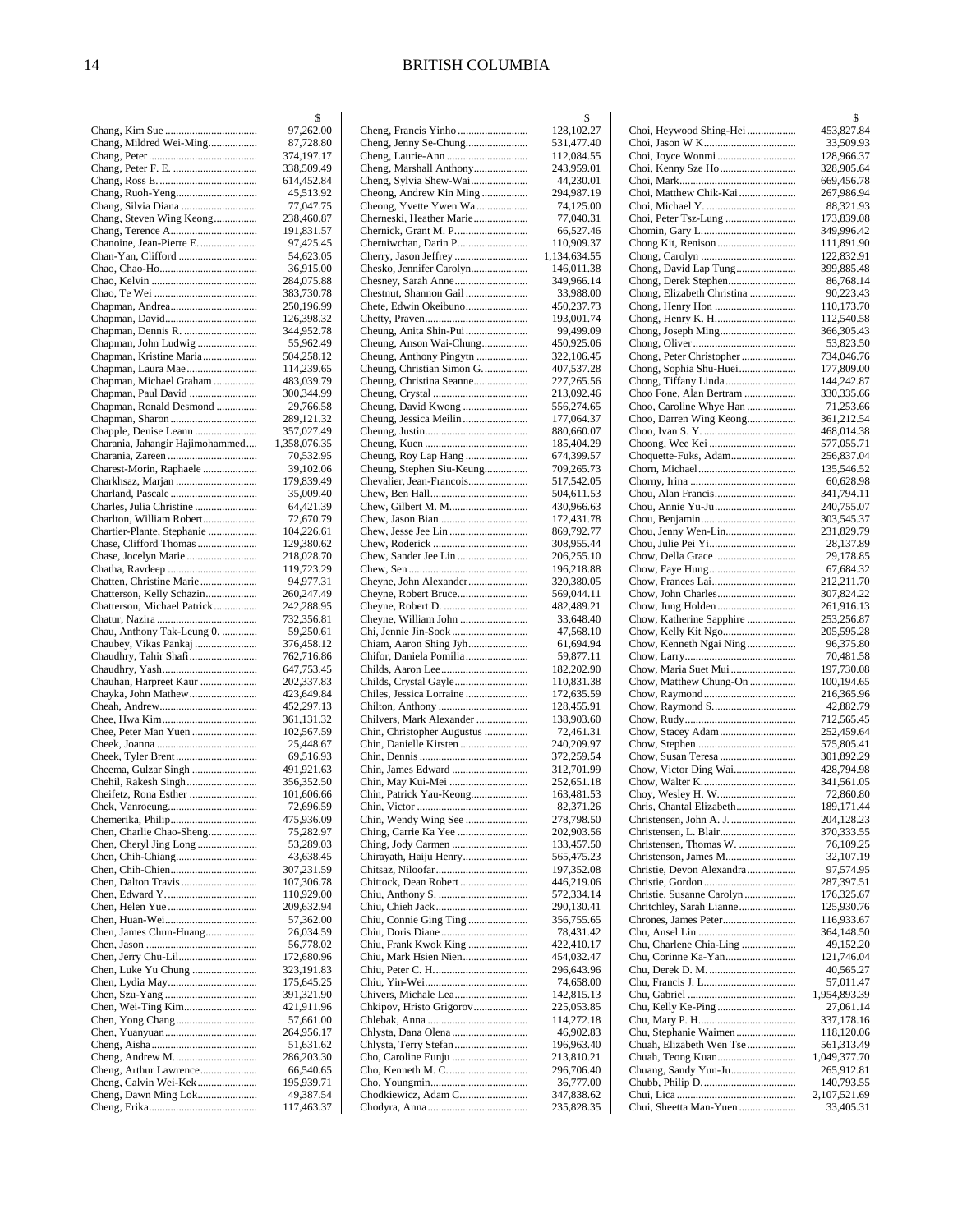| Name | $ |
|---|---|
| Chang, Kim Sue | 97,262.00 |
| Chang, Mildred Wei-Ming | 87,728.80 |
| Chang, Peter | 374,197.17 |
| Chang, Peter F. E. | 338,509.49 |
| Chang, Ross E. | 614,452.84 |
| Chang, Ruoh-Yeng | 45,513.92 |
| Chang, Silvia Diana | 77,047.75 |
| Chang, Steven Wing Keong | 238,460.87 |
| Chang, Terence A | 191,831.57 |
| Chanoine, Jean-Pierre E. | 97,425.45 |
| Chan-Yan, Clifford | 54,623.05 |
| Chao, Chao-Ho | 36,915.00 |
| Chao, Kelvin | 284,075.88 |
| Chao, Te Wei | 383,730.78 |
| Chapman, Andrea | 250,196.99 |
| Chapman, David | 126,398.32 |
| Chapman, Dennis R. | 344,952.78 |
| Chapman, John Ludwig | 55,962.49 |
| Chapman, Kristine Maria | 504,258.12 |
| Chapman, Laura Mae | 114,239.65 |
| Chapman, Michael Graham | 483,039.79 |
| Chapman, Paul David | 300,344.99 |
| Chapman, Ronald Desmond | 29,766.58 |
| Chapman, Sharon | 289,121.32 |
| Chapple, Denise Leann | 357,027.49 |
| Charania, Jahangir Hajimohammed | 1,358,076.35 |
| Charania, Zareen | 70,532.95 |
| Charest-Morin, Raphaele | 39,102.06 |
| Charkhsaz, Marjan | 179,839.49 |
| Charland, Pascale | 35,009.40 |
| Charles, Julia Christine | 64,421.39 |
| Charlton, William Robert | 72,670.79 |
| Chartier-Plante, Stephanie | 104,226.61 |
| Chase, Clifford Thomas | 129,380.62 |
| Chase, Jocelyn Marie | 218,028.70 |
| Chatha, Ravdeep | 119,723.29 |
| Chatten, Christine Marie | 94,977.31 |
| Chatterson, Kelly Schazin | 260,247.49 |
| Chatterson, Michael Patrick | 242,288.95 |
| Chatur, Nazira | 732,356.81 |
| Chau, Anthony Tak-Leung 0. | 59,250.61 |
| Chaubey, Vikas Pankaj | 376,458.12 |
| Chaudhry, Tahir Shafi | 762,716.86 |
| Chaudhry, Yash | 647,753.45 |
| Chauhan, Harpreet Kaur | 202,337.83 |
| Chayka, John Mathew | 423,649.84 |
| Cheah, Andrew | 452,297.13 |
| Chee, Hwa Kim | 361,131.32 |
| Chee, Peter Man Yuen | 102,567.59 |
| Cheek, Joanna | 25,448.67 |
| Cheek, Tyler Brent | 69,516.93 |
| Cheema, Gulzar Singh | 491,921.63 |
| Chehil, Rakesh Singh | 356,352.50 |
| Cheifetz, Rona Esther | 101,606.66 |
| Chek, Vanroeung | 72,696.59 |
| Chemerika, Philip | 475,936.09 |
| Chen, Charlie Chao-Sheng | 75,282.97 |
| Chen, Cheryl Jing Long | 53,289.03 |
| Chen, Chih-Chiang | 43,638.45 |
| Chen, Chih-Chien | 307,231.59 |
| Chen, Dalton Travis | 107,306.78 |
| Chen, Edward Y. | 110,929.00 |
| Chen, Helen Yue | 209,632.94 |
| Chen, Huan-Wei | 57,362.00 |
| Chen, James Chun-Huang | 26,034.59 |
| Chen, Jason | 56,778.02 |
| Chen, Jerry Chu-Lil | 172,680.96 |
| Chen, Luke Yu Chung | 323,191.83 |
| Chen, Lydia May | 175,645.25 |
| Chen, Szu-Yang | 391,321.90 |
| Chen, Wei-Ting Kim | 421,911.96 |
| Chen, Yong Chang | 57,661.00 |
| Chen, Yuanyuan | 264,956.17 |
| Cheng, Aisha | 51,631.62 |
| Cheng, Andrew M. | 286,203.30 |
| Cheng, Arthur Lawrence | 66,540.65 |
| Cheng, Calvin Wei-Kek | 195,939.71 |
| Cheng, Dawn Ming Lok | 49,387.54 |
| Cheng, Erika | 117,463.37 |
| Cheng, Francis Yinho | 128,102.27 |
| Cheng, Jenny Se-Chung | 531,477.40 |
| Cheng, Laurie-Ann | 112,084.55 |
| Cheng, Marshall Anthony | 243,959.01 |
| Cheng, Sylvia Shew-Wai | 44,230.01 |
| Cheong, Andrew Kin Ming | 294,987.19 |
| Cheong, Yvette Ywen Wa | 74,125.00 |
| Cherneski, Heather Marie | 77,040.31 |
| Chernick, Grant M. P. | 66,527.46 |
| Cherniwchan, Darin P. | 110,909.37 |
| Cherry, Jason Jeffrey | 1,134,634.55 |
| Chesko, Jennifer Carolyn | 146,011.38 |
| Chesney, Sarah Anne | 349,966.14 |
| Chestnut, Shannon Gail | 33,988.00 |
| Chete, Edwin Okeibuno | 450,237.73 |
| Chetty, Praven | 193,001.74 |
| Cheung, Anita Shin-Pui | 99,499.09 |
| Cheung, Anson Wai-Chung | 450,925.06 |
| Cheung, Anthony Pingytn | 322,106.45 |
| Cheung, Christian Simon G. | 407,537.28 |
| Cheung, Christina Seanne | 227,265.56 |
| Cheung, Crystal | 213,092.46 |
| Cheung, David Kwong | 556,274.65 |
| Cheung, Jessica Meilin | 177,064.37 |
| Cheung, Justin | 880,660.07 |
| Cheung, Kuen | 185,404.29 |
| Cheung, Roy Lap Hang | 674,399.57 |
| Cheung, Stephen Siu-Keung | 709,265.73 |
| Chevalier, Jean-Francois | 517,542.05 |
| Chew, Ben Hall | 504,611.53 |
| Chew, Gilbert M. M. | 430,966.63 |
| Chew, Jason Bian | 172,431.78 |
| Chew, Jesse Jee Lin | 869,792.77 |
| Chew, Roderick | 308,955.44 |
| Chew, Sander Jee Lin | 206,255.10 |
| Chew, Sen | 196,218.88 |
| Cheyne, John Alexander | 320,380.05 |
| Cheyne, Robert Bruce | 569,044.11 |
| Cheyne, Robert D. | 482,489.21 |
| Cheyne, William John | 33,648.40 |
| Chi, Jennie Jin-Sook | 47,568.10 |
| Chiam, Aaron Shing Jyh | 61,694.94 |
| Chifor, Daniela Pomilia | 59,877.11 |
| Childs, Aaron Lee | 182,202.90 |
| Childs, Crystal Gayle | 110,831.38 |
| Chiles, Jessica Lorraine | 172,635.59 |
| Chilton, Anthony | 128,455.91 |
| Chilvers, Mark Alexander | 138,903.60 |
| Chin, Christopher Augustus | 72,461.31 |
| Chin, Danielle Kirsten | 240,209.97 |
| Chin, Dennis | 372,259.54 |
| Chin, James Edward | 312,701.99 |
| Chin, May Kui-Mei | 252,651.18 |
| Chin, Patrick Yau-Keong | 163,481.53 |
| Chin, Victor | 82,371.26 |
| Chin, Wendy Wing See | 278,798.50 |
| Ching, Carrie Ka Yee | 202,903.56 |
| Ching, Jody Carmen | 133,457.50 |
| Chirayath, Haiju Henry | 565,475.23 |
| Chitsaz, Niloofar | 197,352.08 |
| Chittock, Dean Robert | 446,219.06 |
| Chiu, Anthony S. | 572,334.14 |
| Chiu, Chieh Jack | 290,130.41 |
| Chiu, Connie Ging Ting | 356,755.65 |
| Chiu, Doris Diane | 78,431.42 |
| Chiu, Frank Kwok King | 422,410.17 |
| Chiu, Mark Hsien Nien | 454,032.47 |
| Chiu, Peter C. H. | 296,643.96 |
| Chiu, Yin-Wei | 74,658.00 |
| Chivers, Michale Lea | 142,815.13 |
| Chkipov, Hristo Grigorov | 225,053.85 |
| Chlebak, Anna | 114,272.18 |
| Chlysta, Dana Olena | 46,902.83 |
| Chlysta, Terry Stefan | 196,963.40 |
| Cho, Caroline Eunju | 213,810.21 |
| Cho, Kenneth M. C. | 296,706.40 |
| Cho, Youngmin | 36,777.00 |
| Chodkiewicz, Adam C. | 347,838.62 |
| Chodyra, Anna | 235,828.35 |
| Choi, Heywood Shing-Hei | 453,827.84 |
| Choi, Jason W K | 33,509.93 |
| Choi, Joyce Wonmi | 128,966.37 |
| Choi, Kenny Sze Ho | 328,905.64 |
| Choi, Mark | 669,456.78 |
| Choi, Matthew Chik-Kai | 267,986.94 |
| Choi, Michael Y. | 88,321.93 |
| Choi, Peter Tsz-Lung | 173,839.08 |
| Chomin, Gary L. | 349,996.42 |
| Chong Kit, Renison | 111,891.90 |
| Chong, Carolyn | 122,832.91 |
| Chong, David Lap Tung | 399,885.48 |
| Chong, Derek Stephen | 86,768.14 |
| Chong, Elizabeth Christina | 90,223.43 |
| Chong, Henry Hon | 110,173.70 |
| Chong, Henry K. H. | 112,540.58 |
| Chong, Joseph Ming | 366,305.43 |
| Chong, Oliver | 53,823.50 |
| Chong, Peter Christopher | 734,046.76 |
| Chong, Sophia Shu-Huei | 177,809.00 |
| Chong, Tiffany Linda | 144,242.87 |
| Choo Fone, Alan Bertram | 330,335.66 |
| Choo, Caroline Whye Han | 71,253.66 |
| Choo, Darren Wing Keong | 361,212.54 |
| Choo, Ivan S. Y. | 468,014.38 |
| Choong, Wee Kei | 577,055.71 |
| Choquette-Fuks, Adam | 256,837.04 |
| Chorn, Michael | 135,546.52 |
| Chorny, Irina | 60,628.98 |
| Chou, Alan Francis | 341,794.11 |
| Chou, Annie Yu-Ju | 240,755.07 |
| Chou, Benjamin | 303,545.37 |
| Chou, Jenny Wen-Lin | 231,829.79 |
| Chou, Julie Pei Yi | 28,137.89 |
| Chow, Della Grace | 29,178.85 |
| Chow, Faye Hung | 67,684.32 |
| Chow, Frances Lai | 212,211.70 |
| Chow, John Charles | 307,824.22 |
| Chow, Jung Holden | 261,916.13 |
| Chow, Katherine Sapphire | 253,256.87 |
| Chow, Kelly Kit Ngo | 205,595.28 |
| Chow, Kenneth Ngai Ning | 96,375.80 |
| Chow, Larry | 70,481.58 |
| Chow, Maria Suet Mui | 197,730.08 |
| Chow, Matthew Chung-On | 100,194.65 |
| Chow, Raymond | 216,365.96 |
| Chow, Raymond S. | 42,882.79 |
| Chow, Rudy | 712,565.45 |
| Chow, Stacey Adam | 252,459.64 |
| Chow, Stephen | 575,805.41 |
| Chow, Susan Teresa | 301,892.29 |
| Chow, Victor Ding Wai | 428,794.98 |
| Chow, Walter K. | 341,561.05 |
| Choy, Wesley H. W. | 72,860.80 |
| Chris, Chantal Elizabeth | 189,171.44 |
| Christensen, John A. J. | 204,128.23 |
| Christensen, L. Blair | 370,333.55 |
| Christensen, Thomas W. | 76,109.25 |
| Christenson, James M. | 32,107.19 |
| Christie, Devon Alexandra | 97,574.95 |
| Christie, Gordon | 287,397.51 |
| Christie, Susanne Carolyn | 176,325.67 |
| Chritchley, Sarah Lianne | 125,930.76 |
| Chrones, James Peter | 116,933.67 |
| Chu, Ansel Lin | 364,148.50 |
| Chu, Charlene Chia-Ling | 49,152.20 |
| Chu, Corinne Ka-Yan | 121,746.04 |
| Chu, Derek D. M. | 40,565.27 |
| Chu, Francis J. L. | 57,011.47 |
| Chu, Gabriel | 1,954,893.39 |
| Chu, Kelly Ke-Ping | 27,061.14 |
| Chu, Mary P. H. | 337,178.16 |
| Chu, Stephanie Waimen | 118,120.06 |
| Chuah, Elizabeth Wen Tse | 561,313.49 |
| Chuah, Teong Kuan | 1,049,377.70 |
| Chuang, Sandy Yun-Ju | 265,912.81 |
| Chubb, Philip D. | 140,793.55 |
| Chui, Lica | 2,107,521.69 |
| Chui, Sheetta Man-Yuen | 33,405.31 |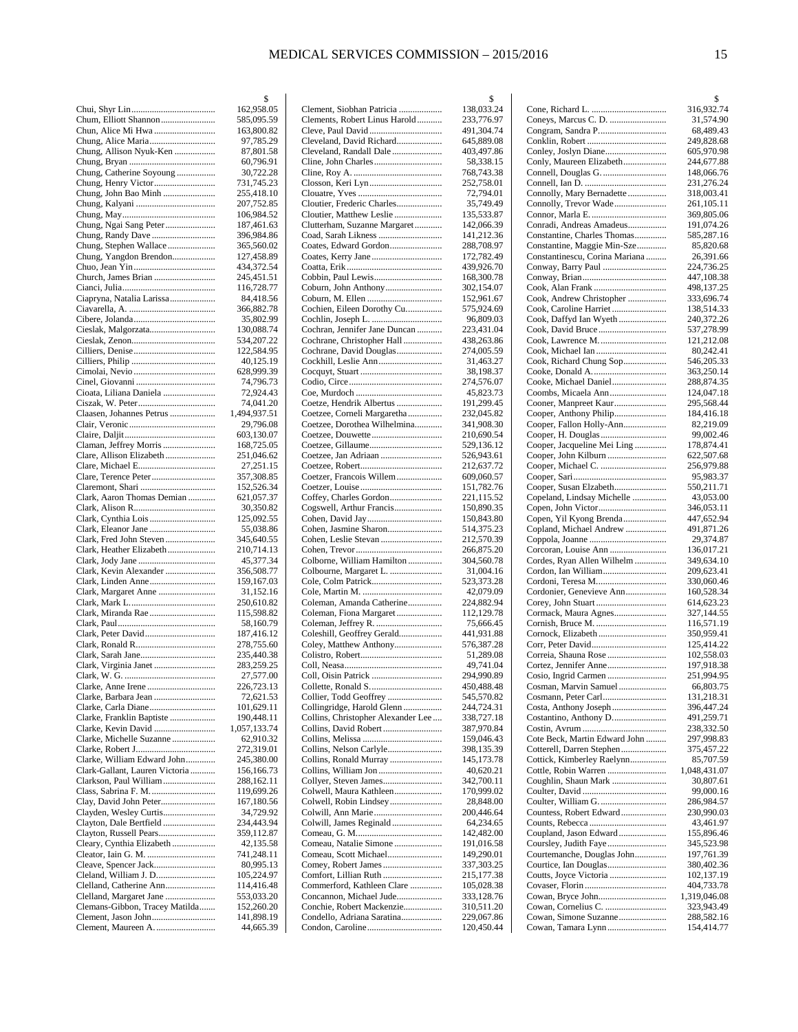| | $ |
|---|---|
| Chui, Shyr Lin | 162,958.05 |
| Chum, Elliott Shannon | 585,095.59 |
| Chun, Alice Mi Hwa | 163,800.82 |
| Chung, Alice Maria | 97,785.29 |
| Chung, Allison Nyuk-Ken | 87,801.58 |
| Chung, Bryan | 60,796.91 |
| Chung, Catherine Soyoung | 30,722.28 |
| Chung, Henry Victor | 731,745.23 |
| Chung, John Bao Minh | 255,418.10 |
| Chung, Kalyani | 207,752.85 |
| Chung, May | 106,984.52 |
| Chung, Ngai Sang Peter | 187,461.63 |
| Chung, Randy Dave | 396,984.86 |
| Chung, Stephen Wallace | 365,560.02 |
| Chung, Yangdon Brendon | 127,458.89 |
| Chuo, Jean Yin | 434,372.54 |
| Church, James Brian | 245,451.51 |
| Cianci, Julia | 116,728.77 |
| Ciapryna, Natalia Larissa | 84,418.56 |
| Ciavarella, A. | 366,882.78 |
| Cibere, Jolanda | 35,802.99 |
| Cieslak, Malgorzata | 130,088.74 |
| Cieslak, Zenon | 534,207.22 |
| Cilliers, Denise | 122,584.95 |
| Cilliers, Philip | 40,125.19 |
| Cimolai, Nevio | 628,999.39 |
| Cinel, Giovanni | 74,796.73 |
| Cioata, Liliana Daniela | 72,924.43 |
| Ciszak, W. Peter | 74,041.20 |
| Claasen, Johannes Petrus | 1,494,937.51 |
| Clair, Veronic | 29,796.08 |
| Claire, Daljit | 603,130.07 |
| Claman, Jeffrey Morris | 168,725.05 |
| Clare, Allison Elizabeth | 251,046.62 |
| Clare, Michael E. | 27,251.15 |
| Clare, Terence Peter | 357,308.85 |
| Claremont, Shari | 152,526.34 |
| Clark, Aaron Thomas Demian | 621,057.37 |
| Clark, Alison R. | 30,350.82 |
| Clark, Cynthia Lois | 125,092.55 |
| Clark, Eleanor Jane | 55,038.86 |
| Clark, Fred John Steven | 345,640.55 |
| Clark, Heather Elizabeth | 210,714.13 |
| Clark, Jody Jane | 45,377.34 |
| Clark, Kevin Alexander | 356,508.77 |
| Clark, Linden Anne | 159,167.03 |
| Clark, Margaret Anne | 31,152.16 |
| Clark, Mark L. | 250,610.82 |
| Clark, Miranda Rae | 115,598.82 |
| Clark, Paul | 58,160.79 |
| Clark, Peter David | 187,416.12 |
| Clark, Ronald R. | 278,755.60 |
| Clark, Sarah Jane | 235,440.38 |
| Clark, Virginia Janet | 283,259.25 |
| Clark, W. G. | 27,577.00 |
| Clarke, Anne Irene | 226,723.13 |
| Clarke, Barbara Jean | 72,621.53 |
| Clarke, Carla Diane | 101,629.11 |
| Clarke, Franklin Baptiste | 190,448.11 |
| Clarke, Kevin David | 1,057,133.74 |
| Clarke, Michelle Suzanne | 62,910.32 |
| Clarke, Robert J. | 272,319.01 |
| Clarke, William Edward John | 245,380.00 |
| Clark-Gallant, Lauren Victoria | 156,166.73 |
| Clarkson, Paul William | 288,162.11 |
| Class, Sabrina F. M. | 119,699.26 |
| Clay, David John Peter | 167,180.56 |
| Clayden, Wesley Curtis | 34,729.92 |
| Clayton, Dale Bertfield | 234,443.94 |
| Clayton, Russell Pears | 359,112.87 |
| Cleary, Cynthia Elizabeth | 42,135.58 |
| Cleator, Iain G. M. | 741,248.11 |
| Cleave, Spencer Jack | 80,995.13 |
| Cleland, William J. D. | 105,224.97 |
| Clelland, Catherine Ann | 114,416.48 |
| Clelland, Margaret Jane | 553,033.20 |
| Clemans-Gibbon, Tracey Matilda | 152,260.20 |
| Clement, Jason John | 141,898.19 |
| Clement, Maureen A. | 44,665.39 |
| Clement, Siobhan Patricia | 138,033.24 |
| Clements, Robert Linus Harold | 233,776.97 |
| Cleve, Paul David | 491,304.74 |
| Cleveland, David Richard | 645,889.08 |
| Cleveland, Randall Dale | 403,497.86 |
| Cline, John Charles | 58,338.15 |
| Cline, Roy A. | 768,743.38 |
| Closson, Keri Lyn | 252,758.01 |
| Clouatre, Yves | 72,794.01 |
| Cloutier, Frederic Charles | 35,749.49 |
| Cloutier, Matthew Leslie | 135,533.87 |
| Clutterham, Suzanne Margaret | 142,066.39 |
| Coad, Sarah Likness | 141,212.36 |
| Coates, Edward Gordon | 288,708.97 |
| Coates, Kerry Jane | 172,782.49 |
| Coatta, Erik | 439,926.70 |
| Cobbin, Paul Lewis | 168,300.78 |
| Coburn, John Anthony | 302,154.07 |
| Coburn, M. Ellen | 152,961.67 |
| Cochien, Eileen Dorothy Cu | 575,924.69 |
| Cochlin, Joseph L. | 96,809.03 |
| Cochran, Jennifer Jane Duncan | 223,431.04 |
| Cochrane, Christopher Hall | 438,263.86 |
| Cochrane, David Douglas | 274,005.59 |
| Cockhill, Leslie Ann | 31,463.27 |
| Cocquyt, Stuart | 38,198.37 |
| Codio, Circe | 274,576.07 |
| Coe, Murdoch | 45,823.73 |
| Coetze, Hendrik Albertus | 191,299.45 |
| Coetzee, Corneli Margaretha | 232,045.82 |
| Coetzee, Dorothea Wilhelmina | 341,908.30 |
| Coetzee, Douwette | 210,690.54 |
| Coetzee, Gillaume | 529,136.12 |
| Coetzee, Jan Adriaan | 526,943.61 |
| Coetzee, Robert | 212,637.72 |
| Coetzer, Francois Willem | 609,060.57 |
| Coetzer, Louise | 151,782.76 |
| Coffey, Charles Gordon | 221,115.52 |
| Cogswell, Arthur Francis | 150,890.35 |
| Cohen, David Jay | 150,843.80 |
| Cohen, Jasmine Sharon | 514,375.23 |
| Cohen, Leslie Stevan | 212,570.39 |
| Cohen, Trevor | 266,875.20 |
| Colborne, William Hamilton | 304,560.78 |
| Colbourne, Margaret L. | 31,004.16 |
| Cole, Colm Patrick | 523,373.28 |
| Cole, Martin M. | 42,079.09 |
| Coleman, Amanda Catherine | 224,882.94 |
| Coleman, Fiona Margaret | 112,129.78 |
| Coleman, Jeffrey R. | 75,666.45 |
| Coleshill, Geoffrey Gerald | 441,931.88 |
| Coley, Matthew Anthony | 576,387.28 |
| Colistro, Robert | 51,289.08 |
| Coll, Neasa | 49,741.04 |
| Coll, Oisin Patrick | 294,990.89 |
| Collette, Ronald S. | 450,488.48 |
| Collier, Todd Geoffrey | 545,570.82 |
| Collingridge, Harold Glenn | 244,724.31 |
| Collins, Christopher Alexander Lee | 338,727.18 |
| Collins, David Robert | 387,970.84 |
| Collins, Melissa | 159,046.43 |
| Collins, Nelson Carlyle | 398,135.39 |
| Collins, Ronald Murray | 145,173.78 |
| Collins, William Jon | 40,620.21 |
| Collyer, Steven James | 342,700.11 |
| Colwell, Maura Kathleen | 170,999.02 |
| Colwell, Robin Lindsey | 28,848.00 |
| Colwill, Ann Marie | 200,446.64 |
| Colwill, James Reginald | 64,234.65 |
| Comeau, G. M. | 142,482.00 |
| Comeau, Natalie Simone | 191,016.58 |
| Comeau, Scott Michael | 149,290.01 |
| Comey, Robert James | 337,303.25 |
| Comfort, Lillian Ruth | 215,177.38 |
| Commerford, Kathleen Clare | 105,028.38 |
| Concannon, Michael Jude | 333,128.76 |
| Conchie, Robert Mackenzie | 310,511.20 |
| Condello, Adriana Saratina | 229,067.86 |
| Condon, Caroline | 120,450.44 |
| Cone, Richard L. | 316,932.74 |
| Coneys, Marcus C. D. | 31,574.90 |
| Congram, Sandra P. | 68,489.43 |
| Conklin, Robert | 249,828.68 |
| Conley, Joslyn Diane | 605,970.98 |
| Conly, Maureen Elizabeth | 244,677.88 |
| Connell, Douglas G. | 148,066.76 |
| Connell, Ian D. | 231,276.24 |
| Connolly, Mary Bernadette | 318,003.41 |
| Connolly, Trevor Wade | 261,105.11 |
| Connor, Marla E. | 369,805.06 |
| Conradi, Andreas Amadeus | 191,074.26 |
| Constantine, Charles Thomas | 585,287.16 |
| Constantine, Maggie Min-Sze | 85,820.68 |
| Constantinescu, Corina Mariana | 26,391.66 |
| Conway, Barry Paul | 224,736.25 |
| Conway, Brian | 447,108.38 |
| Cook, Alan Frank | 498,137.25 |
| Cook, Andrew Christopher | 333,696.74 |
| Cook, Caroline Harriet | 138,514.33 |
| Cook, Daffyd Ian Wyeth | 240,372.26 |
| Cook, David Bruce | 537,278.99 |
| Cook, Lawrence M. | 121,212.08 |
| Cook, Michael Ian | 80,242.41 |
| Cook, Richard Chung Sop | 546,205.33 |
| Cooke, Donald A. | 363,250.14 |
| Cooke, Michael Daniel | 288,874.35 |
| Coombs, Micaela Ann | 124,047.18 |
| Cooner, Manpreet Kaur | 295,568.44 |
| Cooper, Anthony Philip | 184,416.18 |
| Cooper, Fallon Holly-Ann | 82,219.09 |
| Cooper, H. Douglas | 99,002.46 |
| Cooper, Jacqueline Mei Ling | 178,874.41 |
| Cooper, John Kilburn | 622,507.68 |
| Cooper, Michael C. | 256,979.88 |
| Cooper, Sari | 95,983.37 |
| Cooper, Susan Elzabeth | 550,211.71 |
| Copeland, Lindsay Michelle | 43,053.00 |
| Copen, John Victor | 346,053.11 |
| Copen, Yil Kyong Brenda | 447,652.94 |
| Copland, Michael Andrew | 491,871.26 |
| Coppola, Joanne | 29,374.87 |
| Corcoran, Louise Ann | 136,017.21 |
| Cordes, Ryan Allen Wilhelm | 349,634.10 |
| Cordon, Ian William | 209,623.41 |
| Cordoni, Teresa M. | 330,060.46 |
| Cordonier, Genevieve Ann | 160,528.34 |
| Corey, John Stuart | 614,623.23 |
| Cormack, Maura Agnes | 327,144.55 |
| Cornish, Bruce M. | 116,571.19 |
| Cornock, Elizabeth | 350,959.41 |
| Corr, Peter David | 125,414.22 |
| Correia, Shauna Rose | 102,558.03 |
| Cortez, Jennifer Anne | 197,918.38 |
| Cosio, Ingrid Carmen | 251,994.95 |
| Cosman, Marvin Samuel | 66,803.75 |
| Cosmann, Peter Carl | 131,218.31 |
| Costa, Anthony Joseph | 396,447.24 |
| Costantino, Anthony D. | 491,259.71 |
| Costin, Avrum | 238,332.50 |
| Cote Beck, Martin Edward John | 297,998.83 |
| Cotterell, Darren Stephen | 375,457.22 |
| Cottick, Kimberley Raelynn | 85,707.59 |
| Cottle, Robin Warren | 1,048,431.07 |
| Coughlin, Shaun Mark | 30,807.61 |
| Coulter, David | 99,000.16 |
| Coulter, William G. | 286,984.57 |
| Countess, Robert Edward | 230,990.03 |
| Counts, Rebecca | 43,461.97 |
| Coupland, Jason Edward | 155,896.46 |
| Coursley, Judith Faye | 345,523.98 |
| Courtemanche, Douglas John | 197,761.39 |
| Courtice, Ian Douglas | 380,402.36 |
| Coutts, Joyce Victoria | 102,137.19 |
| Covaser, Florin | 404,733.78 |
| Cowan, Bryce John | 1,319,046.08 |
| Cowan, Cornelius C. | 323,943.49 |
| Cowan, Simone Suzanne | 288,582.16 |
| Cowan, Tamara Lynn | 154,414.77 |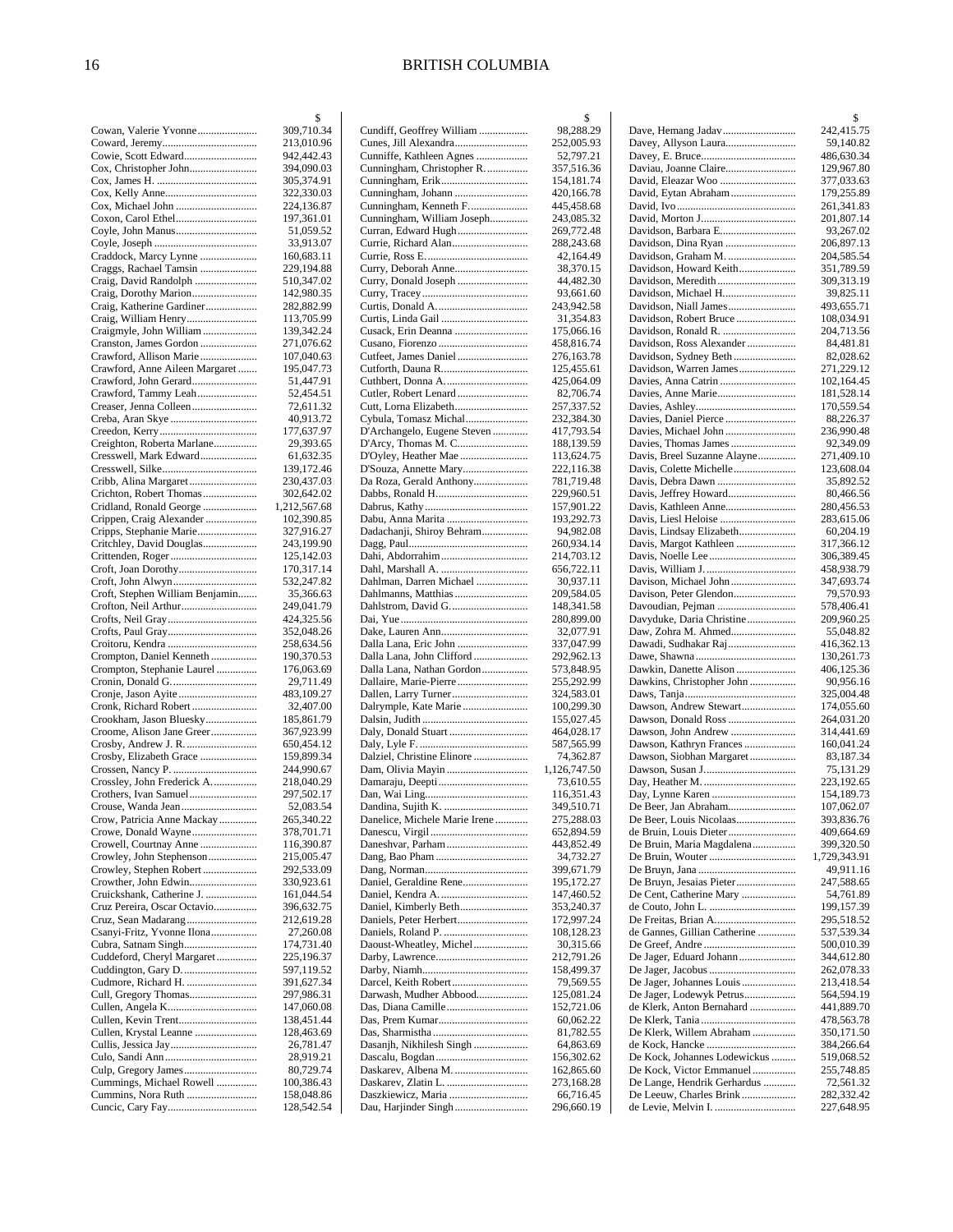| | $ |
|---|---|
| Cowan, Valerie Yvonne | 309,710.34 |
| Coward, Jeremy | 213,010.96 |
| Cowie, Scott Edward | 942,442.43 |
| Cox, Christopher John | 394,090.03 |
| Cox, James H. | 305,374.91 |
| Cox, Kelly Anne | 322,330.03 |
| Cox, Michael John | 224,136.87 |
| Coxon, Carol Ethel | 197,361.01 |
| Coyle, John Manus | 51,059.52 |
| Coyle, Joseph | 33,913.07 |
| Craddock, Marcy Lynne | 160,683.11 |
| Craggs, Rachael Tamsin | 229,194.88 |
| Craig, David Randolph | 510,347.02 |
| Craig, Dorothy Marion | 142,980.35 |
| Craig, Katherine Gardiner | 282,882.99 |
| Craig, William Henry | 113,705.99 |
| Craigmyle, John William | 139,342.24 |
| Cranston, James Gordon | 271,076.62 |
| Crawford, Allison Marie | 107,040.63 |
| Crawford, Anne Aileen Margaret | 195,047.73 |
| Crawford, John Gerard | 51,447.91 |
| Crawford, Tammy Leah | 52,454.51 |
| Creaser, Jenna Colleen | 72,611.32 |
| Creba, Aran Skye | 40,913.72 |
| Creedon, Kerry | 177,637.97 |
| Creighton, Roberta Marlane | 29,393.65 |
| Cresswell, Mark Edward | 61,632.35 |
| Cresswell, Silke | 139,172.46 |
| Cribb, Alina Margaret | 230,437.03 |
| Crichton, Robert Thomas | 302,642.02 |
| Cridland, Ronald George | 1,212,567.68 |
| Crippen, Craig Alexander | 102,390.85 |
| Cripps, Stephanie Marie | 327,916.27 |
| Critchley, David Douglas | 243,199.90 |
| Crittenden, Roger | 125,142.03 |
| Croft, Joan Dorothy | 170,317.14 |
| Croft, John Alwyn | 532,247.82 |
| Croft, Stephen William Benjamin | 35,366.63 |
| Crofton, Neil Arthur | 249,041.79 |
| Crofts, Neil Gray | 424,325.56 |
| Crofts, Paul Gray | 352,048.26 |
| Croitoru, Kendra | 258,634.56 |
| Crompton, Daniel Kenneth | 190,370.53 |
| Crompton, Stephanie Laurel | 176,063.69 |
| Cronin, Donald G. | 29,711.49 |
| Cronje, Jason Ayite | 483,109.27 |
| Cronk, Richard Robert | 32,407.00 |
| Crookham, Jason Bluesky | 185,861.79 |
| Croome, Alison Jane Greer | 367,923.99 |
| Crosby, Andrew J. R. | 650,454.12 |
| Crosby, Elizabeth Grace | 159,899.34 |
| Crossen, Nancy P. | 244,990.67 |
| Crossley, John Frederick A. | 218,040.29 |
| Crothers, Ivan Samuel | 297,502.17 |
| Crouse, Wanda Jean | 52,083.54 |
| Crow, Patricia Anne Mackay | 265,340.22 |
| Crowe, Donald Wayne | 378,701.71 |
| Crowell, Courtnay Anne | 116,390.87 |
| Crowley, John Stephenson | 215,005.47 |
| Crowley, Stephen Robert | 292,533.09 |
| Crowther, John Edwin | 330,923.61 |
| Cruickshank, Catherine J. | 161,044.54 |
| Cruz Pereira, Oscar Octavio | 396,632.75 |
| Cruz, Sean Madarang | 212,619.28 |
| Csanyi-Fritz, Yvonne Ilona | 27,260.08 |
| Cubra, Satnam Singh | 174,731.40 |
| Cuddeford, Cheryl Margaret | 225,196.37 |
| Cuddington, Gary D. | 597,119.52 |
| Cudmore, Richard H. | 391,627.34 |
| Cull, Gregory Thomas | 297,986.31 |
| Cullen, Angela K. | 147,060.08 |
| Cullen, Kevin Trent | 138,451.44 |
| Cullen, Krystal Leanne | 128,463.69 |
| Cullis, Jessica Jay | 26,781.47 |
| Culo, Sandi Ann | 28,919.21 |
| Culp, Gregory James | 80,729.74 |
| Cummings, Michael Rowell | 100,386.43 |
| Cummins, Nora Ruth | 158,048.86 |
| Cuncic, Cary Fay | 128,542.54 |
| Cundiff, Geoffrey William | 98,288.29 |
| Cunes, Jill Alexandra | 252,005.93 |
| Cunniffe, Kathleen Agnes | 52,797.21 |
| Cunningham, Christopher R. | 357,516.36 |
| Cunningham, Erik | 154,181.74 |
| Cunningham, Johann | 420,166.78 |
| Cunningham, Kenneth F. | 445,458.68 |
| Cunningham, William Joseph | 243,085.32 |
| Curran, Edward Hugh | 269,772.48 |
| Currie, Richard Alan | 288,243.68 |
| Currie, Ross E. | 42,164.49 |
| Curry, Deborah Anne | 38,370.15 |
| Curry, Donald Joseph | 44,482.30 |
| Curry, Tracey | 93,661.60 |
| Curtis, Donald A. | 243,942.58 |
| Curtis, Linda Gail | 31,354.83 |
| Cusack, Erin Deanna | 175,066.16 |
| Cusano, Fiorenzo | 458,816.74 |
| Cutfeet, James Daniel | 276,163.78 |
| Cutforth, Dauna R. | 125,455.61 |
| Cuthbert, Donna A. | 425,064.09 |
| Cutler, Robert Lenard | 82,706.74 |
| Cutt, Lorna Elizabeth | 257,337.52 |
| Cybula, Tomasz Michal | 232,384.30 |
| D'Archangelo, Eugene Steven | 417,793.54 |
| D'Arcy, Thomas M. C. | 188,139.59 |
| D'Oyley, Heather Mae | 113,624.75 |
| D'Souza, Annette Mary | 222,116.38 |
| Da Roza, Gerald Anthony | 781,719.48 |
| Dabbs, Ronald H. | 229,960.51 |
| Dabrus, Kathy | 157,901.22 |
| Dabu, Anna Marita | 193,292.73 |
| Dadachanji, Shiroy Behram | 94,982.08 |
| Dagg, Paul | 260,934.14 |
| Dahi, Abdorrahim | 214,703.12 |
| Dahl, Marshall A. | 656,722.11 |
| Dahlman, Darren Michael | 30,937.11 |
| Dahlmanns, Matthias | 209,584.05 |
| Dahlstrom, David G. | 148,341.58 |
| Dai, Yue | 280,899.00 |
| Dake, Lauren Ann | 32,077.91 |
| Dalla Lana, Eric John | 337,047.99 |
| Dalla Lana, John Clifford | 292,962.13 |
| Dalla Lana, Nathan Gordon | 573,848.95 |
| Dallaire, Marie-Pierre | 255,292.99 |
| Dallen, Larry Turner | 324,583.01 |
| Dalrymple, Kate Marie | 100,299.30 |
| Dalsin, Judith | 155,027.45 |
| Daly, Donald Stuart | 464,028.17 |
| Daly, Lyle F. | 587,565.99 |
| Dalziel, Christine Elinore | 74,362.87 |
| Dam, Olivia Mayin | 1,126,747.50 |
| Damaraju, Deepti | 73,610.55 |
| Dan, Wai Ling | 116,351.43 |
| Dandina, Sujith K. | 349,510.71 |
| Danelice, Michele Marie Irene | 275,288.03 |
| Danescu, Virgil | 652,894.59 |
| Daneshvar, Parham | 443,852.49 |
| Dang, Bao Pham | 34,732.27 |
| Dang, Norman | 399,671.79 |
| Daniel, Geraldine Rene | 195,172.27 |
| Daniel, Kendra A. | 147,460.52 |
| Daniel, Kimberly Beth | 353,240.37 |
| Daniels, Peter Herbert | 172,997.24 |
| Daniels, Roland P. | 108,128.23 |
| Daoust-Wheatley, Michel | 30,315.66 |
| Darby, Lawrence | 212,791.26 |
| Darby, Niamh | 158,499.37 |
| Darcel, Keith Robert | 79,569.55 |
| Darwash, Mudher Abbood | 125,081.24 |
| Das, Diana Camille | 152,721.06 |
| Das, Prem Kumar | 60,062.22 |
| Das, Sharmistha | 81,782.55 |
| Dasanjh, Nikhilesh Singh | 64,863.69 |
| Dascalu, Bogdan | 156,302.62 |
| Daskarev, Albena M. | 162,865.60 |
| Daskarev, Zlatin L. | 273,168.28 |
| Daszkiewicz, Maria | 66,716.45 |
| Dau, Harjinder Singh | 296,660.19 |
| Dave, Hemang Jadav | 242,415.75 |
| Davey, Allyson Laura | 59,140.82 |
| Davey, E. Bruce | 486,630.34 |
| Daviau, Joanne Claire | 129,967.80 |
| David, Eleazar Woo | 377,033.63 |
| David, Eytan Abraham | 179,255.89 |
| David, Ivo | 261,341.83 |
| David, Morton J. | 201,807.14 |
| Davidson, Barbara E. | 93,267.02 |
| Davidson, Dina Ryan | 206,897.13 |
| Davidson, Graham M. | 204,585.54 |
| Davidson, Howard Keith | 351,789.59 |
| Davidson, Meredith | 309,313.19 |
| Davidson, Michael H. | 39,825.11 |
| Davidson, Niall James | 493,655.71 |
| Davidson, Robert Bruce | 108,034.91 |
| Davidson, Ronald R. | 204,713.56 |
| Davidson, Ross Alexander | 84,481.81 |
| Davidson, Sydney Beth | 82,028.62 |
| Davidson, Warren James | 271,229.12 |
| Davies, Anna Catrin | 102,164.45 |
| Davies, Anne Marie | 181,528.14 |
| Davies, Ashley | 170,559.54 |
| Davies, Daniel Pierce | 88,226.37 |
| Davies, Michael John | 236,990.48 |
| Davies, Thomas James | 92,349.09 |
| Davis, Breel Suzanne Alayne | 271,409.10 |
| Davis, Colette Michelle | 123,608.04 |
| Davis, Debra Dawn | 35,892.52 |
| Davis, Jeffrey Howard | 80,466.56 |
| Davis, Kathleen Anne | 280,456.53 |
| Davis, Liesl Heloise | 283,615.06 |
| Davis, Lindsay Elizabeth | 60,204.19 |
| Davis, Margot Kathleen | 317,366.12 |
| Davis, Noelle Lee | 306,389.45 |
| Davis, William J. | 458,938.79 |
| Davison, Michael John | 347,693.74 |
| Davison, Peter Glendon | 79,570.93 |
| Davoudian, Pejman | 578,406.41 |
| Davyduke, Daria Christine | 209,960.25 |
| Daw, Zohra M. Ahmed | 55,048.82 |
| Dawadi, Sudhakar Raj | 416,362.13 |
| Dawe, Shawna | 130,261.73 |
| Dawkin, Danette Alison | 406,125.36 |
| Dawkins, Christopher John | 90,956.16 |
| Daws, Tanja | 325,004.48 |
| Dawson, Andrew Stewart | 174,055.60 |
| Dawson, Donald Ross | 264,031.20 |
| Dawson, John Andrew | 314,441.69 |
| Dawson, Kathryn Frances | 160,041.24 |
| Dawson, Siobhan Margaret | 83,187.34 |
| Dawson, Susan J. | 75,131.29 |
| Day, Heather M. | 223,192.65 |
| Day, Lynne Karen | 154,189.73 |
| De Beer, Jan Abraham | 107,062.07 |
| De Beer, Louis Nicolaas | 393,836.76 |
| de Bruin, Louis Dieter | 409,664.69 |
| De Bruin, Maria Magdalena | 399,320.50 |
| De Bruin, Wouter | 1,729,343.91 |
| De Bruyn, Jana | 49,911.16 |
| De Bruyn, Jesaias Pieter | 247,588.65 |
| De Cent, Catherine Mary | 54,761.89 |
| de Couto, John L. | 199,157.39 |
| De Freitas, Brian A. | 295,518.52 |
| de Gannes, Gillian Catherine | 537,539.34 |
| De Greef, Andre | 500,010.39 |
| De Jager, Eduard Johann | 344,612.80 |
| De Jager, Jacobus | 262,078.33 |
| De Jager, Johannes Louis | 213,418.54 |
| De Jager, Lodewyk Petrus | 564,594.19 |
| de Klerk, Anton Bernahard | 441,889.70 |
| De Klerk, Tania | 478,563.78 |
| De Klerk, Willem Abraham | 350,171.50 |
| de Kock, Hancke | 384,266.64 |
| De Kock, Johannes Lodewickus | 519,068.52 |
| De Kock, Victor Emmanuel | 255,748.85 |
| De Lange, Hendrik Gerhardus | 72,561.32 |
| De Leeuw, Charles Brink | 282,332.42 |
| de Levie, Melvin I. | 227,648.95 |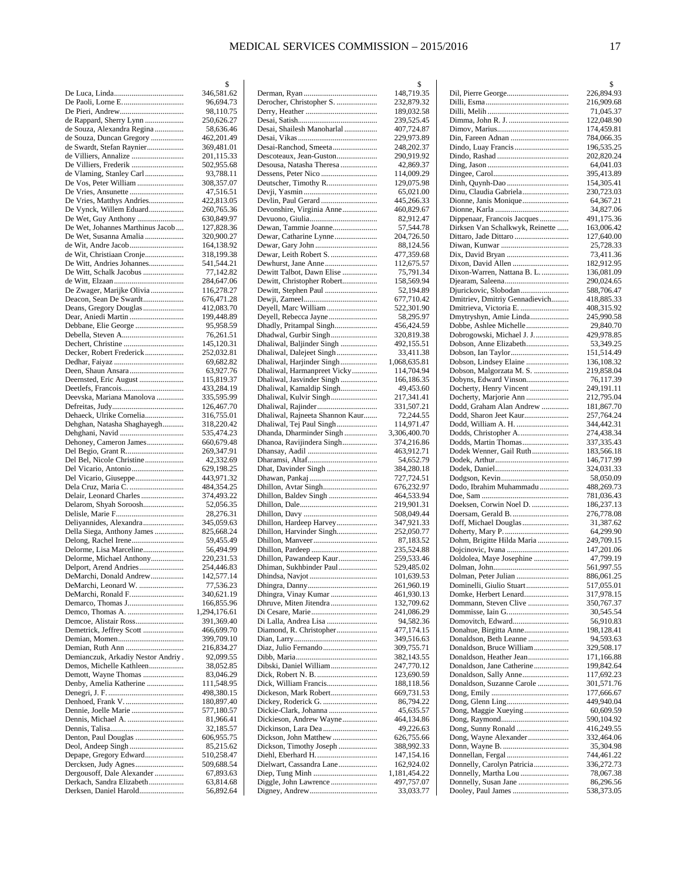| | $ |
|---|---|
| De Luca, Linda | 346,581.62 |
| De Paoli, Lorne E. | 96,694.73 |
| De Pieri, Andrew | 98,110.75 |
| de Rappard, Sherry Lynn | 250,626.27 |
| de Souza, Alexandra Regina | 58,636.46 |
| de Souza, Duncan Gregory | 462,201.49 |
| de Swardt, Stefan Raynier | 369,481.01 |
| de Villiers, Annalize | 201,115.33 |
| De Villiers, Frederik | 502,955.68 |
| de Vlaming, Stanley Carl | 93,788.11 |
| De Vos, Peter William | 308,357.07 |
| De Vries, Ansunette | 47,516.51 |
| De Vries, Matthys Andries | 422,813.05 |
| De Vynck, Willem Eduard | 260,765.36 |
| De Wet, Guy Anthony | 630,849.97 |
| De Wet, Johannes Marthinus Jacob | 127,828.36 |
| De Wet, Susanna Amalia | 320,900.27 |
| de Wit, Andre Jacob | 164,138.92 |
| de Wit, Christiaan Cronje | 318,199.38 |
| De Witt, Andries Johannes | 541,544.21 |
| De Witt, Schalk Jacobus | 77,142.82 |
| de Witt, Elzaan | 284,647.06 |
| De Zwager, Marijke Olivia | 116,278.27 |
| Deacon, Sean De Swardt | 676,471.28 |
| Deans, Gregory Douglas | 412,083.70 |
| Dear, Aniedi Martin | 199,448.89 |
| Debbane, Elie George | 95,958.59 |
| Debella, Steven A. | 76,261.51 |
| Dechert, Christine | 145,120.31 |
| Decker, Robert Frederick | 252,032.81 |
| Dedhar, Faiyaz | 69,682.82 |
| Deen, Shaun Ansara | 63,927.76 |
| Deernsted, Eric August | 115,819.37 |
| Deetlefs, Francois | 433,284.19 |
| Deevska, Mariana Manolova | 335,595.99 |
| Defreitas, Judy | 126,467.70 |
| Dehaeck, Ulrike Cornelia | 316,755.01 |
| Dehghan, Natasha Shaghayegh | 318,220.42 |
| Dehghani, Navid | 535,474.23 |
| Dehoney, Cameron James | 660,679.48 |
| Del Begio, Grant R. | 269,347.91 |
| Del Bel, Nicole Christine | 42,332.69 |
| Del Vicario, Antonio | 629,198.25 |
| Del Vicario, Giuseppe | 443,971.32 |
| Dela Cruz, Maria C. | 484,354.25 |
| Delair, Leonard Charles | 374,493.22 |
| Delarom, Shyah Soroosh | 52,056.35 |
| Delisle, Marie F. | 28,276.31 |
| Deliyannides, Alexandra | 345,059.63 |
| Della Siega, Anthony James | 825,668.24 |
| Delong, Rachel Irene | 59,455.49 |
| Delorme, Lisa Marceline | 56,494.99 |
| Delorme, Michael Anthony | 220,231.53 |
| Delport, Arend Andries | 254,446.83 |
| DeMarchi, Donald Andrew | 142,577.14 |
| DeMarchi, Leonard W. | 77,536.23 |
| DeMarchi, Ronald F. | 340,621.19 |
| Demarco, Thomas J. | 166,855.96 |
| Demco, Thomas A. | 1,294,176.61 |
| Demcoe, Alistair Ross | 391,369.40 |
| Demetrick, Jeffrey Scott | 466,699.70 |
| Demian, Momen | 399,709.10 |
| Demian, Ruth Ann | 216,834.27 |
| Demianczuk, Arkadiy Nestor Andriy | 92,099.55 |
| Demos, Michelle Kathleen | 38,052.85 |
| Demott, Wayne Thomas | 83,046.29 |
| Denby, Amelia Katherine | 111,548.95 |
| Denegri, J. F. | 498,380.15 |
| Denhoed, Frank V. | 180,897.40 |
| Dennie, Joelle Marie | 577,180.57 |
| Dennis, Michael A. | 81,966.41 |
| Dennis, Talisa | 32,185.57 |
| Denton, Paul Douglas | 606,955.75 |
| Deol, Andeep Singh | 85,215.62 |
| Depape, Gregory Edward | 510,258.47 |
| Dercksen, Judy Agnes | 509,688.54 |
| Dergousoff, Dale Alexander | 67,893.63 |
| Derkach, Sandra Elizabeth | 63,814.68 |
| Derksen, Daniel Harold | 56,892.64 |
| Derman, Ryan | 148,719.35 |
| Derocher, Christopher S. | 232,879.32 |
| Derry, Heather | 189,032.58 |
| Desai, Satish | 239,525.45 |
| Desai, Shailesh Manoharlal | 407,724.87 |
| Desai, Vikas | 229,973.89 |
| Desai-Ranchod, Smeeta | 248,202.37 |
| Descoteaux, Jean-Guston | 290,919.92 |
| Desousa, Natasha Theresa | 42,869.37 |
| Dessens, Peter Nico | 114,009.29 |
| Deutscher, Timothy R. | 129,075.98 |
| Devji, Yasmin | 65,021.00 |
| Devlin, Paul Gerard | 445,266.33 |
| Devonshire, Virginia Anne | 460,829.67 |
| Devuono, Giulia | 82,912.47 |
| Dewan, Tammie Joanne | 57,544.78 |
| Dewar, Catharine Lynne | 204,726.50 |
| Dewar, Gary John | 88,124.56 |
| Dewar, Leith Robert S. | 477,359.68 |
| Dewhurst, Jane Anne | 112,675.57 |
| Dewitt Talbot, Dawn Elise | 75,791.34 |
| Dewitt, Christopher Robert | 158,569.94 |
| Dewitt, Stephen Paul | 52,194.89 |
| Dewji, Zameel | 677,710.42 |
| Deyell, Marc William | 522,301.90 |
| Deyell, Rebecca Jayne | 58,295.97 |
| Dhadly, Pritampal Singh | 456,424.59 |
| Dhadwal, Gurbir Singh | 320,819.38 |
| Dhaliwal, Baljinder Singh | 492,155.51 |
| Dhaliwal, Dalejeet Singh | 33,411.38 |
| Dhaliwal, Harjinder Singh | 1,068,635.81 |
| Dhaliwal, Harmanpreet Vicky | 114,704.94 |
| Dhaliwal, Jasvinder Singh | 166,186.35 |
| Dhaliwal, Kamaldip Singh | 49,453.60 |
| Dhaliwal, Kulvir Singh | 217,341.41 |
| Dhaliwal, Rajinder | 331,507.21 |
| Dhaliwal, Rajneeta Shannon Kaur | 72,244.55 |
| Dhaliwal, Tej Paul Singh | 114,971.47 |
| Dhanda, Dharminder Singh | 3,306,400.70 |
| Dhanoa, Ravijindera Singh | 374,216.86 |
| Dhansay, Aadil | 463,912.71 |
| Dharamsi, Altaf | 54,652.79 |
| Dhat, Davinder Singh | 384,280.18 |
| Dhawan, Pankaj | 727,724.51 |
| Dhillon, Avtar Singh | 676,232.97 |
| Dhillon, Baldev Singh | 464,533.94 |
| Dhillon, Dale | 219,901.31 |
| Dhillon, Davy | 508,049.44 |
| Dhillon, Hardeep Harvey | 347,921.33 |
| Dhillon, Harvinder Singh | 252,050.77 |
| Dhillon, Manveer | 87,183.52 |
| Dhillon, Pardeep | 235,524.88 |
| Dhillon, Pawandeep Kaur | 259,533.46 |
| Dhiman, Sukhbinder Paul | 529,485.02 |
| Dhindsa, Navjot | 101,639.53 |
| Dhingra, Danny | 261,960.19 |
| Dhingra, Vinay Kumar | 461,930.13 |
| Dhruve, Miten Jitendra | 132,709.62 |
| Di Cesare, Marie | 241,086.29 |
| Di Lalla, Andrea Lisa | 94,582.36 |
| Diamond, R. Christopher | 477,174.15 |
| Dian, Larry | 349,516.63 |
| Diaz, Julio Fernando | 309,755.71 |
| Dibb, Maria | 382,143.55 |
| Dibski, Daniel William | 247,770.12 |
| Dick, Robert N. B. | 123,690.59 |
| Dick, William Francis | 188,118.56 |
| Dickeson, Mark Robert | 669,731.53 |
| Dickey, Roderick G. | 86,794.22 |
| Dickie-Clark, Johanna | 45,635.57 |
| Dickieson, Andrew Wayne | 464,134.86 |
| Dickinson, Lara Dea | 49,226.63 |
| Dickson, John Matthew | 626,755.66 |
| Dickson, Timothy Joseph | 388,992.33 |
| Diehl, Eberhard H. | 147,154.16 |
| Dielwart, Cassandra Lane | 162,924.02 |
| Diep, Tung Minh | 1,181,454.22 |
| Diggle, John Lawrence | 497,757.07 |
| Digney, Andrew | 33,033.77 |
| Dil, Pierre George | 226,894.93 |
| Dilli, Esma | 216,909.68 |
| Dilli, Melih | 71,045.37 |
| Dimma, John R. J. | 122,048.90 |
| Dimov, Marius | 174,459.81 |
| Din, Fareen Adnan | 784,066.35 |
| Dindo, Luay Francis | 196,535.25 |
| Dindo, Rashad | 202,820.24 |
| Ding, Jason | 64,041.03 |
| Dingee, Carol | 395,413.89 |
| Dinh, Quynh-Dao | 154,305.41 |
| Dinu, Claudia Gabriela | 230,723.03 |
| Dionne, Janis Monique | 64,367.21 |
| Dionne, Karla | 34,827.06 |
| Dippenaar, Francois Jacques | 491,175.36 |
| Dirksen Van Schalkwyk, Reinette | 163,006.42 |
| Dittaro, Jade Dittaro | 127,640.00 |
| Diwan, Kunwar | 25,728.33 |
| Dix, David Bryan | 73,411.36 |
| Dixon, David Allen | 182,912.95 |
| Dixon-Warren, Nattana B. L. | 136,081.09 |
| Djearam, Saleena | 290,024.65 |
| Djurickovic, Slobodan | 588,706.47 |
| Dmitriev, Dmitriy Gennadievich | 418,885.33 |
| Dmitrieva, Victoria E. | 408,315.92 |
| Dmytryshyn, Amie Linda | 245,990.58 |
| Dobbe, Ashlee Michelle | 29,840.70 |
| Dobrogowski, Michael J. J. | 429,978.85 |
| Dobson, Anne Elizabeth | 53,349.25 |
| Dobson, Ian Taylor | 151,514.49 |
| Dobson, Lindsey Elaine | 136,108.32 |
| Dobson, Malgorzata M. S. | 219,858.04 |
| Dobyns, Edward Vinson | 76,117.39 |
| Docherty, Henry Vincent | 249,191.11 |
| Docherty, Marjorie Ann | 212,795.04 |
| Dodd, Graham Alan Andrew | 181,867.70 |
| Dodd, Sharon Jeet Kaur | 257,764.24 |
| Dodd, William A. H. | 344,442.31 |
| Dodds, Christopher A. | 274,438.34 |
| Dodds, Martin Thomas | 337,335.43 |
| Dodek Wenner, Gail Ruth | 183,566.18 |
| Dodek, Arthur | 146,717.99 |
| Dodek, Daniel | 324,031.33 |
| Dodgson, Kevin | 58,050.09 |
| Dodo, Ibrahim Muhammadu | 488,269.73 |
| Doe, Sam | 781,036.43 |
| Doeksen, Corwin Noel D. | 186,237.13 |
| Doersam, Gerald B. | 276,778.08 |
| Doff, Michael Douglas | 31,387.62 |
| Doherty, Mary P. | 64,299.90 |
| Dohm, Brigitte Hilda Maria | 249,709.15 |
| Dojcinovic, Ivana | 147,201.06 |
| Doldolea, Maye Josephine | 47,799.19 |
| Dolman, John | 561,997.55 |
| Dolman, Peter Julian | 886,061.25 |
| Dominelli, Giulio Stuart | 517,055.01 |
| Domke, Herbert Lenard | 317,978.15 |
| Dommann, Steven Clive | 350,767.37 |
| Dommisse, Iain G. | 30,545.54 |
| Domovitch, Edward | 56,910.83 |
| Donahue, Birgitta Anne | 198,128.41 |
| Donaldson, Beth Leanne | 94,593.63 |
| Donaldson, Bruce William | 329,508.17 |
| Donaldson, Heather Jean | 171,166.88 |
| Donaldson, Jane Catherine | 199,842.64 |
| Donaldson, Sally Anne | 117,692.23 |
| Donaldson, Suzanne Carole | 301,571.76 |
| Dong, Emily | 177,666.67 |
| Dong, Glenn Ling | 449,940.04 |
| Dong, Maggie Xueying | 60,609.59 |
| Dong, Raymond | 590,104.92 |
| Dong, Sunny Ronald | 416,249.55 |
| Dong, Wayne Alexander | 332,464.06 |
| Donn, Wayne B. | 35,304.98 |
| Donnellan, Fergal | 744,461.22 |
| Donnelly, Carolyn Patricia | 336,272.73 |
| Donnelly, Martha Lou | 78,067.38 |
| Donnelly, Susan Jane | 86,296.56 |
| Dooley, Paul James | 538,373.05 |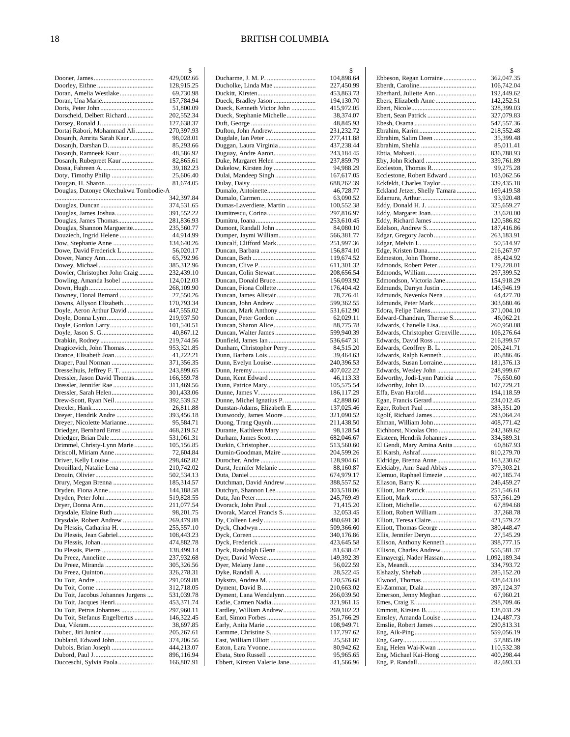| Name | $ |
|---|---|
| Dooner, James | 429,002.66 |
| Doorley, Eithne | 128,915.25 |
| Doran, Amelia Westlake | 69,730.98 |
| Doran, Una Marie | 157,784.94 |
| Doris, Peter John | 51,800.09 |
| Dorscheid, Delbert Richard | 202,552.34 |
| Dorsey, Ronald J. | 127,638.37 |
| Dortaj Rabori, Mohammad Ali | 270,397.93 |
| Dosanjh, Amrita Sarah Kaur | 98,028.01 |
| Dosanjh, Darshan D. | 85,293.66 |
| Dosanjh, Ramneek Kaur | 48,586.92 |
| Dosanjh, Rubepreet Kaur | 82,865.61 |
| Dossa, Fahreen A. | 39,182.23 |
| Doty, Timothy Philip | 25,606.40 |
| Dougan, H. Sharon | 81,674.05 |
| Douglas, Datonye Okechukwu Tombodie-A | 342,397.84 |
| Douglas, Duncan | 374,531.65 |
| Douglas, James Joshua | 391,552.22 |
| Douglas, James Thomas | 281,836.93 |
| Douglas, Shannon Marguerite | 235,560.77 |
| Douziech, Ingrid Helene | 44,914.99 |
| Dow, Stephanie Anne | 134,640.26 |
| Dowe, David Frederick L. | 56,020.17 |
| Dower, Nancy Ann | 65,792.96 |
| Dowey, Michael | 385,312.96 |
| Dowler, Christopher John Craig | 232,439.10 |
| Dowling, Amanda Isobel | 124,012.03 |
| Down, Hugh | 268,109.90 |
| Downey, Donal Bernard | 27,550.26 |
| Downs, Allyson Elizabeth | 170,793.34 |
| Doyle, Aeron Arthur David | 447,555.02 |
| Doyle, Donna Lynn | 219,937.50 |
| Doyle, Gordon Larry | 101,540.51 |
| Doyle, Jason S. G. | 40,867.12 |
| Drabkin, Rodney | 219,744.56 |
| Dragicevich, John Thomas | 953,321.85 |
| Drance, Elisabeth Joan | 41,222.21 |
| Draper, Paul Norman | 371,356.35 |
| Dresselhuis, Jeffrey F. T. | 243,899.65 |
| Dressler, Jason David Thomas | 166,559.78 |
| Dressler, Jennifer Rae | 311,469.56 |
| Dressler, Sarah Helen | 301,433.06 |
| Drew-Scott, Ryan Neil | 392,539.52 |
| Drexler, Hank | 26,811.88 |
| Dreyer, Hendrik Andre | 393,456.18 |
| Dreyer, Nicolette Marianne | 95,584.71 |
| Driedger, Bernhard Ernst | 468,219.52 |
| Driedger, Brian Dale | 531,061.31 |
| Drimmel, Christy-Lynn Marie | 105,156.85 |
| Driscoll, Miriam Anne | 72,604.84 |
| Driver, Kelly Louise | 298,462.82 |
| Drouillard, Natalie Lena | 210,742.02 |
| Drouin, Olivier | 502,534.13 |
| Drury, Megan Brenna | 185,314.57 |
| Dryden, Fiona Anne | 144,188.58 |
| Dryden, Peter John | 519,828.55 |
| Dryer, Donna Ann | 211,077.54 |
| Drysdale, Elaine Ruth | 98,201.75 |
| Drysdale, Robert Andrew | 269,479.88 |
| Du Plessis, Catharina H. | 255,557.10 |
| Du Plessis, Jean Gabriel | 108,443.23 |
| Du Plessis, Johan | 474,882.78 |
| Du Plessis, Pierre | 138,499.14 |
| Du Preez, Anneline | 237,932.68 |
| Du Preez, Miranda | 305,326.56 |
| Du Preez, Quinton | 326,278.31 |
| Du Toit, Andre | 291,059.88 |
| Du Toit, Corne | 312,718.05 |
| Du Toit, Jacobus Johannes Jurgens | 531,039.78 |
| Du Toit, Jacques Henri | 453,371.74 |
| Du Toit, Petrus Johannes | 297,960.11 |
| Du Toit, Stefanus Engelbertus | 146,322.45 |
| Dua, Vikram | 38,697.85 |
| Dubec, Jiri Junior | 205,267.61 |
| Dubland, Edward John | 374,206.56 |
| Dubois, Brian Joseph | 444,213.07 |
| Dubord, Paul J. | 896,116.94 |
| Ducceschi, Sylvia Paola | 166,807.91 |
| Ducharme, J. M. P. | 104,898.64 |
| Ducholke, Linda Mae | 227,450.99 |
| Duckitt, Kirsten | 453,863.73 |
| Dueck, Bradley Jason | 194,130.70 |
| Dueck, Kenneth Victor John | 415,972.05 |
| Dueck, Stephanie Michelle | 38,374.07 |
| Duft, George | 48,845.93 |
| Dufton, John Andrew | 231,232.72 |
| Dugdale, Ian Peter | 277,411.88 |
| Duggan, Laura Virginia | 437,238.44 |
| Duguay, Andre Aaron | 243,184.45 |
| Duke, Margaret Helen | 237,859.79 |
| Dukelow, Kirsten Joy | 94,988.29 |
| Dulai, Mandeep Singh | 167,617.05 |
| Dulay, Daisy | 688,262.39 |
| Dumalo, Antoinette | 46,728.77 |
| Dumalo, Carmen | 63,090.52 |
| Dumas-Laverdiere, Martin | 100,552.38 |
| Dumitrescu, Corina | 297,816.97 |
| Dumitru, Ioana | 253,610.45 |
| Dumont, Randall John | 84,080.10 |
| Dumper, Jaymi William | 566,381.77 |
| Duncalf, Clifford Mark | 251,997.36 |
| Duncan, Barbara | 156,874.10 |
| Duncan, Beth | 119,674.52 |
| Duncan, Clive P. | 611,301.32 |
| Duncan, Colin Stewart | 208,656.54 |
| Duncan, Donald Bruce | 156,093.92 |
| Duncan, Fiona Collette | 176,404.42 |
| Duncan, James Alistair | 78,726.41 |
| Duncan, John Andrew | 599,362.55 |
| Duncan, Mark Anthony | 531,612.90 |
| Duncan, Peter Gordon | 62,029.11 |
| Duncan, Sharon Alice | 88,775.78 |
| Duncan, Walter James | 599,940.39 |
| Dunfield, James Ian | 536,647.31 |
| Dunham, Christopher Perry | 84,515.20 |
| Dunn, Barbara Lois | 39,464.63 |
| Dunn, Evelyn Louise | 240,396.53 |
| Dunn, Jeremy | 407,022.22 |
| Dunn, Kent Edward | 46,113.33 |
| Dunn, Patrice Mary | 105,575.54 |
| Dunne, James V. | 186,117.29 |
| Dunne, Michel Ignatius P. | 42,898.60 |
| Dunstan-Adams, Elizabeth E. | 137,025.46 |
| Dunwoody, James Moore | 321,090.52 |
| Duong, Trang Quynh | 211,438.50 |
| Durante, Kathleen Mary | 98,128.54 |
| Durham, James Scott | 682,046.67 |
| Durkin, Christopher | 513,560.60 |
| Durnin-Goodman, Maire | 204,599.26 |
| Durocher, Andre | 128,904.61 |
| Durst, Jennifer Melanie | 88,160.87 |
| Duta, Daniel | 674,979.17 |
| Dutchman, David Andrew | 388,557.52 |
| Dutchyn, Shannon Lee | 303,518.06 |
| Dutz, Jan Peter | 245,769.49 |
| Dvorack, John Paul | 71,415.20 |
| Dvorak, Marcel Francis S. | 32,053.45 |
| Dy, Colleen Lesly | 480,691.30 |
| Dyck, Chadwyn | 509,366.60 |
| Dyck, Coreen | 340,176.86 |
| Dyck, Frederick | 423,645.58 |
| Dyck, Randolph Glenn | 81,638.42 |
| Dyer, David Weese | 149,392.39 |
| Dyer, Melany Jane | 56,022.59 |
| Dyke, Randall A. | 28,522.45 |
| Dykstra, Andrea M. | 120,576.68 |
| Dyment, David B. | 210,663.02 |
| Dyment, Lana Wendalynn | 266,039.50 |
| Eadie, Carmen Nadia | 321,961.15 |
| Eardley, William Andrew | 269,102.23 |
| Earl, Simon Forbes | 351,766.29 |
| Early, Anita Marie | 108,949.71 |
| Earmme, Christine S. | 117,797.62 |
| East, William Elliott | 25,561.07 |
| Eaton, Lara Yvonne | 80,942.62 |
| Ebata, Steo Russell | 95,965.65 |
| Ebbert, Kirsten Valerie Jane | 41,566.96 |
| Ebbeson, Regan Lorraine | 362,047.35 |
| Eberdt, Caroline | 106,742.04 |
| Eberhard, Juliette Ann | 192,449.62 |
| Ebers, Elizabeth Anne | 142,252.51 |
| Ebert, Nicole | 328,399.03 |
| Ebert, Sean Patrick | 327,079.83 |
| Ebesh, Osama | 547,557.36 |
| Ebrahim, Karim | 218,552.48 |
| Ebrahim, Salim Deen | 35,399.48 |
| Ebrahim, Shehla | 85,011.41 |
| Ebtia, Mahasti | 836,788.93 |
| Eby, John Richard | 339,761.89 |
| Eccleston, Thomas R. | 99,275.28 |
| Ecclestone, Robert Edward | 103,062.56 |
| Eckfeldt, Charles Taylor | 339,435.18 |
| Eckland Jetzer, Shelly Tamara | 169,419.58 |
| Edamura, Arthur | 93,920.48 |
| Eddy, Donald H. J. | 325,659.27 |
| Eddy, Margaret Joan | 33,620.00 |
| Eddy, Richard James | 120,586.82 |
| Edelson, Andrew S. | 187,416.86 |
| Edgar, Gregory Jacob | 263,183.91 |
| Edgar, Melvin L. | 50,514.97 |
| Edge, Kristen Dana | 216,267.97 |
| Edmeston, John Thorne | 88,424.92 |
| Edmonds, Robert Peter | 129,228.01 |
| Edmonds, William | 297,399.52 |
| Edmondson, Victoria Jane | 154,918.29 |
| Edmunds, Darryn Justin | 146,946.19 |
| Edmunds, Nevenka Nena | 64,427.70 |
| Edmunds, Peter Mark | 303,680.46 |
| Edora, Felipe Talens | 371,004.10 |
| Edward-Chandran, Therese S. | 46,062.21 |
| Edwards, Chanelle Lisa | 260,950.08 |
| Edwards, Christopher Grenville | 106,276.64 |
| Edwards, David Ross | 216,399.57 |
| Edwards, Geoffrey B. L. | 206,241.71 |
| Edwards, Ralph Kenneth | 86,886.46 |
| Edwards, Susan Lorraine | 181,376.13 |
| Edwards, Wesley John | 248,999.67 |
| Edworthy, Jodi-Lynn Patricia | 76,650.60 |
| Edworthy, John D. | 107,729.21 |
| Effa, Evan Harold | 194,118.59 |
| Egan, Francis Gerard | 234,012.45 |
| Eger, Robert Paul | 383,351.20 |
| Egolf, Richard James | 293,064.24 |
| Ehman, William John | 408,771.42 |
| Eichhorst, Nicolas Otto | 242,369.62 |
| Eksteen, Hendrik Johannes | 334,589.31 |
| El Gendi, Mary Amina Anita | 60,867.93 |
| El Karsh, Ashraf | 810,279.70 |
| Eldridge, Brenna Anne | 163,230.62 |
| Elekiaby, Amr Saad Abbas | 379,303.21 |
| Elemuo, Raphael Emezie | 407,185.74 |
| Eliason, Barry K. | 246,459.27 |
| Elliott, Jon Patrick | 251,546.61 |
| Elliott, Mark | 537,561.29 |
| Elliott, Michelle | 67,894.68 |
| Elliott, Robert William | 37,268.78 |
| Elliott, Teresa Claire | 421,579.22 |
| Elliott, Thomas George | 380,448.47 |
| Ellis, Jennifer Deryn | 27,545.29 |
| Ellison, Anthony Kenneth | 398,777.15 |
| Ellison, Charles Andrew | 556,581.37 |
| Elmayergi, Nader Hassan | 1,092,189.34 |
| Els, Meandi | 334,793.72 |
| Elshazly, Shehab | 285,152.20 |
| Elwood, Thomas | 438,643.04 |
| El-Zammar, Diala | 397,124.37 |
| Emerson, Jenny Meghan | 67,960.21 |
| Emes, Craig E. | 298,709.46 |
| Emmott, Kirsten B. | 138,031.29 |
| Emsley, Amanda Louise | 124,487.73 |
| Emslie, Robert James | 290,813.31 |
| Eng, Aik-Ping | 559,056.19 |
| Eng, Gary | 57,885.09 |
| Eng, Helen Wai-Kwan | 110,532.38 |
| Eng, Michael Kai-Hong | 400,298.44 |
| Eng, P. Randall | 82,693.33 |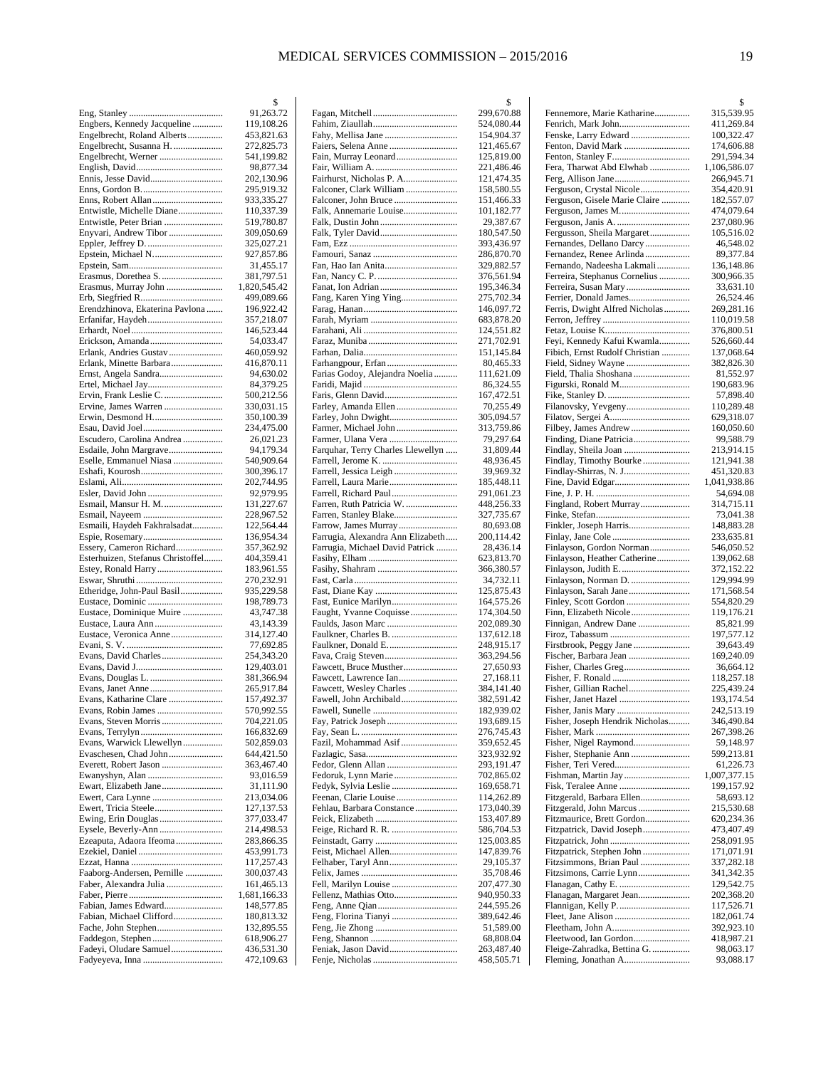| Name | $ |
|---|---|
| Eng, Stanley | 91,263.72 |
| Engbers, Kennedy Jacqueline | 119,108.26 |
| Engelbrecht, Roland Alberts | 453,821.63 |
| Engelbrecht, Susanna H. | 272,825.73 |
| Engelbrecht, Werner | 541,199.82 |
| English, David | 98,877.34 |
| Ennis, Jesse David | 202,130.96 |
| Enns, Gordon B. | 295,919.32 |
| Enns, Robert Allan | 933,335.27 |
| Entwistle, Michelle Diane | 110,337.39 |
| Entwistle, Peter Brian | 519,780.87 |
| Enyvari, Andrew Tibor | 309,050.69 |
| Eppler, Jeffrey D. | 325,027.21 |
| Epstein, Michael N. | 927,857.86 |
| Epstein, Sam | 31,455.17 |
| Erasmus, Dorethea S. | 381,797.51 |
| Erasmus, Murray John | 1,820,545.42 |
| Erb, Siegfried R. | 499,089.66 |
| Erendzhinova, Ekaterina Pavlona | 196,922.42 |
| Erfanifar, Haydeh | 357,218.07 |
| Erhardt, Noel | 146,523.44 |
| Erickson, Amanda | 54,033.47 |
| Erlank, Andries Gustav | 460,059.92 |
| Erlank, Minette Barbara | 416,870.11 |
| Ernst, Angela Sandra | 94,630.02 |
| Ertel, Michael Jay | 84,379.25 |
| Ervin, Frankie Leslie C. | 500,212.56 |
| Ervine, James Warren | 330,031.15 |
| Erwin, Desmond H. | 350,100.39 |
| Esau, David Joel | 234,475.00 |
| Escudero, Carolina Andrea | 26,021.23 |
| Esdaile, John Margrave | 94,179.34 |
| Eselle, Emmanuel Niasa | 540,909.64 |
| Eshafi, Kourosh | 300,396.17 |
| Eslami, Ali | 202,744.95 |
| Esler, David John | 92,979.95 |
| Esmail, Mansur H. M. | 131,227.67 |
| Esmail, Nayeem | 228,967.52 |
| Esmaili, Haydeh Fakhralsadat | 122,564.44 |
| Espie, Rosemary | 136,954.34 |
| Essery, Cameron Richard | 357,362.92 |
| Esterhuizen, Stefanus Christoffel | 404,359.41 |
| Estey, Ronald Harry | 183,961.55 |
| Eswar, Shruthi | 270,232.91 |
| Etheridge, John-Paul Basil | 935,229.58 |
| Eustace, Dominic | 198,789.73 |
| Eustace, Dominique Muire | 43,747.38 |
| Eustace, Laura Ann | 43,143.39 |
| Eustace, Veronica Anne | 314,127.40 |
| Evani, S. V. | 77,692.85 |
| Evans, David Charles | 254,343.20 |
| Evans, David J. | 129,403.01 |
| Evans, Douglas L. | 381,366.94 |
| Evans, Janet Anne | 265,917.84 |
| Evans, Katharine Clare | 157,492.37 |
| Evans, Robin James | 570,992.55 |
| Evans, Steven Morris | 704,221.05 |
| Evans, Terrylyn | 166,832.69 |
| Evans, Warwick Llewellyn | 502,859.03 |
| Evaschesen, Chad John | 644,421.50 |
| Everett, Robert Jason | 363,467.40 |
| Ewanyshyn, Alan | 93,016.59 |
| Ewart, Elizabeth Jane | 31,111.90 |
| Ewert, Cara Lynne | 213,034.06 |
| Ewert, Tricia Steele | 127,137.53 |
| Ewing, Erin Douglas | 377,033.47 |
| Eysele, Beverly-Ann | 214,498.53 |
| Ezeaputa, Adaora Ifeoma | 283,866.35 |
| Ezekiel, Daniel | 453,991.73 |
| Ezzat, Hanna | 117,257.43 |
| Faaborg-Andersen, Pernille | 300,037.43 |
| Faber, Alexandra Julia | 161,465.13 |
| Faber, Pierre | 1,681,166.33 |
| Fabian, James Edward | 148,577.85 |
| Fabian, Michael Clifford | 180,813.32 |
| Fache, John Stephen | 132,895.55 |
| Faddegon, Stephen | 618,906.27 |
| Fadeyi, Oludare Samuel | 436,531.30 |
| Fadyeyeva, Inna | 472,109.63 |
| Fagan, Mitchell | 299,670.88 |
| Fahim, Ziaullah | 524,080.44 |
| Fahy, Mellisa Jane | 154,904.37 |
| Faiers, Selena Anne | 121,465.67 |
| Fain, Murray Leonard | 125,819.00 |
| Fair, William A. | 221,486.46 |
| Fairhurst, Nicholas P. A. | 121,474.35 |
| Falconer, Clark William | 158,580.55 |
| Falconer, John Bruce | 151,466.33 |
| Falk, Annemarie Louise | 101,182.77 |
| Falk, Dustin John | 29,387.67 |
| Falk, Tyler David | 180,547.50 |
| Fam, Ezz | 393,436.97 |
| Famouri, Sanaz | 286,870.70 |
| Fan, Hao Ian Anita | 329,882.57 |
| Fan, Nancy C. P. | 376,561.94 |
| Fanat, Ion Adrian | 195,346.34 |
| Fang, Karen Ying Ying | 275,702.34 |
| Farag, Hanan | 146,097.72 |
| Farah, Myriam | 683,878.20 |
| Farahani, Ali | 124,551.82 |
| Faraz, Muniba | 271,702.91 |
| Farhan, Dalia | 151,145.84 |
| Farhangpour, Erfan | 80,465.33 |
| Farias Godoy, Alejandra Noelia | 111,621.09 |
| Faridi, Majid | 86,324.55 |
| Faris, Glenn David | 167,472.51 |
| Farley, Amanda Ellen | 70,255.49 |
| Farley, John Dwight | 305,094.57 |
| Farmer, Michael John | 313,759.86 |
| Farmer, Ulana Vera | 79,297.64 |
| Farquhar, Terry Charles Llewellyn | 31,809.44 |
| Farrell, Jerome K. | 48,936.45 |
| Farrell, Jessica Leigh | 39,969.32 |
| Farrell, Laura Marie | 185,448.11 |
| Farrell, Richard Paul | 291,061.23 |
| Farren, Ruth Patricia W. | 448,256.33 |
| Farren, Stanley Blake | 327,735.67 |
| Farrow, James Murray | 80,693.08 |
| Farrugia, Alexandra Ann Elizabeth | 200,114.42 |
| Farrugia, Michael David Patrick | 28,436.14 |
| Fasihy, Elham | 623,813.70 |
| Fasihy, Shahram | 366,380.57 |
| Fast, Carla | 34,732.11 |
| Fast, Diane Kay | 125,875.43 |
| Fast, Eunice Marilyn | 164,575.26 |
| Faught, Yvanne Coquisse | 174,304.50 |
| Faulds, Jason Marc | 202,089.30 |
| Faulkner, Charles B. | 137,612.18 |
| Faulkner, Donald E. | 248,915.17 |
| Fava, Craig Steven | 363,294.56 |
| Fawcett, Bruce Musther | 27,650.93 |
| Fawcett, Lawrence Ian | 27,168.11 |
| Fawcett, Wesley Charles | 384,141.40 |
| Fawell, John Archibald | 382,591.42 |
| Fawell, Sunelle | 182,939.02 |
| Fay, Patrick Joseph | 193,689.15 |
| Fay, Sean L. | 276,745.43 |
| Fazil, Mohammad Asif | 359,652.45 |
| Fazlagic, Sasa | 323,932.92 |
| Fedor, Glenn Allan | 293,191.47 |
| Fedoruk, Lynn Marie | 702,865.02 |
| Fedyk, Sylvia Louise | 169,658.71 |
| Feenan, Clarie Louise | 114,262.89 |
| Fehlau, Barbara Constance | 173,040.39 |
| Feick, Elizabeth | 153,407.89 |
| Feige, Richard R. R. | 586,704.53 |
| Feinstadt, Garry | 125,003.85 |
| Feist, Michael Allen | 147,839.76 |
| Felhaber, Taryl Ann | 29,105.37 |
| Felix, James | 35,708.46 |
| Fell, Marilyn Louise | 207,477.30 |
| Fellenz, Mathias Otto | 940,950.33 |
| Feng, Anne Qian | 244,595.26 |
| Feng, Florina Tianyi | 389,642.46 |
| Feng, Jie Zhong | 51,589.00 |
| Feng, Shannon | 68,808.04 |
| Feniak, Jason David | 263,487.40 |
| Fenje, Nicholas | 458,505.71 |
| Fennemore, Marie Katharine | 315,539.95 |
| Fenrich, Mark John | 411,269.84 |
| Fenske, Larry Edward | 100,322.47 |
| Fenton, David Mark | 174,606.88 |
| Fenton, Stanley F. | 291,594.34 |
| Fera, Tharwat Abd Elwhab | 1,106,586.07 |
| Ferg, Allison Jane | 266,945.71 |
| Ferguson, Crystal Nicole | 354,420.91 |
| Ferguson, Gisele Marie Claire | 182,557.07 |
| Ferguson, James M. | 474,079.64 |
| Ferguson, Janis A. | 237,080.96 |
| Fergusson, Sheila Margaret | 105,516.02 |
| Fernandes, Dellano Darcy | 46,548.02 |
| Fernandez, Renee Arlinda | 89,377.84 |
| Fernando, Nadeesha Lakmali | 136,148.86 |
| Ferreira, Stephanus Cornelius | 300,966.35 |
| Ferreira, Susan Mary | 33,631.10 |
| Ferrier, Donald James | 26,524.46 |
| Ferris, Dwight Alfred Nicholas | 269,281.16 |
| Ferron, Jeffrey | 110,019.58 |
| Fetaz, Louise K. | 376,800.51 |
| Feyi, Kennedy Kafui Kwamla | 526,660.44 |
| Fibich, Ernst Rudolf Christian | 137,068.64 |
| Field, Sidney Wayne | 382,826.30 |
| Field, Thalia Shoshana | 81,552.97 |
| Figurski, Ronald M. | 190,683.96 |
| Fike, Stanley D. | 57,898.40 |
| Filanovsky, Yevgeny | 110,289.48 |
| Filatov, Sergei A. | 629,318.07 |
| Filbey, James Andrew | 160,050.60 |
| Finding, Diane Patricia | 99,588.79 |
| Findlay, Sheila Joan | 213,914.15 |
| Findlay, Timothy Bourke | 121,941.38 |
| Findlay-Shirras, N. J. | 451,320.83 |
| Fine, David Edgar | 1,041,938.86 |
| Fine, J. P. H. | 54,694.08 |
| Fingland, Robert Murray | 314,715.11 |
| Finke, Stefan | 73,041.38 |
| Finkler, Joseph Harris | 148,883.28 |
| Finlay, Jane Cole | 233,635.81 |
| Finlayson, Gordon Norman | 546,050.52 |
| Finlayson, Heather Catherine | 139,062.68 |
| Finlayson, Judith E. | 372,152.22 |
| Finlayson, Norman D. | 129,994.99 |
| Finlayson, Sarah Jane | 171,568.54 |
| Finley, Scott Gordon | 554,820.29 |
| Finn, Elizabeth Nicole | 119,176.21 |
| Finnigan, Andrew Dane | 85,821.99 |
| Firoz, Tabassum | 197,577.12 |
| Firstbrook, Peggy Jane | 39,643.49 |
| Fischer, Barbara Jean | 169,240.09 |
| Fisher, Charles Greg | 36,664.12 |
| Fisher, F. Ronald | 118,257.18 |
| Fisher, Gillian Rachel | 225,439.24 |
| Fisher, Janet Hazel | 193,174.54 |
| Fisher, Janis Mary | 242,513.19 |
| Fisher, Joseph Hendrik Nicholas | 346,490.84 |
| Fisher, Mark | 267,398.26 |
| Fisher, Nigel Raymond | 59,148.97 |
| Fisher, Stephanie Ann | 599,213.81 |
| Fisher, Teri Vered | 61,226.73 |
| Fishman, Martin Jay | 1,007,377.15 |
| Fisk, Teralee Anne | 199,157.92 |
| Fitzgerald, Barbara Ellen | 58,693.12 |
| Fitzgerald, John Marcus | 215,530.68 |
| Fitzmaurice, Brett Gordon | 620,234.36 |
| Fitzpatrick, David Joseph | 473,407.49 |
| Fitzpatrick, John | 258,091.95 |
| Fitzpatrick, Stephen John | 171,071.91 |
| Fitzsimmons, Brian Paul | 337,282.18 |
| Fitzsimons, Carrie Lynn | 341,342.35 |
| Flanagan, Cathy E. | 129,542.75 |
| Flanagan, Margaret Jean | 202,368.20 |
| Flannigan, Kelly P. | 117,526.71 |
| Fleet, Jane Alison | 182,061.74 |
| Fleetham, John A. | 392,923.10 |
| Fleetwood, Ian Gordon | 418,987.21 |
| Fleige-Zahradka, Bettina G. | 98,063.17 |
| Fleming, Jonathan A. | 93,088.17 |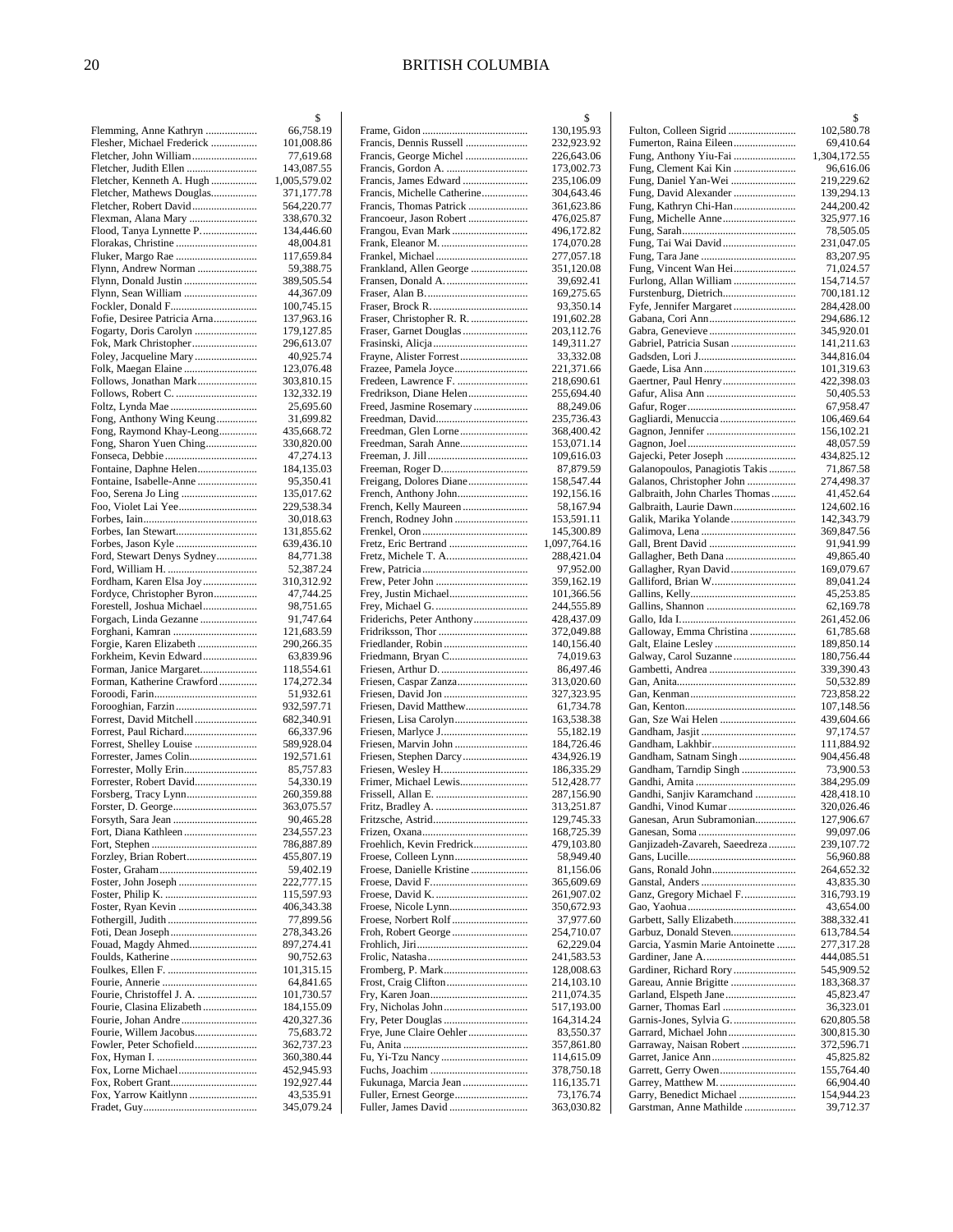| Name | $ |
|---|---|
| Flemming, Anne Kathryn | 66,758.19 |
| Flesher, Michael Frederick | 101,008.86 |
| Fletcher, John William | 77,619.68 |
| Fletcher, Judith Ellen | 143,087.55 |
| Fletcher, Kenneth A. Hugh | 1,005,579.02 |
| Fletcher, Mathews Douglas | 371,177.78 |
| Fletcher, Robert David | 564,220.77 |
| Flexman, Alana Mary | 338,670.32 |
| Flood, Tanya Lynnette P. | 134,446.60 |
| Florakas, Christine | 48,004.81 |
| Fluker, Margo Rae | 117,659.84 |
| Flynn, Andrew Norman | 59,388.75 |
| Flynn, Donald Justin | 389,505.54 |
| Flynn, Sean William | 44,367.09 |
| Fockler, Donald F. | 100,745.15 |
| Fofie, Desiree Patricia Arna | 137,963.16 |
| Fogarty, Doris Carolyn | 179,127.85 |
| Fok, Mark Christopher | 296,613.07 |
| Foley, Jacqueline Mary | 40,925.74 |
| Folk, Maegan Elaine | 123,076.48 |
| Follows, Jonathan Mark | 303,810.15 |
| Follows, Robert C. | 132,332.19 |
| Foltz, Lynda Mae | 25,695.60 |
| Fong, Anthony Wing Keung | 31,699.82 |
| Fong, Raymond Khay-Leong | 435,668.72 |
| Fong, Sharon Yuen Ching | 330,820.00 |
| Fonseca, Debbie | 47,274.13 |
| Fontaine, Daphne Helen | 184,135.03 |
| Fontaine, Isabelle-Anne | 95,350.41 |
| Foo, Serena Jo Ling | 135,017.62 |
| Foo, Violet Lai Yee | 229,538.34 |
| Forbes, Iain | 30,018.63 |
| Forbes, Ian Stewart | 131,855.62 |
| Forbes, Jason Kyle | 639,436.10 |
| Ford, Stewart Denys Sydney | 84,771.38 |
| Ford, William H. | 52,387.24 |
| Fordham, Karen Elsa Joy | 310,312.92 |
| Fordyce, Christopher Byron | 47,744.25 |
| Forestell, Joshua Michael | 98,751.65 |
| Forgach, Linda Gezanne | 91,747.64 |
| Forghani, Kamran | 121,683.59 |
| Forgie, Karen Elizabeth | 290,266.35 |
| Forkheim, Kevin Edward | 63,839.96 |
| Forman, Janice Margaret | 118,554.61 |
| Forman, Katherine Crawford | 174,272.34 |
| Foroodi, Farin | 51,932.61 |
| Forooghian, Farzin | 932,597.71 |
| Forrest, David Mitchell | 682,340.91 |
| Forrest, Paul Richard | 66,337.96 |
| Forrest, Shelley Louise | 589,928.04 |
| Forrester, James Colin | 192,571.61 |
| Forrester, Molly Erin | 85,757.83 |
| Forrester, Robert David | 54,330.19 |
| Forsberg, Tracy Lynn | 260,359.88 |
| Forster, D. George | 363,075.57 |
| Forsyth, Sara Jean | 90,465.28 |
| Fort, Diana Kathleen | 234,557.23 |
| Fort, Stephen | 786,887.89 |
| Forzley, Brian Robert | 455,807.19 |
| Foster, Graham | 59,402.19 |
| Foster, John Joseph | 222,777.15 |
| Foster, Philip K. | 115,597.93 |
| Foster, Ryan Kevin | 406,343.38 |
| Fothergill, Judith | 77,899.56 |
| Foti, Dean Joseph | 278,343.26 |
| Fouad, Magdy Ahmed | 897,274.41 |
| Foulds, Katherine | 90,752.63 |
| Foulkes, Ellen F. | 101,315.15 |
| Fourie, Annerie | 64,841.65 |
| Fourie, Christoffel J. A. | 101,730.57 |
| Fourie, Clasina Elizabeth | 184,155.09 |
| Fourie, Johan Andre | 420,327.36 |
| Fourie, Willem Jacobus | 75,683.72 |
| Fowler, Peter Schofield | 362,737.23 |
| Fox, Hyman I. | 360,380.44 |
| Fox, Lorne Michael | 452,945.93 |
| Fox, Robert Grant | 192,927.44 |
| Fox, Yarrow Kaitlynn | 43,535.91 |
| Fradet, Guy | 345,079.24 |
| Frame, Gidon | 130,195.93 |
| Francis, Dennis Russell | 232,923.92 |
| Francis, George Michel | 226,643.06 |
| Francis, Gordon A. | 173,002.73 |
| Francis, James Edward | 235,106.09 |
| Francis, Michelle Catherine | 304,643.46 |
| Francis, Thomas Patrick | 361,623.86 |
| Francoeur, Jason Robert | 476,025.87 |
| Frangou, Evan Mark | 496,172.82 |
| Frank, Eleanor M. | 174,070.28 |
| Frankel, Michael | 277,057.18 |
| Frankland, Allen George | 351,120.08 |
| Fransen, Donald A. | 39,692.41 |
| Fraser, Alan B. | 169,275.65 |
| Fraser, Brock R. | 93,350.14 |
| Fraser, Christopher R. R. | 191,602.28 |
| Fraser, Garnet Douglas | 203,112.76 |
| Frasinski, Alicja | 149,311.27 |
| Frayne, Alister Forrest | 33,332.08 |
| Frazee, Pamela Joyce | 221,371.66 |
| Fredeen, Lawrence F. | 218,690.61 |
| Fredrikson, Diane Helen | 255,694.40 |
| Freed, Jasmine Rosemary | 88,249.06 |
| Freedman, David | 235,736.43 |
| Freedman, Glen Lorne | 368,400.42 |
| Freedman, Sarah Anne | 153,071.14 |
| Freeman, J. Jill | 109,616.03 |
| Freeman, Roger D. | 87,879.59 |
| Freigang, Dolores Diane | 158,547.44 |
| French, Anthony John | 192,156.16 |
| French, Kelly Maureen | 58,167.94 |
| French, Rodney John | 153,591.11 |
| Frenkel, Oron | 145,300.89 |
| Fretz, Eric Bertrand | 1,097,764.16 |
| Fretz, Michele T. A. | 288,421.04 |
| Frew, Patricia | 97,952.00 |
| Frew, Peter John | 359,162.19 |
| Frey, Justin Michael | 101,366.56 |
| Frey, Michael G. | 244,555.89 |
| Friderichs, Peter Anthony | 428,437.09 |
| Fridriksson, Thor | 372,049.88 |
| Friedlander, Robin | 140,156.40 |
| Friedmann, Bryan C. | 74,019.63 |
| Friesen, Arthur D. | 86,497.46 |
| Friesen, Caspar Zanza | 313,020.60 |
| Friesen, David Jon | 327,323.95 |
| Friesen, David Matthew | 61,734.78 |
| Friesen, Lisa Carolyn | 163,538.38 |
| Friesen, Marlyce J. | 55,182.19 |
| Friesen, Marvin John | 184,726.46 |
| Friesen, Stephen Darcy | 434,926.19 |
| Friesen, Wesley H. | 186,335.29 |
| Frimer, Michael Lewis | 512,428.77 |
| Frissell, Allan E. | 287,156.90 |
| Fritz, Bradley A. | 313,251.87 |
| Fritzsche, Astrid | 129,745.33 |
| Frizen, Oxana | 168,725.39 |
| Froehlich, Kevin Fredrick | 479,103.80 |
| Froese, Colleen Lynn | 58,949.40 |
| Froese, Danielle Kristine | 81,156.06 |
| Froese, David F. | 365,609.69 |
| Froese, David K. | 261,907.02 |
| Froese, Nicole Lynn | 350,672.93 |
| Froese, Norbert Rolf | 37,977.60 |
| Froh, Robert George | 254,710.07 |
| Frohlich, Jiri | 62,229.04 |
| Frolic, Natasha | 241,583.53 |
| Fromberg, P. Mark | 128,008.63 |
| Frost, Craig Clifton | 214,103.10 |
| Fry, Karen Joan | 211,074.35 |
| Fry, Nicholas John | 517,193.00 |
| Fry, Peter Douglas | 164,314.24 |
| Frye, June Claire Oehler | 83,550.37 |
| Fu, Anita | 357,861.80 |
| Fu, Yi-Tzu Nancy | 114,615.09 |
| Fuchs, Joachim | 378,750.18 |
| Fukunaga, Marcia Jean | 116,135.71 |
| Fuller, Ernest George | 73,176.74 |
| Fuller, James David | 363,030.82 |
| Fulton, Colleen Sigrid | 102,580.78 |
| Fumerton, Raina Eileen | 69,410.64 |
| Fung, Anthony Yiu-Fai | 1,304,172.55 |
| Fung, Clement Kai Kin | 96,616.06 |
| Fung, Daniel Yan-Wei | 219,229.62 |
| Fung, David Alexander | 139,294.13 |
| Fung, Kathryn Chi-Han | 244,200.42 |
| Fung, Michelle Anne | 325,977.16 |
| Fung, Sarah | 78,505.05 |
| Fung, Tai Wai David | 231,047.05 |
| Fung, Tara Jane | 83,207.95 |
| Fung, Vincent Wan Hei | 71,024.57 |
| Furlong, Allan William | 154,714.57 |
| Furstenburg, Dietrich | 700,181.12 |
| Fyfe, Jennifer Margaret | 284,428.00 |
| Gabana, Cori Ann | 294,686.12 |
| Gabra, Genevieve | 345,920.01 |
| Gabriel, Patricia Susan | 141,211.63 |
| Gadsden, Lori J. | 344,816.04 |
| Gaede, Lisa Ann | 101,319.63 |
| Gaertner, Paul Henry | 422,398.03 |
| Gafur, Alisa Ann | 50,405.53 |
| Gafur, Roger | 67,958.47 |
| Gagliardi, Menuccia | 106,469.64 |
| Gagnon, Jennifer | 156,102.21 |
| Gagnon, Joel | 48,057.59 |
| Gajecki, Peter Joseph | 434,825.12 |
| Galanopoulos, Panagiotis Takis | 71,867.58 |
| Galanos, Christopher John | 274,498.37 |
| Galbraith, John Charles Thomas | 41,452.64 |
| Galbraith, Laurie Dawn | 124,602.16 |
| Galik, Marika Yolande | 142,343.79 |
| Galimova, Lena | 369,847.56 |
| Gall, Brent David | 91,941.99 |
| Gallagher, Beth Dana | 49,865.40 |
| Gallagher, Ryan David | 169,079.67 |
| Galliford, Brian W. | 89,041.24 |
| Gallins, Kelly | 45,253.85 |
| Gallins, Shannon | 62,169.78 |
| Gallo, Ida I. | 261,452.06 |
| Galloway, Emma Christina | 61,785.68 |
| Galt, Elaine Lesley | 189,850.14 |
| Galway, Carol Suzanne | 180,756.44 |
| Gambetti, Andrea | 339,390.43 |
| Gan, Anita | 50,532.89 |
| Gan, Kenman | 723,858.22 |
| Gan, Kenton | 107,148.56 |
| Gan, Sze Wai Helen | 439,604.66 |
| Gandham, Jasjit | 97,174.57 |
| Gandham, Lakhbir | 111,884.92 |
| Gandham, Satnam Singh | 904,456.48 |
| Gandham, Tarndip Singh | 73,900.53 |
| Gandhi, Amita | 384,295.09 |
| Gandhi, Sanjiv Karamchand | 428,418.10 |
| Gandhi, Vinod Kumar | 320,026.46 |
| Ganesan, Arun Subramonian | 127,906.67 |
| Ganesan, Soma | 99,097.06 |
| Ganjizadeh-Zavareh, Saeedreza | 239,107.72 |
| Gans, Lucille | 56,960.88 |
| Gans, Ronald John | 264,652.32 |
| Ganstal, Anders | 43,835.30 |
| Ganz, Gregory Michael F. | 316,793.19 |
| Gao, Yaohua | 43,654.00 |
| Garbett, Sally Elizabeth | 388,332.41 |
| Garbuz, Donald Steven | 613,784.54 |
| Garcia, Yasmin Marie Antoinette | 277,317.28 |
| Gardiner, Jane A. | 444,085.51 |
| Gardiner, Richard Rory | 545,909.52 |
| Gareau, Annie Brigitte | 183,368.37 |
| Garland, Elspeth Jane | 45,823.47 |
| Garner, Thomas Earl | 36,323.01 |
| Garnis-Jones, Sylvia G. | 620,805.58 |
| Garrard, Michael John | 300,815.30 |
| Garraway, Naisan Robert | 372,596.71 |
| Garret, Janice Ann | 45,825.82 |
| Garrett, Gerry Owen | 155,764.40 |
| Garrey, Matthew M. | 66,904.40 |
| Garry, Benedict Michael | 154,944.23 |
| Garstman, Anne Mathilde | 39,712.37 |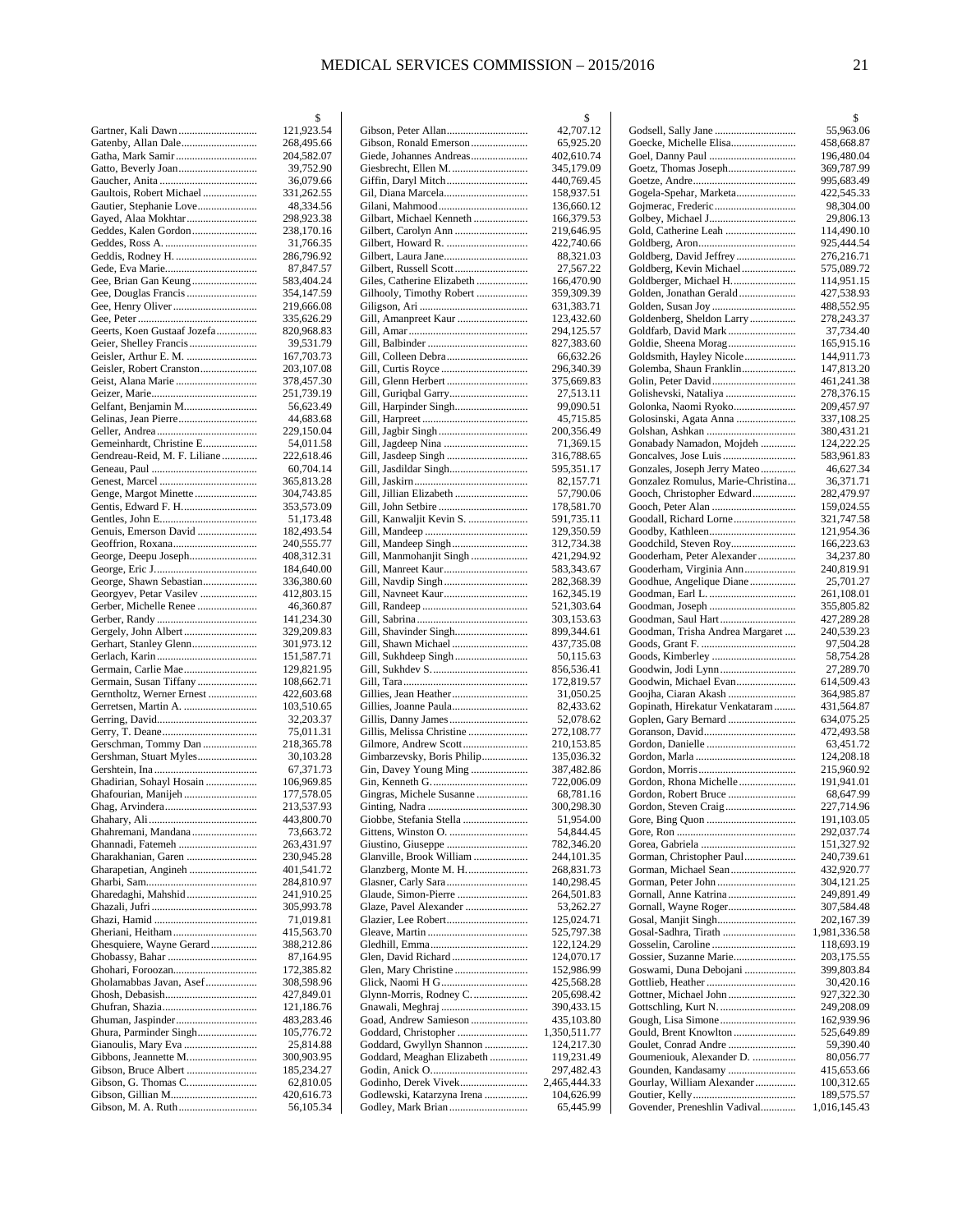| Name | $ |
|---|---|
| Gartner, Kali Dawn | 121,923.54 |
| Gatenby, Allan Dale | 268,495.66 |
| Gatha, Mark Samir | 204,582.07 |
| Gatto, Beverly Joan | 39,752.90 |
| Gaucher, Anita | 36,079.66 |
| Gaultois, Robert Michael | 331,262.55 |
| Gautier, Stephanie Love | 48,334.56 |
| Gayed, Alaa Mokhtar | 298,923.38 |
| Geddes, Kalen Gordon | 238,170.16 |
| Geddes, Ross A. | 31,766.35 |
| Geddis, Rodney H. | 286,796.92 |
| Gede, Eva Marie | 87,847.57 |
| Gee, Brian Gan Keung | 583,404.24 |
| Gee, Douglas Francis | 354,147.59 |
| Gee, Henry Oliver | 219,666.08 |
| Gee, Peter | 335,626.29 |
| Geerts, Koen Gustaaf Jozefa | 820,968.83 |
| Geier, Shelley Francis | 39,531.79 |
| Geisler, Arthur E. M. | 167,703.73 |
| Geisler, Robert Cranston | 203,107.08 |
| Geist, Alana Marie | 378,457.30 |
| Geizer, Marie | 251,739.19 |
| Gelfant, Benjamin M. | 56,623.49 |
| Gelinas, Jean Pierre | 44,683.68 |
| Geller, Andrea | 229,150.04 |
| Gemeinhardt, Christine E. | 54,011.58 |
| Gendreau-Reid, M. F. Liliane | 222,618.46 |
| Geneau, Paul | 60,704.14 |
| Genest, Marcel | 365,813.28 |
| Genge, Margot Minette | 304,743.85 |
| Gentis, Edward F. H. | 353,573.09 |
| Gentles, John E. | 51,173.48 |
| Genuis, Emerson David | 182,493.54 |
| Geoffrion, Roxana | 240,555.77 |
| George, Deepu Joseph | 408,312.31 |
| George, Eric J. | 184,640.00 |
| George, Shawn Sebastian | 336,380.60 |
| Georgyev, Petar Vasilev | 412,803.15 |
| Gerber, Michelle Renee | 46,360.87 |
| Gerber, Randy | 141,234.30 |
| Gergely, John Albert | 329,209.83 |
| Gerhart, Stanley Glenn | 301,973.12 |
| Gerlach, Karin | 151,587.71 |
| Germain, Carlie Mae | 129,821.95 |
| Germain, Susan Tiffany | 108,662.71 |
| Gerntholtz, Werner Ernest | 422,603.68 |
| Gerretsen, Martin A. | 103,510.65 |
| Gerring, David | 32,203.37 |
| Gerry, T. Deane | 75,011.31 |
| Gerschman, Tommy Dan | 218,365.78 |
| Gershman, Stuart Myles | 30,103.28 |
| Gershtein, Ina | 67,371.73 |
| Ghadirian, Sohayl Hosain | 106,969.85 |
| Ghafourian, Manijeh | 177,578.05 |
| Ghag, Arvindera | 213,537.93 |
| Ghahary, Ali | 443,800.70 |
| Ghahremani, Mandana | 73,663.72 |
| Ghannadi, Fatemeh | 263,431.97 |
| Gharakhanian, Garen | 230,945.28 |
| Gharapetian, Angineh | 401,541.72 |
| Gharbi, Sam | 284,810.97 |
| Gharedaghi, Mahshid | 241,910.25 |
| Ghazali, Jufri | 305,993.78 |
| Ghazi, Hamid | 71,019.81 |
| Gheriani, Heitham | 415,563.70 |
| Ghesquiere, Wayne Gerard | 388,212.86 |
| Ghobassy, Bahar | 87,164.95 |
| Ghohari, Foroozan | 172,385.82 |
| Gholamabbas Javan, Asef | 308,598.96 |
| Ghosh, Debasish | 427,849.01 |
| Ghufran, Shazia | 121,186.76 |
| Ghuman, Jaspinder | 483,283.46 |
| Ghura, Parminder Singh | 105,776.72 |
| Gianoulis, Mary Eva | 25,814.88 |
| Gibbons, Jeannette M. | 300,903.95 |
| Gibson, Bruce Albert | 185,234.27 |
| Gibson, G. Thomas C. | 62,810.05 |
| Gibson, Gillian M. | 420,616.73 |
| Gibson, M. A. Ruth | 56,105.34 |
| Gibson, Peter Allan | 42,707.12 |
| Gibson, Ronald Emerson | 65,925.20 |
| Giede, Johannes Andreas | 402,610.74 |
| Giesbrecht, Ellen M. | 345,179.09 |
| Giffin, Daryl Mitch | 440,769.45 |
| Gil, Diana Marcela | 158,937.51 |
| Gilani, Mahmood | 136,660.12 |
| Gilbart, Michael Kenneth | 166,379.53 |
| Gilbert, Carolyn Ann | 219,646.95 |
| Gilbert, Howard R. | 422,740.66 |
| Gilbert, Laura Jane | 88,321.03 |
| Gilbert, Russell Scott | 27,567.22 |
| Giles, Catherine Elizabeth | 166,470.90 |
| Gilhooly, Timothy Robert | 359,309.39 |
| Giligson, Ari | 631,383.71 |
| Gill, Amanpreet Kaur | 123,432.60 |
| Gill, Amar | 294,125.57 |
| Gill, Balbinder | 827,383.60 |
| Gill, Colleen Debra | 66,632.26 |
| Gill, Curtis Royce | 296,340.39 |
| Gill, Glenn Herbert | 375,669.83 |
| Gill, Guriqbal Garry | 27,513.11 |
| Gill, Harpinder Singh | 99,090.51 |
| Gill, Harpreet | 45,715.85 |
| Gill, Jagbir Singh | 200,356.49 |
| Gill, Jagdeep Nina | 71,369.15 |
| Gill, Jasdeep Singh | 316,788.65 |
| Gill, Jasdildar Singh | 595,351.17 |
| Gill, Jaskirn | 82,157.71 |
| Gill, Jillian Elizabeth | 57,790.06 |
| Gill, John Setbire | 178,581.70 |
| Gill, Kanwaljit Kevin S. | 591,735.11 |
| Gill, Mandeep | 129,350.59 |
| Gill, Mandeep Singh | 312,734.38 |
| Gill, Manmohanjit Singh | 421,294.92 |
| Gill, Manreet Kaur | 583,343.67 |
| Gill, Navdip Singh | 282,368.39 |
| Gill, Navneet Kaur | 162,345.19 |
| Gill, Randeep | 521,303.64 |
| Gill, Sabrina | 303,153.63 |
| Gill, Shavinder Singh | 899,344.61 |
| Gill, Shawn Michael | 437,735.08 |
| Gill, Sukhdeep Singh | 50,115.63 |
| Gill, Sukhdev S. | 856,336.41 |
| Gill, Tara | 172,819.57 |
| Gillies, Jean Heather | 31,050.25 |
| Gillies, Joanne Paula | 82,433.62 |
| Gillis, Danny James | 52,078.62 |
| Gillis, Melissa Christine | 272,108.77 |
| Gilmore, Andrew Scott | 210,153.85 |
| Gimbarzevsky, Boris Philip | 135,036.32 |
| Gin, Davey Young Ming | 387,482.86 |
| Gin, Kenneth G. | 722,006.09 |
| Gingras, Michele Susanne | 68,781.16 |
| Ginting, Nadra | 300,298.30 |
| Giobbe, Stefania Stella | 51,954.00 |
| Gittens, Winston O. | 54,844.45 |
| Giustino, Giuseppe | 782,346.20 |
| Glanville, Brook William | 244,101.35 |
| Glanzberg, Monte M. H. | 268,831.73 |
| Glasner, Carly Sara | 140,298.45 |
| Glaude, Simon-Pierre | 264,501.83 |
| Glaze, Pavel Alexander | 53,262.27 |
| Glazier, Lee Robert | 125,024.71 |
| Gleave, Martin | 525,797.38 |
| Gledhill, Emma | 122,124.29 |
| Glen, David Richard | 124,070.17 |
| Glen, Mary Christine | 152,986.99 |
| Glick, Naomi H G | 425,568.28 |
| Glynn-Morris, Rodney C. | 205,698.42 |
| Gnawali, Meghraj | 390,433.15 |
| Goad, Andrew Samieson | 435,103.80 |
| Goddard, Christopher | 1,350,511.77 |
| Goddard, Gwyllyn Shannon | 124,217.30 |
| Goddard, Meaghan Elizabeth | 119,231.49 |
| Godin, Anick O. | 297,482.43 |
| Godinho, Derek Vivek | 2,465,444.33 |
| Godlewski, Katarzyna Irena | 104,626.99 |
| Godley, Mark Brian | 65,445.99 |
| Godsell, Sally Jane | 55,963.06 |
| Goecke, Michelle Elisa | 458,668.87 |
| Goel, Danny Paul | 196,480.04 |
| Goetz, Thomas Joseph | 369,787.99 |
| Goetze, Andre | 995,683.49 |
| Gogela-Spehar, Marketa | 422,545.33 |
| Gojmerac, Frederic | 98,304.00 |
| Golbey, Michael J. | 29,806.13 |
| Gold, Catherine Leah | 114,490.10 |
| Goldberg, Aron | 925,444.54 |
| Goldberg, David Jeffrey | 276,216.71 |
| Goldberg, Kevin Michael | 575,089.72 |
| Goldberger, Michael H. | 114,951.15 |
| Golden, Jonathan Gerald | 427,538.93 |
| Golden, Susan Joy | 488,552.95 |
| Goldenberg, Sheldon Larry | 278,243.37 |
| Goldfarb, David Mark | 37,734.40 |
| Goldie, Sheena Morag | 165,915.16 |
| Goldsmith, Hayley Nicole | 144,911.73 |
| Golemba, Shaun Franklin | 147,813.20 |
| Golin, Peter David | 461,241.38 |
| Golishevski, Nataliya | 278,376.15 |
| Golonka, Naomi Ryoko | 209,457.97 |
| Golosinski, Agata Anna | 337,108.25 |
| Golshan, Ashkan | 380,431.21 |
| Gonabady Namadon, Mojdeh | 124,222.25 |
| Goncalves, Jose Luis | 583,961.83 |
| Gonzales, Joseph Jerry Mateo | 46,627.34 |
| Gonzalez Romulus, Marie-Christina | 36,371.71 |
| Gooch, Christopher Edward | 282,479.97 |
| Gooch, Peter Alan | 159,024.55 |
| Goodall, Richard Lorne | 321,747.58 |
| Goodby, Kathleen | 121,954.36 |
| Goodchild, Steven Roy | 166,223.63 |
| Gooderham, Peter Alexander | 34,237.80 |
| Gooderham, Virginia Ann | 240,819.91 |
| Goodhue, Angelique Diane | 25,701.27 |
| Goodman, Earl L. | 261,108.01 |
| Goodman, Joseph | 355,805.82 |
| Goodman, Saul Hart | 427,289.28 |
| Goodman, Trisha Andrea Margaret | 240,539.23 |
| Goods, Grant F. | 97,504.28 |
| Goods, Kimberley | 58,754.28 |
| Goodwin, Jodi Lynn | 27,289.70 |
| Goodwin, Michael Evan | 614,509.43 |
| Goojha, Ciaran Akash | 364,985.87 |
| Gopinath, Hirekatur Venkataram | 431,564.87 |
| Goplen, Gary Bernard | 634,075.25 |
| Goranson, David | 472,493.58 |
| Gordon, Danielle | 63,451.72 |
| Gordon, Marla | 124,208.18 |
| Gordon, Morris | 215,960.92 |
| Gordon, Rhona Michelle | 191,941.01 |
| Gordon, Robert Bruce | 68,647.99 |
| Gordon, Steven Craig | 227,714.96 |
| Gore, Bing Quon | 191,103.05 |
| Gore, Ron | 292,037.74 |
| Gorea, Gabriela | 151,327.92 |
| Gorman, Christopher Paul | 240,739.61 |
| Gorman, Michael Sean | 432,920.77 |
| Gorman, Peter John | 304,121.25 |
| Gornall, Anne Katrina | 249,891.49 |
| Gornall, Wayne Roger | 307,584.48 |
| Gosal, Manjit Singh | 202,167.39 |
| Gosal-Sadhra, Tirath | 1,981,336.58 |
| Gosselin, Caroline | 118,693.19 |
| Gossier, Suzanne Marie | 203,175.55 |
| Goswami, Duna Debojani | 399,803.84 |
| Gottlieb, Heather | 30,420.16 |
| Gottner, Michael John | 927,322.30 |
| Gottschling, Kurt N. | 249,208.09 |
| Gough, Lisa Simone | 162,939.96 |
| Gould, Brent Knowlton | 525,649.89 |
| Goulet, Conrad Andre | 59,390.40 |
| Goumeniouk, Alexander D. | 80,056.77 |
| Gounden, Kandasamy | 415,653.66 |
| Gourlay, William Alexander | 100,312.65 |
| Goutier, Kelly | 189,575.57 |
| Govender, Preneshlin Vadival | 1,016,145.43 |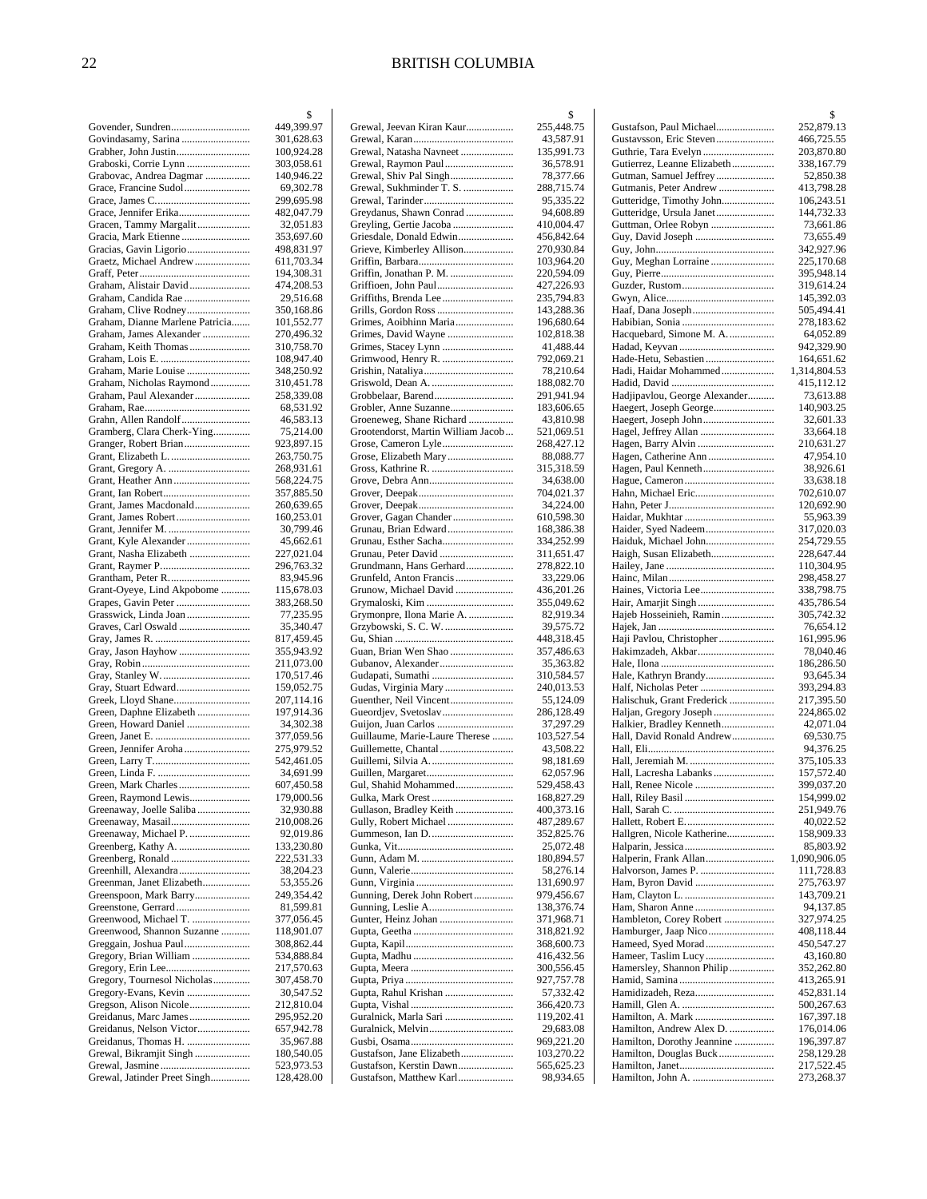| Name | $ |
|---|---|
| Govender, Sundren | 449,399.97 |
| Govindasamy, Sarina | 301,628.63 |
| Grabher, John Justin | 100,924.28 |
| Graboski, Corrie Lynn | 303,058.61 |
| Grabovac, Andrea Dagmar | 140,946.22 |
| Grace, Francine Sudol | 69,302.78 |
| Grace, James C. | 299,695.98 |
| Grace, Jennifer Erika | 482,047.79 |
| Gracen, Tammy Margalit | 32,051.83 |
| Gracia, Mark Etienne | 353,697.60 |
| Gracias, Gavin Ligorio | 498,831.97 |
| Graetz, Michael Andrew | 611,703.34 |
| Graff, Peter | 194,308.31 |
| Graham, Alistair David | 474,208.53 |
| Graham, Candida Rae | 29,516.68 |
| Graham, Clive Rodney | 350,168.86 |
| Graham, Dianne Marlene Patricia | 101,552.77 |
| Graham, James Alexander | 270,496.32 |
| Graham, Keith Thomas | 310,758.70 |
| Graham, Lois E. | 108,947.40 |
| Graham, Marie Louise | 348,250.92 |
| Graham, Nicholas Raymond | 310,451.78 |
| Graham, Paul Alexander | 258,339.08 |
| Graham, Rae | 68,531.92 |
| Grahn, Allen Randolf | 46,583.13 |
| Gramberg, Clara Cherk-Ying | 75,214.00 |
| Granger, Robert Brian | 923,897.15 |
| Grant, Elizabeth L. | 263,750.75 |
| Grant, Gregory A. | 268,931.61 |
| Grant, Heather Ann | 568,224.75 |
| Grant, Ian Robert | 357,885.50 |
| Grant, James Macdonald | 260,639.65 |
| Grant, James Robert | 160,253.01 |
| Grant, Jennifer M. | 30,799.46 |
| Grant, Kyle Alexander | 45,662.61 |
| Grant, Nasha Elizabeth | 227,021.04 |
| Grant, Raymer P. | 296,763.32 |
| Grantham, Peter R. | 83,945.96 |
| Grant-Oyeye, Lind Akpobome | 115,678.03 |
| Grapes, Gavin Peter | 383,268.50 |
| Grasswick, Linda Joan | 77,235.95 |
| Graves, Carl Oswald | 35,340.47 |
| Gray, James R. | 817,459.45 |
| Gray, Jason Hayhow | 355,943.92 |
| Gray, Robin | 211,073.00 |
| Gray, Stanley W. | 170,517.46 |
| Gray, Stuart Edward | 159,052.75 |
| Greek, Lloyd Shane | 207,114.16 |
| Green, Daphne Elizabeth | 197,914.36 |
| Green, Howard Daniel | 34,302.38 |
| Green, Janet E. | 377,059.56 |
| Green, Jennifer Aroha | 275,979.52 |
| Green, Larry T. | 542,461.05 |
| Green, Linda F. | 34,691.99 |
| Green, Mark Charles | 607,450.58 |
| Green, Raymond Lewis | 179,000.56 |
| Greenaway, Joelle Saliba | 32,930.88 |
| Greenaway, Masail | 210,008.26 |
| Greenaway, Michael P. | 92,019.86 |
| Greenberg, Kathy A. | 133,230.80 |
| Greenberg, Ronald | 222,531.33 |
| Greenhill, Alexandra | 38,204.23 |
| Greenman, Janet Elizabeth | 53,355.26 |
| Greenspoon, Mark Barry | 249,354.42 |
| Greenstone, Gerrard | 81,599.81 |
| Greenwood, Michael T. | 377,056.45 |
| Greenwood, Shannon Suzanne | 118,901.07 |
| Greggain, Joshua Paul | 308,862.44 |
| Gregory, Brian William | 534,888.84 |
| Gregory, Erin Lee | 217,570.63 |
| Gregory, Tournesol Nicholas | 307,458.70 |
| Gregory-Evans, Kevin | 30,547.52 |
| Gregson, Alison Nicole | 212,810.04 |
| Greidanus, Marc James | 295,952.20 |
| Greidanus, Nelson Victor | 657,942.78 |
| Greidanus, Thomas H. | 35,967.88 |
| Grewal, Bikramjit Singh | 180,540.05 |
| Grewal, Jasmine | 523,973.53 |
| Grewal, Jatinder Preet Singh | 128,428.00 |
| Grewal, Jeevan Kiran Kaur | 255,448.75 |
| Grewal, Karan | 43,587.91 |
| Grewal, Natasha Navneet | 135,991.73 |
| Grewal, Raymon Paul | 36,578.91 |
| Grewal, Shiv Pal Singh | 78,377.66 |
| Grewal, Sukhminder T. S. | 288,715.74 |
| Grewal, Tarinder | 95,335.22 |
| Greydanus, Shawn Conrad | 94,608.89 |
| Greyling, Gertie Jacoba | 410,004.47 |
| Griesdale, Donald Edwin | 456,842.64 |
| Grieve, Kimberley Allison | 270,930.84 |
| Griffin, Barbara | 103,964.20 |
| Griffin, Jonathan P. M. | 220,594.09 |
| Griffioen, John Paul | 427,226.93 |
| Griffiths, Brenda Lee | 235,794.83 |
| Grills, Gordon Ross | 143,288.36 |
| Grimes, Aoibhinn Maria | 196,680.64 |
| Grimes, David Wayne | 102,818.38 |
| Grimes, Stacey Lynn | 41,488.44 |
| Grimwood, Henry R. | 792,069.21 |
| Grishin, Nataliya | 78,210.64 |
| Griswold, Dean A. | 188,082.70 |
| Grobbelaar, Barend | 291,941.94 |
| Grobler, Anne Suzanne | 183,606.65 |
| Groeneweg, Shane Richard | 43,810.98 |
| Grootendorst, Martin William Jacob | 521,069.51 |
| Grose, Cameron Lyle | 268,427.12 |
| Grose, Elizabeth Mary | 88,088.77 |
| Gross, Kathrine R. | 315,318.59 |
| Grove, Debra Ann | 34,638.00 |
| Grover, Deepak | 704,021.37 |
| Grover, Deepak | 34,224.00 |
| Grover, Gagan Chander | 610,598.30 |
| Grunau, Brian Edward | 168,386.38 |
| Grunau, Esther Sacha | 334,252.99 |
| Grunau, Peter David | 311,651.47 |
| Grundmann, Hans Gerhard | 278,822.10 |
| Grunfeld, Anton Francis | 33,229.06 |
| Grunow, Michael David | 436,201.26 |
| Grymaloski, Kim | 355,049.62 |
| Grymonpre, Ilona Marie A. | 82,919.34 |
| Grzybowski, S. C. W. | 39,575.72 |
| Gu, Shian | 448,318.45 |
| Guan, Brian Wen Shao | 357,486.63 |
| Gubanov, Alexander | 35,363.82 |
| Gudapati, Sumathi | 310,584.57 |
| Gudas, Virginia Mary | 240,013.53 |
| Guenther, Neil Vincent | 55,124.09 |
| Gueordjev, Svetoslav | 286,128.49 |
| Guijon, Juan Carlos | 37,297.29 |
| Guillaume, Marie-Laure Therese | 103,527.54 |
| Guillemette, Chantal | 43,508.22 |
| Guillemi, Silvia A. | 98,181.69 |
| Guillen, Margaret | 62,057.96 |
| Gul, Shahid Mohammed | 529,458.43 |
| Gulka, Mark Orest | 168,827.29 |
| Gullason, Bradley Keith | 400,373.16 |
| Gully, Robert Michael | 487,289.67 |
| Gummeson, Ian D. | 352,825.76 |
| Gunka, Vit | 25,072.48 |
| Gunn, Adam M. | 180,894.57 |
| Gunn, Valerie | 58,276.14 |
| Gunn, Virginia | 131,690.97 |
| Gunning, Derek John Robert | 979,456.67 |
| Gunning, Leslie A. | 138,376.74 |
| Gunter, Heinz Johan | 371,968.71 |
| Gupta, Geetha | 318,821.92 |
| Gupta, Kapil | 368,600.73 |
| Gupta, Madhu | 416,432.56 |
| Gupta, Meera | 300,556.45 |
| Gupta, Priya | 927,757.78 |
| Gupta, Rahul Krishan | 57,332.42 |
| Gupta, Vishal | 366,420.73 |
| Guralnick, Marla Sari | 119,202.41 |
| Guralnick, Melvin | 29,683.08 |
| Gusbi, Osama | 969,221.20 |
| Gustafson, Jane Elizabeth | 103,270.22 |
| Gustafson, Kerstin Dawn | 565,625.23 |
| Gustafson, Matthew Karl | 98,934.65 |
| Gustafson, Paul Michael | 252,879.13 |
| Gustavsson, Eric Steven | 466,725.55 |
| Guthrie, Tara Evelyn | 203,870.80 |
| Gutierrez, Leanne Elizabeth | 338,167.79 |
| Gutman, Samuel Jeffrey | 52,850.38 |
| Gutmanis, Peter Andrew | 413,798.28 |
| Gutteridge, Timothy John | 106,243.51 |
| Gutteridge, Ursula Janet | 144,732.33 |
| Guttman, Orlee Robyn | 73,661.86 |
| Guy, David Joseph | 73,655.49 |
| Guy, John | 342,927.96 |
| Guy, Meghan Lorraine | 225,170.68 |
| Guy, Pierre | 395,948.14 |
| Guzder, Rustom | 319,614.24 |
| Gwyn, Alice | 145,392.03 |
| Haaf, Dana Joseph | 505,494.41 |
| Habibian, Sonia | 278,183.62 |
| Hacquebard, Simone M. A. | 64,052.89 |
| Hadad, Keyvan | 942,329.90 |
| Hade-Hetu, Sebastien | 164,651.62 |
| Hadi, Haidar Mohammed | 1,314,804.53 |
| Hadid, David | 415,112.12 |
| Hadjipavlou, George Alexander | 73,613.88 |
| Haegert, Joseph George | 140,903.25 |
| Haegert, Joseph John | 32,601.33 |
| Hagel, Jeffrey Allan | 33,664.18 |
| Hagen, Barry Alvin | 210,631.27 |
| Hagen, Catherine Ann | 47,954.10 |
| Hagen, Paul Kenneth | 38,926.61 |
| Hague, Cameron | 33,638.18 |
| Hahn, Michael Eric | 702,610.07 |
| Hahn, Peter J. | 120,692.90 |
| Haidar, Mukhtar | 55,963.39 |
| Haider, Syed Nadeem | 317,020.03 |
| Haiduk, Michael John | 254,729.55 |
| Haigh, Susan Elizabeth | 228,647.44 |
| Hailey, Jane | 110,304.95 |
| Hainc, Milan | 298,458.27 |
| Haines, Victoria Lee | 338,798.75 |
| Hair, Amarjit Singh | 435,786.54 |
| Hajeb Hosseinieh, Ramin | 305,742.32 |
| Hajek, Jan | 76,654.12 |
| Haji Pavlou, Christopher | 161,995.96 |
| Hakimzadeh, Akbar | 78,040.46 |
| Hale, Ilona | 186,286.50 |
| Hale, Kathryn Brandy | 93,645.34 |
| Half, Nicholas Peter | 393,294.83 |
| Halischuk, Grant Frederick | 217,395.50 |
| Haljan, Gregory Joseph | 224,865.02 |
| Halkier, Bradley Kenneth | 42,071.04 |
| Hall, David Ronald Andrew | 69,530.75 |
| Hall, Eli | 94,376.25 |
| Hall, Jeremiah M. | 375,105.33 |
| Hall, Lacresha Labanks | 157,572.40 |
| Hall, Renee Nicole | 399,037.20 |
| Hall, Riley Basil | 154,999.02 |
| Hall, Sarah C. | 251,949.76 |
| Hallett, Robert E. | 40,022.52 |
| Hallgren, Nicole Katherine | 158,909.33 |
| Halparin, Jessica | 85,803.92 |
| Halperin, Frank Allan | 1,090,906.05 |
| Halvorson, James P. | 111,728.83 |
| Ham, Byron David | 275,763.97 |
| Ham, Clayton L. | 143,709.21 |
| Ham, Sharon Anne | 94,137.85 |
| Hambleton, Corey Robert | 327,974.25 |
| Hamburger, Jaap Nico | 408,118.44 |
| Hameed, Syed Morad | 450,547.27 |
| Hameer, Taslim Lucy | 43,160.80 |
| Hamersley, Shannon Philip | 352,262.80 |
| Hamid, Samina | 413,265.91 |
| Hamidizadeh, Reza | 452,831.14 |
| Hamill, Glen A. | 500,267.63 |
| Hamilton, A. Mark | 167,397.18 |
| Hamilton, Andrew Alex D. | 176,014.06 |
| Hamilton, Dorothy Jeannine | 196,397.87 |
| Hamilton, Douglas Buck | 258,129.28 |
| Hamilton, Janet | 217,522.45 |
| Hamilton, John A. | 273,268.37 |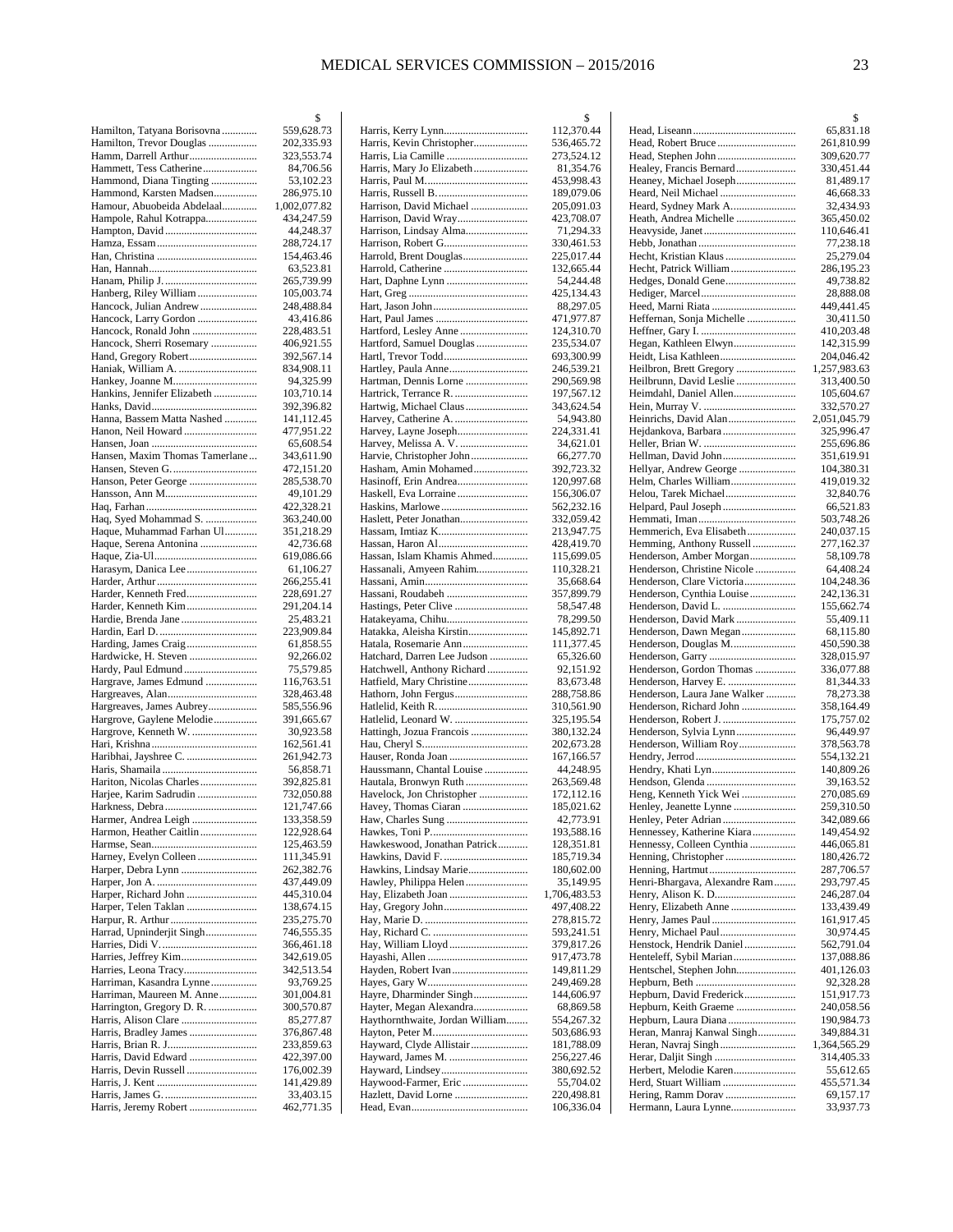| Name | $ |
|---|---|
| Hamilton, Tatyana Borisovna | 559,628.73 |
| Hamilton, Trevor Douglas | 202,335.93 |
| Hamm, Darrell Arthur | 323,553.74 |
| Hammett, Tess Catherine | 84,706.56 |
| Hammond, Diana Tingting | 53,102.23 |
| Hammond, Karsten Madsen | 286,975.10 |
| Hamour, Abuobeida Abdelaal | 1,002,077.82 |
| Hampole, Rahul Kotrappa | 434,247.59 |
| Hampton, David | 44,248.37 |
| Hamza, Essam | 288,724.17 |
| Han, Christina | 154,463.46 |
| Han, Hannah | 63,523.81 |
| Hanam, Philip J. | 265,739.99 |
| Hanberg, Riley William | 105,003.74 |
| Hancock, Julian Andrew | 248,488.84 |
| Hancock, Larry Gordon | 43,416.86 |
| Hancock, Ronald John | 228,483.51 |
| Hancock, Sherri Rosemary | 406,921.55 |
| Hand, Gregory Robert | 392,567.14 |
| Haniak, William A. | 834,908.11 |
| Hankey, Joanne M. | 94,325.99 |
| Hankins, Jennifer Elizabeth | 103,710.14 |
| Hanks, David | 392,396.82 |
| Hanna, Bassem Matta Nashed | 141,112.45 |
| Hanon, Neil Howard | 477,951.22 |
| Hansen, Joan | 65,608.54 |
| Hansen, Maxim Thomas Tamerlane | 343,611.90 |
| Hansen, Steven G. | 472,151.20 |
| Hanson, Peter George | 285,538.70 |
| Hansson, Ann M. | 49,101.29 |
| Haq, Farhan | 422,328.21 |
| Haq, Syed Mohammad S. | 363,240.00 |
| Haque, Muhammad Farhan Ul | 351,218.29 |
| Haque, Serena Antonina | 42,736.68 |
| Haque, Zia-Ul | 619,086.86 |
| Harasym, Danica Lee | 61,106.27 |
| Harder, Arthur | 266,255.41 |
| Harder, Kenneth Fred | 228,691.27 |
| Harder, Kenneth Kim | 291,204.14 |
| Hardie, Brenda Jane | 25,483.21 |
| Hardin, Earl D. | 223,909.84 |
| Harding, James Craig | 61,858.55 |
| Hardwicke, H. Steven | 92,266.02 |
| Hardy, Paul Edmund | 75,579.85 |
| Hargrave, James Edmund | 116,763.51 |
| Hargreaves, Alan | 328,463.48 |
| Hargreaves, James Aubrey | 585,556.96 |
| Hargrove, Gaylene Melodie | 391,665.67 |
| Hargrove, Kenneth W. | 30,923.58 |
| Hari, Krishna | 162,561.41 |
| Haribhai, Jayshree C. | 261,942.73 |
| Haris, Shamaila | 56,858.71 |
| Hariton, Nicolas Charles | 392,825.81 |
| Harjee, Karim Sadrudin | 732,050.88 |
| Harkness, Debra | 121,747.66 |
| Harmer, Andrea Leigh | 133,358.59 |
| Harmon, Heather Caitlin | 122,928.64 |
| Harmse, Sean | 125,463.59 |
| Harney, Evelyn Colleen | 111,345.91 |
| Harper, Debra Lynn | 262,382.76 |
| Harper, Jon A. | 437,449.09 |
| Harper, Richard John | 445,310.04 |
| Harper, Telen Taklan | 138,674.15 |
| Harpur, R. Arthur | 235,275.70 |
| Harrad, Upninderjit Singh | 746,555.35 |
| Harries, Didi V. | 366,461.18 |
| Harries, Jeffrey Kim | 342,619.05 |
| Harries, Leona Tracy | 342,513.54 |
| Harriman, Kasandra Lynne | 93,769.25 |
| Harriman, Maureen M. Anne | 301,004.81 |
| Harrington, Gregory D. R. | 300,570.87 |
| Harris, Alison Clare | 85,277.87 |
| Harris, Bradley James | 376,867.48 |
| Harris, Brian R. J. | 233,859.63 |
| Harris, David Edward | 422,397.00 |
| Harris, Devin Russell | 176,002.39 |
| Harris, J. Kent | 141,429.89 |
| Harris, James G. | 33,403.15 |
| Harris, Jeremy Robert | 462,771.35 |
| Harris, Kerry Lynn | 112,370.44 |
| Harris, Kevin Christopher | 536,465.72 |
| Harris, Lia Camille | 273,524.12 |
| Harris, Mary Jo Elizabeth | 81,354.76 |
| Harris, Paul M. | 453,998.43 |
| Harris, Russell B. | 189,079.06 |
| Harrison, David Michael | 205,091.03 |
| Harrison, David Wray | 423,708.07 |
| Harrison, Lindsay Alma | 71,294.33 |
| Harrison, Robert G. | 330,461.53 |
| Harrold, Brent Douglas | 225,017.44 |
| Harrold, Catherine | 132,665.44 |
| Hart, Daphne Lynn | 54,244.48 |
| Hart, Greg | 425,134.43 |
| Hart, Jason John | 88,297.05 |
| Hart, Paul James | 471,977.87 |
| Hartford, Lesley Anne | 124,310.70 |
| Hartford, Samuel Douglas | 235,534.07 |
| Hartl, Trevor Todd | 693,300.99 |
| Hartley, Paula Anne | 246,539.21 |
| Hartman, Dennis Lorne | 290,569.98 |
| Hartrick, Terrance R. | 197,567.12 |
| Hartwig, Michael Claus | 343,624.54 |
| Harvey, Catherine A. | 54,943.80 |
| Harvey, Layne Joseph | 224,331.41 |
| Harvey, Melissa A. V. | 34,621.01 |
| Harvie, Christopher John | 66,277.70 |
| Hasham, Amin Mohamed | 392,723.32 |
| Hasinoff, Erin Andrea | 120,997.68 |
| Haskell, Eva Lorraine | 156,306.07 |
| Haskins, Marlowe | 562,232.16 |
| Haslett, Peter Jonathan | 332,059.42 |
| Hassam, Imtiaz K. | 213,947.75 |
| Hassan, Haron Al | 428,419.70 |
| Hassan, Islam Khamis Ahmed | 115,699.05 |
| Hassanali, Amyeen Rahim | 110,328.21 |
| Hassani, Amin | 35,668.64 |
| Hassani, Roudabeh | 357,899.79 |
| Hastings, Peter Clive | 58,547.48 |
| Hatakeyama, Chihu | 78,299.50 |
| Hatakka, Aleisha Kirstin | 145,892.71 |
| Hatala, Rosemarie Ann | 111,377.45 |
| Hatchard, Darren Lee Judson | 65,326.60 |
| Hatchwell, Anthony Richard | 92,151.92 |
| Hatfield, Mary Christine | 83,673.48 |
| Hathorn, John Fergus | 288,758.86 |
| Hatlelid, Keith R. | 310,561.90 |
| Hatlelid, Leonard W. | 325,195.54 |
| Hattingh, Jozua Francois | 380,132.24 |
| Hau, Cheryl S. | 202,673.28 |
| Hauser, Ronda Joan | 167,166.57 |
| Haussmann, Chantal Louise | 44,248.95 |
| Hautala, Bronwyn Ruth | 263,569.48 |
| Havelock, Jon Christopher | 172,112.16 |
| Havey, Thomas Ciaran | 185,021.62 |
| Haw, Charles Sung | 42,773.91 |
| Hawkes, Toni P. | 193,588.16 |
| Hawkeswood, Jonathan Patrick | 128,351.81 |
| Hawkins, David F. | 185,719.34 |
| Hawkins, Lindsay Marie | 180,602.00 |
| Hawley, Philippa Helen | 35,149.95 |
| Hay, Elizabeth Joan | 1,706,483.53 |
| Hay, Gregory John | 497,408.22 |
| Hay, Marie D. | 278,815.72 |
| Hay, Richard C. | 593,241.51 |
| Hay, William Lloyd | 379,817.26 |
| Hayashi, Allen | 917,473.78 |
| Hayden, Robert Ivan | 149,811.29 |
| Hayes, Gary W. | 249,469.28 |
| Hayre, Dharminder Singh | 144,606.97 |
| Hayter, Megan Alexandra | 68,869.58 |
| Haythornthwaite, Jordan William | 554,267.32 |
| Hayton, Peter M. | 503,686.93 |
| Hayward, Clyde Allistair | 181,788.09 |
| Hayward, James M. | 256,227.46 |
| Hayward, Lindsey | 380,692.52 |
| Haywood-Farmer, Eric | 55,704.02 |
| Hazlett, David Lorne | 220,498.81 |
| Head, Evan | 106,336.04 |
| Head, Liseann | 65,831.18 |
| Head, Robert Bruce | 261,810.99 |
| Head, Stephen John | 309,620.77 |
| Healey, Francis Bernard | 330,451.44 |
| Heaney, Michael Joseph | 81,489.17 |
| Heard, Neil Michael | 46,668.33 |
| Heard, Sydney Mark A. | 32,434.93 |
| Heath, Andrea Michelle | 365,450.02 |
| Heavyside, Janet | 110,646.41 |
| Hebb, Jonathan | 77,238.18 |
| Hecht, Kristian Klaus | 25,279.04 |
| Hecht, Patrick William | 286,195.23 |
| Hedges, Donald Gene | 49,738.82 |
| Hediger, Marcel | 28,888.08 |
| Heed, Marni Riata | 449,441.45 |
| Heffernan, Sonja Michelle | 30,411.50 |
| Heffner, Gary I. | 410,203.48 |
| Hegan, Kathleen Elwyn | 142,315.99 |
| Heidt, Lisa Kathleen | 204,046.42 |
| Heilbron, Brett Gregory | 1,257,983.63 |
| Heilbrunn, David Leslie | 313,400.50 |
| Heimdahl, Daniel Allen | 105,604.67 |
| Hein, Murray V. | 332,570.27 |
| Heinrichs, David Alan | 2,051,045.79 |
| Hejdankova, Barbara | 325,996.47 |
| Heller, Brian W. | 255,696.86 |
| Hellman, David John | 351,619.91 |
| Hellyar, Andrew George | 104,380.31 |
| Helm, Charles William | 419,019.32 |
| Helou, Tarek Michael | 32,840.76 |
| Helpard, Paul Joseph | 66,521.83 |
| Hemmati, Iman | 503,748.26 |
| Hemmerich, Eva Elisabeth | 240,037.15 |
| Hemming, Anthony Russell | 277,162.37 |
| Henderson, Amber Morgan | 58,109.78 |
| Henderson, Christine Nicole | 64,408.24 |
| Henderson, Clare Victoria | 104,248.36 |
| Henderson, Cynthia Louise | 242,136.31 |
| Henderson, David L. | 155,662.74 |
| Henderson, David Mark | 55,409.11 |
| Henderson, Dawn Megan | 68,115.80 |
| Henderson, Douglas M. | 450,590.38 |
| Henderson, Garry | 328,015.97 |
| Henderson, Gordon Thomas | 336,077.88 |
| Henderson, Harvey E. | 81,344.33 |
| Henderson, Laura Jane Walker | 78,273.38 |
| Henderson, Richard John | 358,164.49 |
| Henderson, Robert J. | 175,757.02 |
| Henderson, Sylvia Lynn | 96,449.97 |
| Henderson, William Roy | 378,563.78 |
| Hendry, Jerrod | 554,132.21 |
| Hendry, Khati Lyn | 140,809.26 |
| Hendson, Glenda | 39,163.52 |
| Heng, Kenneth Yick Wei | 270,085.69 |
| Henley, Jeanette Lynne | 259,310.50 |
| Henley, Peter Adrian | 342,089.66 |
| Hennessey, Katherine Kiara | 149,454.92 |
| Hennessy, Colleen Cynthia | 446,065.81 |
| Henning, Christopher | 180,426.72 |
| Henning, Hartmut | 287,706.57 |
| Henri-Bhargava, Alexandre Ram | 293,797.45 |
| Henry, Alison K. D. | 246,287.04 |
| Henry, Elizabeth Anne | 133,439.49 |
| Henry, James Paul | 161,917.45 |
| Henry, Michael Paul | 30,974.45 |
| Henstock, Hendrik Daniel | 562,791.04 |
| Henteleff, Sybil Marian | 137,088.86 |
| Hentschel, Stephen John | 401,126.03 |
| Hepburn, Beth | 92,328.28 |
| Hepburn, David Frederick | 151,917.73 |
| Hepburn, Keith Graeme | 240,058.56 |
| Hepburn, Laura Diana | 190,984.73 |
| Heran, Manraj Kanwal Singh | 349,884.31 |
| Heran, Navraj Singh | 1,364,565.29 |
| Herar, Daljit Singh | 314,405.33 |
| Herbert, Melodie Karen | 55,612.65 |
| Herd, Stuart William | 455,571.34 |
| Hering, Ramm Dorav | 69,157.17 |
| Hermann, Laura Lynne | 33,937.73 |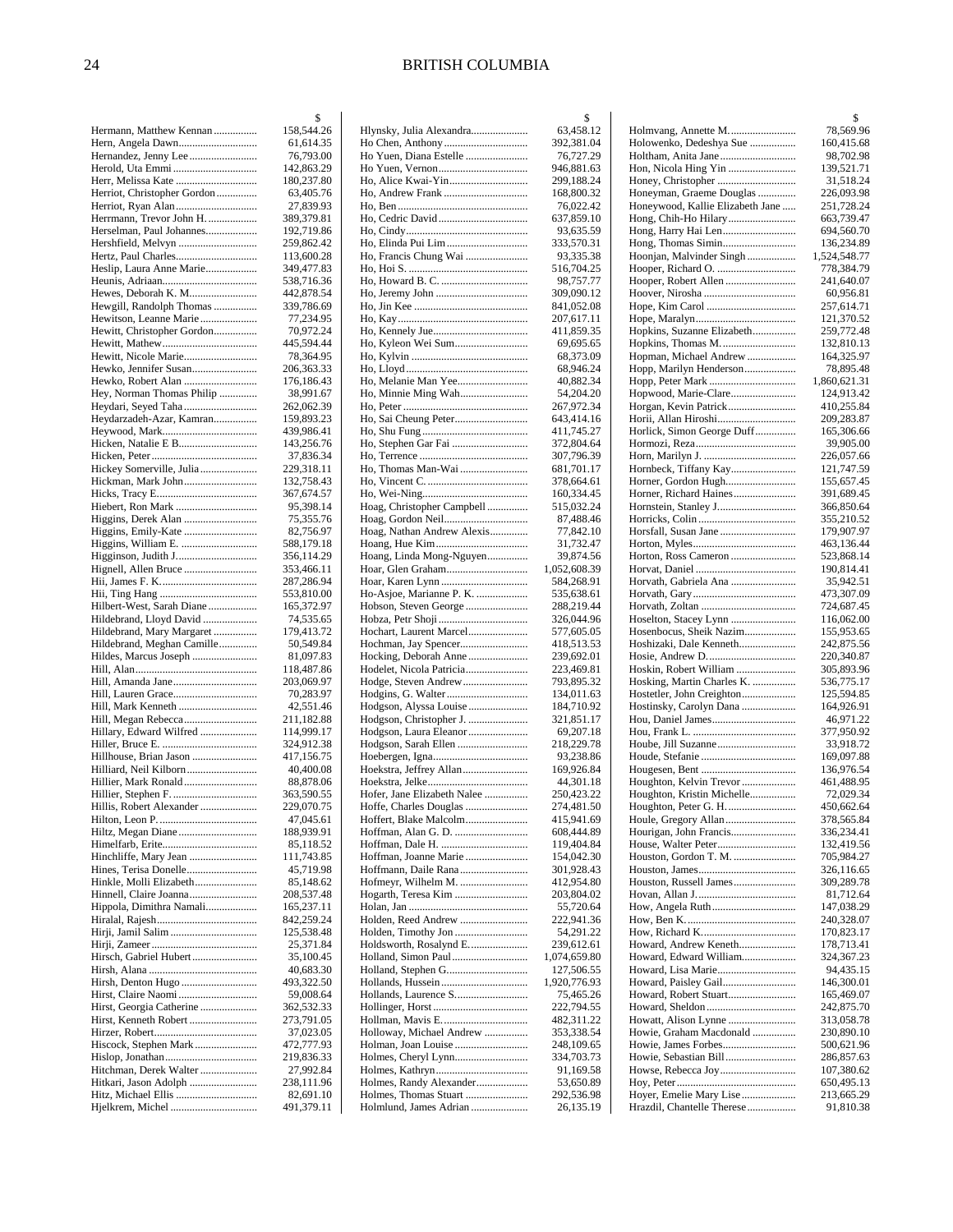| Name | $ |
|---|---|
| Hermann, Matthew Kennan | 158,544.26 |
| Hern, Angela Dawn | 61,614.35 |
| Hernandez, Jenny Lee | 76,793.00 |
| Herold, Uta Emmi | 142,863.29 |
| Herr, Melissa Kate | 180,237.80 |
| Herriot, Christopher Gordon | 63,405.76 |
| Herriot, Ryan Alan | 27,839.93 |
| Herrmann, Trevor John H. | 389,379.81 |
| Herselman, Paul Johannes | 192,719.86 |
| Hershfield, Melvyn | 259,862.42 |
| Hertz, Paul Charles | 113,600.28 |
| Heslip, Laura Anne Marie | 349,477.83 |
| Heunis, Adriaan | 538,716.36 |
| Hewes, Deborah K. M. | 442,878.54 |
| Hewgill, Randolph Thomas | 339,786.69 |
| Hewitson, Leanne Marie | 77,234.95 |
| Hewitt, Christopher Gordon | 70,972.24 |
| Hewitt, Mathew | 445,594.44 |
| Hewitt, Nicole Marie | 78,364.95 |
| Hewko, Jennifer Susan | 206,363.33 |
| Hewko, Robert Alan | 176,186.43 |
| Hey, Norman Thomas Philip | 38,991.67 |
| Heydari, Seyed Taha | 262,062.39 |
| Heydarzadeh-Azar, Kamran | 159,893.23 |
| Heywood, Mark | 439,986.41 |
| Hicken, Natalie E B | 143,256.76 |
| Hicken, Peter | 37,836.34 |
| Hickey Somerville, Julia | 229,318.11 |
| Hickman, Mark John | 132,758.43 |
| Hicks, Tracy E | 367,674.57 |
| Hiebert, Ron Mark | 95,398.14 |
| Higgins, Derek Alan | 75,355.76 |
| Higgins, Emily-Kate | 82,756.97 |
| Higgins, William E. | 588,179.18 |
| Higginson, Judith J | 356,114.29 |
| Hignell, Allen Bruce | 353,466.11 |
| Hii, James F. K. | 287,286.94 |
| Hii, Ting Hang | 553,810.00 |
| Hilbert-West, Sarah Diane | 165,372.97 |
| Hildebrand, Lloyd David | 74,535.65 |
| Hildebrand, Mary Margaret | 179,413.72 |
| Hildebrand, Meghan Camille | 50,549.84 |
| Hildes, Marcus Joseph | 81,097.83 |
| Hill, Alan | 118,487.86 |
| Hill, Amanda Jane | 203,069.97 |
| Hill, Lauren Grace | 70,283.97 |
| Hill, Mark Kenneth | 42,551.46 |
| Hill, Megan Rebecca | 211,182.88 |
| Hillary, Edward Wilfred | 114,999.17 |
| Hiller, Bruce E. | 324,912.38 |
| Hillhouse, Brian Jason | 417,156.75 |
| Hilliard, Neil Kilborn | 40,400.08 |
| Hillier, Mark Ronald | 88,878.06 |
| Hillier, Stephen F. | 363,590.55 |
| Hillis, Robert Alexander | 229,070.75 |
| Hilton, Leon P. | 47,045.61 |
| Hiltz, Megan Diane | 188,939.91 |
| Himelfarb, Erite | 85,118.52 |
| Hinchliffe, Mary Jean | 111,743.85 |
| Hines, Terisa Donelle | 45,719.98 |
| Hinkle, Molli Elizabeth | 85,148.62 |
| Hinnell, Claire Joanna | 208,537.48 |
| Hippola, Dimithra Namali | 165,237.11 |
| Hiralal, Rajesh | 842,259.24 |
| Hirji, Jamil Salim | 125,538.48 |
| Hirji, Zameer | 25,371.84 |
| Hirsch, Gabriel Hubert | 35,100.45 |
| Hirsh, Alana | 40,683.30 |
| Hirsh, Denton Hugo | 493,322.50 |
| Hirst, Claire Naomi | 59,008.64 |
| Hirst, Georgia Catherine | 362,532.33 |
| Hirst, Kenneth Robert | 273,791.05 |
| Hirzer, Robert | 37,023.05 |
| Hiscock, Stephen Mark | 472,777.93 |
| Hislop, Jonathan | 219,836.33 |
| Hitchman, Derek Walter | 27,992.84 |
| Hitkari, Jason Adolph | 238,111.96 |
| Hitz, Michael Ellis | 82,691.10 |
| Hjelkrem, Michel | 491,379.11 |
| Hlynsky, Julia Alexandra | 63,458.12 |
| Ho Chen, Anthony | 392,381.04 |
| Ho Yuen, Diana Estelle | 76,727.29 |
| Ho Yuen, Vernon | 946,881.63 |
| Ho, Alice Kwai-Yin | 299,188.24 |
| Ho, Andrew Frank | 168,800.32 |
| Ho, Ben | 76,022.42 |
| Ho, Cedric David | 637,859.10 |
| Ho, Cindy | 93,635.59 |
| Ho, Elinda Pui Lim | 333,570.31 |
| Ho, Francis Chung Wai | 93,335.38 |
| Ho, Hoi S. | 516,704.25 |
| Ho, Howard B. C. | 98,757.77 |
| Ho, Jeremy John | 309,090.12 |
| Ho, Jin Kee | 841,052.08 |
| Ho, Kay | 207,617.11 |
| Ho, Kennedy Jue | 411,859.35 |
| Ho, Kyleon Wei Sum | 69,695.65 |
| Ho, Kylvin | 68,373.09 |
| Ho, Lloyd | 68,946.24 |
| Ho, Melanie Man Yee | 40,882.34 |
| Ho, Minnie Ming Wah | 54,204.20 |
| Ho, Peter | 267,972.34 |
| Ho, Sai Cheung Peter | 643,414.16 |
| Ho, Shu Fung | 411,745.27 |
| Ho, Stephen Gar Fai | 372,804.64 |
| Ho, Terrence | 307,796.39 |
| Ho, Thomas Man-Wai | 681,701.17 |
| Ho, Vincent C. | 378,664.61 |
| Ho, Wei-Ning | 160,334.45 |
| Hoag, Christopher Campbell | 515,032.24 |
| Hoag, Gordon Neil | 87,488.46 |
| Hoag, Nathan Andrew Alexis | 77,842.10 |
| Hoang, Hue Kim | 31,732.47 |
| Hoang, Linda Mong-Nguyen | 39,874.56 |
| Hoar, Glen Graham | 1,052,608.39 |
| Hoar, Karen Lynn | 584,268.91 |
| Ho-Asjoe, Marianne P. K. | 535,638.61 |
| Hobson, Steven George | 288,219.44 |
| Hobza, Petr Shoji | 326,044.96 |
| Hochart, Laurent Marcel | 577,605.05 |
| Hochman, Jay Spencer | 418,513.53 |
| Hocking, Deborah Anne | 239,692.01 |
| Hodelet, Nicola Patricia | 223,469.81 |
| Hodge, Steven Andrew | 793,895.32 |
| Hodgins, G. Walter | 134,011.63 |
| Hodgson, Alyssa Louise | 184,710.92 |
| Hodgson, Christopher J. | 321,851.17 |
| Hodgson, Laura Eleanor | 69,207.18 |
| Hodgson, Sarah Ellen | 218,229.78 |
| Hoebergen, Igna | 93,238.86 |
| Hoekstra, Jeffrey Allan | 169,926.84 |
| Hoekstra, Jelke | 44,301.18 |
| Hofer, Jane Elizabeth Nalee | 250,423.22 |
| Hoffe, Charles Douglas | 274,481.50 |
| Hoffert, Blake Malcolm | 415,941.69 |
| Hoffman, Alan G. D. | 608,444.89 |
| Hoffman, Dale H. | 119,404.84 |
| Hoffman, Joanne Marie | 154,042.30 |
| Hoffmann, Daile Rana | 301,928.43 |
| Hofmeyr, Wilhelm M. | 412,954.80 |
| Hogarth, Teresa Kim | 203,804.02 |
| Holan, Jan | 55,720.64 |
| Holden, Reed Andrew | 222,941.36 |
| Holden, Timothy Jon | 54,291.22 |
| Holdsworth, Rosalynd E. | 239,612.61 |
| Holland, Simon Paul | 1,074,659.80 |
| Holland, Stephen G. | 127,506.55 |
| Hollands, Hussein | 1,920,776.93 |
| Hollands, Laurence S. | 75,465.26 |
| Hollinger, Horst | 222,794.55 |
| Hollman, Mavis E. | 482,311.22 |
| Holloway, Michael Andrew | 353,338.54 |
| Holman, Joan Louise | 248,109.65 |
| Holmes, Cheryl Lynn | 334,703.73 |
| Holmes, Kathryn | 91,169.58 |
| Holmes, Randy Alexander | 53,650.89 |
| Holmes, Thomas Stuart | 292,536.98 |
| Holmlund, James Adrian | 26,135.19 |
| Holmvang, Annette M. | 78,569.96 |
| Holowenko, Dedeshya Sue | 160,415.68 |
| Holtham, Anita Jane | 98,702.98 |
| Hon, Nicola Hing Yin | 139,521.71 |
| Honey, Christopher | 31,518.24 |
| Honeyman, Graeme Douglas | 226,093.98 |
| Honeywood, Kallie Elizabeth Jane | 251,728.24 |
| Hong, Chih-Ho Hilary | 663,739.47 |
| Hong, Harry Hai Len | 694,560.70 |
| Hong, Thomas Simin | 136,234.89 |
| Hoonjan, Malvinder Singh | 1,524,548.77 |
| Hooper, Richard O. | 778,384.79 |
| Hooper, Robert Allen | 241,640.07 |
| Hoover, Nirosha | 60,956.81 |
| Hope, Kim Carol | 257,614.71 |
| Hope, Maralyn | 121,370.52 |
| Hopkins, Suzanne Elizabeth | 259,772.48 |
| Hopkins, Thomas M. | 132,810.13 |
| Hopman, Michael Andrew | 164,325.97 |
| Hopp, Marilyn Henderson | 78,895.48 |
| Hopp, Peter Mark | 1,860,621.31 |
| Hopwood, Marie-Clare | 124,913.42 |
| Horgan, Kevin Patrick | 410,255.84 |
| Horii, Allan Hiroshi | 209,283.87 |
| Horlick, Simon George Duff | 165,306.66 |
| Hormozi, Reza | 39,905.00 |
| Horn, Marilyn J. | 226,057.66 |
| Hornbeck, Tiffany Kay | 121,747.59 |
| Horner, Gordon Hugh | 155,657.45 |
| Horner, Richard Haines | 391,689.45 |
| Hornstein, Stanley J. | 366,850.64 |
| Horricks, Colin | 355,210.52 |
| Horsfall, Susan Jane | 179,907.97 |
| Horton, Myles | 463,136.44 |
| Horton, Ross Cameron | 523,868.14 |
| Horvat, Daniel | 190,814.41 |
| Horvath, Gabriela Ana | 35,942.51 |
| Horvath, Gary | 473,307.09 |
| Horvath, Zoltan | 724,687.45 |
| Hoselton, Stacey Lynn | 116,062.00 |
| Hosenbocus, Sheik Nazim | 155,953.65 |
| Hoshizaki, Dale Kenneth | 242,875.56 |
| Hosie, Andrew D. | 220,340.87 |
| Hoskin, Robert William | 305,893.96 |
| Hosking, Martin Charles K. | 536,775.17 |
| Hostetler, John Creighton | 125,594.85 |
| Hostinsky, Carolyn Dana | 164,926.91 |
| Hou, Daniel James | 46,971.22 |
| Hou, Frank L. | 377,950.92 |
| Hoube, Jill Suzanne | 33,918.72 |
| Houde, Stefanie | 169,097.88 |
| Hougesen, Bent | 136,976.54 |
| Houghton, Kelvin Trevor | 461,488.95 |
| Houghton, Kristin Michelle | 72,029.34 |
| Houghton, Peter G. H. | 450,662.64 |
| Houle, Gregory Allan | 378,565.84 |
| Hourigan, John Francis | 336,234.41 |
| House, Walter Peter | 132,419.56 |
| Houston, Gordon T. M. | 705,984.27 |
| Houston, James | 326,116.65 |
| Houston, Russell James | 309,289.78 |
| Hovan, Allan J. | 81,712.64 |
| How, Angela Ruth | 147,038.29 |
| How, Ben K. | 240,328.07 |
| How, Richard K. | 170,823.17 |
| Howard, Andrew Keneth | 178,713.41 |
| Howard, Edward William | 324,367.23 |
| Howard, Lisa Marie | 94,435.15 |
| Howard, Paisley Gail | 146,300.01 |
| Howard, Robert Stuart | 165,469.07 |
| Howard, Sheldon | 242,875.70 |
| Howatt, Alison Lynne | 313,058.78 |
| Howie, Graham Macdonald | 230,890.10 |
| Howie, James Forbes | 500,621.96 |
| Howie, Sebastian Bill | 286,857.63 |
| Howse, Rebecca Joy | 107,380.62 |
| Hoy, Peter | 650,495.13 |
| Hoyer, Emelie Mary Lise | 213,665.29 |
| Hrazdil, Chantelle Therese | 91,810.38 |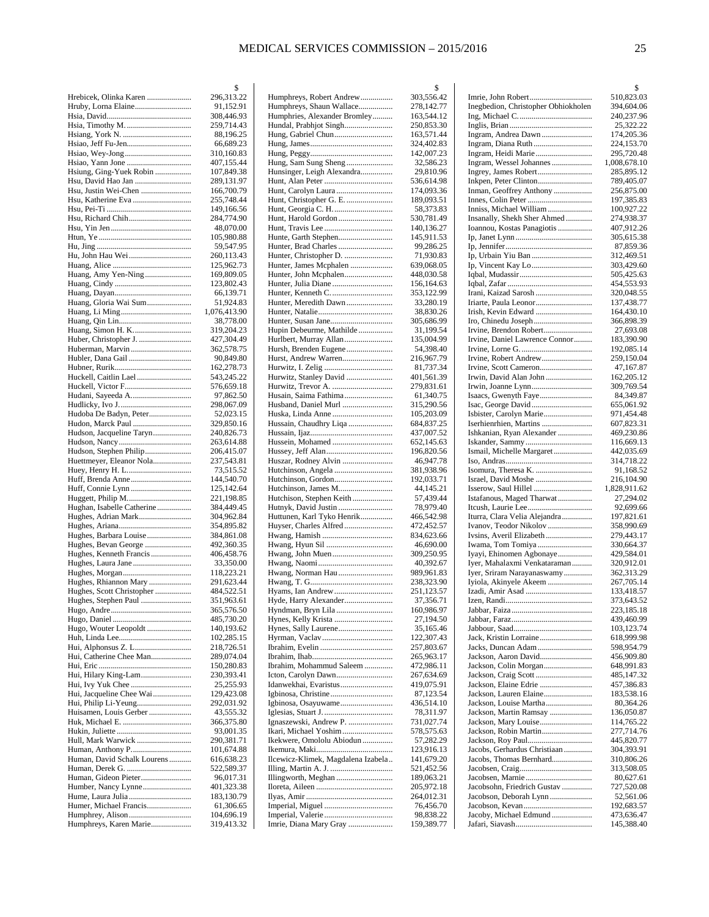| Name | $ |
|---|---|
| Hrebicek, Olinka Karen | 296,313.22 |
| Hruby, Lorna Elaine | 91,152.91 |
| Hsia, David | 308,446.93 |
| Hsia, Timothy M. | 259,714.43 |
| Hsiang, York N. | 88,196.25 |
| Hsiao, Jeff Fu-Jen | 66,689.23 |
| Hsiao, Wey-Jong | 310,160.83 |
| Hsiao, Yann Jone | 407,155.44 |
| Hsiung, Ging-Yuek Robin | 107,849.38 |
| Hsu, David Hao Jan | 289,131.97 |
| Hsu, Justin Wei-Chen | 166,700.79 |
| Hsu, Katherine Eva | 255,748.44 |
| Hsu, Pei-Ti | 149,166.56 |
| Hsu, Richard Chih | 284,774.90 |
| Hsu, Yin Jen | 48,070.00 |
| Htun, Ye | 105,980.88 |
| Hu, Jing | 59,547.95 |
| Hu, John Hau Wei | 260,113.43 |
| Huang, Alice | 125,962.73 |
| Huang, Amy Yen-Ning | 169,809.05 |
| Huang, Cindy | 123,802.43 |
| Huang, Dayan | 66,139.71 |
| Huang, Gloria Wai Sum | 51,924.83 |
| Huang, Li Ming | 1,076,413.90 |
| Huang, Qin Lin | 38,778.00 |
| Huang, Simon H. K. | 319,204.23 |
| Huber, Christopher J. | 427,304.49 |
| Huberman, Marvin | 362,578.75 |
| Hubler, Dana Gail | 90,849.80 |
| Hubner, Rurik | 162,278.73 |
| Huckell, Caitlin Lael | 543,245.22 |
| Huckell, Victor F. | 576,659.18 |
| Hudani, Sayeeda A. | 97,862.50 |
| Hudlicky, Ivo J. | 298,067.09 |
| Hudoba De Badyn, Peter | 52,023.15 |
| Hudon, Marck Paul | 329,850.16 |
| Hudson, Jacqueline Taryn | 240,826.73 |
| Hudson, Nancy | 263,614.88 |
| Hudson, Stephen Philip | 206,415.07 |
| Huettmeyer, Eleanor Nola | 237,543.81 |
| Huey, Henry H. L. | 73,515.52 |
| Huff, Brenda Anne | 144,540.70 |
| Huff, Connie Lynn | 125,142.64 |
| Huggett, Philip M. | 221,198.85 |
| Hughan, Isabelle Catherine | 384,449.45 |
| Hughes, Adrian Mark | 304,962.84 |
| Hughes, Ariana | 354,895.82 |
| Hughes, Barbara Louise | 384,861.08 |
| Hughes, Bevan George | 492,360.35 |
| Hughes, Kenneth Francis | 406,458.76 |
| Hughes, Laura Jane | 33,350.00 |
| Hughes, Morgan | 118,223.21 |
| Hughes, Rhiannon Mary | 291,623.44 |
| Hughes, Scott Christopher | 484,522.51 |
| Hughes, Stephen Paul | 351,963.61 |
| Hugo, Andre | 365,576.50 |
| Hugo, Daniel | 485,730.20 |
| Hugo, Wouter Leopoldt | 140,193.62 |
| Huh, Linda Lee | 102,285.15 |
| Hui, Alphonsus Z. L. | 218,726.51 |
| Hui, Catherine Chee Man | 289,074.04 |
| Hui, Eric | 150,280.83 |
| Hui, Hilary King-Lam | 230,393.41 |
| Hui, Ivy Yuk Chee | 25,255.93 |
| Hui, Jacqueline Chee Wai | 129,423.08 |
| Hui, Philip Li-Yeung | 292,031.92 |
| Huisamen, Louis Gerber | 43,555.32 |
| Huk, Michael E. | 366,375.80 |
| Hukin, Juliette | 93,001.35 |
| Hull, Mark Warwick | 290,381.71 |
| Human, Anthony P. | 101,674.88 |
| Human, David Schalk Lourens | 616,638.23 |
| Human, Derek G. | 522,589.37 |
| Human, Gideon Pieter | 96,017.31 |
| Humber, Nancy Lynne | 401,323.38 |
| Hume, Laura Julia | 183,130.79 |
| Humer, Michael Francis | 61,306.65 |
| Humphrey, Alison | 104,696.19 |
| Humphreys, Karen Marie | 319,413.32 |
| Humphreys, Robert Andrew | 303,556.42 |
| Humphreys, Shaun Wallace | 278,142.77 |
| Humphries, Alexander Bromley | 163,544.12 |
| Hundal, Prabhjot Singh | 250,853.30 |
| Hung, Gabriel Chun | 163,571.44 |
| Hung, James | 324,402.83 |
| Hung, Peggy | 142,007.23 |
| Hung, Sam Sung Sheng | 32,586.23 |
| Hunsinger, Leigh Alexandra | 29,810.96 |
| Hunt, Alan Peter | 536,614.98 |
| Hunt, Carolyn Laura | 174,093.36 |
| Hunt, Christopher G. E. | 189,093.51 |
| Hunt, Georgia C. H. | 58,373.83 |
| Hunt, Harold Gordon | 530,781.49 |
| Hunt, Travis Lee | 140,136.27 |
| Hunte, Garth Stephen | 145,911.53 |
| Hunter, Brad Charles | 99,286.25 |
| Hunter, Christopher D. | 71,930.83 |
| Hunter, James Mcphalen | 639,068.05 |
| Hunter, John Mcphalen | 448,030.58 |
| Hunter, Julia Diane | 156,164.63 |
| Hunter, Kenneth C. | 353,122.99 |
| Hunter, Meredith Dawn | 33,280.19 |
| Hunter, Natalie | 38,830.26 |
| Hunter, Susan Jane | 305,686.99 |
| Hupin Debeurme, Mathilde | 31,199.54 |
| Hurlbert, Murray Allan | 135,004.99 |
| Hursh, Brenden Eugene | 54,398.40 |
| Hurst, Andrew Warren | 216,967.79 |
| Hurwitz, I. Zelig | 81,737.34 |
| Hurwitz, Stanley David | 401,561.39 |
| Hurwitz, Trevor A. | 279,831.61 |
| Husain, Saima Fathima | 61,340.75 |
| Husband, Daniel Murl | 315,290.56 |
| Huska, Linda Anne | 105,203.09 |
| Hussain, Chaudhry Liqa | 684,837.25 |
| Hussain, Ijaz | 437,007.52 |
| Hussein, Mohamed | 652,145.63 |
| Hussey, Jeff Alan | 196,820.56 |
| Huszar, Rodney Alvin | 46,947.78 |
| Hutchinson, Angela | 381,938.96 |
| Hutchinson, Gordon | 192,033.71 |
| Hutchinson, James M. | 44,145.21 |
| Hutchison, Stephen Keith | 57,439.44 |
| Hutnyk, David Justin | 78,979.40 |
| Huttunen, Karl Tyko Henrik | 466,542.98 |
| Huyser, Charles Alfred | 472,452.57 |
| Hwang, Hamish | 834,623.66 |
| Hwang, Hyun Sil | 46,690.00 |
| Hwang, John Muen | 309,250.95 |
| Hwang, Naomi | 40,392.67 |
| Hwang, Norman Hau | 989,961.83 |
| Hwang, T. G. | 238,323.90 |
| Hyams, Ian Andrew | 251,123.57 |
| Hyde, Harry Alexander | 37,356.71 |
| Hyndman, Bryn Lila | 160,986.97 |
| Hynes, Kelly Krista | 27,194.50 |
| Hynes, Sally Laurene | 35,165.46 |
| Hyrman, Vaclav | 122,307.43 |
| Ibrahim, Evelin | 257,803.67 |
| Ibrahim, Ihab | 265,963.17 |
| Ibrahim, Mohammud Saleem | 472,986.11 |
| Icton, Carolyn Dawn | 267,634.69 |
| Idanwekhai, Evaristus | 419,075.91 |
| Igbinosa, Christine | 87,123.54 |
| Igbinosa, Osayuwame | 436,514.10 |
| Iglesias, Stuart J. | 78,311.97 |
| Ignaszewski, Andrew P. | 731,027.74 |
| Ikari, Michael Yoshim | 578,575.63 |
| Ikekwere, Omololu Abiodun | 57,282.29 |
| Ikemura, Maki | 123,916.13 |
| Ilcewicz-Klimek, Magdalena Izabela | 141,679.20 |
| Illing, Martin A. J. | 521,452.56 |
| Illingworth, Meghan | 189,063.21 |
| Iloreta, Aileen | 205,972.18 |
| Ilyas, Amir | 264,012.31 |
| Imperial, Miguel | 76,456.70 |
| Imperial, Valerie | 98,838.22 |
| Imrie, Diana Mary Gray | 159,389.77 |
| Imrie, John Robert | 510,823.03 |
| Inegbedion, Christopher Obhiokholen | 394,604.06 |
| Ing, Michael C. | 240,237.96 |
| Inglis, Brian | 25,322.22 |
| Ingram, Andrea Dawn | 174,205.36 |
| Ingram, Diana Ruth | 224,153.70 |
| Ingram, Heidi Marie | 295,720.48 |
| Ingram, Wessel Johannes | 1,008,678.10 |
| Ingrey, James Robert | 285,895.12 |
| Inkpen, Peter Clinton | 789,405.07 |
| Inman, Geoffrey Anthony | 256,875.00 |
| Innes, Colin Peter | 197,385.83 |
| Inniss, Michael William | 100,927.22 |
| Insanally, Shekh Sher Ahmed | 274,938.37 |
| Ioannou, Kostas Panagiotis | 407,912.26 |
| Ip, Janet Lynn | 305,615.38 |
| Ip, Jennifer | 87,859.36 |
| Ip, Urbain Yiu Ban | 312,469.51 |
| Ip, Vincent Kay Lo | 303,429.60 |
| Iqbal, Mudassir | 505,425.63 |
| Iqbal, Zafar | 454,553.93 |
| Irani, Kaizad Sarosh | 320,048.55 |
| Iriarte, Paula Leonor | 137,438.77 |
| Irish, Kevin Edward | 164,430.10 |
| Iro, Chinedu Joseph | 366,898.39 |
| Irvine, Brendon Robert | 27,693.08 |
| Irvine, Daniel Lawrence Connor | 183,390.90 |
| Irvine, Lorne G. | 192,085.14 |
| Irvine, Robert Andrew | 259,150.04 |
| Irvine, Scott Cameron | 47,167.87 |
| Irwin, David Alan John | 162,205.12 |
| Irwin, Joanne Lynn | 309,769.54 |
| Isaacs, Gwenyth Faye | 84,349.87 |
| Isac, George David | 655,061.92 |
| Isbister, Carolyn Marie | 971,454.48 |
| Iserhienrhien, Martins | 607,823.31 |
| Ishkanian, Ryan Alexander | 469,230.86 |
| Iskander, Sammy | 116,669.13 |
| Ismail, Michelle Margaret | 442,035.69 |
| Iso, Andras | 314,718.22 |
| Isomura, Theresa K. | 91,168.52 |
| Israel, David Moshe | 216,104.90 |
| Isserow, Saul Hillel | 1,828,911.62 |
| Istafanous, Maged Tharwat | 27,294.02 |
| Itcush, Laurie Lee | 92,699.66 |
| Iturra, Clara Velia Alejandra | 197,821.61 |
| Ivanov, Teodor Nikolov | 358,990.69 |
| Ivsins, Averil Elizabeth | 279,443.17 |
| Iwama, Tom Tomiya | 330,664.37 |
| Iyayi, Ehinomen Agbonaye | 429,584.01 |
| Iyer, Mahalaxmi Venkataraman | 320,912.01 |
| Iyer, Sriram Narayanaswamy | 362,313.29 |
| Iyiola, Akinyele Akeem | 267,705.14 |
| Izadi, Amir Asad | 133,418.57 |
| Izen, Randi | 373,643.52 |
| Jabbar, Faiza | 223,185.18 |
| Jabbar, Faraz | 439,460.99 |
| Jabbour, Saad | 103,123.74 |
| Jack, Kristin Lorraine | 618,999.98 |
| Jacks, Duncan Adam | 598,954.79 |
| Jackson, Aaron David | 456,909.80 |
| Jackson, Colin Morgan | 648,991.83 |
| Jackson, Craig Scott | 485,147.32 |
| Jackson, Elaine Edrie | 457,386.83 |
| Jackson, Lauren Elaine | 183,538.16 |
| Jackson, Louise Martha | 80,364.26 |
| Jackson, Martin Ramsay | 136,050.87 |
| Jackson, Mary Louise | 114,765.22 |
| Jackson, Robin Martin | 277,714.76 |
| Jackson, Roy Paul | 445,820.77 |
| Jacobs, Gerhardus Christiaan | 304,393.91 |
| Jacobs, Thomas Bernhard | 310,806.26 |
| Jacobsen, Craig | 313,508.05 |
| Jacobsen, Marnie | 80,627.61 |
| Jacobsohn, Friedrich Gustav | 727,520.08 |
| Jacobson, Deborah Lynn | 52,561.06 |
| Jacobson, Kevan | 192,683.57 |
| Jacoby, Michael Edmund | 473,636.47 |
| Jafari, Siavash | 145,388.40 |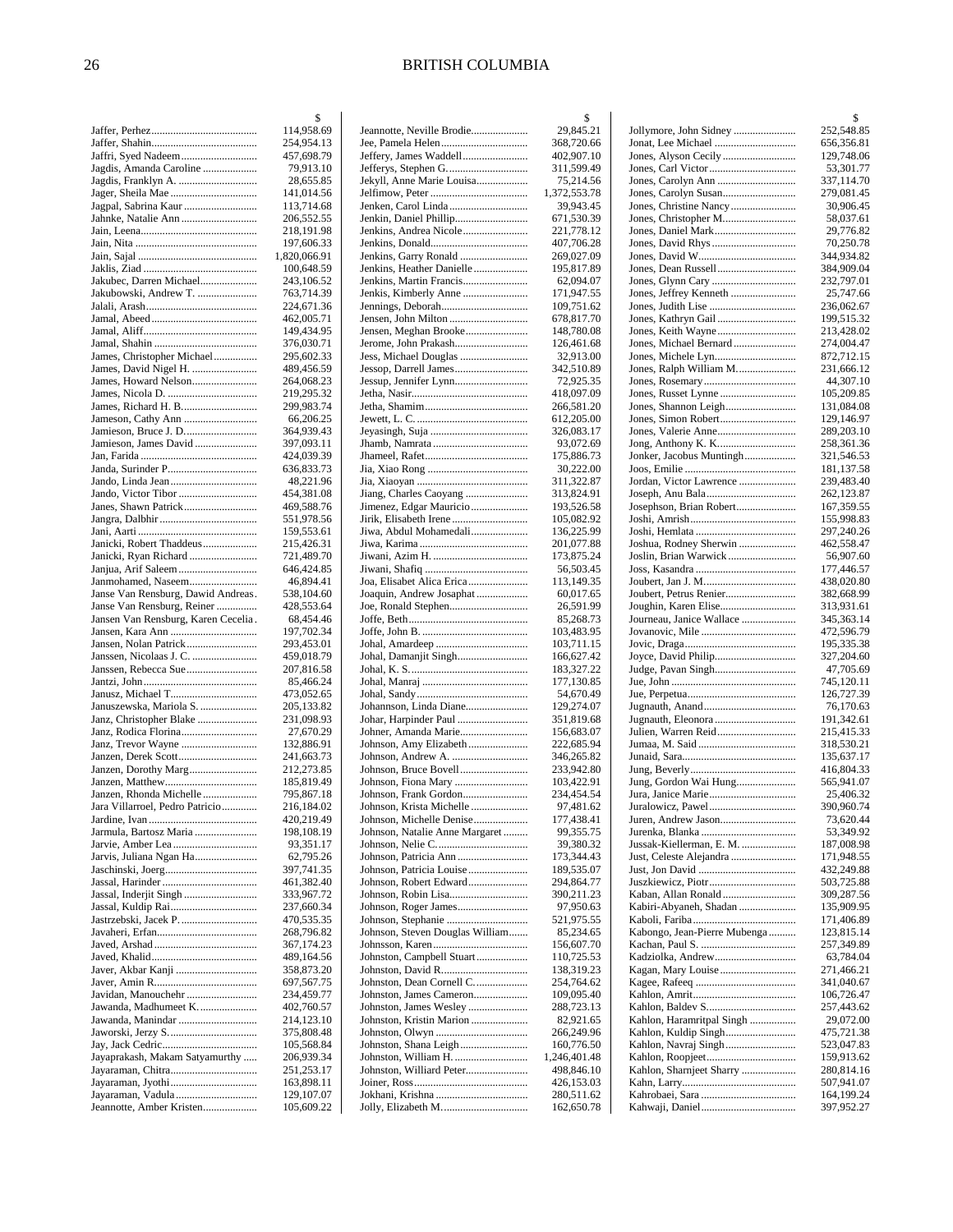| | $ |
|---|---|
| Jaffer, Perhez | 114,958.69 |
| Jaffer, Shahin | 254,954.13 |
| Jaffri, Syed Nadeem | 457,698.79 |
| Jagdis, Amanda Caroline | 79,913.10 |
| Jagdis, Franklyn A. | 28,655.85 |
| Jager, Sheila Mae | 141,014.56 |
| Jagpal, Sabrina Kaur | 113,714.68 |
| Jahnke, Natalie Ann | 206,552.55 |
| Jain, Leena | 218,191.98 |
| Jain, Nita | 197,606.33 |
| Jain, Sajal | 1,820,066.91 |
| Jaklis, Ziad | 100,648.59 |
| Jakubec, Darren Michael | 243,106.52 |
| Jakubowski, Andrew T. | 763,714.39 |
| Jalali, Arash | 224,671.36 |
| Jamal, Abeed | 462,005.71 |
| Jamal, Aliff | 149,434.95 |
| Jamal, Shahin | 376,030.71 |
| James, Christopher Michael | 295,602.33 |
| James, David Nigel H. | 489,456.59 |
| James, Howard Nelson | 264,068.23 |
| James, Nicola D. | 219,295.32 |
| James, Richard H. B. | 299,983.74 |
| Jameson, Cathy Ann | 66,206.25 |
| Jamieson, Bruce J. D. | 364,939.43 |
| Jamieson, James David | 397,093.11 |
| Jan, Farida | 424,039.39 |
| Janda, Surinder P. | 636,833.73 |
| Jando, Linda Jean | 48,221.96 |
| Jando, Victor Tibor | 454,381.08 |
| Janes, Shawn Patrick | 469,588.76 |
| Jangra, Dalbhir | 551,978.56 |
| Jani, Aarti | 159,553.61 |
| Janicki, Robert Thaddeus | 215,426.31 |
| Janicki, Ryan Richard | 721,489.70 |
| Janjua, Arif Saleem | 646,424.85 |
| Janmohamed, Naseem | 46,894.41 |
| Janse Van Rensburg, Dawid Andreas | 538,104.60 |
| Janse Van Rensburg, Reiner | 428,553.64 |
| Jansen Van Rensburg, Karen Cecelia | 68,454.46 |
| Jansen, Kara Ann | 197,702.34 |
| Jansen, Nolan Patrick | 293,453.01 |
| Janssen, Nicolaas J. C. | 459,018.79 |
| Janssen, Rebecca Sue | 207,816.58 |
| Jantzi, John | 85,466.24 |
| Janusz, Michael T. | 473,052.65 |
| Januszewska, Mariola S. | 205,133.82 |
| Janz, Christopher Blake | 231,098.93 |
| Janz, Rodica Florina | 27,670.29 |
| Janz, Trevor Wayne | 132,886.91 |
| Janzen, Derek Scott | 241,663.73 |
| Janzen, Dorothy Marg | 212,273.85 |
| Janzen, Matthew | 185,819.49 |
| Janzen, Rhonda Michelle | 795,867.18 |
| Jara Villarroel, Pedro Patricio | 216,184.02 |
| Jardine, Ivan | 420,219.49 |
| Jarmula, Bartosz Maria | 198,108.19 |
| Jarvie, Amber Lea | 93,351.17 |
| Jarvis, Juliana Ngan Ha | 62,795.26 |
| Jaschinski, Joerg | 397,741.35 |
| Jassal, Harinder | 461,382.40 |
| Jassal, Inderjit Singh | 333,967.72 |
| Jassal, Kuldip Rai | 237,660.34 |
| Jastrzebski, Jacek P. | 470,535.35 |
| Javaheri, Erfan | 268,796.82 |
| Javed, Arshad | 367,174.23 |
| Javed, Khalid | 489,164.56 |
| Javer, Akbar Kanji | 358,873.20 |
| Javer, Amin R. | 697,567.75 |
| Javidan, Manouchehr | 234,459.77 |
| Jawanda, Madhumeet K. | 402,760.57 |
| Jawanda, Manindar | 214,123.10 |
| Jaworski, Jerzy S. | 375,808.48 |
| Jay, Jack Cedric | 105,568.84 |
| Jayaprakash, Makam Satyamurthy | 206,939.34 |
| Jayaraman, Chitra | 251,253.17 |
| Jayaraman, Jyothi | 163,898.11 |
| Jayaraman, Vadula | 129,107.07 |
| Jeannotte, Amber Kristen | 105,609.22 |
| Jeannotte, Neville Brodie | 29,845.21 |
| Jee, Pamela Helen | 368,720.66 |
| Jeffery, James Waddell | 402,907.10 |
| Jefferys, Stephen G. | 311,599.49 |
| Jekyll, Anne Marie Louisa | 75,214.56 |
| Jelfimow, Peter | 1,372,553.78 |
| Jenken, Carol Linda | 39,943.45 |
| Jenkin, Daniel Phillip | 671,530.39 |
| Jenkins, Andrea Nicole | 221,778.12 |
| Jenkins, Donald | 407,706.28 |
| Jenkins, Garry Ronald | 269,027.09 |
| Jenkins, Heather Danielle | 195,817.89 |
| Jenkins, Martin Francis | 62,094.07 |
| Jenkis, Kimberly Anne | 171,947.55 |
| Jennings, Deborah | 109,751.62 |
| Jensen, John Milton | 678,817.70 |
| Jensen, Meghan Brooke | 148,780.08 |
| Jerome, John Prakash | 126,461.68 |
| Jess, Michael Douglas | 32,913.00 |
| Jessop, Darrell James | 342,510.89 |
| Jessup, Jennifer Lynn | 72,925.35 |
| Jetha, Nasir | 418,097.09 |
| Jetha, Shamim | 266,581.20 |
| Jewett, L. C. | 612,205.00 |
| Jeyasingh, Suja | 326,083.17 |
| Jhamb, Namrata | 93,072.69 |
| Jhameel, Rafet | 175,886.73 |
| Jia, Xiao Rong | 30,222.00 |
| Jia, Xiaoyan | 311,322.87 |
| Jiang, Charles Caoyang | 313,824.91 |
| Jimenez, Edgar Mauricio | 193,526.58 |
| Jirik, Elisabeth Irene | 105,082.92 |
| Jiwa, Abdul Mohamedali | 136,225.99 |
| Jiwa, Karima | 201,077.88 |
| Jiwani, Azim H. | 173,875.24 |
| Jiwani, Shafiq | 56,503.45 |
| Joa, Elisabet Alica Erica | 113,149.35 |
| Joaquin, Andrew Josaphat | 60,017.65 |
| Joe, Ronald Stephen | 26,591.99 |
| Joffe, Beth | 85,268.73 |
| Joffe, John B. | 103,483.95 |
| Johal, Amardeep | 103,711.15 |
| Johal, Damanjit Singh | 166,627.42 |
| Johal, K. S. | 183,327.22 |
| Johal, Manraj | 177,130.85 |
| Johal, Sandy | 54,670.49 |
| Johannson, Linda Diane | 129,274.07 |
| Johar, Harpinder Paul | 351,819.68 |
| Johner, Amanda Marie | 156,683.07 |
| Johnson, Amy Elizabeth | 222,685.94 |
| Johnson, Andrew A. | 346,265.82 |
| Johnson, Bruce Bovell | 233,942.80 |
| Johnson, Fiona Mary | 103,422.91 |
| Johnson, Frank Gordon | 234,454.54 |
| Johnson, Krista Michelle | 97,481.62 |
| Johnson, Michelle Denise | 177,438.41 |
| Johnson, Natalie Anne Margaret | 99,355.75 |
| Johnson, Nelie C. | 39,380.32 |
| Johnson, Patricia Ann | 173,344.43 |
| Johnson, Patricia Louise | 189,535.07 |
| Johnson, Robert Edward | 294,864.77 |
| Johnson, Robin Lisa | 390,211.23 |
| Johnson, Roger James | 97,950.63 |
| Johnson, Stephanie | 521,975.55 |
| Johnson, Steven Douglas William | 85,234.65 |
| Johnsson, Karen | 156,607.70 |
| Johnston, Campbell Stuart | 110,725.53 |
| Johnston, David R. | 138,319.23 |
| Johnston, Dean Cornell C. | 254,764.62 |
| Johnston, James Cameron | 109,095.40 |
| Johnston, James Wesley | 288,723.13 |
| Johnston, Kristin Marion | 82,921.65 |
| Johnston, Olwyn | 266,249.96 |
| Johnston, Shana Leigh | 160,776.50 |
| Johnston, William H. | 1,246,401.48 |
| Johnston, Williard Peter | 498,846.10 |
| Joiner, Ross | 426,153.03 |
| Jokhani, Krishna | 280,511.62 |
| Jolly, Elizabeth M. | 162,650.78 |
| Jollymore, John Sidney | 252,548.85 |
| Jonat, Lee Michael | 656,356.81 |
| Jones, Alyson Cecily | 129,748.06 |
| Jones, Carl Victor | 53,301.77 |
| Jones, Carolyn Ann | 337,114.70 |
| Jones, Carolyn Susan | 279,081.45 |
| Jones, Christine Nancy | 30,906.45 |
| Jones, Christopher M. | 58,037.61 |
| Jones, Daniel Mark | 29,776.82 |
| Jones, David Rhys | 70,250.78 |
| Jones, David W. | 344,934.82 |
| Jones, Dean Russell | 384,909.04 |
| Jones, Glynn Cary | 232,797.01 |
| Jones, Jeffrey Kenneth | 25,747.66 |
| Jones, Judith Lise | 236,062.67 |
| Jones, Kathryn Gail | 199,515.32 |
| Jones, Keith Wayne | 213,428.02 |
| Jones, Michael Bernard | 274,004.47 |
| Jones, Michele Lyn | 872,712.15 |
| Jones, Ralph William M. | 231,666.12 |
| Jones, Rosemary | 44,307.10 |
| Jones, Russet Lynne | 105,209.85 |
| Jones, Shannon Leigh | 131,084.08 |
| Jones, Simon Robert | 129,146.97 |
| Jones, Valerie Anne | 289,203.10 |
| Jong, Anthony K. K. | 258,361.36 |
| Jonker, Jacobus Muntingh | 321,546.53 |
| Joos, Emilie | 181,137.58 |
| Jordan, Victor Lawrence | 239,483.40 |
| Joseph, Anu Bala | 262,123.87 |
| Josephson, Brian Robert | 167,359.55 |
| Joshi, Amrish | 155,998.83 |
| Joshi, Hemlata | 297,240.26 |
| Joshua, Rodney Sherwin | 462,558.47 |
| Joslin, Brian Warwick | 56,907.60 |
| Joss, Kasandra | 177,446.57 |
| Joubert, Jan J. M. | 438,020.80 |
| Joubert, Petrus Renier | 382,668.99 |
| Joughin, Karen Elise | 313,931.61 |
| Journeau, Janice Wallace | 345,363.14 |
| Jovanovic, Mile | 472,596.79 |
| Jovic, Draga | 195,335.38 |
| Joyce, David Philip | 327,204.60 |
| Judge, Pavan Singh | 47,705.69 |
| Jue, John | 745,120.11 |
| Jue, Perpetua | 126,727.39 |
| Jugnauth, Anand | 76,170.63 |
| Jugnauth, Eleonora | 191,342.61 |
| Julien, Warren Reid | 215,415.33 |
| Jumaa, M. Said | 318,530.21 |
| Junaid, Sara | 135,637.17 |
| Jung, Beverly | 416,804.33 |
| Jung, Gordon Wai Hung | 565,941.07 |
| Jura, Janice Marie | 25,406.32 |
| Juralowicz, Pawel | 390,960.74 |
| Juren, Andrew Jason | 73,620.44 |
| Jurenka, Blanka | 53,349.92 |
| Jussak-Kiellerman, E. M. | 187,008.98 |
| Just, Celeste Alejandra | 171,948.55 |
| Just, Jon David | 432,249.88 |
| Juszkiewicz, Piotr | 503,725.88 |
| Kaban, Allan Ronald | 309,287.56 |
| Kabiri-Abyaneh, Shadan | 135,909.95 |
| Kaboli, Fariba | 171,406.89 |
| Kabongo, Jean-Pierre Mubenga | 123,815.14 |
| Kachan, Paul S. | 257,349.89 |
| Kadziolka, Andrew | 63,784.04 |
| Kagan, Mary Louise | 271,466.21 |
| Kagee, Rafeeq | 341,040.67 |
| Kahlon, Amrit | 106,726.47 |
| Kahlon, Baldev S. | 257,443.62 |
| Kahlon, Haramritpal Singh | 29,072.00 |
| Kahlon, Kuldip Singh | 475,721.38 |
| Kahlon, Navraj Singh | 523,047.83 |
| Kahlon, Roopjeet | 159,913.62 |
| Kahlon, Sharnjeet Sharry | 280,814.16 |
| Kahn, Larry | 507,941.07 |
| Kahrobaei, Sara | 164,199.24 |
| Kahwaji, Daniel | 397,952.27 |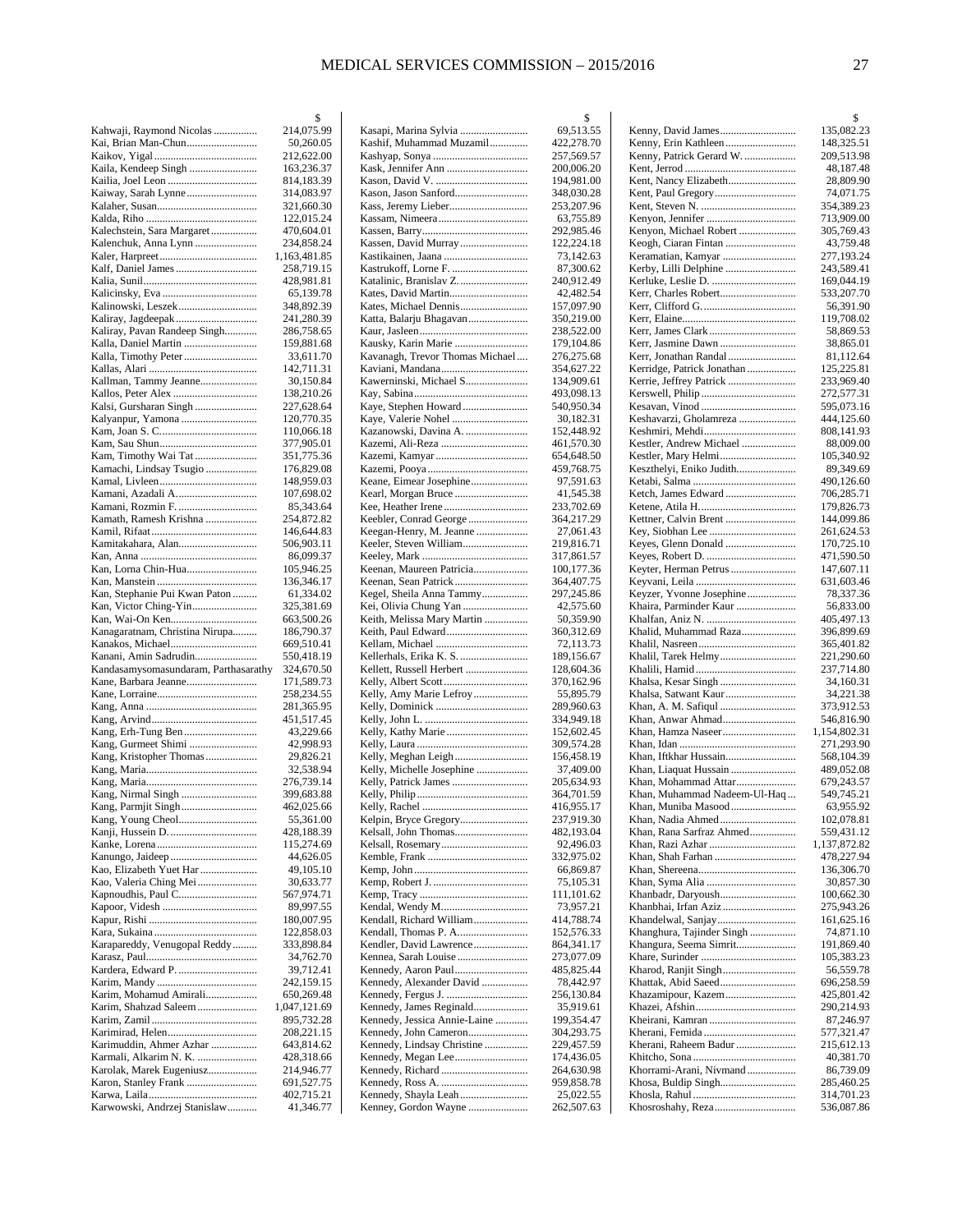| Name | $ |
|---|---|
| Kahwaji, Raymond Nicolas | 214,075.99 |
| Kai, Brian Man-Chun | 50,260.05 |
| Kaikov, Yigal | 212,622.00 |
| Kaila, Kendeep Singh | 163,236.37 |
| Kailia, Joel Leon | 814,183.39 |
| Kaiway, Sarah Lynne | 314,083.97 |
| Kalaher, Susan | 321,660.30 |
| Kalda, Riho | 122,015.24 |
| Kalechstein, Sara Margaret | 470,604.01 |
| Kalenchuk, Anna Lynn | 234,858.24 |
| Kaler, Harpreet | 1,163,481.85 |
| Kalf, Daniel James | 258,719.15 |
| Kalia, Sunil | 428,981.81 |
| Kalicinsky, Eva | 65,139.78 |
| Kalinowski, Leszek | 348,892.39 |
| Kaliray, Jagdeepak | 241,280.39 |
| Kaliray, Pavan Randeep Singh | 286,758.65 |
| Kalla, Daniel Martin | 159,881.68 |
| Kalla, Timothy Peter | 33,611.70 |
| Kallas, Alari | 142,711.31 |
| Kallman, Tammy Jeanne | 30,150.84 |
| Kallos, Peter Alex | 138,210.26 |
| Kalsi, Gursharan Singh | 227,628.64 |
| Kalyanpur, Yamona | 120,770.35 |
| Kam, Joan S. C. | 110,066.18 |
| Kam, Sau Shun | 377,905.01 |
| Kam, Timothy Wai Tat | 351,775.36 |
| Kamachi, Lindsay Tsugio | 176,829.08 |
| Kamal, Livleen | 148,959.03 |
| Kamani, Azadali A. | 107,698.02 |
| Kamani, Rozmin F. | 85,343.64 |
| Kamath, Ramesh Krishna | 254,872.82 |
| Kamil, Rifaat | 146,644.83 |
| Kamitakahara, Alan | 506,903.11 |
| Kan, Anna | 86,099.37 |
| Kan, Lorna Chin-Hua | 105,946.25 |
| Kan, Manstein | 136,346.17 |
| Kan, Stephanie Pui Kwan Paton | 61,334.02 |
| Kan, Victor Ching-Yin | 325,381.69 |
| Kan, Wai-On Ken | 663,500.26 |
| Kanagaratnam, Christina Nirupa | 186,790.37 |
| Kanakos, Michael | 669,510.41 |
| Kanani, Amin Sadrudin | 550,418.19 |
| Kandasamysomasundaram, Parthasarathy | 324,670.50 |
| Kane, Barbara Jeanne | 171,589.73 |
| Kane, Lorraine | 258,234.55 |
| Kang, Anna | 281,365.95 |
| Kang, Arvind | 451,517.45 |
| Kang, Erh-Tung Ben | 43,229.66 |
| Kang, Gurmeet Shimi | 42,998.93 |
| Kang, Kristopher Thomas | 29,826.21 |
| Kang, Maria | 32,538.94 |
| Kang, Maria | 276,739.14 |
| Kang, Nirmal Singh | 399,683.88 |
| Kang, Parmjit Singh | 462,025.66 |
| Kang, Young Cheol | 55,361.00 |
| Kanji, Hussein D. | 428,188.39 |
| Kanke, Lorena | 115,274.69 |
| Kanungo, Jaideep | 44,626.05 |
| Kao, Elizabeth Yuet Har | 49,105.10 |
| Kao, Valeria Ching Mei | 30,633.77 |
| Kapnoudhis, Paul C. | 567,974.71 |
| Kapoor, Videsh | 89,997.55 |
| Kapur, Rishi | 180,007.95 |
| Kara, Sukaina | 122,858.03 |
| Karapareddy, Venugopal Reddy | 333,898.84 |
| Karasz, Paul | 34,762.70 |
| Kardera, Edward P. | 39,712.41 |
| Karim, Mandy | 242,159.15 |
| Karim, Mohamud Amirali | 650,269.48 |
| Karim, Shahzad Saleem | 1,047,121.69 |
| Karim, Zamil | 895,732.28 |
| Karimirad, Helen | 208,221.15 |
| Karimuddin, Ahmer Azhar | 643,814.62 |
| Karmali, Alkarim N. K. | 428,318.66 |
| Karolak, Marek Eugeniusz | 214,946.77 |
| Karon, Stanley Frank | 691,527.75 |
| Karwa, Laila | 402,715.21 |
| Karwowski, Andrzej Stanislaw | 41,346.77 |
| Kasapi, Marina Sylvia | 69,513.55 |
| Kashif, Muhammad Muzamil | 422,278.70 |
| Kashyap, Sonya | 257,569.57 |
| Kask, Jennifer Ann | 200,006.20 |
| Kason, David V. | 194,981.00 |
| Kason, Jason Sanford | 348,030.28 |
| Kass, Jeremy Lieber | 253,207.96 |
| Kassam, Nimeera | 63,755.89 |
| Kassen, Barry | 292,985.46 |
| Kassen, David Murray | 122,224.18 |
| Kastikainen, Jaana | 73,142.63 |
| Kastrukoff, Lorne F. | 87,300.62 |
| Katalinic, Branislav Z. | 240,912.49 |
| Kates, David Martin | 42,482.54 |
| Kates, Michael Dennis | 157,097.90 |
| Katta, Balarju Bhagavan | 350,219.00 |
| Kaur, Jasleen | 238,522.00 |
| Kausky, Karin Marie | 179,104.86 |
| Kavanagh, Trevor Thomas Michael | 276,275.68 |
| Kaviani, Mandana | 354,627.22 |
| Kawerninski, Michael S. | 134,909.61 |
| Kay, Sabina | 493,098.13 |
| Kaye, Stephen Howard | 540,950.34 |
| Kaye, Valerie Nohel | 30,182.31 |
| Kazanowski, Davina A. | 152,448.92 |
| Kazemi, Ali-Reza | 461,570.30 |
| Kazemi, Kamyar | 654,648.50 |
| Kazemi, Pooya | 459,768.75 |
| Keane, Eimear Josephine | 97,591.63 |
| Kearl, Morgan Bruce | 41,545.38 |
| Kee, Heather Irene | 233,702.69 |
| Keebler, Conrad George | 364,217.29 |
| Keegan-Henry, M. Jeanne | 27,061.43 |
| Keeler, Steven William | 219,816.71 |
| Keeley, Maria | 317,861.57 |
| Keenan, Maureen Patricia | 100,177.36 |
| Keenan, Sean Patrick | 364,407.75 |
| Kegel, Sheila Anna Tammy | 297,245.86 |
| Kei, Olivia Chung Yan | 42,575.60 |
| Keith, Melissa Mary Martin | 50,359.90 |
| Keith, Paul Edward | 360,312.69 |
| Kellam, Michael | 72,113.73 |
| Kellerhals, Erika K. S. | 189,156.67 |
| Kellett, Russell Herbert | 128,604.36 |
| Kelly, Albert Scott | 370,162.96 |
| Kelly, Amy Marie Lefroy | 55,895.79 |
| Kelly, Dominick | 289,960.63 |
| Kelly, John L. | 334,949.18 |
| Kelly, Kathy Marie | 152,602.45 |
| Kelly, Laura | 309,574.28 |
| Kelly, Meghan Leigh | 156,458.19 |
| Kelly, Michelle Josephine | 37,409.00 |
| Kelly, Patrick James | 205,634.93 |
| Kelly, Philip | 364,701.59 |
| Kelly, Rachel | 416,955.17 |
| Kelpin, Bryce Gregory | 237,919.30 |
| Kelsall, John Thomas | 482,193.04 |
| Kelsall, Rosemary | 92,496.03 |
| Kemble, Frank | 332,975.02 |
| Kemp, John | 66,869.87 |
| Kemp, Robert J. | 75,105.31 |
| Kemp, Tracy | 111,101.62 |
| Kendal, Wendy M. | 73,957.21 |
| Kendall, Richard William | 414,788.74 |
| Kendall, Thomas P. A. | 152,576.33 |
| Kendler, David Lawrence | 864,341.17 |
| Kennea, Sarah Louise | 273,077.09 |
| Kennedy, Aaron Paul | 485,825.44 |
| Kennedy, Alexander David | 78,442.97 |
| Kennedy, Fergus J. | 256,130.84 |
| Kennedy, James Reginald | 35,919.61 |
| Kennedy, Jessica Annie-Laine | 199,354.47 |
| Kennedy, John Cameron | 304,293.75 |
| Kennedy, Lindsay Christine | 229,457.59 |
| Kennedy, Megan Lee | 174,436.05 |
| Kennedy, Richard | 264,630.98 |
| Kennedy, Ross A. | 959,858.78 |
| Kennedy, Shayla Leah | 25,022.55 |
| Kenney, Gordon Wayne | 262,507.63 |
| Kenny, David James | 135,082.23 |
| Kenny, Erin Kathleen | 148,325.51 |
| Kenny, Patrick Gerard W. | 209,513.98 |
| Kent, Jerrod | 48,187.48 |
| Kent, Nancy Elizabeth | 28,809.90 |
| Kent, Paul Gregory | 74,071.75 |
| Kent, Steven N. | 354,389.23 |
| Kenyon, Jennifer | 713,909.00 |
| Kenyon, Michael Robert | 305,769.43 |
| Keogh, Ciaran Fintan | 43,759.48 |
| Keramatian, Kamyar | 277,193.24 |
| Kerby, Lilli Delphine | 243,589.41 |
| Kerluke, Leslie D. | 169,044.19 |
| Kerr, Charles Robert | 533,207.70 |
| Kerr, Clifford G. | 56,391.90 |
| Kerr, Elaine | 119,708.02 |
| Kerr, James Clark | 58,869.53 |
| Kerr, Jasmine Dawn | 38,865.01 |
| Kerr, Jonathan Randal | 81,112.64 |
| Kerridge, Patrick Jonathan | 125,225.81 |
| Kerrie, Jeffrey Patrick | 233,969.40 |
| Kerswell, Philip | 272,577.31 |
| Kesavan, Vinod | 595,073.16 |
| Keshavarzi, Gholamreza | 444,125.60 |
| Keshmiri, Mehdi | 808,141.93 |
| Kestler, Andrew Michael | 88,009.00 |
| Kestler, Mary Helmi | 105,340.92 |
| Keszthelyi, Eniko Judith | 89,349.69 |
| Ketabi, Salma | 490,126.60 |
| Ketch, James Edward | 706,285.71 |
| Ketene, Atila H. | 179,826.73 |
| Kettner, Calvin Brent | 144,099.86 |
| Key, Siobhan Lee | 261,624.53 |
| Keyes, Glenn Donald | 170,725.10 |
| Keyes, Robert D. | 471,590.50 |
| Keyter, Herman Petrus | 147,607.11 |
| Keyvani, Leila | 631,603.46 |
| Keyzer, Yvonne Josephine | 78,337.36 |
| Khaira, Parminder Kaur | 56,833.00 |
| Khalfan, Aniz N. | 405,497.13 |
| Khalid, Muhammad Raza | 396,899.69 |
| Khalil, Nasreen | 365,401.82 |
| Khalil, Tarek Helmy | 221,290.60 |
| Khalili, Hamid | 237,714.80 |
| Khalsa, Kesar Singh | 34,160.31 |
| Khalsa, Satwant Kaur | 34,221.38 |
| Khan, A. M. Safiqul | 373,912.53 |
| Khan, Anwar Ahmad | 546,816.90 |
| Khan, Hamza Naseer | 1,154,802.31 |
| Khan, Idan | 271,293.90 |
| Khan, Iftkhar Hussain | 568,104.39 |
| Khan, Liaquat Hussain | 489,052.08 |
| Khan, Mohammad Attar | 679,243.57 |
| Khan, Muhammad Nadeem-Ul-Haq | 549,745.21 |
| Khan, Muniba Masood | 63,955.92 |
| Khan, Nadia Ahmed | 102,078.81 |
| Khan, Rana Sarfraz Ahmed | 559,431.12 |
| Khan, Razi Azhar | 1,137,872.82 |
| Khan, Shah Farhan | 478,227.94 |
| Khan, Shereena | 136,306.70 |
| Khan, Syma Alia | 30,857.30 |
| Khanbadr, Daryoush | 100,662.30 |
| Khanbhai, Irfan Aziz | 275,943.26 |
| Khandelwal, Sanjay | 161,625.16 |
| Khanghura, Tajinder Singh | 74,871.10 |
| Khangura, Seema Simrit | 191,869.40 |
| Khare, Surinder | 105,383.23 |
| Kharod, Ranjit Singh | 56,559.78 |
| Khattak, Abid Saeed | 696,258.59 |
| Khazamipour, Kazem | 425,801.42 |
| Khazei, Afshin | 290,214.93 |
| Kheirani, Kamran | 87,246.97 |
| Kherani, Femida | 577,321.47 |
| Kherani, Raheem Badur | 215,612.13 |
| Khitcho, Sona | 40,381.70 |
| Khorrami-Arani, Nivmand | 86,739.09 |
| Khosa, Buldip Singh | 285,460.25 |
| Khosla, Rahul | 314,701.23 |
| Khosroshahy, Reza | 536,087.86 |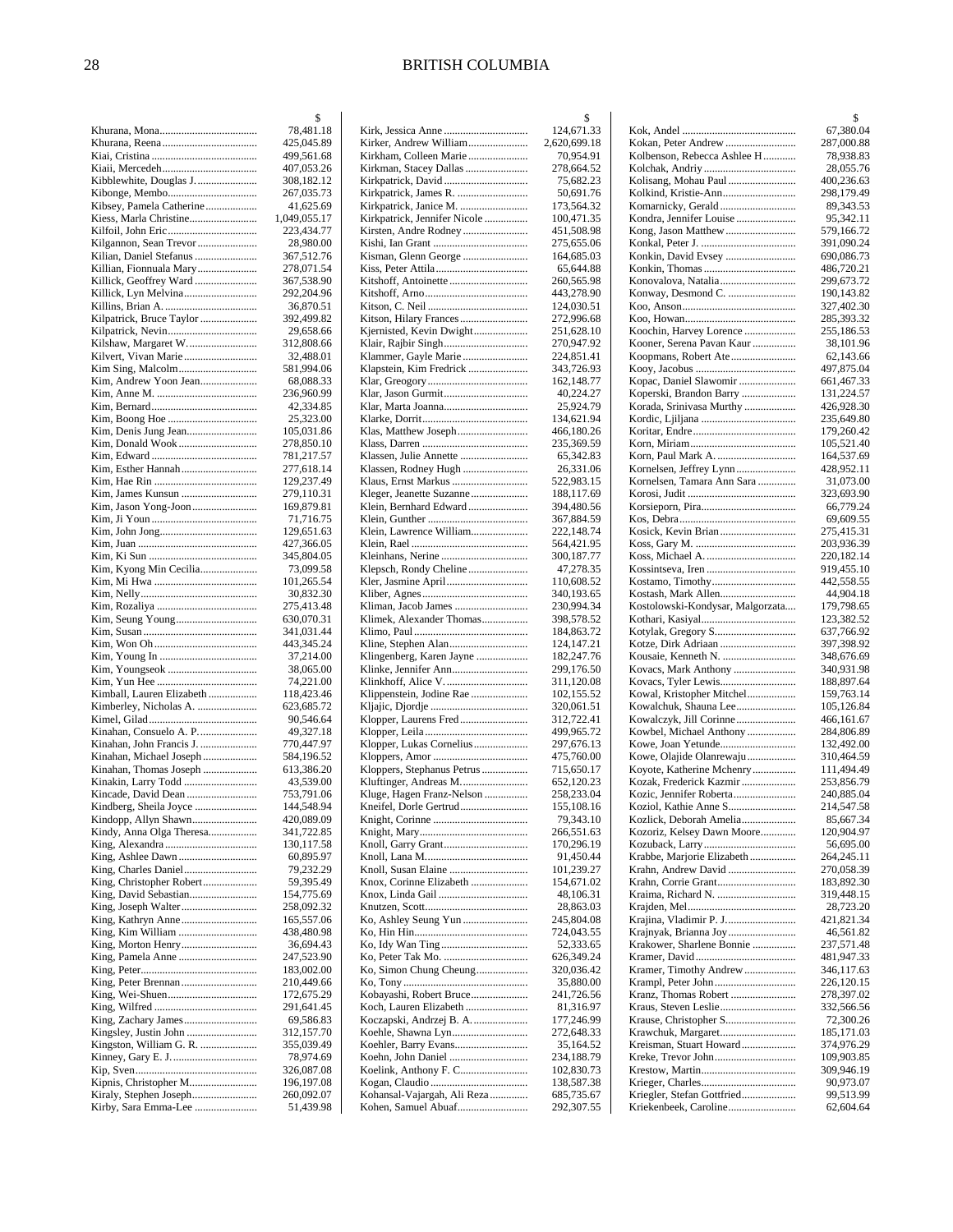| Name | $ |
|---|---|
| Khurana, Mona | 78,481.18 |
| Khurana, Reena | 425,045.89 |
| Kiai, Cristina | 499,561.68 |
| Kiaii, Mercedeh | 407,053.26 |
| Kibblewhite, Douglas J. | 308,182.12 |
| Kibonge, Membo | 267,035.73 |
| Kibsey, Pamela Catherine | 41,625.69 |
| Kiess, Marla Christine | 1,049,055.17 |
| Kilfoil, John Eric | 223,434.77 |
| Kilgannon, Sean Trevor | 28,980.00 |
| Kilian, Daniel Stefanus | 367,512.76 |
| Killian, Fionnuala Mary | 278,071.54 |
| Killick, Geoffrey Ward | 367,538.90 |
| Killick, Lyn Melvina | 292,204.96 |
| Killins, Brian A. | 36,870.51 |
| Kilpatrick, Bruce Taylor | 392,499.82 |
| Kilpatrick, Nevin | 29,658.66 |
| Kilshaw, Margaret W. | 312,808.66 |
| Kilvert, Vivan Marie | 32,488.01 |
| Kim Sing, Malcolm | 581,994.06 |
| Kim, Andrew Yoon Jean | 68,088.33 |
| Kim, Anne M. | 236,960.99 |
| Kim, Bernard | 42,334.85 |
| Kim, Boong Hoe | 25,323.00 |
| Kim, Denis Jung Jean | 105,031.86 |
| Kim, Donald Wook | 278,850.10 |
| Kim, Edward | 781,217.57 |
| Kim, Esther Hannah | 277,618.14 |
| Kim, Hae Rin | 129,237.49 |
| Kim, James Kunsun | 279,110.31 |
| Kim, Jason Yong-Joon | 169,879.81 |
| Kim, Ji Youn | 71,716.75 |
| Kim, John Jong | 129,651.63 |
| Kim, Juan | 427,366.05 |
| Kim, Ki Sun | 345,804.05 |
| Kim, Kyong Min Cecilia | 73,099.58 |
| Kim, Mi Hwa | 101,265.54 |
| Kim, Nelly | 30,832.30 |
| Kim, Rozaliya | 275,413.48 |
| Kim, Seung Young | 630,070.31 |
| Kim, Susan | 341,031.44 |
| Kim, Won Oh | 443,345.24 |
| Kim, Young In | 37,214.00 |
| Kim, Youngseok | 38,065.00 |
| Kim, Yun Hee | 74,221.00 |
| Kimball, Lauren Elizabeth | 118,423.46 |
| Kimberley, Nicholas A. | 623,685.72 |
| Kimel, Gilad | 90,546.64 |
| Kinahan, Consuelo A. P. | 49,327.18 |
| Kinahan, John Francis J. | 770,447.97 |
| Kinahan, Michael Joseph | 584,196.52 |
| Kinahan, Thomas Joseph | 613,386.20 |
| Kinakin, Larry Todd | 43,539.00 |
| Kincade, David Dean | 753,791.06 |
| Kindberg, Sheila Joyce | 144,548.94 |
| Kindopp, Allyn Shawn | 420,089.09 |
| Kindy, Anna Olga Theresa | 341,722.85 |
| King, Alexandra | 130,117.58 |
| King, Ashlee Dawn | 60,895.97 |
| King, Charles Daniel | 79,232.29 |
| King, Christopher Robert | 59,395.49 |
| King, David Sebastian | 154,775.69 |
| King, Joseph Walter | 258,092.32 |
| King, Kathryn Anne | 165,557.06 |
| King, Kim William | 438,480.98 |
| King, Morton Henry | 36,694.43 |
| King, Pamela Anne | 247,523.90 |
| King, Peter | 183,002.00 |
| King, Peter Brennan | 210,449.66 |
| King, Wei-Shuen | 172,675.29 |
| King, Wilfred | 291,641.45 |
| King, Zachary James | 69,586.83 |
| Kingsley, Justin John | 312,157.70 |
| Kingston, William G. R. | 355,039.49 |
| Kinney, Gary E. J. | 78,974.69 |
| Kip, Sven | 326,087.08 |
| Kipnis, Christopher M. | 196,197.08 |
| Kiraly, Stephen Joseph | 260,092.07 |
| Kirby, Sara Emma-Lee | 51,439.98 |
| Kirk, Jessica Anne | 124,671.33 |
| Kirker, Andrew William | 2,620,699.18 |
| Kirkham, Colleen Marie | 70,954.91 |
| Kirkman, Stacey Dallas | 278,664.52 |
| Kirkpatrick, David | 75,682.23 |
| Kirkpatrick, James R. | 50,691.76 |
| Kirkpatrick, Janice M. | 173,564.32 |
| Kirkpatrick, Jennifer Nicole | 100,471.35 |
| Kirsten, Andre Rodney | 451,508.98 |
| Kishi, Ian Grant | 275,655.06 |
| Kisman, Glenn George | 164,685.03 |
| Kiss, Peter Attila | 65,644.88 |
| Kitshoff, Antoinette | 260,565.98 |
| Kitshoff, Arno | 443,278.90 |
| Kitson, C. Neil | 124,030.51 |
| Kitson, Hilary Frances | 272,996.68 |
| Kjernisted, Kevin Dwight | 251,628.10 |
| Klair, Rajbir Singh | 270,947.92 |
| Klammer, Gayle Marie | 224,851.41 |
| Klapstein, Kim Fredrick | 343,726.93 |
| Klar, Gregory | 162,148.77 |
| Klar, Jason Gurmit | 40,224.27 |
| Klar, Marta Joanna | 25,924.79 |
| Klarke, Dorrit | 134,621.94 |
| Klas, Matthew Joseph | 466,180.26 |
| Klass, Darren | 235,369.59 |
| Klassen, Julie Annette | 65,342.83 |
| Klassen, Rodney Hugh | 26,331.06 |
| Klaus, Ernst Markus | 522,983.15 |
| Kleger, Jeanette Suzanne | 188,117.69 |
| Klein, Bernhard Edward | 394,480.56 |
| Klein, Gunther | 367,884.59 |
| Klein, Lawrence William | 222,148.74 |
| Klein, Rael | 564,421.95 |
| Kleinhans, Nerine | 300,187.77 |
| Klepsch, Rondy Cheline | 47,278.35 |
| Kler, Jasmine April | 110,608.52 |
| Kliber, Agnes | 340,193.65 |
| Kliman, Jacob James | 230,994.34 |
| Klimek, Alexander Thomas | 398,578.52 |
| Klimo, Paul | 184,863.72 |
| Kline, Stephen Alan | 124,147.21 |
| Klingenberg, Karen Jayne | 182,247.76 |
| Klinke, Jennifer Ann | 299,176.50 |
| Klinkhoff, Alice V. | 311,120.08 |
| Klippenstein, Jodine Rae | 102,155.52 |
| Kljajic, Djordje | 320,061.51 |
| Klopper, Laurens Fred | 312,722.41 |
| Klopper, Leila | 499,965.72 |
| Klopper, Lukas Cornelius | 297,676.13 |
| Kloppers, Amor | 475,760.00 |
| Kloppers, Stephanus Petrus | 715,650.17 |
| Kluftinger, Andreas M. | 652,120.23 |
| Kluge, Hagen Franz-Nelson | 258,233.04 |
| Kneifel, Dorle Gertrud | 155,108.16 |
| Knight, Corinne | 79,343.10 |
| Knight, Mary | 266,551.63 |
| Knoll, Garry Grant | 170,296.19 |
| Knoll, Lana M. | 91,450.44 |
| Knoll, Susan Elaine | 101,239.27 |
| Knox, Corinne Elizabeth | 154,671.02 |
| Knox, Linda Gail | 48,106.31 |
| Knutzen, Scott | 28,863.03 |
| Ko, Ashley Seung Yun | 245,804.08 |
| Ko, Hin Hin | 724,043.55 |
| Ko, Idy Wan Ting | 52,333.65 |
| Ko, Peter Tak Mo. | 626,349.24 |
| Ko, Simon Chung Cheung | 320,036.42 |
| Ko, Tony | 35,880.00 |
| Kobayashi, Robert Bruce | 241,726.56 |
| Koch, Lauren Elizabeth | 81,316.97 |
| Koczapski, Andrzej B. A. | 177,246.99 |
| Koehle, Shawna Lyn | 272,648.33 |
| Koehler, Barry Evans | 35,164.52 |
| Koehn, John Daniel | 234,188.79 |
| Koelink, Anthony F. C. | 102,830.73 |
| Kogan, Claudio | 138,587.38 |
| Kohansal-Vajargah, Ali Reza | 685,735.67 |
| Kohen, Samuel Abuaf | 292,307.55 |
| Kok, Andel | 67,380.04 |
| Kokan, Peter Andrew | 287,000.88 |
| Kolbenson, Rebecca Ashlee H | 78,938.83 |
| Kolchak, Andriy | 28,055.76 |
| Kolisang, Mohau Paul | 400,236.63 |
| Kolkind, Kristie-Ann | 298,179.49 |
| Komarnicky, Gerald | 89,343.53 |
| Kondra, Jennifer Louise | 95,342.11 |
| Kong, Jason Matthew | 579,166.72 |
| Konkal, Peter J. | 391,090.24 |
| Konkin, David Evsey | 690,086.73 |
| Konkin, Thomas | 486,720.21 |
| Konovalova, Natalia | 299,673.72 |
| Konway, Desmond C. | 190,143.82 |
| Koo, Anson | 327,402.30 |
| Koo, Howan | 285,393.32 |
| Koochin, Harvey Lorence | 255,186.53 |
| Kooner, Serena Pavan Kaur | 38,101.96 |
| Koopmans, Robert Ate | 62,143.66 |
| Kooy, Jacobus | 497,875.04 |
| Kopac, Daniel Slawomir | 661,467.33 |
| Koperski, Brandon Barry | 131,224.57 |
| Korada, Srinivasa Murthy | 426,928.30 |
| Kordic, Ljiljana | 235,649.80 |
| Koritar, Endre | 179,260.42 |
| Korn, Miriam | 105,521.40 |
| Korn, Paul Mark A. | 164,537.69 |
| Kornelsen, Jeffrey Lynn | 428,952.11 |
| Kornelsen, Tamara Ann Sara | 31,073.00 |
| Korosi, Judit | 323,693.90 |
| Korsieporn, Pira | 66,779.24 |
| Kos, Debra | 69,609.55 |
| Kosick, Kevin Brian | 275,415.31 |
| Koss, Gary M. | 203,936.39 |
| Koss, Michael A. | 220,182.14 |
| Kossintseva, Iren | 919,455.10 |
| Kostamo, Timothy | 442,558.55 |
| Kostash, Mark Allen | 44,904.18 |
| Kostolowski-Kondysar, Malgorzata | 179,798.65 |
| Kothari, Kasiyal | 123,382.52 |
| Kotylak, Gregory S. | 637,766.92 |
| Kotze, Dirk Adriaan | 397,398.92 |
| Kousaie, Kenneth N. | 348,676.69 |
| Kovacs, Mark Anthony | 340,931.98 |
| Kovacs, Tyler Lewis | 188,897.64 |
| Kowal, Kristopher Mitchel | 159,763.14 |
| Kowalchuk, Shauna Lee | 105,126.84 |
| Kowalczyk, Jill Corinne | 466,161.67 |
| Kowbel, Michael Anthony | 284,806.89 |
| Kowe, Joan Yetunde | 132,492.00 |
| Kowe, Olajide Olanrewaju | 310,464.59 |
| Koyote, Katherine Mchenry | 111,494.49 |
| Kozak, Frederick Kazmir | 253,856.79 |
| Kozic, Jennifer Roberta | 240,885.04 |
| Koziol, Kathie Anne S. | 214,547.58 |
| Kozlick, Deborah Amelia | 85,667.34 |
| Kozoriz, Kelsey Dawn Moore | 120,904.97 |
| Kozuback, Larry | 56,695.00 |
| Krabbe, Marjorie Elizabeth | 264,245.11 |
| Krahn, Andrew David | 270,058.39 |
| Krahn, Corrie Grant | 183,892.30 |
| Kraima, Richard N. | 319,448.15 |
| Krajden, Mel | 28,723.20 |
| Krajina, Vladimir P. J. | 421,821.34 |
| Krajnyak, Brianna Joy | 46,561.82 |
| Krakower, Sharlene Bonnie | 237,571.48 |
| Kramer, David | 481,947.33 |
| Kramer, Timothy Andrew | 346,117.63 |
| Krampl, Peter John | 226,120.15 |
| Kranz, Thomas Robert | 278,397.02 |
| Kraus, Steven Leslie | 332,566.56 |
| Krause, Christopher S. | 72,300.26 |
| Krawchuk, Margaret | 185,171.03 |
| Kreisman, Stuart Howard | 374,976.29 |
| Kreke, Trevor John | 109,903.85 |
| Krestow, Martin | 309,946.19 |
| Krieger, Charles | 90,973.07 |
| Kriegler, Stefan Gottfried | 99,513.99 |
| Kriekenbeek, Caroline | 62,604.64 |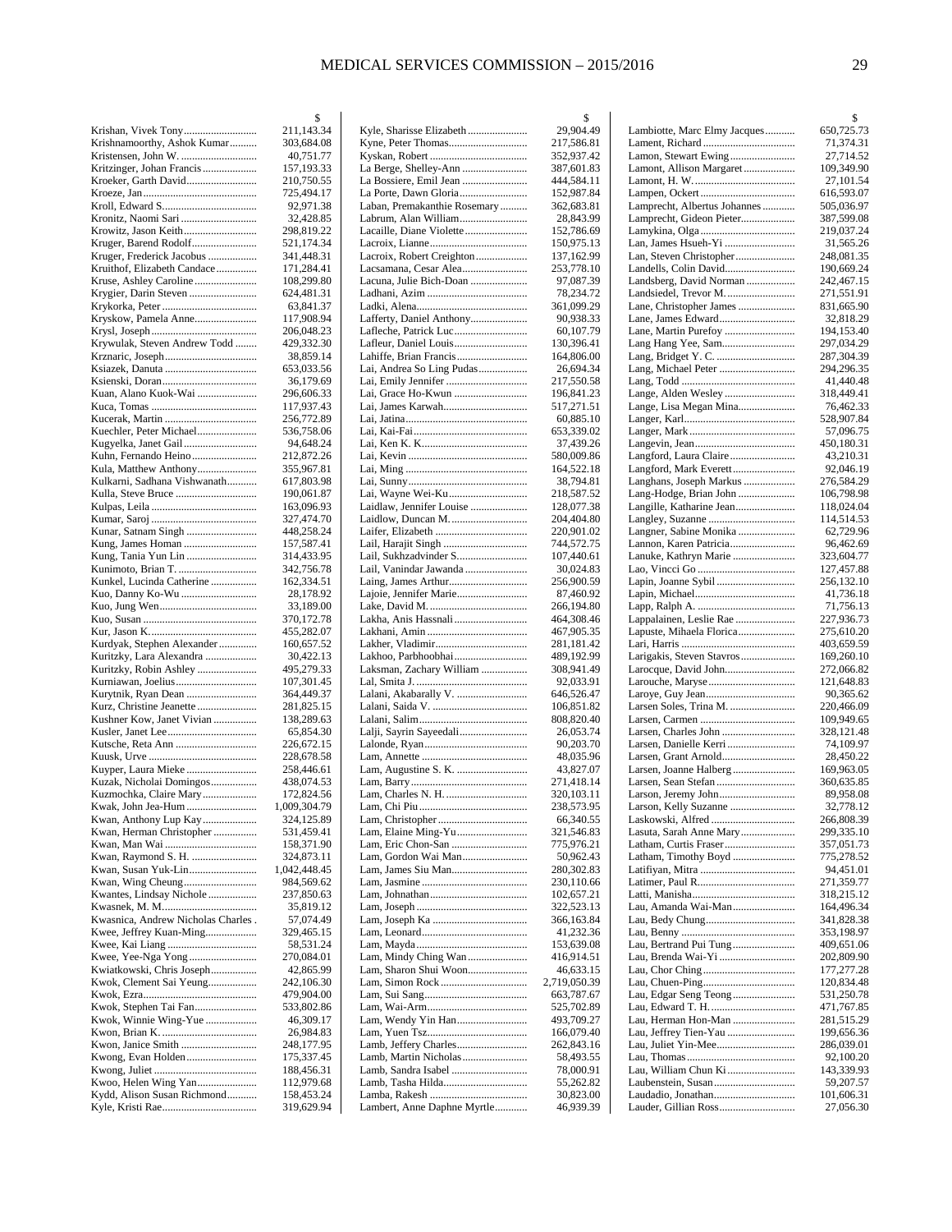| Name | $ |
|---|---|
| Krishan, Vivek Tony | 211,143.34 |
| Krishnamoorthy, Ashok Kumar | 303,684.08 |
| Kristensen, John W. | 40,751.77 |
| Kritzinger, Johan Francis | 157,193.33 |
| Kroeker, Garth David | 210,750.55 |
| Kroeze, Jan | 725,494.17 |
| Kroll, Edward S. | 92,971.38 |
| Kronitz, Naomi Sari | 32,428.85 |
| Krowitz, Jason Keith | 298,819.22 |
| Kruger, Barend Rodolf | 521,174.34 |
| Kruger, Frederick Jacobus | 341,448.31 |
| Kruithof, Elizabeth Candace | 171,284.41 |
| Kruse, Ashley Caroline | 108,299.80 |
| Krygier, Darin Steven | 624,481.31 |
| Krykorka, Peter | 63,841.37 |
| Kryskow, Pamela Anne | 117,908.94 |
| Krysl, Joseph | 206,048.23 |
| Krywulak, Steven Andrew Todd | 429,332.30 |
| Krznaric, Joseph | 38,859.14 |
| Ksiazek, Danuta | 653,033.56 |
| Ksienski, Doran | 36,179.69 |
| Kuan, Alano Kuok-Wai | 296,606.33 |
| Kuca, Tomas | 117,937.43 |
| Kucerak, Martin | 256,772.89 |
| Kuechler, Peter Michael | 536,758.06 |
| Kugyelka, Janet Gail | 94,648.24 |
| Kuhn, Fernando Heino | 212,872.26 |
| Kula, Matthew Anthony | 355,967.81 |
| Kulkarni, Sadhana Vishwanath | 617,803.98 |
| Kulla, Steve Bruce | 190,061.87 |
| Kulpas, Leila | 163,096.93 |
| Kumar, Saroj | 327,474.70 |
| Kunar, Satnam Singh | 448,258.24 |
| Kung, James Homan | 157,587.41 |
| Kung, Tania Yun Lin | 314,433.95 |
| Kunimoto, Brian T. | 342,756.78 |
| Kunkel, Lucinda Catherine | 162,334.51 |
| Kuo, Danny Ko-Wu | 28,178.92 |
| Kuo, Jung Wen | 33,189.00 |
| Kuo, Susan | 370,172.78 |
| Kur, Jason K. | 455,282.07 |
| Kurdyak, Stephen Alexander | 160,657.52 |
| Kuritzky, Lara Alexandra | 30,422.13 |
| Kuritzky, Robin Ashley | 495,279.33 |
| Kurniawan, Joelius | 107,301.45 |
| Kurytnik, Ryan Dean | 364,449.37 |
| Kurz, Christine Jeanette | 281,825.15 |
| Kushner Kow, Janet Vivian | 138,289.63 |
| Kusler, Janet Lee | 65,854.30 |
| Kutsche, Reta Ann | 226,672.15 |
| Kuusk, Urve | 228,678.58 |
| Kuyper, Laura Mieke | 258,446.61 |
| Kuzak, Nicholai Domingos | 438,074.53 |
| Kuzmochka, Claire Mary | 172,824.56 |
| Kwak, John Jea-Hum | 1,009,304.79 |
| Kwan, Anthony Lup Kay | 324,125.89 |
| Kwan, Herman Christopher | 531,459.41 |
| Kwan, Man Wai | 158,371.90 |
| Kwan, Raymond S. H. | 324,873.11 |
| Kwan, Susan Yuk-Lin | 1,042,448.45 |
| Kwan, Wing Cheung | 984,569.62 |
| Kwantes, Lindsay Nichole | 237,850.63 |
| Kwasnek, M. M. | 35,819.12 |
| Kwasnica, Andrew Nicholas Charles | 57,074.49 |
| Kwee, Jeffrey Kuan-Ming | 329,465.15 |
| Kwee, Kai Liang | 58,531.24 |
| Kwee, Yee-Nga Yong | 270,084.01 |
| Kwiatkowski, Chris Joseph | 42,865.99 |
| Kwok, Clement Sai Yeung | 242,106.30 |
| Kwok, Ezra | 479,904.00 |
| Kwok, Stephen Tai Fan | 533,802.86 |
| Kwok, Winnie Wing-Yue | 46,309.17 |
| Kwon, Brian K. | 26,984.83 |
| Kwon, Janice Smith | 248,177.95 |
| Kwong, Evan Holden | 175,337.45 |
| Kwong, Juliet | 188,456.31 |
| Kwoo, Helen Wing Yan | 112,979.68 |
| Kydd, Alison Susan Richmond | 158,453.24 |
| Kyle, Kristi Rae | 319,629.94 |
| Kyle, Sharisse Elizabeth | 29,904.49 |
| Kyne, Peter Thomas | 217,586.81 |
| Kyskan, Robert | 352,937.42 |
| La Berge, Shelley-Ann | 387,601.83 |
| La Bossiere, Emil Jean | 444,584.11 |
| La Porte, Dawn Gloria | 152,987.84 |
| Laban, Premakanthie Rosemary | 362,683.81 |
| Labrum, Alan William | 28,843.99 |
| Lacaille, Diane Violette | 152,786.69 |
| Lacroix, Lianne | 150,975.13 |
| Lacroix, Robert Creighton | 137,162.99 |
| Lacsamana, Cesar Alea | 253,778.10 |
| Lacuna, Julie Bich-Doan | 97,087.39 |
| Ladhani, Azim | 78,234.72 |
| Ladki, Alena | 361,099.29 |
| Lafferty, Daniel Anthony | 90,938.33 |
| Lafleche, Patrick Luc | 60,107.73 |
| Lafleur, Daniel Louis | 130,396.41 |
| Lahiffe, Brian Francis | 164,806.00 |
| Lai, Andrea So Ling Pudas | 26,694.34 |
| Lai, Emily Jennifer | 217,550.58 |
| Lai, Grace Ho-Kwun | 196,841.23 |
| Lai, James Karwah | 517,271.51 |
| Lai, Jatina | 60,885.10 |
| Lai, Kai-Fai | 653,339.02 |
| Lai, Ken K. K. | 37,439.26 |
| Lai, Kevin | 580,009.86 |
| Lai, Ming | 164,522.18 |
| Lai, Sunny | 38,794.81 |
| Lai, Wayne Wei-Ku | 218,587.52 |
| Laidlaw, Jennifer Louise | 128,077.38 |
| Laidlow, Duncan M. | 204,404.80 |
| Laifer, Elizabeth | 220,901.02 |
| Lail, Harajit Singh | 744,572.75 |
| Lail, Sukhzadvinder S. | 107,440.61 |
| Lail, Vanindar Jawanda | 30,024.83 |
| Laing, James Arthur | 256,900.59 |
| Lajoie, Jennifer Marie | 87,460.92 |
| Lake, David M. | 266,194.80 |
| Lakha, Anis Hassnali | 464,308.46 |
| Lakhani, Amin | 467,905.35 |
| Lakher, Vladimir | 281,181.42 |
| Lakhoo, Parbhoobhai | 489,192.99 |
| Laksman, Zachary William | 308,941.49 |
| Lal, Smita J. | 92,033.91 |
| Lalani, Akabarally V. | 646,526.47 |
| Lalani, Saida V. | 106,851.82 |
| Lalani, Salim | 808,820.40 |
| Lalji, Sayrin Sayeedali | 26,053.74 |
| Lalonde, Ryan | 90,203.70 |
| Lam, Annette | 48,035.96 |
| Lam, Augustine S. K. | 43,827.07 |
| Lam, Barry | 271,418.14 |
| Lam, Charles N. H. | 320,103.11 |
| Lam, Chi Piu | 238,573.95 |
| Lam, Christopher | 66,340.55 |
| Lam, Elaine Ming-Yu | 321,546.83 |
| Lam, Eric Chon-San | 775,976.21 |
| Lam, Gordon Wai Man | 50,962.43 |
| Lam, James Siu Man | 280,302.83 |
| Lam, Jasmine | 230,110.66 |
| Lam, Johnathan | 102,657.21 |
| Lam, Joseph | 322,523.13 |
| Lam, Joseph Ka | 366,163.84 |
| Lam, Leonard | 41,232.36 |
| Lam, Mayda | 153,639.08 |
| Lam, Mindy Ching Wan | 416,914.51 |
| Lam, Sharon Shui Woon | 46,633.15 |
| Lam, Simon Rock | 2,719,050.39 |
| Lam, Sui Sang | 663,787.67 |
| Lam, Wai-Arm | 525,702.89 |
| Lam, Wendy Yin Han | 493,709.27 |
| Lam, Yuen Tsz | 166,079.40 |
| Lamb, Jeffery Charles | 262,843.16 |
| Lamb, Martin Nicholas | 58,493.55 |
| Lamb, Sandra Isabel | 78,000.91 |
| Lamb, Tasha Hilda | 55,262.82 |
| Lamba, Rakesh | 30,823.00 |
| Lambert, Anne Daphne Myrtle | 46,939.39 |
| Lambiotte, Marc Elmy Jacques | 650,725.73 |
| Lament, Richard | 71,374.31 |
| Lamon, Stewart Ewing | 27,714.52 |
| Lamont, Allison Margaret | 109,349.90 |
| Lamont, H. W. | 27,101.54 |
| Lampen, Ockert | 616,593.07 |
| Lamprecht, Albertus Johannes | 505,036.97 |
| Lamprecht, Gideon Pieter | 387,599.08 |
| Lamykina, Olga | 219,037.24 |
| Lan, James Hsueh-Yi | 31,565.26 |
| Lan, Steven Christopher | 248,081.35 |
| Landells, Colin David | 190,669.24 |
| Landsberg, David Norman | 242,467.15 |
| Landsiedel, Trevor M. | 271,551.91 |
| Lane, Christopher James | 831,665.90 |
| Lane, James Edward | 32,818.29 |
| Lane, Martin Purefoy | 194,153.40 |
| Lang Hang Yee, Sam | 297,034.29 |
| Lang, Bridget Y. C. | 287,304.39 |
| Lang, Michael Peter | 294,296.35 |
| Lang, Todd | 41,440.48 |
| Lange, Alden Wesley | 318,449.41 |
| Lange, Lisa Megan Mina | 76,462.33 |
| Langer, Karl | 528,907.84 |
| Langer, Mark | 57,096.75 |
| Langevin, Jean | 450,180.31 |
| Langford, Laura Claire | 43,210.31 |
| Langford, Mark Everett | 92,046.19 |
| Langhans, Joseph Markus | 276,584.29 |
| Lang-Hodge, Brian John | 106,798.98 |
| Langille, Katharine Jean | 118,024.04 |
| Langley, Suzanne | 114,514.53 |
| Langner, Sabine Monika | 62,729.96 |
| Lannon, Karen Patricia | 96,462.69 |
| Lanuke, Kathryn Marie | 323,604.77 |
| Lao, Vincci Go | 127,457.88 |
| Lapin, Joanne Sybil | 256,132.10 |
| Lapin, Michael | 41,736.18 |
| Lapp, Ralph A. | 71,756.13 |
| Lappalainen, Leslie Rae | 227,936.73 |
| Lapuste, Mihaela Florica | 275,610.20 |
| Lari, Harris | 403,659.59 |
| Larigakis, Steven Stavros | 169,260.10 |
| Larocque, David John | 272,066.82 |
| Larouche, Maryse | 121,648.83 |
| Laroye, Guy Jean | 90,365.62 |
| Larsen Soles, Trina M. | 220,466.09 |
| Larsen, Carmen | 109,949.65 |
| Larsen, Charles John | 328,121.48 |
| Larsen, Danielle Kerri | 74,109.97 |
| Larsen, Grant Arnold | 28,450.22 |
| Larsen, Joanne Halberg | 169,963.05 |
| Larsen, Sean Stefan | 360,635.85 |
| Larson, Jeremy John | 89,958.08 |
| Larson, Kelly Suzanne | 32,778.12 |
| Laskowski, Alfred | 266,808.39 |
| Lasuta, Sarah Anne Mary | 299,335.10 |
| Latham, Curtis Fraser | 357,051.73 |
| Latham, Timothy Boyd | 775,278.52 |
| Latifiyan, Mitra | 94,451.01 |
| Latimer, Paul R. | 271,359.77 |
| Latti, Manisha | 318,215.12 |
| Lau, Amanda Wai-Man | 164,496.34 |
| Lau, Bedy Chung | 341,828.38 |
| Lau, Benny | 353,198.97 |
| Lau, Bertrand Pui Tung | 409,651.06 |
| Lau, Brenda Wai-Yi | 202,809.90 |
| Lau, Chor Ching | 177,277.28 |
| Lau, Chuen-Ping | 120,834.48 |
| Lau, Edgar Seng Teong | 531,250.78 |
| Lau, Edward T. H. | 471,767.85 |
| Lau, Herman Hon-Man | 281,515.29 |
| Lau, Jeffrey Tien-Yau | 199,656.36 |
| Lau, Juliet Yin-Mee | 286,039.01 |
| Lau, Thomas | 92,100.20 |
| Lau, William Chun Ki | 143,339.93 |
| Laubenstein, Susan | 59,207.57 |
| Laudadio, Jonathan | 101,606.31 |
| Lauder, Gillian Ross | 27,056.30 |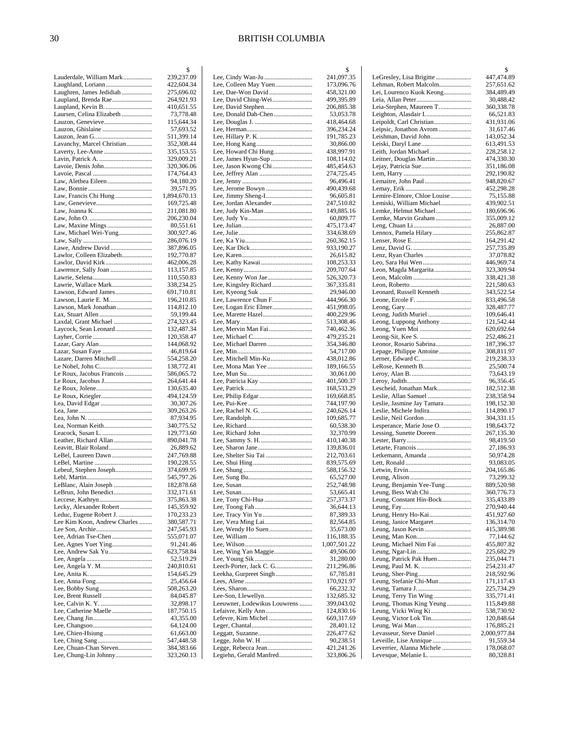| | $ |
|---|---|
| Lauderdale, William Mark | 239,237.09 |
| Laughland, Loriann | 422,604.34 |
| Laughren, James Jedidiah | 275,696.02 |
| Laupland, Brenda Rae | 264,921.93 |
| Laupland, Kevin B. | 410,651.55 |
| Laursen, Celina Elizabeth | 73,778.48 |
| Lauzon, Genevieve | 115,644.34 |
| Lauzon, Ghislaine | 57,693.52 |
| Lauzon, Jean G. | 511,399.14 |
| Lavanchy, Marcel Christian | 352,308.44 |
| Laverty, Lee-Anne | 335,153.55 |
| Lavin, Patrick A. | 329,009.21 |
| Lavoie, Denis John | 320,306.06 |
| Lavoie, Pascal | 174,764.43 |
| Law, Alethea Eileen | 94,180.20 |
| Law, Bonnie | 39,571.95 |
| Law, Francis Chi Hung | 1,894,670.13 |
| Law, Genevieve | 169,725.48 |
| Law, Joanna K. | 211,081.80 |
| Law, John O. | 206,230.04 |
| Law, Maxine Mings | 80,551.61 |
| Law, Michael Wei-Yung | 300,927.46 |
| Law, Sally | 286,076.19 |
| Lawe, Andrew David | 387,896.05 |
| Lawlor, Colleen Elizabeth | 192,770.87 |
| Lawlor, David Kirk | 462,006.28 |
| Lawrence, Sally Joan | 113,157.85 |
| Lawrie, Selena | 110,550.83 |
| Lawrie, Wallace Mark | 338,234.25 |
| Lawson, Edward James | 691,710.81 |
| Lawson, Laurie E. M. | 196,210.85 |
| Lawson, Mark Jonathan | 114,812.10 |
| Lax, Stuart Allen | 59,199.44 |
| Laxdal, Grant Michael | 274,323.45 |
| Laycock, Sean Leonard | 132,487.34 |
| Layher, Corrie | 120,358.47 |
| Lazar, Gary Alan | 144,068.92 |
| Lazar, Susan Faye | 46,819.64 |
| Lazare, Darren Mitchell | 554,258.20 |
| Le Nobel, John C. | 138,772.41 |
| Le Roux, Jacobus Francois | 586,065.72 |
| Le Roux, Jacobus J. | 264,641.44 |
| Le Roux, Jolene | 130,635.40 |
| Le Roux, Kriegler | 494,124.59 |
| Lea, David Edgar | 30,307.26 |
| Lea, Jane | 309,263.26 |
| Lea, John N. | 87,934.95 |
| Lea, Norman Keith | 340,775.52 |
| Leacock, Susan L. | 129,773.60 |
| Leather, Richard Allan | 890,041.78 |
| Leavitt, Blair Roland | 26,889.62 |
| LeBel, Laureen Dawn | 247,769.88 |
| LeBel, Martine | 190,228.55 |
| Lebeuf, Stephen Joseph | 374,699.95 |
| Lebl, Martin | 545,797.26 |
| LeBlanc, Alain Joseph | 182,878.68 |
| LeBrun, John Benedict | 332,171.61 |
| Leccese, Kathryn | 375,863.38 |
| Lecky, Alexander Robert | 145,359.92 |
| Leduc, Eugene Robert J. | 170,233.23 |
| Lee Kim Koon, Andrew Charles | 380,587.71 |
| Lee Son, Archie | 247,545.93 |
| Lee, Adrian Tse-Chen | 555,071.07 |
| Lee, Agnes Yuet Ying | 91,241.46 |
| Lee, Andrew Sak Yu | 623,758.84 |
| Lee, Angela | 52,519.29 |
| Lee, Angela Y. M. | 240,810.61 |
| Lee, Anita K. | 154,645.29 |
| Lee, Anna Fong | 25,456.64 |
| Lee, Bobby Sung | 508,263.20 |
| Lee, Brent Russell | 84,045.87 |
| Lee, Calvin K. Y. | 32,898.17 |
| Lee, Catherine Maelle | 187,750.15 |
| Lee, Chang Jin | 43,355.00 |
| Lee, Changsoo | 64,124.00 |
| Lee, Chien-Hsiung | 61,663.00 |
| Lee, Ching Sang | 547,448.58 |
| Lee, Chuan-Chan Steven | 384,383.66 |
| Lee, Chung-Lin Johnny | 323,260.13 |
| Lee, Cindy Wan-Ju | 241,097.35 |
| Lee, Colleen May Yuen | 173,096.76 |
| Lee, Dae-Won David | 458,321.00 |
| Lee, David Ching-Wei | 499,395.89 |
| Lee, David Stephen | 206,885.38 |
| Lee, Donald Dah-Chen | 53,053.78 |
| Lee, Douglas J. | 418,464.68 |
| Lee, Herman | 396,234.24 |
| Lee, Hillary P. K. | 191,785.23 |
| Lee, Hong Kang | 30,866.00 |
| Lee, Howard Chi Hung | 438,997.91 |
| Lee, James Hyun-Sup | 108,114.02 |
| Lee, Jason Kwong Chi | 485,454.63 |
| Lee, Jeffrey Alan | 274,725.45 |
| Lee, Jenny | 96,496.41 |
| Lee, Jerome Bowyn | 490,439.68 |
| Lee, Jimmy Sheng-I | 96,605.81 |
| Lee, Jordan Alexander | 247,510.82 |
| Lee, Judy Kin-Man | 149,885.16 |
| Lee, Judy Yu | 60,809.77 |
| Lee, Julian | 475,173.47 |
| Lee, Julie | 334,638.69 |
| Lee, Ka Yiu | 260,362.15 |
| Lee, Kar Dick | 933,190.27 |
| Lee, Karen | 26,615.82 |
| Lee, Kathy Kawai | 108,253.33 |
| Lee, Kenny | 209,707.64 |
| Lee, Kenny Won Jae | 526,320.73 |
| Lee, Kingsley Richard | 367,335.81 |
| Lee, Kyeong Suk | 29,946.00 |
| Lee, Lawrence Chun F. | 444,966.30 |
| Lee, Logan Eric Elmer | 451,998.05 |
| Lee, Marette Hazel | 400,229.96 |
| Lee, Mary | 513,308.46 |
| Lee, Mervin Man Fai | 740,462.36 |
| Lee, Michael C. | 479,235.21 |
| Lee, Michael Darren | 354,346.80 |
| Lee, Min | 54,717.00 |
| Lee, Mitchell Min-Ku | 438,012.86 |
| Lee, Mona Man Yee | 189,166.55 |
| Lee, Mun Su | 30,061.00 |
| Lee, Patricia Kay | 401,500.37 |
| Lee, Patrick | 168,533.29 |
| Lee, Philip Edgar | 169,668.85 |
| Lee, Pui-Kee | 744,197.90 |
| Lee, Rachel N. G. | 240,626.14 |
| Lee, Randolph | 109,685.77 |
| Lee, Richard | 60,538.30 |
| Lee, Richard John | 32,370.99 |
| Lee, Sammy S. H. | 410,140.38 |
| Lee, Sharon Jane | 139,836.01 |
| Lee, Shelter Siu Tai | 212,703.61 |
| Lee, Shui Hing | 839,575.69 |
| Lee, Shung | 588,156.32 |
| Lee, Sung Bu | 65,527.00 |
| Lee, Susan | 252,748.98 |
| Lee, Susan | 53,665.41 |
| Lee, Tony Chi-Hua | 257,373.37 |
| Lee, Toong Fah | 36,644.13 |
| Lee, Tracy Yin Yu | 87,389.33 |
| Lee, Vera Ming Lai | 82,564.85 |
| Lee, Wendy Ho Suen | 35,673.00 |
| Lee, William | 116,188.35 |
| Lee, Wilson | 1,007,501.22 |
| Lee, Wing Yan Maggie | 49,506.00 |
| Lee, Young Sik | 31,280.00 |
| Leech-Porter, Jack C. G. | 211,296.86 |
| Leekha, Gurpreet Singh | 67,785.81 |
| Lees, Alene | 170,921.97 |
| Lees, Sharon | 66,232.32 |
| Lee-Son, Llewellyn | 132,685.32 |
| Leeuwner, Lodewikus Louwrens | 399,043.02 |
| Lefaivre, Kelly Ann | 124,830.16 |
| Lefevre, Kim Michel | 669,317.69 |
| Leger, Chantal | 28,401.12 |
| Leggatt, Suzanne | 226,477.62 |
| Legge, John W. H. | 90,238.51 |
| Legge, Rebecca Jean | 421,241.26 |
| Legiehn, Gerald Manfred | 323,806.26 |
| LeGresley, Lisa Brigitte | 447,474.89 |
| Lehman, Robert Malcolm | 257,651.62 |
| Lei, Lourenco Kuok Keong | 384,489.49 |
| Leia, Allan Peter | 30,488.42 |
| Leia-Stephen, Maureen T. | 360,338.78 |
| Leighton, Alasdair I. | 66,521.83 |
| Leipoldt, Carl Christian | 431,931.06 |
| Leipsic, Jonathon Avrom | 31,617.46 |
| Leishman, David John | 143,052.34 |
| Leiski, Daryl Lane | 613,491.53 |
| Leith, Jordan Michael | 228,258.12 |
| Leitner, Douglas Martin | 474,330.30 |
| Lejay, Patricia Sue | 351,186.08 |
| Lem, Harry | 292,190.82 |
| Lemaitre, John Paul | 948,820.67 |
| Lemay, Erik | 452,298.28 |
| Lemire-Elmore, Chloe Louise | 75,155.88 |
| Lemiski, William Michael | 439,902.51 |
| Lemke, Helmut Michael | 180,696.96 |
| Lemke, Marvin Graham | 355,009.12 |
| Leng, Chuan Li | 26,887.00 |
| Lennox, Pamela Hilary | 255,862.87 |
| Lenser, Rose E. | 164,291.42 |
| Lenz, David G. | 257,735.89 |
| Lenz, Ryan Charles | 37,078.82 |
| Leo, Sara Hui Wen | 446,969.74 |
| Leon, Magda Margarita | 323,309.94 |
| Leon, Malcolm | 338,421.38 |
| Leon, Roberto | 221,580.63 |
| Leonard, Russell Kenneth | 343,522.54 |
| Leone, Ercole F. | 833,496.58 |
| Leong, Gary | 328,487.77 |
| Leong, Judith Muriel | 109,646.41 |
| Leong, Luppong Anthony | 121,542.44 |
| Leong, Yuen Moi | 620,692.64 |
| Leong-Sit, Kee S. | 252,486.21 |
| Leonor, Rosario Sabrina | 187,396.37 |
| Lepage, Philippe Antoine | 308,811.97 |
| Lerner, Edward C. | 219,238.33 |
| LeRose, Kenneth B. | 25,500.74 |
| Leroy, Alan B. | 73,643.19 |
| Leroy, Judith | 96,356.45 |
| Lescheid, Jonathan Mark | 182,512.38 |
| Leslie, Allan Samuel | 238,358.94 |
| Leslie, Jasmine Jay Tamara | 198,152.30 |
| Leslie, Michele Indira | 114,890.17 |
| Leslie, Neil Gordon | 304,331.15 |
| Lesperance, Marie Jose O. | 198,643.72 |
| Lessing, Sunette Doreen | 267,135.30 |
| Lester, Barry | 98,419.50 |
| Letarte, Francois | 27,186.93 |
| Letkemann, Amanda | 50,974.28 |
| Lett, Ronald | 93,083.05 |
| Letwin, Ervin | 204,165.86 |
| Leung, Alison | 73,299.32 |
| Leung, Benjamin Yee-Tung | 889,520.98 |
| Leung, Bess Wah Chi | 360,776.73 |
| Leung, Constant Hin-Bock | 335,433.89 |
| Leung, Fay | 270,940.44 |
| Leung, Henry Ho-Kai | 451,927.60 |
| Leung, Janice Margaret | 136,314.70 |
| Leung, Jason Kevin | 415,389.98 |
| Leung, Man Kon | 77,144.62 |
| Leung, Michael Nim Fai | 455,807.82 |
| Leung, Ngar-Lin | 225,682.29 |
| Leung, Patrick Pak Huen | 235,044.71 |
| Leung, Paul M. K. | 254,231.47 |
| Leung, Sher-Ping | 218,592.96 |
| Leung, Stefanie Chi-Mun | 171,117.43 |
| Leung, Tamara J. | 225,734.29 |
| Leung, Terry Tin Wing | 335,771.41 |
| Leung, Thomas King Yeung | 115,849.88 |
| Leung, Vicki Wing Ki | 538,730.92 |
| Leung, Victor Lok Tin | 120,848.64 |
| Leung, Wai Man | 176,885.21 |
| Levasseur, Steve Daniel | 2,000,977.84 |
| Leveille, Lise Annique | 91,559.34 |
| Leverrier, Alanna Michele | 178,068.07 |
| Levesque, Melanie L. | 80,328.81 |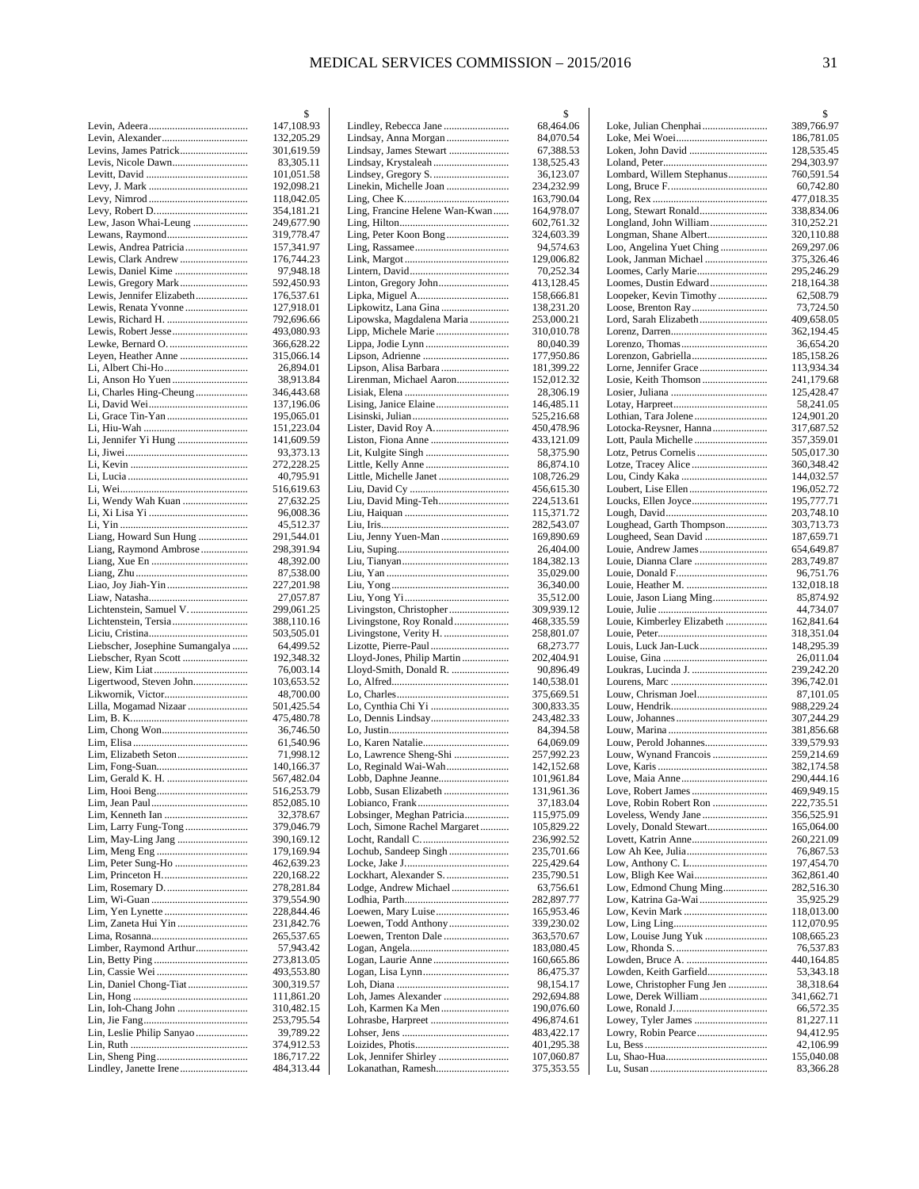| | $ |
|---|---|
| Levin, Adeera | 147,108.93 |
| Levin, Alexander | 132,205.29 |
| Levins, James Patrick | 301,619.59 |
| Levis, Nicole Dawn | 83,305.11 |
| Levitt, David | 101,051.58 |
| Levy, J. Mark | 192,098.21 |
| Levy, Nimrod | 118,042.05 |
| Levy, Robert D. | 354,181.21 |
| Lew, Jason Whai-Leung | 249,677.90 |
| Lewans, Raymond | 319,778.47 |
| Lewis, Andrea Patricia | 157,341.97 |
| Lewis, Clark Andrew | 176,744.23 |
| Lewis, Daniel Kime | 97,948.18 |
| Lewis, Gregory Mark | 592,450.93 |
| Lewis, Jennifer Elizabeth | 176,537.61 |
| Lewis, Renata Yvonne | 127,918.01 |
| Lewis, Richard H. | 792,696.66 |
| Lewis, Robert Jesse | 493,080.93 |
| Lewke, Bernard O. | 366,628.22 |
| Leyen, Heather Anne | 315,066.14 |
| Li, Albert Chi-Ho | 26,894.01 |
| Li, Anson Ho Yuen | 38,913.84 |
| Li, Charles Hing-Cheung | 346,443.68 |
| Li, David Wei | 137,196.06 |
| Li, Grace Tin-Yan | 195,065.01 |
| Li, Hiu-Wah | 151,223.04 |
| Li, Jennifer Yi Hung | 141,609.59 |
| Li, Jiwei | 93,373.13 |
| Li, Kevin | 272,228.25 |
| Li, Lucia | 40,795.91 |
| Li, Wei | 516,619.63 |
| Li, Wendy Wah Kuan | 27,632.25 |
| Li, Xi Lisa Yi | 96,008.36 |
| Li, Yin | 45,512.37 |
| Liang, Howard Sun Hung | 291,544.01 |
| Liang, Raymond Ambrose | 298,391.94 |
| Liang, Xue En | 48,392.00 |
| Liang, Zhu | 87,538.00 |
| Liao, Joy Jiah-Yin | 227,201.98 |
| Liaw, Natasha | 27,057.87 |
| Lichtenstein, Samuel V. | 299,061.25 |
| Lichtenstein, Tersia | 388,110.16 |
| Liciu, Cristina | 503,505.01 |
| Liebscher, Josephine Sumangalya | 64,499.52 |
| Liebscher, Ryan Scott | 192,348.32 |
| Liew, Kim Liat | 76,003.14 |
| Ligertwood, Steven John | 103,653.52 |
| Likwornik, Victor | 48,700.00 |
| Lilla, Mogamad Nizaar | 501,425.54 |
| Lim, B. K. | 475,480.78 |
| Lim, Chong Won | 36,746.50 |
| Lim, Elisa | 61,540.96 |
| Lim, Elizabeth Seton | 71,998.12 |
| Lim, Fong-Suan | 140,166.37 |
| Lim, Gerald K. H. | 567,482.04 |
| Lim, Hooi Beng | 516,253.79 |
| Lim, Jean Paul | 852,085.10 |
| Lim, Kenneth Ian | 32,378.67 |
| Lim, Larry Fung-Tong | 379,046.79 |
| Lim, May-Ling Jang | 390,169.12 |
| Lim, Meng Eng | 179,169.94 |
| Lim, Peter Sung-Ho | 462,639.23 |
| Lim, Princeton H. | 220,168.22 |
| Lim, Rosemary D. | 278,281.84 |
| Lim, Wi-Guan | 379,554.90 |
| Lim, Yen Lynette | 228,844.46 |
| Lim, Zaneta Hui Yin | 231,842.76 |
| Lima, Rosanna | 265,537.65 |
| Limber, Raymond Arthur | 57,943.42 |
| Lin, Betty Ping | 273,813.05 |
| Lin, Cassie Wei | 493,553.80 |
| Lin, Daniel Chong-Tiat | 300,319.57 |
| Lin, Hong | 111,861.20 |
| Lin, Ioh-Chang John | 310,482.15 |
| Lin, Jie Fang | 253,795.54 |
| Lin, Leslie Philip Sanyao | 39,789.22 |
| Lin, Ruth | 374,912.53 |
| Lin, Sheng Ping | 186,717.22 |
| Lindley, Janette Irene | 484,313.44 |
| Lindley, Rebecca Jane | 68,464.06 |
| Lindsay, Anna Morgan | 84,070.54 |
| Lindsay, James Stewart | 67,388.53 |
| Lindsay, Krystaleah | 138,525.43 |
| Lindsey, Gregory S. | 36,123.07 |
| Linekin, Michelle Joan | 234,232.99 |
| Ling, Chee K. | 163,790.04 |
| Ling, Francine Helene Wan-Kwan | 164,978.07 |
| Ling, Hilton | 602,761.32 |
| Ling, Peter Koon Bong | 324,603.39 |
| Ling, Rassamee | 94,574.63 |
| Link, Margot | 129,006.82 |
| Lintern, David | 70,252.34 |
| Linton, Gregory John | 413,128.45 |
| Lipka, Miguel A. | 158,666.81 |
| Lipkowitz, Lana Gina | 138,231.20 |
| Lipowska, Magdalena Maria | 253,000.21 |
| Lipp, Michele Marie | 310,010.78 |
| Lippa, Jodie Lynn | 80,040.39 |
| Lipson, Adrienne | 177,950.86 |
| Lipson, Alisa Barbara | 181,399.22 |
| Lirenman, Michael Aaron | 152,012.32 |
| Lisiak, Elena | 28,306.19 |
| Lising, Janice Elaine | 146,485.11 |
| Lisinski, Julian | 525,216.68 |
| Lister, David Roy A. | 450,478.96 |
| Liston, Fiona Anne | 433,121.09 |
| Lit, Kulgite Singh | 58,375.90 |
| Little, Kelly Anne | 86,874.10 |
| Little, Michelle Janet | 108,726.29 |
| Liu, David Cy | 456,615.30 |
| Liu, David Ming-Teh | 224,513.61 |
| Liu, Haiquan | 115,371.72 |
| Liu, Iris | 282,543.07 |
| Liu, Jenny Yuen-Man | 169,890.69 |
| Liu, Suping | 26,404.00 |
| Liu, Tianyan | 184,382.13 |
| Liu, Yan | 35,029.00 |
| Liu, Yong | 36,340.00 |
| Liu, Yong Yi | 35,512.00 |
| Livingston, Christopher | 309,939.12 |
| Livingstone, Roy Ronald | 468,335.59 |
| Livingstone, Verity H. | 258,801.07 |
| Lizotte, Pierre-Paul | 68,273.77 |
| Lloyd-Jones, Philip Martin | 202,404.91 |
| Lloyd-Smith, Donald R. | 90,896.49 |
| Lo, Alfred | 140,538.01 |
| Lo, Charles | 375,669.51 |
| Lo, Cynthia Chi Yi | 300,833.35 |
| Lo, Dennis Lindsay | 243,482.33 |
| Lo, Justin | 84,394.58 |
| Lo, Karen Natalie | 64,069.09 |
| Lo, Lawrence Sheng-Shi | 257,992.23 |
| Lo, Reginald Wai-Wah | 142,152.68 |
| Lobb, Daphne Jeanne | 101,961.84 |
| Lobb, Susan Elizabeth | 131,961.36 |
| Lobianco, Frank | 37,183.04 |
| Lobsinger, Meghan Patricia | 115,975.09 |
| Loch, Simone Rachel Margaret | 105,829.22 |
| Locht, Randall C. | 236,992.52 |
| Lochub, Sandeep Singh | 235,701.66 |
| Locke, Jake J. | 225,429.64 |
| Lockhart, Alexander S. | 235,790.51 |
| Lodge, Andrew Michael | 63,756.61 |
| Lodhia, Parth | 282,897.77 |
| Loewen, Mary Luise | 165,953.46 |
| Loewen, Todd Anthony | 339,230.02 |
| Loewen, Trenton Dale | 363,570.67 |
| Logan, Angela | 183,080.45 |
| Logan, Laurie Anne | 160,665.86 |
| Logan, Lisa Lynn | 86,475.37 |
| Loh, Diana | 98,154.17 |
| Loh, James Alexander | 292,694.88 |
| Loh, Karmen Ka Men | 190,076.60 |
| Lohrasbe, Harpreet | 496,874.61 |
| Lohser, Jens | 483,422.17 |
| Loizides, Photis | 401,295.38 |
| Lok, Jennifer Shirley | 107,060.87 |
| Lokanathan, Ramesh | 375,353.55 |
| Loke, Julian Chenphai | 389,766.97 |
| Loke, Mei Woei | 186,781.05 |
| Loken, John David | 128,535.45 |
| Loland, Peter | 294,303.97 |
| Lombard, Willem Stephanus | 760,591.54 |
| Long, Bruce F. | 60,742.80 |
| Long, Rex | 477,018.35 |
| Long, Stewart Ronald | 338,834.06 |
| Longland, John William | 310,252.21 |
| Longman, Shane Albert | 320,110.88 |
| Loo, Angelina Yuet Ching | 269,297.06 |
| Look, Janman Michael | 375,326.46 |
| Loomes, Carly Marie | 295,246.29 |
| Loomes, Dustin Edward | 218,164.38 |
| Loopeker, Kevin Timothy | 62,508.79 |
| Loose, Brenton Ray | 73,724.50 |
| Lord, Sarah Elizabeth | 409,658.05 |
| Lorenz, Darren | 362,194.45 |
| Lorenzo, Thomas | 36,654.20 |
| Lorenzon, Gabriella | 185,158.26 |
| Lorne, Jennifer Grace | 113,934.34 |
| Losie, Keith Thomson | 241,179.68 |
| Losier, Juliana | 125,428.47 |
| Lotay, Harpreet | 58,241.05 |
| Lothian, Tara Jolene | 124,901.20 |
| Lotocka-Reysner, Hanna | 317,687.52 |
| Lott, Paula Michelle | 357,359.01 |
| Lotz, Petrus Cornelis | 505,017.30 |
| Lotze, Tracey Alice | 360,348.42 |
| Lou, Cindy Kaka | 144,032.57 |
| Loubert, Lise Ellen | 196,052.72 |
| Loucks, Ellen Joyce | 195,777.71 |
| Lough, David | 203,748.10 |
| Loughead, Garth Thompson | 303,713.73 |
| Lougheed, Sean David | 187,659.71 |
| Louie, Andrew James | 654,649.87 |
| Louie, Dianna Clare | 283,749.87 |
| Louie, Donald F. | 96,751.76 |
| Louie, Heather M. | 132,018.18 |
| Louie, Jason Liang Ming | 85,874.92 |
| Louie, Julie | 44,734.07 |
| Louie, Kimberley Elizabeth | 162,841.64 |
| Louie, Peter | 318,351.04 |
| Louis, Luck Jan-Luck | 148,295.39 |
| Louise, Gina | 26,011.04 |
| Loukras, Lucinda J. | 239,242.20 |
| Lourens, Marc | 396,742.01 |
| Louw, Chrisman Joel | 87,101.05 |
| Louw, Hendrik | 988,229.24 |
| Louw, Johannes | 307,244.29 |
| Louw, Marina | 381,856.68 |
| Louw, Perold Johannes | 339,579.93 |
| Louw, Wynand Francois | 259,214.69 |
| Love, Karis | 382,174.58 |
| Love, Maia Anne | 290,446.16 |
| Love, Robert James | 469,949.15 |
| Love, Robin Robert Ron | 222,735.51 |
| Loveless, Wendy Jane | 356,525.91 |
| Lovely, Donald Stewart | 165,064.00 |
| Lovett, Katrin Anne | 260,221.09 |
| Low Ah Kee, Julia | 76,867.53 |
| Low, Anthony C. L. | 197,454.70 |
| Low, Bligh Kee Wai | 362,861.40 |
| Low, Edmond Chung Ming | 282,516.30 |
| Low, Katrina Ga-Wai | 35,925.29 |
| Low, Kevin Mark | 118,013.00 |
| Low, Ling Ling | 112,070.95 |
| Low, Louise Jung Yuk | 108,665.23 |
| Low, Rhonda S. | 76,537.83 |
| Lowden, Bruce A. | 440,164.85 |
| Lowden, Keith Garfield | 53,343.18 |
| Lowe, Christopher Fung Jen | 38,318.64 |
| Lowe, Derek William | 341,662.71 |
| Lowe, Ronald J. | 66,572.35 |
| Lowey, Tyler James | 81,227.11 |
| Lowry, Robin Pearce | 94,412.95 |
| Lu, Bess | 42,106.99 |
| Lu, Shao-Hua | 155,040.08 |
| Lu, Susan | 83,366.28 |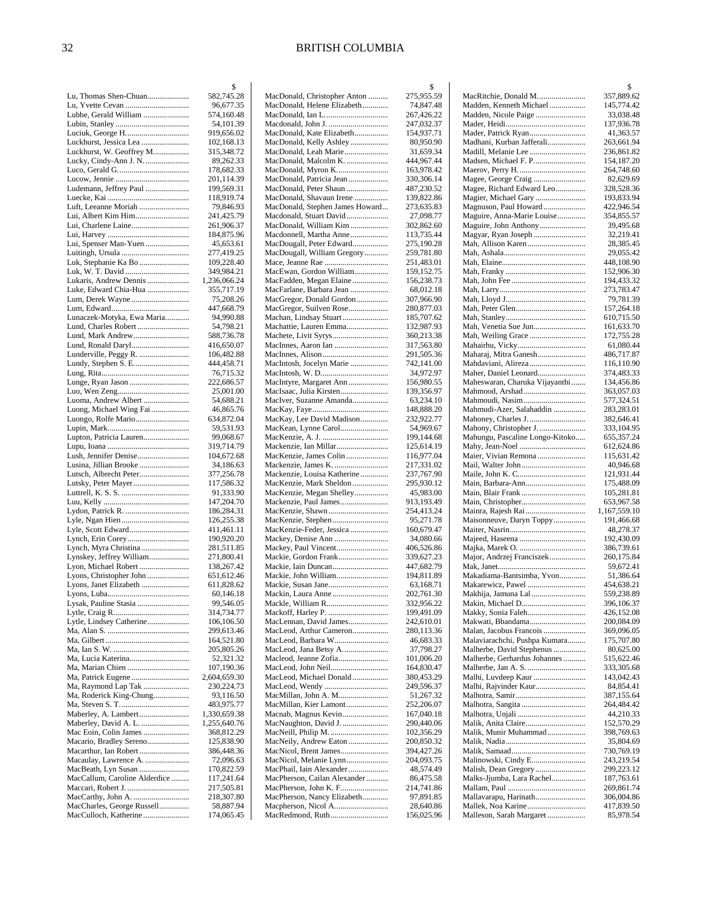| Name | $ |
|---|---|
| Lu, Thomas Shen-Chuan | 582,745.28 |
| Lu, Yvette Cevan | 96,677.35 |
| Lubbe, Gerald William | 574,160.48 |
| Lubin, Stanley | 54,101.39 |
| Luciuk, George H. | 919,656.02 |
| Luckhurst, Jessica Lea | 102,168.13 |
| Luckhurst, W. Geoffrey M. | 315,348.72 |
| Lucky, Cindy-Ann J. N. | 89,262.33 |
| Luco, Gerald G. | 178,682.33 |
| Lucow, Jennie | 201,114.39 |
| Ludemann, Jeffrey Paul | 199,569.31 |
| Luecke, Kai | 118,919.74 |
| Luft, Leeanne Moriah | 79,846.93 |
| Lui, Albert Kim Him | 241,425.79 |
| Lui, Charlene Laine | 261,906.37 |
| Lui, Harvey | 184,875.96 |
| Lui, Spenser Man-Yuen | 45,653.61 |
| Luitingh, Ursula | 277,419.25 |
| Luk, Stephanie Ka Bo | 109,228.40 |
| Luk, W. T. David | 349,984.21 |
| Lukaris, Andrew Dennis | 1,236,066.24 |
| Luke, Edward Chia-Hua | 355,717.19 |
| Lum, Derek Wayne | 75,208.26 |
| Lum, Edward | 447,668.79 |
| Lunaczek-Motyka, Ewa Maria | 94,990.88 |
| Lund, Charles Robert | 54,798.21 |
| Lund, Mark Andrew | 588,736.78 |
| Lund, Ronald Daryl | 416,650.07 |
| Lunderville, Peggy R. | 106,482.88 |
| Lundy, Stephen S. E. | 444,458.71 |
| Lung, Rita | 76,715.32 |
| Lunge, Ryan Jason | 222,686.57 |
| Luo, Wen Zeng | 25,001.00 |
| Luoma, Andrew Albert | 54,688.21 |
| Luong, Michael Wing Fai | 46,865.76 |
| Luongo, Rolfe Mario | 634,872.04 |
| Lupin, Mark | 59,531.93 |
| Lupton, Patricia Lauren | 99,068.67 |
| Lupu, Ioana | 319,714.79 |
| Lush, Jennifer Denise | 104,672.68 |
| Lusina, Jillian Brooke | 34,186.63 |
| Lutsch, Albrecht Peter | 377,256.78 |
| Lutsky, Peter Mayer | 117,586.32 |
| Luttrell, K. S. S. | 91,333.90 |
| Luu, Kelly | 147,204.70 |
| Lydon, Patrick R. | 186,284.31 |
| Lyle, Ngan Hien | 126,255.38 |
| Lyle, Scott Edward | 411,461.11 |
| Lynch, Erin Corey | 190,920.20 |
| Lynch, Myra Christina | 281,511.85 |
| Lynskey, Jeffrey William | 271,800.41 |
| Lyon, Michael Robert | 138,267.42 |
| Lyons, Christopher John | 651,612.46 |
| Lyons, Janet Elizabeth | 611,828.62 |
| Lyons, Luba | 60,146.18 |
| Lysak, Pauline Stasia | 99,546.05 |
| Lytle, Craig R. | 314,734.77 |
| Lytle, Lindsey Catherine | 106,106.50 |
| Ma, Alan S. | 299,613.46 |
| Ma, Gilbert | 164,521.80 |
| Ma, Ian S. W. | 205,805.26 |
| Ma, Lucia Katerina | 52,321.32 |
| Ma, Marian Chien | 107,190.36 |
| Ma, Patrick Eugene | 2,604,659.30 |
| Ma, Raymond Lap Tak | 230,224.73 |
| Ma, Roderick King-Chung | 93,116.50 |
| Ma, Steven S. | 483,975.77 |
| Maberley, A. Lambert | 1,330,659.38 |
| Maberley, David A. L. | 1,255,640.76 |
| Mac Eoin, Colin James | 368,812.29 |
| Macario, Bradley Sereno | 125,838.90 |
| Macarthur, Ian Robert | 386,448.36 |
| Macaulay, Lawrence A. | 72,096.63 |
| MacBeath, Lyn Susan | 170,822.59 |
| MacCallum, Caroline Alderdice | 117,241.64 |
| Maccari, Robert J. | 217,505.81 |
| MacCarthy, John A. | 218,307.80 |
| MacCharles, George Russell | 58,887.94 |
| MacCulloch, Katherine | 174,065.45 |
| MacDonald, Christopher Anton | 275,955.59 |
| MacDonald, Helene Elizabeth | 74,847.48 |
| MacDonald, Ian L. | 267,426.22 |
| Macdonald, John J. | 247,032.37 |
| MacDonald, Kate Elizabeth | 154,937.71 |
| MacDonald, Kelly Ashley | 80,950.90 |
| MacDonald, Leah Marie | 31,659.34 |
| MacDonald, Malcolm K. | 444,967.44 |
| MacDonald, Myron K. | 163,978.42 |
| MacDonald, Patricia Jean | 330,306.14 |
| MacDonald, Peter Shaun | 487,230.52 |
| MacDonald, Shavaun Irene | 139,822.86 |
| MacDonald, Stephen James Howard | 273,635.83 |
| Macdonald, Stuart David | 27,098.77 |
| MacDonald, William Kim | 302,862.60 |
| Macdonnell, Martha Anne | 113,735.44 |
| MacDougall, Peter Edward | 275,190.28 |
| MacDougall, William Gregory | 259,781.80 |
| Mace, Jeanne Rae | 251,483.01 |
| MacEwan, Gordon William | 159,152.75 |
| MacFadden, Megan Elaine | 156,238.73 |
| MacFarlane, Barbara Jean | 68,012.18 |
| MacGregor, Donald Gordon | 307,966.90 |
| MacGregor, Suilven Rose | 280,877.03 |
| Machan, Lindsay Stuart | 185,707.62 |
| Machattie, Lauren Emma | 132,987.93 |
| Machete, Livit Syrys | 360,213.38 |
| MacInnes, Aaron Ian | 317,563.80 |
| MacInnes, Alison | 291,505.36 |
| MacIntosh, Jocelyn Marie | 742,141.00 |
| MacIntosh, W. D. | 34,972.97 |
| MacIntyre, Margaret Ann | 156,980.55 |
| MacIsaac, Julia Kirsten | 139,356.97 |
| MacIver, Suzanne Amanda | 63,234.10 |
| MacKay, Faye | 148,888.20 |
| MacKay, Lee David Madison | 232,922.77 |
| MacKean, Lynne Carol | 54,969.67 |
| MacKenzie, A. J. | 199,144.68 |
| Mackenzie, Ian Millar | 125,614.19 |
| MacKenzie, James Colin | 116,977.04 |
| MacKenzie, James K. | 217,331.02 |
| Mackenzie, Louisa Katherine | 237,767.90 |
| MacKenzie, Mark Sheldon | 295,930.12 |
| MacKenzie, Megan Shelley | 45,983.00 |
| Mackenzie, Paul James | 913,193.49 |
| MacKenzie, Shawn | 254,413.24 |
| MacKenzie, Stephen | 95,271.78 |
| MacKenzie-Feder, Jessica | 160,679.47 |
| Mackey, Denise Ann | 34,080.66 |
| Mackey, Paul Vincent | 406,526.86 |
| Mackie, Gordon Frank | 339,627.23 |
| Mackie, Iain Duncan | 447,682.79 |
| Mackie, John William | 194,811.89 |
| Mackie, Susan Jane | 63,168.71 |
| Mackin, Laura Anne | 202,761.30 |
| Mackle, William R. | 332,956.22 |
| Mackoff, Harley P. | 199,491.09 |
| MacLennan, David James | 242,610.01 |
| MacLeod, Arthur Cameron | 280,113.36 |
| MacLeod, Barbara W. | 46,683.33 |
| MacLeod, Jana Betsy A. | 37,798.27 |
| Macleod, Jeanne Zofia | 101,006.20 |
| MacLeod, John Neil | 164,830.47 |
| MacLeod, Michael Donald | 380,453.29 |
| MacLeod, Wendy | 249,596.37 |
| MacMillan, John A. M. | 51,267.32 |
| MacMillan, Kier Lamont | 252,206.07 |
| Macnab, Magnus Kevin | 167,040.18 |
| MacNaughton, David J. | 290,440.06 |
| MacNeill, Philip M. | 102,356.29 |
| MacNeily, Andrew Eaton | 200,850.32 |
| MacNicol, Brent James | 394,427.26 |
| MacNicol, Melanie Lynn | 204,093.75 |
| MacPhail, Iain Alexander | 48,574.49 |
| MacPherson, Cailan Alexander | 86,475.58 |
| MacPherson, John K. F. | 214,741.86 |
| MacPherson, Nancy Elizabeth | 97,891.85 |
| Macpherson, Nicol A. | 28,640.86 |
| MacRedmond, Ruth | 156,025.96 |
| MacRitchie, Donald M. | 357,889.62 |
| Madden, Kenneth Michael | 145,774.42 |
| Madden, Nicole Paige | 33,038.48 |
| Mader, Heidi | 137,936.78 |
| Mader, Patrick Ryan | 41,363.57 |
| Madhani, Kurban Jafferali | 263,661.94 |
| Madill, Melanie Lee | 236,861.82 |
| Madsen, Michael F. P. | 154,187.20 |
| Maerov, Perry H. | 264,748.60 |
| Magee, George Craig | 82,629.69 |
| Magee, Richard Edward Leo | 328,528.36 |
| Magier, Michael Gary | 193,833.94 |
| Magnuson, Paul Howard | 422,946.54 |
| Maguire, Anna-Marie Louise | 354,855.57 |
| Maguire, John Anthony | 39,495.68 |
| Magyar, Ryan Joseph | 32,219.41 |
| Mah, Allison Karen | 28,385.45 |
| Mah, Ashala | 29,055.42 |
| Mah, Elaine | 448,108.90 |
| Mah, Franky | 152,906.30 |
| Mah, John Fee | 194,433.32 |
| Mah, Larry | 273,783.47 |
| Mah, Lloyd J. | 79,781.39 |
| Mah, Peter Glen | 157,264.18 |
| Mah, Stanley | 610,715.50 |
| Mah, Venetia Sue Jun | 161,633.70 |
| Mah, Weiling Grace | 172,755.28 |
| Mahairhu, Vicky | 61,080.44 |
| Maharaj, Mitra Ganesh | 486,717.87 |
| Mahdaviani, Alireza | 116,110.90 |
| Maher, Daniel Leonard | 374,483.33 |
| Maheswaran, Charuka Vijayanthi | 134,456.86 |
| Mahmood, Arshad | 363,057.03 |
| Mahmoudi, Nasim | 577,324.51 |
| Mahmudi-Azer, Salahaddin | 283,283.01 |
| Mahoney, Charles J. | 382,646.41 |
| Mahony, Christopher J. | 333,104.95 |
| Mahungu, Pascaline Longo-Kitoko | 655,357.24 |
| Mahy, Jean-Noel | 612,624.86 |
| Maier, Vivian Remona | 115,631.42 |
| Mail, Walter John | 40,946.68 |
| Maile, John K. C. | 121,931.44 |
| Main, Barbara-Ann | 175,488.09 |
| Main, Blair Frank | 105,281.81 |
| Main, Christopher | 653,967.58 |
| Mainra, Rajesh Rai | 1,167,559.10 |
| Maisonneuve, Daryn Toppy | 191,466.68 |
| Maiter, Nasrin | 48,278.37 |
| Majeed, Haseena | 192,430.09 |
| Majka, Marek O. | 386,739.61 |
| Major, Andrzej Franciszek | 260,175.84 |
| Mak, Janet | 59,672.41 |
| Makadiama-Bantsimba, Yvon | 51,386.64 |
| Makarewicz, Pawel | 454,638.21 |
| Makhija, Jamuna Lal | 559,238.89 |
| Makin, Michael D. | 396,106.37 |
| Makky, Sonia Faleh | 426,152.08 |
| Makwati, Bbandama | 200,084.09 |
| Malan, Jacobus Francois | 369,096.05 |
| Malaviarachchi, Pushpa Kumara | 175,707.80 |
| Malherbe, David Stephenus | 80,625.00 |
| Malherbe, Gerhardus Johannes | 515,622.46 |
| Malherbe, Jan A. S. | 333,305.68 |
| Malhi, Luvdeep Kaur | 143,042.43 |
| Malhi, Rajvinder Kaur | 84,854.41 |
| Malhotra, Samir | 387,155.64 |
| Malhotra, Sangita | 264,484.42 |
| Malhotra, Unjali | 44,210.33 |
| Malik, Anita Claire | 152,570.29 |
| Malik, Munir Muhammad | 398,769.63 |
| Malik, Nadia | 35,804.69 |
| Malik, Samaad | 730,769.19 |
| Malinowski, Cindy E. | 243,219.54 |
| Malish, Dean Gregory | 299,223.12 |
| Malks-Jjumba, Lara Rachel | 187,763.61 |
| Mallam, Paul | 269,861.74 |
| Mallavarapu, Harinath | 306,004.86 |
| Mallek, Noa Karine | 417,839.50 |
| Malleson, Sarah Margaret | 85,978.54 |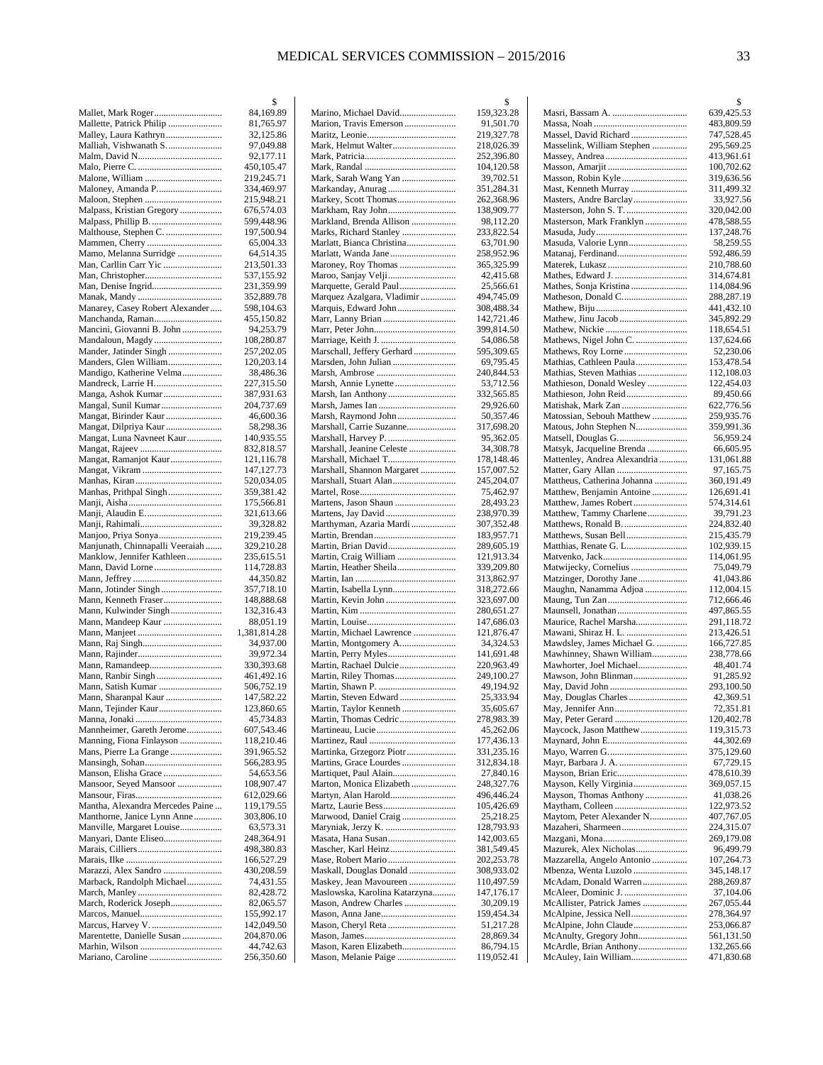| Name | $ |
|---|---|
| Mallet, Mark Roger | 84,169.89 |
| Mallette, Patrick Philip | 81,765.97 |
| Malley, Laura Kathryn | 32,125.86 |
| Malliah, Vishwanath S. | 97,049.88 |
| Malm, David N. | 92,177.11 |
| Malo, Pierre C. | 450,105.47 |
| Malone, William | 219,245.71 |
| Maloney, Amanda P. | 334,469.97 |
| Maloon, Stephen | 215,948.21 |
| Malpass, Kristian Gregory | 676,574.03 |
| Malpass, Phillip B. | 599,448.96 |
| Malthouse, Stephen C. | 197,500.94 |
| Mammen, Cherry | 65,004.33 |
| Mamo, Melanna Surridge | 64,514.35 |
| Man, Carllin Carr Yic | 213,501.33 |
| Man, Christopher | 537,155.92 |
| Man, Denise Ingrid | 231,359.99 |
| Manak, Mandy | 352,889.78 |
| Manarey, Casey Robert Alexander | 598,104.63 |
| Manchanda, Raman | 455,150.82 |
| Mancini, Giovanni B. John | 94,253.79 |
| Mandaloun, Magdy | 108,280.87 |
| Mander, Jatinder Singh | 257,202.05 |
| Manders, Glen William | 120,203.14 |
| Mandigo, Katherine Velma | 38,486.36 |
| Mandreck, Larrie H. | 227,315.50 |
| Manga, Ashok Kumar | 387,931.63 |
| Mangal, Sunil Kumar | 204,737.69 |
| Mangat, Birinder Kaur | 46,600.36 |
| Mangat, Dilpriya Kaur | 58,298.36 |
| Mangat, Luna Navneet Kaur | 140,935.55 |
| Mangat, Rajeev | 832,818.57 |
| Mangat, Ramanjot Kaur | 121,116.78 |
| Mangat, Vikram | 147,127.73 |
| Manhas, Kiran | 520,034.05 |
| Manhas, Prithpal Singh | 359,381.42 |
| Manji, Aisha | 175,566.81 |
| Manji, Alaudin E. | 321,613.66 |
| Manji, Rahimali | 39,328.82 |
| Manjoo, Priya Sonya | 219,239.45 |
| Manjunath, Chinnapalli Veeraiah | 329,210.28 |
| Manklow, Jennifer Kathleen | 235,615.51 |
| Mann, David Lorne | 114,728.83 |
| Mann, Jeffrey | 44,350.82 |
| Mann, Jotinder Singh | 357,718.10 |
| Mann, Kenneth Fraser | 148,888.68 |
| Mann, Kulwinder Singh | 132,316.43 |
| Mann, Mandeep Kaur | 88,051.19 |
| Mann, Manjeet | 1,381,814.28 |
| Mann, Raj Singh | 34,937.00 |
| Mann, Rajinder | 39,972.34 |
| Mann, Ramandeep | 330,393.68 |
| Mann, Ranbir Singh | 461,492.16 |
| Mann, Satish Kumar | 506,752.19 |
| Mann, Sharanpal Kaur | 147,582.22 |
| Mann, Tejinder Kaur | 123,860.65 |
| Manna, Jonaki | 45,734.83 |
| Mannheimer, Gareth Jerome | 607,543.46 |
| Manning, Fiona Finlayson | 118,210.46 |
| Mans, Pierre La Grange | 391,965.52 |
| Mansingh, Sohan | 566,283.95 |
| Manson, Elisha Grace | 54,653.56 |
| Mansoor, Seyed Mansoor | 108,907.47 |
| Mansour, Firas | 612,029.66 |
| Mantha, Alexandra Mercedes Paine | 119,179.55 |
| Manthorne, Janice Lynn Anne | 303,806.10 |
| Manville, Margaret Louise | 63,573.31 |
| Manyari, Dante Eliseo | 248,364.91 |
| Marais, Cilliers | 498,380.83 |
| Marais, Ilke | 166,527.29 |
| Marazzi, Alex Sandro | 430,208.59 |
| Marback, Randolph Michael | 74,431.55 |
| March, Manley | 82,428.72 |
| March, Roderick Joseph | 82,065.57 |
| Marcos, Manuel | 155,992.17 |
| Marcus, Harvey V. | 142,049.50 |
| Marentette, Danielle Susan | 204,870.06 |
| Marhin, Wilson | 44,742.63 |
| Mariano, Caroline | 256,350.60 |
| Marino, Michael David | 159,323.28 |
| Marion, Travis Emerson | 91,501.70 |
| Maritz, Leonie | 219,327.78 |
| Mark, Helmut Walter | 218,026.39 |
| Mark, Patricia | 252,396.80 |
| Mark, Randal | 104,120.58 |
| Mark, Sarah Wang Yan | 39,702.51 |
| Markanday, Anurag | 351,284.31 |
| Markey, Scott Thomas | 262,368.96 |
| Markham, Ray John | 138,909.77 |
| Markland, Brenda Allison | 98,112.20 |
| Marks, Richard Stanley | 233,822.54 |
| Marlatt, Bianca Christina | 63,701.90 |
| Marlatt, Wanda Jane | 258,952.96 |
| Maroney, Roy Thomas | 365,325.99 |
| Maroo, Sanjay Velji | 42,415.68 |
| Marquette, Gerald Paul | 25,566.61 |
| Marquez Azalgara, Vladimir | 494,745.09 |
| Marquis, Edward John | 308,488.34 |
| Marr, Lanny Brian | 142,721.46 |
| Marr, Peter John | 399,814.50 |
| Marriage, Keith J. | 54,086.58 |
| Marschall, Jeffery Gerhard | 595,309.65 |
| Marsden, John Julian | 69,795.45 |
| Marsh, Ambrose | 240,844.53 |
| Marsh, Annie Lynette | 53,712.56 |
| Marsh, Ian Anthony | 332,565.85 |
| Marsh, James Ian | 29,926.60 |
| Marsh, Raymond John | 50,357.46 |
| Marshall, Carrie Suzanne | 317,698.20 |
| Marshall, Harvey P. | 95,362.05 |
| Marshall, Jeanine Celeste | 34,308.78 |
| Marshall, Michael T. | 178,148.46 |
| Marshall, Shannon Margaret | 157,007.52 |
| Marshall, Stuart Alan | 245,204.07 |
| Martel, Rose | 75,462.97 |
| Martens, Jason Shaun | 28,493.23 |
| Martens, Jay David | 238,970.39 |
| Marthyman, Azaria Mardi | 307,352.48 |
| Martin, Brendan | 183,957.71 |
| Martin, Brian David | 289,605.19 |
| Martin, Craig William | 121,913.34 |
| Martin, Heather Sheila | 339,209.80 |
| Martin, Ian | 313,862.97 |
| Martin, Isabella Lynn | 318,272.66 |
| Martin, Kevin John | 323,697.00 |
| Martin, Kim | 280,651.27 |
| Martin, Louise | 147,686.03 |
| Martin, Michael Lawrence | 121,876.47 |
| Martin, Montgomery A. | 34,324.53 |
| Martin, Perry Myles | 141,691.48 |
| Martin, Rachael Dulcie | 220,963.49 |
| Martin, Riley Thomas | 249,100.27 |
| Martin, Shawn P. | 49,194.92 |
| Martin, Steven Edward | 25,333.94 |
| Martin, Taylor Kenneth | 35,605.67 |
| Martin, Thomas Cedric | 278,983.39 |
| Martineau, Lucie | 45,262.06 |
| Martinez, Raul | 177,436.13 |
| Martinka, Grzegorz Piotr | 331,235.16 |
| Martins, Grace Lourdes | 312,834.18 |
| Martiquet, Paul Alain | 27,840.16 |
| Marton, Monica Elizabeth | 248,327.76 |
| Martyn, Alan Harold | 496,446.24 |
| Martz, Laurie Bess | 105,426.69 |
| Marwood, Daniel Craig | 25,218.25 |
| Maryniak, Jerzy K. | 128,793.93 |
| Masata, Hana Susan | 142,003.65 |
| Mascher, Karl Heinz | 381,549.45 |
| Mase, Robert Mario | 202,253.78 |
| Maskall, Douglas Donald | 308,933.02 |
| Maskey, Jean Mavoureen | 110,497.59 |
| Maslowska, Karolina Katarzyna | 147,176.17 |
| Mason, Andrew Charles | 30,209.19 |
| Mason, Anna Jane | 159,454.34 |
| Mason, Cheryl Reta | 51,217.28 |
| Mason, James | 28,869.34 |
| Mason, Karen Elizabeth | 86,794.15 |
| Mason, Melanie Paige | 119,052.41 |
| Masri, Bassam A. | 639,425.53 |
| Massa, Noah | 483,809.59 |
| Massel, David Richard | 747,528.45 |
| Masselink, William Stephen | 295,569.25 |
| Massey, Andrea | 413,961.61 |
| Masson, Amarjit | 100,702.62 |
| Masson, Robin Kyle | 319,636.56 |
| Mast, Kenneth Murray | 311,499.32 |
| Masters, Andre Barclay | 33,927.56 |
| Masterson, John S. T. | 320,042.00 |
| Masterson, Mark Franklyn | 478,588.55 |
| Masuda, Judy | 137,248.76 |
| Masuda, Valorie Lynn | 58,259.55 |
| Matanaj, Ferdinand | 592,486.59 |
| Materek, Lukasz | 210,788.60 |
| Mathes, Edward J. | 314,674.81 |
| Mathes, Sonja Kristina | 114,084.96 |
| Matheson, Donald C. | 288,287.19 |
| Mathew, Biju | 441,432.10 |
| Mathew, Jinu Jacob | 345,892.29 |
| Mathew, Nickie | 118,654.51 |
| Mathews, Nigel John C. | 137,624.66 |
| Mathews, Roy Lorne | 52,230.06 |
| Mathias, Cathleen Paula | 153,478.54 |
| Mathias, Steven Mathias | 112,108.03 |
| Mathieson, Donald Wesley | 122,454.03 |
| Mathieson, John Reid | 89,450.66 |
| Matishak, Mark Zan | 622,776.56 |
| Matossian, Sebouh Matthew | 259,935.76 |
| Matous, John Stephen N. | 359,991.36 |
| Matsell, Douglas G. | 56,959.24 |
| Matsyk, Jacqueline Brenda | 66,605.95 |
| Mattenley, Andrea Alexandria | 131,061.88 |
| Matter, Gary Allan | 97,165.75 |
| Mattheus, Catherina Johanna | 360,191.49 |
| Matthew, Benjamin Antoine | 126,691.41 |
| Matthew, James Robert | 574,314.61 |
| Matthew, Tammy Charlene | 39,791.23 |
| Matthews, Ronald B. | 224,832.40 |
| Matthews, Susan Bell | 215,435.79 |
| Matthias, Renate G. L. | 102,939.15 |
| Matvenko, Jack | 114,061.95 |
| Matwijecky, Cornelius | 75,049.79 |
| Matzinger, Dorothy Jane | 41,043.86 |
| Maughn, Nanamma Adjoa | 112,004.15 |
| Maung, Tun Zan | 712,666.46 |
| Maunsell, Jonathan | 497,865.55 |
| Maurice, Rachel Marsha | 291,118.72 |
| Mawani, Shiraz H. L. | 213,426.51 |
| Mawdsley, James Michael G. | 166,727.85 |
| Mawhinney, Shawn William | 238,778.66 |
| Mawhorter, Joel Michael | 48,401.74 |
| Mawson, John Blinman | 91,285.92 |
| May, David John | 293,100.50 |
| May, Douglas Charles | 42,369.51 |
| May, Jennifer Ann | 72,351.81 |
| May, Peter Gerard | 120,402.78 |
| Maycock, Jason Matthew | 119,315.73 |
| Maynard, John E. | 44,302.69 |
| Mayo, Warren G. | 375,129.60 |
| Mayr, Barbara J. A. | 67,729.15 |
| Mayson, Brian Eric | 478,610.39 |
| Mayson, Kelly Virginia | 369,057.15 |
| Mayson, Thomas Anthony | 41,038.26 |
| Maytham, Colleen | 122,973.52 |
| Maytom, Peter Alexander N. | 407,767.05 |
| Mazaheri, Sharmeen | 224,315.07 |
| Mazgani, Mona | 269,179.08 |
| Mazurek, Alex Nicholas | 96,499.79 |
| Mazzarella, Angelo Antonio | 107,264.73 |
| Mbenza, Wenta Luzolo | 345,148.17 |
| McAdam, Donald Warren | 288,269.87 |
| McAleer, Dominic J. | 37,104.06 |
| McAllister, Patrick James | 267,055.44 |
| McAlpine, Jessica Nell | 278,364.97 |
| McAlpine, John Claude | 253,066.87 |
| McAnulty, Gregory John | 561,131.50 |
| McArdle, Brian Anthony | 132,265.66 |
| McAuley, Iain William | 471,830.68 |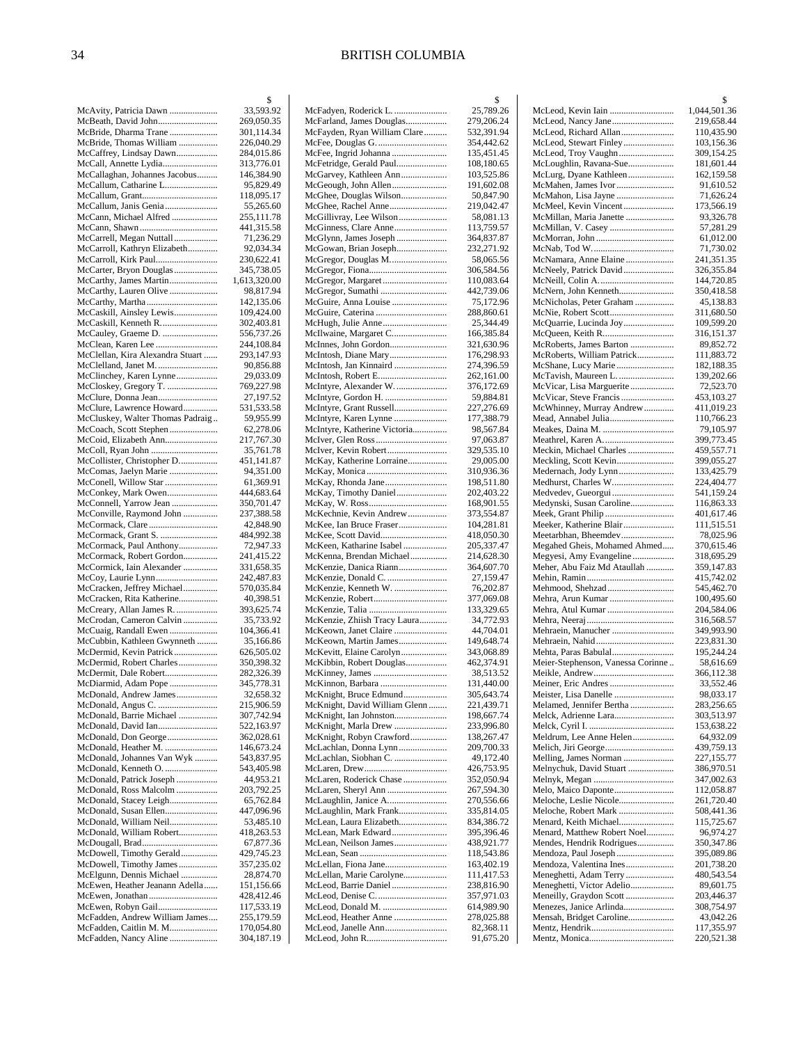| | $ |
|---|---|
| McAvity, Patricia Dawn | 33,593.92 |
| McBeath, David John | 269,050.35 |
| McBride, Dharma Trane | 301,114.34 |
| McBride, Thomas William | 226,040.29 |
| McCaffrey, Lindsay Dawn | 284,015.86 |
| McCall, Annette Lydia | 313,776.01 |
| McCallaghan, Johannes Jacobus | 146,384.90 |
| McCallum, Catharine L. | 95,829.49 |
| McCallum, Grant | 118,095.17 |
| McCallum, Janis Genia | 55,265.60 |
| McCann, Michael Alfred | 255,111.78 |
| McCann, Shawn | 441,315.58 |
| McCarrell, Megan Nuttall | 71,236.29 |
| McCarroll, Kathryn Elizabeth | 92,034.34 |
| McCarroll, Kirk Paul | 230,622.41 |
| McCarter, Bryon Douglas | 345,738.05 |
| McCarthy, James Martin | 1,613,320.00 |
| McCarthy, Lauren Olive | 98,817.94 |
| McCarthy, Martha | 142,135.06 |
| McCaskill, Ainsley Lewis | 109,424.00 |
| McCaskill, Kenneth R. | 302,403.81 |
| McCauley, Graeme D. | 556,737.26 |
| McClean, Karen Lee | 244,108.84 |
| McClellan, Kira Alexandra Stuart | 293,147.93 |
| McClelland, Janet M. | 90,856.88 |
| McClinchey, Karen Lynne | 29,033.09 |
| McCloskey, Gregory T. | 769,227.98 |
| McClure, Donna Jean | 27,197.52 |
| McClure, Lawrence Howard | 531,533.58 |
| McCluskey, Walter Thomas Padraig | 59,955.99 |
| McCoach, Scott Stephen | 62,278.06 |
| McCoid, Elizabeth Ann | 217,767.30 |
| McColl, Ryan John | 35,761.78 |
| McCollister, Christopher D. | 451,141.87 |
| McComas, Jaelyn Marie | 94,351.00 |
| McConell, Willow Star | 61,369.91 |
| McConkey, Mark Owen | 444,683.64 |
| McConnell, Yarrow Jean | 350,701.47 |
| McConville, Raymond John | 237,388.58 |
| McCormack, Clare | 42,848.90 |
| McCormack, Grant S. | 484,992.38 |
| McCormack, Paul Anthony | 72,947.33 |
| McCormack, Robert Gordon | 241,415.22 |
| McCormick, Iain Alexander | 331,658.35 |
| McCoy, Laurie Lynn | 242,487.83 |
| McCracken, Jeffrey Michael | 570,035.84 |
| McCracken, Rita Katherine | 40,398.51 |
| McCreary, Allan James R. | 393,625.74 |
| McCrodan, Cameron Calvin | 35,733.92 |
| McCuaig, Randall Ewen | 104,366.41 |
| McCubbin, Kathleen Gwynneth | 35,166.86 |
| McDermid, Kevin Patrick | 626,505.02 |
| McDermid, Robert Charles | 350,398.32 |
| McDermit, Dale Robert | 282,326.39 |
| McDiarmid, Adam Pope | 345,778.31 |
| McDonald, Andrew James | 32,658.32 |
| McDonald, Angus C. | 215,906.59 |
| McDonald, Barrie Michael | 307,742.94 |
| McDonald, David Ian | 522,163.97 |
| McDonald, Don George | 362,028.61 |
| McDonald, Heather M. | 146,673.24 |
| McDonald, Johannes Van Wyk | 543,837.95 |
| McDonald, Kenneth O. | 543,405.98 |
| McDonald, Patrick Joseph | 44,953.21 |
| McDonald, Ross Malcolm | 203,792.25 |
| McDonald, Stacey Leigh | 65,762.84 |
| McDonald, Susan Ellen | 447,096.96 |
| McDonald, William Neil | 53,485.10 |
| McDonald, William Robert | 418,263.53 |
| McDougall, Brad | 67,877.36 |
| McDowell, Timothy Gerald | 429,745.23 |
| McDowell, Timothy James | 357,235.02 |
| McElgunn, Dennis Michael | 28,874.70 |
| McEwen, Heather Jeanann Adella | 151,156.66 |
| McEwen, Jonathan | 428,412.46 |
| McEwen, Robyn Gail | 117,533.19 |
| McFadden, Andrew William James | 255,179.59 |
| McFadden, Caitlin M. M. | 170,054.80 |
| McFadden, Nancy Aline | 304,187.19 |
| McFadyen, Roderick L. | 25,789.26 |
| McFarland, James Douglas | 279,206.24 |
| McFayden, Ryan William Clare | 532,391.94 |
| McFee, Douglas G. | 354,442.62 |
| McFee, Ingrid Johanna | 135,451.45 |
| McFetridge, Gerald Paul | 108,180.65 |
| McGarvey, Kathleen Ann | 103,525.86 |
| McGeough, John Allen | 191,602.08 |
| McGhee, Douglas Wilson | 50,847.90 |
| McGhee, Rachel Anne | 219,042.47 |
| McGillivray, Lee Wilson | 58,081.13 |
| McGinness, Clare Anne | 113,759.57 |
| McGlynn, James Joseph | 364,837.87 |
| McGowan, Brian Joseph | 232,271.92 |
| McGregor, Douglas M. | 58,065.56 |
| McGregor, Fiona | 306,584.56 |
| McGregor, Margaret | 110,083.64 |
| McGregor, Sumathi | 442,739.06 |
| McGuire, Anna Louise | 75,172.96 |
| McGuire, Caterina | 288,860.61 |
| McHugh, Julie Anne | 25,344.49 |
| McIlwaine, Margaret C. | 166,385.84 |
| McInnes, John Gordon | 321,630.96 |
| McIntosh, Diane Mary | 176,298.93 |
| McIntosh, Jan Kinnaird | 274,396.59 |
| McIntosh, Robert E. | 262,161.00 |
| McIntyre, Alexander W. | 376,172.69 |
| McIntyre, Gordon H. | 59,884.81 |
| McIntyre, Grant Russell | 227,276.69 |
| McIntyre, Karen Lynne | 177,388.79 |
| McIntyre, Katherine Victoria | 98,567.84 |
| McIver, Glen Ross | 97,063.87 |
| McIver, Kevin Robert | 329,535.10 |
| McKay, Katherine Lorraine | 29,005.00 |
| McKay, Monica | 310,936.36 |
| McKay, Rhonda Jane | 198,511.80 |
| McKay, Timothy Daniel | 202,403.22 |
| McKay, W. Ross | 168,901.55 |
| McKechnie, Kevin Andrew | 373,554.87 |
| McKee, Ian Bruce Fraser | 104,281.81 |
| McKee, Scott David | 418,050.30 |
| McKeen, Katharine Isabel | 205,337.47 |
| McKenna, Brendan Michael | 214,628.30 |
| McKenzie, Danica Riann | 364,607.70 |
| McKenzie, Donald C. | 27,159.47 |
| McKenzie, Kenneth W. | 76,202.87 |
| McKenzie, Robert | 377,069.08 |
| McKenzie, Talia | 133,329.65 |
| McKenzie, Zhiish Tracy Laura | 34,772.93 |
| McKeown, Janet Claire | 44,704.01 |
| McKeown, Martin James | 149,648.74 |
| McKevitt, Elaine Carolyn | 343,068.89 |
| McKibbin, Robert Douglas | 462,374.91 |
| McKinney, James | 38,513.52 |
| McKinnon, Barbara | 131,440.00 |
| McKnight, Bruce Edmund | 305,643.74 |
| McKnight, David William Glenn | 221,439.71 |
| McKnight, Ian Johnston | 198,667.74 |
| McKnight, Marla Drew | 233,996.80 |
| McKnight, Robyn Crawford | 138,267.47 |
| McLachlan, Donna Lynn | 209,700.33 |
| McLachlan, Siobhan C. | 49,172.40 |
| McLaren, Drew | 426,753.95 |
| McLaren, Roderick Chase | 352,050.94 |
| McLaren, Sheryl Ann | 267,594.30 |
| McLaughlin, Janice A. | 270,556.66 |
| McLaughlin, Mark Frank | 335,814.05 |
| McLean, Laura Elizabeth | 834,386.72 |
| McLean, Mark Edward | 395,396.46 |
| McLean, Neilson James | 438,921.77 |
| McLean, Sean | 118,543.86 |
| McLellan, Fiona Jane | 163,402.19 |
| McLellan, Marie Carolyne | 111,417.53 |
| McLeod, Barrie Daniel | 238,816.90 |
| McLeod, Denise C. | 357,971.03 |
| McLeod, Donald M. | 614,989.90 |
| McLeod, Heather Anne | 278,025.88 |
| McLeod, Janelle Ann | 82,368.11 |
| McLeod, John R. | 91,675.20 |
| McLeod, Kevin Iain | 1,044,501.36 |
| McLeod, Nancy Jane | 219,658.44 |
| McLeod, Richard Allan | 110,435.90 |
| McLeod, Stewart Finley | 103,156.36 |
| McLeod, Troy Vaughn | 309,154.25 |
| McLoughlin, Ravana-Sue | 181,601.44 |
| McLurg, Dyane Kathleen | 162,159.58 |
| McMahen, James Ivor | 91,610.52 |
| McMahon, Lisa Jayne | 71,626.24 |
| McMeel, Kevin Vincent | 173,566.19 |
| McMillan, Maria Janette | 93,326.78 |
| McMillan, V. Casey | 57,281.29 |
| McMorran, John | 61,012.00 |
| McNab, Tod W. | 71,730.02 |
| McNamara, Anne Elaine | 241,351.35 |
| McNeely, Patrick David | 326,355.84 |
| McNeill, Colin A. | 144,720.85 |
| McNern, John Kenneth | 350,418.58 |
| McNicholas, Peter Graham | 45,138.83 |
| McNie, Robert Scott | 311,680.50 |
| McQuarrie, Lucinda Joy | 109,599.20 |
| McQueen, Keith R. | 316,151.37 |
| McRoberts, James Barton | 89,852.72 |
| McRoberts, William Patrick | 111,883.72 |
| McShane, Lucy Marie | 182,188.35 |
| McTavish, Maureen L. | 139,202.66 |
| McVicar, Lisa Marguerite | 72,523.70 |
| McVicar, Steve Francis | 453,103.27 |
| McWhinney, Murray Andrew | 411,019.23 |
| Mead, Annabel Julia | 110,766.23 |
| Meakes, Daina M. | 79,105.97 |
| Meathrel, Karen A. | 399,773.45 |
| Meckin, Michael Charles | 459,557.71 |
| Meckling, Scott Kevin | 399,055.27 |
| Medernach, Jody Lynn | 133,425.79 |
| Medhurst, Charles W. | 224,404.77 |
| Medvedev, Gueorgui | 541,159.24 |
| Medynski, Susan Caroline | 116,863.33 |
| Meek, Grant Philip | 401,617.46 |
| Meeker, Katherine Blair | 111,515.51 |
| Meetarbhan, Bheemdev | 78,025.96 |
| Megahed Gheis, Mohamed Ahmed | 370,615.46 |
| Megyesi, Amy Evangeline | 318,695.29 |
| Meher, Abu Faiz Md Ataullah | 359,147.83 |
| Mehin, Ramin | 415,742.02 |
| Mehmood, Shehzad | 545,462.70 |
| Mehra, Arun Kumar | 100,495.60 |
| Mehra, Atul Kumar | 204,584.06 |
| Mehra, Neeraj | 316,568.57 |
| Mehraein, Manucher | 349,993.90 |
| Mehraein, Nahid | 223,831.30 |
| Mehta, Paras Babulal | 195,244.24 |
| Meier-Stephenson, Vanessa Corinne | 58,616.69 |
| Meikle, Andrew | 366,112.38 |
| Meiner, Eric Andres | 33,552.46 |
| Meister, Lisa Danelle | 98,033.17 |
| Melamed, Jennifer Bertha | 283,256.65 |
| Melck, Adrienne Lara | 303,513.97 |
| Melck, Cyril I. | 153,638.22 |
| Meldrum, Lee Anne Helen | 64,932.09 |
| Melich, Jiri George | 439,759.13 |
| Melling, James Norman | 227,155.77 |
| Melnychuk, David Stuart | 386,970.51 |
| Melnyk, Megan | 347,002.63 |
| Melo, Maico Daponte | 112,058.87 |
| Meloche, Leslie Nicole | 261,720.40 |
| Meloche, Robert Mark | 508,441.36 |
| Menard, Keith Michael | 115,725.67 |
| Menard, Matthew Robert Noel | 96,974.27 |
| Mendes, Hendrik Rodrigues | 350,347.86 |
| Mendoza, Paul Joseph | 395,089.86 |
| Mendoza, Valentina Ines | 201,738.20 |
| Meneghetti, Adam Terry | 480,543.54 |
| Meneghetti, Victor Adelio | 89,601.75 |
| Meneilly, Graydon Scott | 203,446.37 |
| Menezes, Janice Arlinda | 308,754.97 |
| Mensah, Bridget Caroline | 43,042.26 |
| Mentz, Hendrik | 117,355.97 |
| Mentz, Monica | 220,521.38 |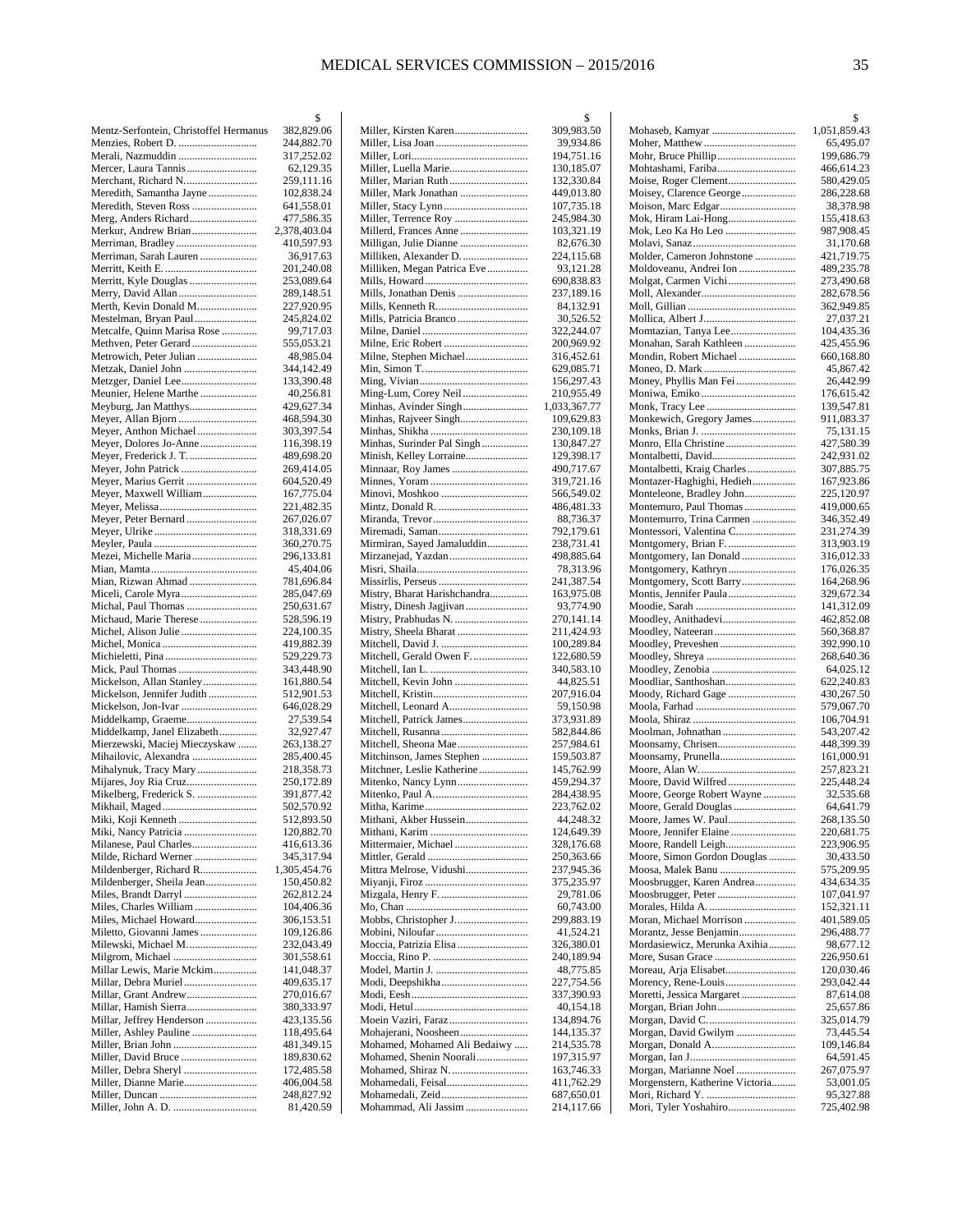| | $ |
|---|---|
| Mentz-Serfontein, Christoffel Hermanus | 382,829.06 |
| Menzies, Robert D. | 244,882.70 |
| Merali, Nazmuddin | 317,252.02 |
| Mercer, Laura Tannis | 62,129.35 |
| Merchant, Richard N. | 259,111.16 |
| Meredith, Samantha Jayne | 102,838.24 |
| Meredith, Steven Ross | 641,558.01 |
| Merg, Anders Richard | 477,586.35 |
| Merkur, Andrew Brian | 2,378,403.04 |
| Merriman, Bradley | 410,597.93 |
| Merriman, Sarah Lauren | 36,917.63 |
| Merritt, Keith E. | 201,240.08 |
| Merritt, Kyle Douglas | 253,089.64 |
| Merry, David Allan | 289,148.51 |
| Merth, Kevin Donald M. | 227,920.95 |
| Mestelman, Bryan Paul | 245,824.02 |
| Metcalfe, Quinn Marisa Rose | 99,717.03 |
| Methven, Peter Gerard | 555,053.21 |
| Metrowich, Peter Julian | 48,985.04 |
| Metzak, Daniel John | 344,142.49 |
| Metzger, Daniel Lee | 133,390.48 |
| Meunier, Helene Marthe | 40,256.81 |
| Meyburg, Jan Matthys | 429,627.34 |
| Meyer, Allan Bjorn | 468,594.30 |
| Meyer, Anthon Michael | 303,397.54 |
| Meyer, Dolores Jo-Anne | 116,398.19 |
| Meyer, Frederick J. T. | 489,698.20 |
| Meyer, John Patrick | 269,414.05 |
| Meyer, Marius Gerrit | 604,520.49 |
| Meyer, Maxwell William | 167,775.04 |
| Meyer, Melissa | 221,482.35 |
| Meyer, Peter Bernard | 267,026.07 |
| Meyer, Ulrike | 318,331.69 |
| Meyler, Paula | 360,270.75 |
| Mezei, Michelle Maria | 296,133.81 |
| Mian, Mamta | 45,404.06 |
| Mian, Rizwan Ahmad | 781,696.84 |
| Miceli, Carole Myra | 285,047.69 |
| Michal, Paul Thomas | 250,631.67 |
| Michaud, Marie Therese | 528,596.19 |
| Michel, Alison Julie | 224,100.35 |
| Michel, Monica | 419,882.39 |
| Michieletti, Pina | 529,229.73 |
| Mick, Paul Thomas | 343,448.90 |
| Mickelson, Allan Stanley | 161,880.54 |
| Mickelson, Jennifer Judith | 512,901.53 |
| Mickelson, Jon-Ivar | 646,028.29 |
| Middelkamp, Graeme | 27,539.54 |
| Middelkamp, Janel Elizabeth | 32,927.47 |
| Mierzewski, Maciej Mieczyskaw | 263,138.27 |
| Mihailovic, Alexandra | 285,400.45 |
| Mihalynuk, Tracy Mary | 218,358.73 |
| Mijares, Joy Ria Cruz | 250,172.89 |
| Mikelberg, Frederick S. | 391,877.42 |
| Mikhail, Maged | 502,570.92 |
| Miki, Koji Kenneth | 512,893.50 |
| Miki, Nancy Patricia | 120,882.70 |
| Milanese, Paul Charles | 416,613.36 |
| Milde, Richard Werner | 345,317.94 |
| Mildenberger, Richard R. | 1,305,454.76 |
| Mildenberger, Sheila Jean | 150,450.82 |
| Miles, Brandt Darryl | 262,812.24 |
| Miles, Charles William | 104,406.36 |
| Miles, Michael Howard | 306,153.51 |
| Miletto, Giovanni James | 109,126.86 |
| Milewski, Michael M. | 232,043.49 |
| Milgrom, Michael | 301,558.61 |
| Millar Lewis, Marie Mckim | 141,048.37 |
| Millar, Debra Muriel | 409,635.17 |
| Millar, Grant Andrew | 270,016.67 |
| Millar, Hamish Sierra | 380,333.97 |
| Millar, Jeffrey Henderson | 423,135.56 |
| Miller, Ashley Pauline | 118,495.64 |
| Miller, Brian John | 481,349.15 |
| Miller, David Bruce | 189,830.62 |
| Miller, Debra Sheryl | 172,485.58 |
| Miller, Dianne Marie | 406,004.58 |
| Miller, Duncan | 248,827.92 |
| Miller, John A. D. | 81,420.59 |
| Miller, Kirsten Karen | 309,983.50 |
| Miller, Lisa Joan | 39,934.86 |
| Miller, Lori | 194,751.16 |
| Miller, Luella Marie | 130,185.07 |
| Miller, Marian Ruth | 132,330.84 |
| Miller, Mark Jonathan | 449,013.80 |
| Miller, Stacy Lynn | 107,735.18 |
| Miller, Terrence Roy | 245,984.30 |
| Millerd, Frances Anne | 103,321.19 |
| Milligan, Julie Dianne | 82,676.30 |
| Milliken, Alexander D. | 224,115.68 |
| Milliken, Megan Patrica Eve | 93,121.28 |
| Mills, Howard | 690,838.83 |
| Mills, Jonathan Denis | 237,189.16 |
| Mills, Kenneth R. | 84,132.91 |
| Mills, Patricia Branco | 30,526.52 |
| Milne, Daniel | 322,244.07 |
| Milne, Eric Robert | 200,969.92 |
| Milne, Stephen Michael | 316,452.61 |
| Min, Simon T. | 629,085.71 |
| Ming, Vivian | 156,297.43 |
| Ming-Lum, Corey Neil | 210,955.49 |
| Minhas, Avinder Singh | 1,033,367.77 |
| Minhas, Rajveer Singh | 109,629.83 |
| Minhas, Shikha | 230,109.18 |
| Minhas, Surinder Pal Singh | 130,847.27 |
| Minish, Kelley Lorraine | 129,398.17 |
| Minnaar, Roy James | 490,717.67 |
| Minnes, Yoram | 319,721.16 |
| Minovi, Moshkoo | 566,549.02 |
| Mintz, Donald R. | 486,481.33 |
| Miranda, Trevor | 88,736.37 |
| Miremadi, Saman | 792,179.61 |
| Mirmiran, Sayed Jamaluddin | 238,731.41 |
| Mirzanejad, Yazdan | 498,885.64 |
| Misri, Shaila | 78,313.96 |
| Missirlis, Perseus | 241,387.54 |
| Mistry, Bharat Harishchandra | 163,975.08 |
| Mistry, Dinesh Jagjivan | 93,774.90 |
| Mistry, Prabhudas N. | 270,141.14 |
| Mistry, Sheela Bharat | 211,424.93 |
| Mitchell, David J. | 100,289.84 |
| Mitchell, Gerald Owen F. | 122,680.59 |
| Mitchell, Ian L. | 340,583.10 |
| Mitchell, Kevin John | 44,825.51 |
| Mitchell, Kristin | 207,916.04 |
| Mitchell, Leonard A. | 59,150.98 |
| Mitchell, Patrick James | 373,931.89 |
| Mitchell, Rusanna | 582,844.86 |
| Mitchell, Sheona Mae | 257,984.61 |
| Mitchinson, James Stephen | 159,503.87 |
| Mitchner, Leslie Katherine | 145,762.99 |
| Mitenko, Nancy Lynn | 459,294.37 |
| Mitenko, Paul A. | 284,438.95 |
| Mitha, Karime | 223,762.02 |
| Mithani, Akber Hussein | 44,248.32 |
| Mithani, Karim | 124,649.39 |
| Mittermaier, Michael | 328,176.68 |
| Mittler, Gerald | 250,363.66 |
| Mittra Melrose, Vidushi | 237,945.36 |
| Miyanji, Firoz | 375,235.97 |
| Mizgala, Henry F. | 29,781.06 |
| Mo, Chan | 60,743.00 |
| Mobbs, Christopher J. | 299,883.19 |
| Mobini, Niloufar | 41,524.21 |
| Moccia, Patrizia Elisa | 326,380.01 |
| Moccia, Rino P. | 240,189.94 |
| Model, Martin J. | 48,775.85 |
| Modi, Deepshikha | 227,754.56 |
| Modi, Eesh | 337,390.93 |
| Modi, Hetul | 40,154.18 |
| Moein Vaziri, Faraz | 134,894.76 |
| Mohajerani, Noosheen | 144,135.37 |
| Mohamed, Mohamed Ali Bedaiwy | 214,535.78 |
| Mohamed, Shenin Noorali | 197,315.97 |
| Mohamed, Shiraz N. | 163,746.33 |
| Mohamedali, Feisal | 411,762.29 |
| Mohamedali, Zeid | 687,650.01 |
| Mohammad, Ali Jassim | 214,117.66 |
| Mohaseb, Kamyar | 1,051,859.43 |
| Moher, Matthew | 65,495.07 |
| Mohr, Bruce Phillip | 199,686.79 |
| Mohtashami, Fariba | 466,614.23 |
| Moise, Roger Clement | 580,429.05 |
| Moisey, Clarence George | 286,228.68 |
| Moison, Marc Edgar | 38,378.98 |
| Mok, Hiram Lai-Hong | 155,418.63 |
| Mok, Leo Ka Ho Leo | 987,908.45 |
| Molavi, Sanaz | 31,170.68 |
| Molder, Cameron Johnstone | 421,719.75 |
| Moldoveanu, Andrei Ion | 489,235.78 |
| Molgat, Carmen Vichi | 273,490.68 |
| Moll, Alexander | 282,678.56 |
| Moll, Gillian | 362,949.85 |
| Mollica, Albert J. | 27,037.21 |
| Momtazian, Tanya Lee | 104,435.36 |
| Monahan, Sarah Kathleen | 425,455.96 |
| Mondin, Robert Michael | 660,168.80 |
| Moneo, D. Mark | 45,867.42 |
| Money, Phyllis Man Fei | 26,442.99 |
| Moniwa, Emiko | 176,615.42 |
| Monk, Tracy Lee | 139,547.81 |
| Monkewich, Gregory James | 911,083.37 |
| Monks, Brian J. | 75,131.15 |
| Monro, Ella Christine | 427,580.39 |
| Montalbetti, David | 242,931.02 |
| Montalbetti, Kraig Charles | 307,885.75 |
| Montazer-Haghighi, Hedieh | 167,923.86 |
| Monteleone, Bradley John | 225,120.97 |
| Montemuro, Paul Thomas | 419,000.65 |
| Montemurro, Trina Carmen | 346,352.49 |
| Montessori, Valentina C. | 231,274.39 |
| Montgomery, Brian F. | 313,903.19 |
| Montgomery, Ian Donald | 316,012.33 |
| Montgomery, Kathryn | 176,026.35 |
| Montgomery, Scott Barry | 164,268.96 |
| Montis, Jennifer Paula | 329,672.34 |
| Moodie, Sarah | 141,312.09 |
| Moodley, Anithadevi | 462,852.08 |
| Moodley, Nateeran | 560,368.87 |
| Moodley, Preveshen | 392,990.10 |
| Moodley, Shreya | 268,640.36 |
| Moodley, Zenobia | 64,025.12 |
| Moodliar, Santhoshan | 622,240.83 |
| Moody, Richard Gage | 430,267.50 |
| Moola, Farhad | 579,067.70 |
| Moola, Shiraz | 106,704.91 |
| Moolman, Johnathan | 543,207.42 |
| Moonsamy, Chrisen | 448,399.39 |
| Moonsamy, Prunella | 161,000.91 |
| Moore, Alan W. | 257,823.21 |
| Moore, David Wilfred | 225,448.24 |
| Moore, George Robert Wayne | 32,535.68 |
| Moore, Gerald Douglas | 64,641.79 |
| Moore, James W. Paul | 268,135.50 |
| Moore, Jennifer Elaine | 220,681.75 |
| Moore, Randell Leigh | 223,906.95 |
| Moore, Simon Gordon Douglas | 30,433.50 |
| Moosa, Malek Banu | 575,209.95 |
| Moosbrugger, Karen Andrea | 434,634.35 |
| Moosbrugger, Peter | 107,041.97 |
| Morales, Hilda A. | 152,321.11 |
| Moran, Michael Morrison | 401,589.05 |
| Morantz, Jesse Benjamin | 296,488.77 |
| Mordasiewicz, Merunka Axihia | 98,677.12 |
| More, Susan Grace | 226,950.61 |
| Moreau, Arja Elisabet | 120,030.46 |
| Morency, Rene-Louis | 293,042.44 |
| Moretti, Jessica Margaret | 87,614.08 |
| Morgan, Brian John | 25,657.86 |
| Morgan, David C. | 325,014.79 |
| Morgan, David Gwilym | 73,445.54 |
| Morgan, Donald A. | 109,146.84 |
| Morgan, Ian J. | 64,591.45 |
| Morgan, Marianne Noel | 267,075.97 |
| Morgenstern, Katherine Victoria | 53,001.05 |
| Mori, Richard Y. | 95,327.88 |
| Mori, Tyler Yoshahiro | 725,402.98 |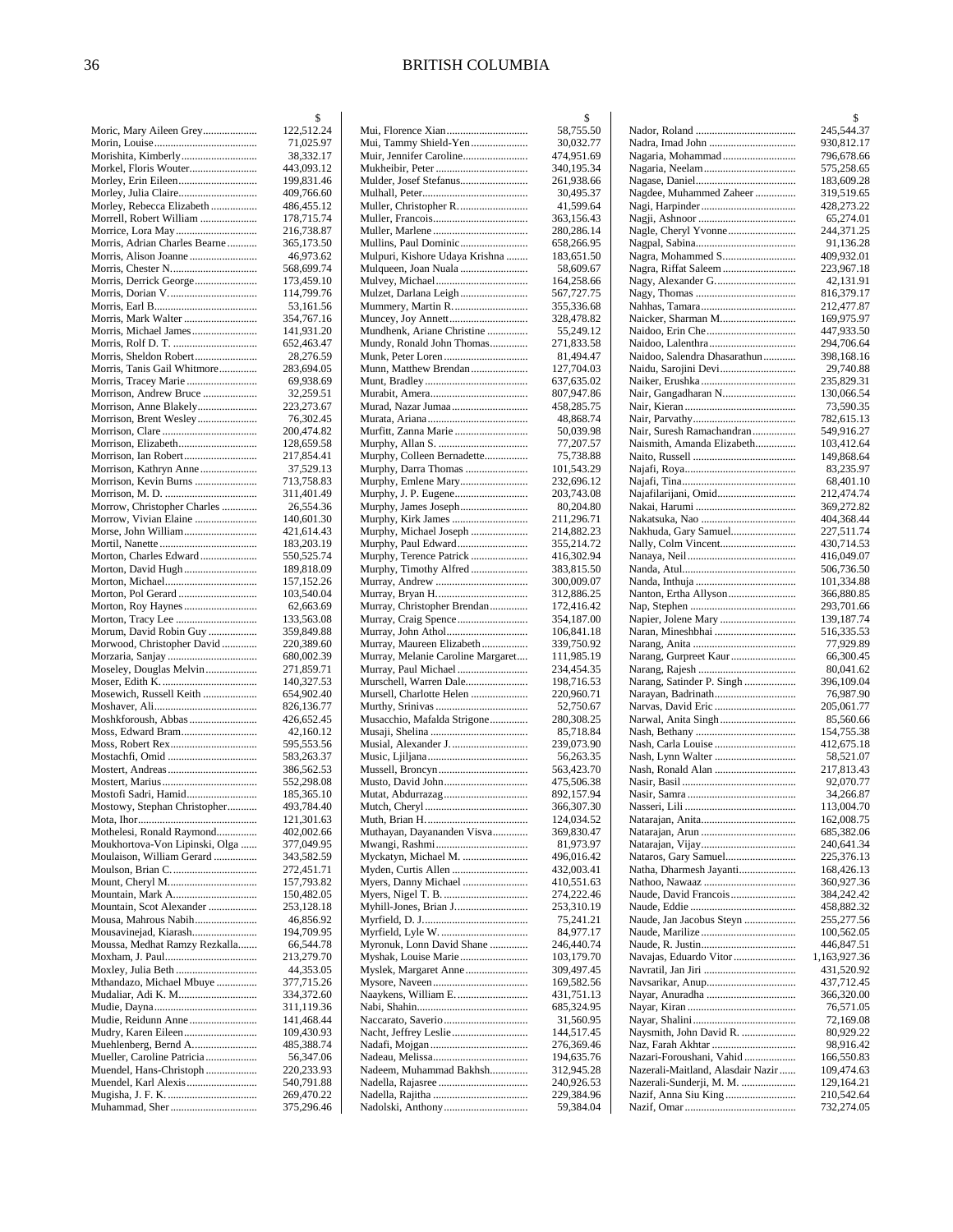| Name | $ |
|---|---|
| Moric, Mary Aileen Grey | 122,512.24 |
| Morin, Louise | 71,025.97 |
| Morishita, Kimberly | 38,332.17 |
| Morkel, Floris Wouter | 443,093.12 |
| Morley, Erin Eileen | 199,831.46 |
| Morley, Julia Claire | 409,766.60 |
| Morley, Rebecca Elizabeth | 486,455.12 |
| Morrell, Robert William | 178,715.74 |
| Morrice, Lora May | 216,738.87 |
| Morris, Adrian Charles Bearne | 365,173.50 |
| Morris, Alison Joanne | 46,973.62 |
| Morris, Chester N. | 568,699.74 |
| Morris, Derrick George | 173,459.10 |
| Morris, Dorian V. | 114,799.76 |
| Morris, Earl B. | 53,161.56 |
| Morris, Mark Walter | 354,767.16 |
| Morris, Michael James | 141,931.20 |
| Morris, Rolf D. T. | 652,463.47 |
| Morris, Sheldon Robert | 28,276.59 |
| Morris, Tanis Gail Whitmore | 283,694.05 |
| Morris, Tracey Marie | 69,938.69 |
| Morrison, Andrew Bruce | 32,259.51 |
| Morrison, Anne Blakely | 223,273.67 |
| Morrison, Brent Wesley | 76,302.45 |
| Morrison, Clare | 200,474.82 |
| Morrison, Elizabeth | 128,659.58 |
| Morrison, Ian Robert | 217,854.41 |
| Morrison, Kathryn Anne | 37,529.13 |
| Morrison, Kevin Burns | 713,758.83 |
| Morrison, M. D. | 311,401.49 |
| Morrow, Christopher Charles | 26,554.36 |
| Morrow, Vivian Elaine | 140,601.30 |
| Morse, John William | 421,614.43 |
| Mortil, Nanette | 183,203.19 |
| Morton, Charles Edward | 550,525.74 |
| Morton, David Hugh | 189,818.09 |
| Morton, Michael | 157,152.26 |
| Morton, Pol Gerard | 103,540.04 |
| Morton, Roy Haynes | 62,663.69 |
| Morton, Tracy Lee | 133,563.08 |
| Morum, David Robin Guy | 359,849.88 |
| Morwood, Christopher David | 220,389.60 |
| Morzaria, Sanjay | 680,002.39 |
| Moseley, Douglas Melvin | 271,859.71 |
| Moser, Edith K. | 140,327.53 |
| Mosewich, Russell Keith | 654,902.40 |
| Moshaver, Ali | 826,136.77 |
| Moshkforoush, Abbas | 426,652.45 |
| Moss, Edward Bram | 42,160.12 |
| Moss, Robert Rex | 595,553.56 |
| Mostachfi, Omid | 583,263.37 |
| Mostert, Andreas | 386,562.53 |
| Mostert, Marius | 552,298.08 |
| Mostofi Sadri, Hamid | 185,365.10 |
| Mostowy, Stephan Christopher | 493,784.40 |
| Mota, Ihor | 121,301.63 |
| Mothelesi, Ronald Raymond | 402,002.66 |
| Moukhortova-Von Lipinski, Olga | 377,049.95 |
| Moulaison, William Gerard | 343,582.59 |
| Moulson, Brian C. | 272,451.71 |
| Mount, Cheryl M. | 157,793.82 |
| Mountain, Mark A. | 150,482.05 |
| Mountain, Scot Alexander | 253,128.18 |
| Mousa, Mahrous Nabih | 46,856.92 |
| Mousavinejad, Kiarash | 194,709.95 |
| Moussa, Medhat Ramzy Rezkalla | 66,544.78 |
| Moxham, J. Paul | 213,279.70 |
| Moxley, Julia Beth | 44,353.05 |
| Mthandazo, Michael Mbuye | 377,715.26 |
| Mudaliar, Adi K. M. | 334,372.60 |
| Mudie, Dayna | 311,119.36 |
| Mudie, Reidunn Anne | 141,468.44 |
| Mudry, Karen Eileen | 109,430.93 |
| Muehlenberg, Bernd A. | 485,388.74 |
| Mueller, Caroline Patricia | 56,347.06 |
| Muendel, Hans-Christoph | 220,233.93 |
| Muendel, Karl Alexis | 540,791.88 |
| Mugisha, J. F. K. | 269,470.22 |
| Muhammad, Sher | 375,296.46 |
| Mui, Florence Xian | 58,755.50 |
| Mui, Tammy Shield-Yen | 30,032.77 |
| Muir, Jennifer Caroline | 474,951.69 |
| Mukheibir, Peter | 340,195.34 |
| Mulder, Josef Stefanus | 261,938.66 |
| Mulhall, Peter | 30,495.37 |
| Muller, Christopher R. | 41,599.64 |
| Muller, Francois | 363,156.43 |
| Muller, Marlene | 280,286.14 |
| Mullins, Paul Dominic | 658,266.95 |
| Mulpuri, Kishore Udaya Krishna | 183,651.50 |
| Mulqueen, Joan Nuala | 58,609.67 |
| Mulvey, Michael | 164,258.66 |
| Mulzet, Darlana Leigh | 567,727.75 |
| Mummery, Martin R. | 355,336.68 |
| Muncey, Joy Annett | 328,478.82 |
| Mundhenk, Ariane Christine | 55,249.12 |
| Mundy, Ronald John Thomas | 271,833.58 |
| Munk, Peter Loren | 81,494.47 |
| Munn, Matthew Brendan | 127,704.03 |
| Munt, Bradley | 637,635.02 |
| Murabit, Amera | 807,947.86 |
| Murad, Nazar Jumaa | 458,285.75 |
| Murata, Ariana | 48,868.74 |
| Murfitt, Zanna Marie | 50,039.98 |
| Murphy, Allan S. | 77,207.57 |
| Murphy, Colleen Bernadette | 75,738.88 |
| Murphy, Darra Thomas | 101,543.29 |
| Murphy, Emlene Mary | 232,696.12 |
| Murphy, J. P. Eugene | 203,743.08 |
| Murphy, James Joseph | 80,204.80 |
| Murphy, Kirk James | 211,296.71 |
| Murphy, Michael Joseph | 214,882.23 |
| Murphy, Paul Edward | 355,214.72 |
| Murphy, Terence Patrick | 416,302.94 |
| Murphy, Timothy Alfred | 383,815.50 |
| Murray, Andrew | 300,009.07 |
| Murray, Bryan H. | 312,886.25 |
| Murray, Christopher Brendan | 172,416.42 |
| Murray, Craig Spence | 354,187.00 |
| Murray, John Athol | 106,841.18 |
| Murray, Maureen Elizabeth | 339,750.92 |
| Murray, Melanie Caroline Margaret | 111,985.19 |
| Murray, Paul Michael | 234,454.35 |
| Murschell, Warren Dale | 198,716.53 |
| Mursell, Charlotte Helen | 220,960.71 |
| Murthy, Srinivas | 52,750.67 |
| Musacchio, Mafalda Strigone | 280,308.25 |
| Musaji, Shelina | 85,718.84 |
| Musial, Alexander J. | 239,073.90 |
| Music, Ljiljana | 56,263.35 |
| Mussell, Broncyn | 563,423.70 |
| Musto, David John | 475,506.38 |
| Mutat, Abdurrazag | 892,157.94 |
| Mutch, Cheryl | 366,307.30 |
| Muth, Brian H. | 124,034.52 |
| Muthayan, Dayananden Visva | 369,830.47 |
| Mwangi, Rashmi | 81,973.97 |
| Myckatyn, Michael M. | 496,016.42 |
| Myden, Curtis Allen | 432,003.41 |
| Myers, Danny Michael | 410,551.63 |
| Myers, Nigel T. B. | 274,222.46 |
| Myhill-Jones, Brian J. | 253,310.19 |
| Myrfield, D. J. | 75,241.21 |
| Myrfield, Lyle W. | 84,977.17 |
| Myronuk, Lonn David Shane | 246,440.74 |
| Myshak, Louise Marie | 103,179.70 |
| Myslek, Margaret Anne | 309,497.45 |
| Mysore, Naveen | 169,582.56 |
| Naaykens, William E. | 431,751.13 |
| Nabi, Shahin | 685,324.95 |
| Naccarato, Saverio | 31,560.95 |
| Nacht, Jeffrey Leslie | 144,517.45 |
| Nadafi, Mojgan | 276,369.46 |
| Nadeau, Melissa | 194,635.76 |
| Nadeem, Muhammad Bakhsh | 312,945.28 |
| Nadella, Rajasree | 240,926.53 |
| Nadella, Rajitha | 229,384.96 |
| Nadolski, Anthony | 59,384.04 |
| Nador, Roland | 245,544.37 |
| Nadra, Imad John | 930,812.17 |
| Nagaria, Mohammad | 796,678.66 |
| Nagaria, Neelam | 575,258.65 |
| Nagase, Daniel | 183,609.28 |
| Nagdee, Muhammed Zaheer | 319,519.65 |
| Nagi, Harpinder | 428,273.22 |
| Nagji, Ashnoor | 65,274.01 |
| Nagle, Cheryl Yvonne | 244,371.25 |
| Nagpal, Sabina | 91,136.28 |
| Nagra, Mohammed S. | 409,932.01 |
| Nagra, Riffat Saleem | 223,967.18 |
| Nagy, Alexander G. | 42,131.91 |
| Nagy, Thomas | 816,379.17 |
| Nahhas, Tamara | 212,477.87 |
| Naicker, Sharman M. | 169,975.97 |
| Naidoo, Erin Che | 447,933.50 |
| Naidoo, Lalenthra | 294,706.64 |
| Naidoo, Salendra Dhasarathun | 398,168.16 |
| Naidu, Sarojini Devi | 29,740.88 |
| Naiker, Erushka | 235,829.31 |
| Nair, Gangadharan N. | 130,066.54 |
| Nair, Kieran | 73,590.35 |
| Nair, Parvathy | 782,615.13 |
| Nair, Suresh Ramachandran | 549,916.27 |
| Naismith, Amanda Elizabeth | 103,412.64 |
| Naito, Russell | 149,868.64 |
| Najafi, Roya | 83,235.97 |
| Najafi, Tina | 68,401.10 |
| Najafilarijani, Omid | 212,474.74 |
| Nakai, Harumi | 369,272.82 |
| Nakatsuka, Nao | 404,368.44 |
| Nakhuda, Gary Samuel | 227,511.74 |
| Nally, Colm Vincent | 430,714.53 |
| Nanaya, Neil | 416,049.07 |
| Nanda, Atul | 506,736.50 |
| Nanda, Inthuja | 101,334.88 |
| Nanton, Ertha Allyson | 366,880.85 |
| Nap, Stephen | 293,701.66 |
| Napier, Jolene Mary | 139,187.74 |
| Naran, Mineshbhai | 516,335.53 |
| Narang, Anita | 77,929.89 |
| Narang, Gurpreet Kaur | 66,300.45 |
| Narang, Rajesh | 80,041.62 |
| Narang, Satinder P. Singh | 396,109.04 |
| Narayan, Badrinath | 76,987.90 |
| Narvas, David Eric | 205,061.77 |
| Narwal, Anita Singh | 85,560.66 |
| Nash, Bethany | 154,755.38 |
| Nash, Carla Louise | 412,675.18 |
| Nash, Lynn Walter | 58,521.07 |
| Nash, Ronald Alan | 217,813.43 |
| Nasir, Basil | 92,070.77 |
| Nasir, Samra | 34,266.87 |
| Nasseri, Lili | 113,004.70 |
| Natarajan, Anita | 162,008.75 |
| Natarajan, Arun | 685,382.06 |
| Natarajan, Vijay | 240,641.34 |
| Nataros, Gary Samuel | 225,376.13 |
| Natha, Dharmesh Jayanti | 168,426.13 |
| Nathoo, Nawaaz | 360,927.36 |
| Naude, David Francois | 384,242.42 |
| Naude, Eddie | 458,882.32 |
| Naude, Jan Jacobus Steyn | 255,277.56 |
| Naude, Marilize | 100,562.05 |
| Naude, R. Justin | 446,847.51 |
| Navajas, Eduardo Vitor | 1,163,927.36 |
| Navratil, Jan Jiri | 431,520.92 |
| Navsarikar, Anup | 437,712.45 |
| Nayar, Anuradha | 366,320.00 |
| Nayar, Kiran | 76,571.05 |
| Nayar, Shalini | 72,169.08 |
| Naysmith, John David R. | 80,929.22 |
| Naz, Farah Akhtar | 98,916.42 |
| Nazari-Foroushani, Vahid | 166,550.83 |
| Nazerali-Maitland, Alasdair Nazir | 109,474.63 |
| Nazerali-Sunderji, M. M. | 129,164.21 |
| Nazif, Anna Siu King | 210,542.64 |
| Nazif, Omar | 732,274.05 |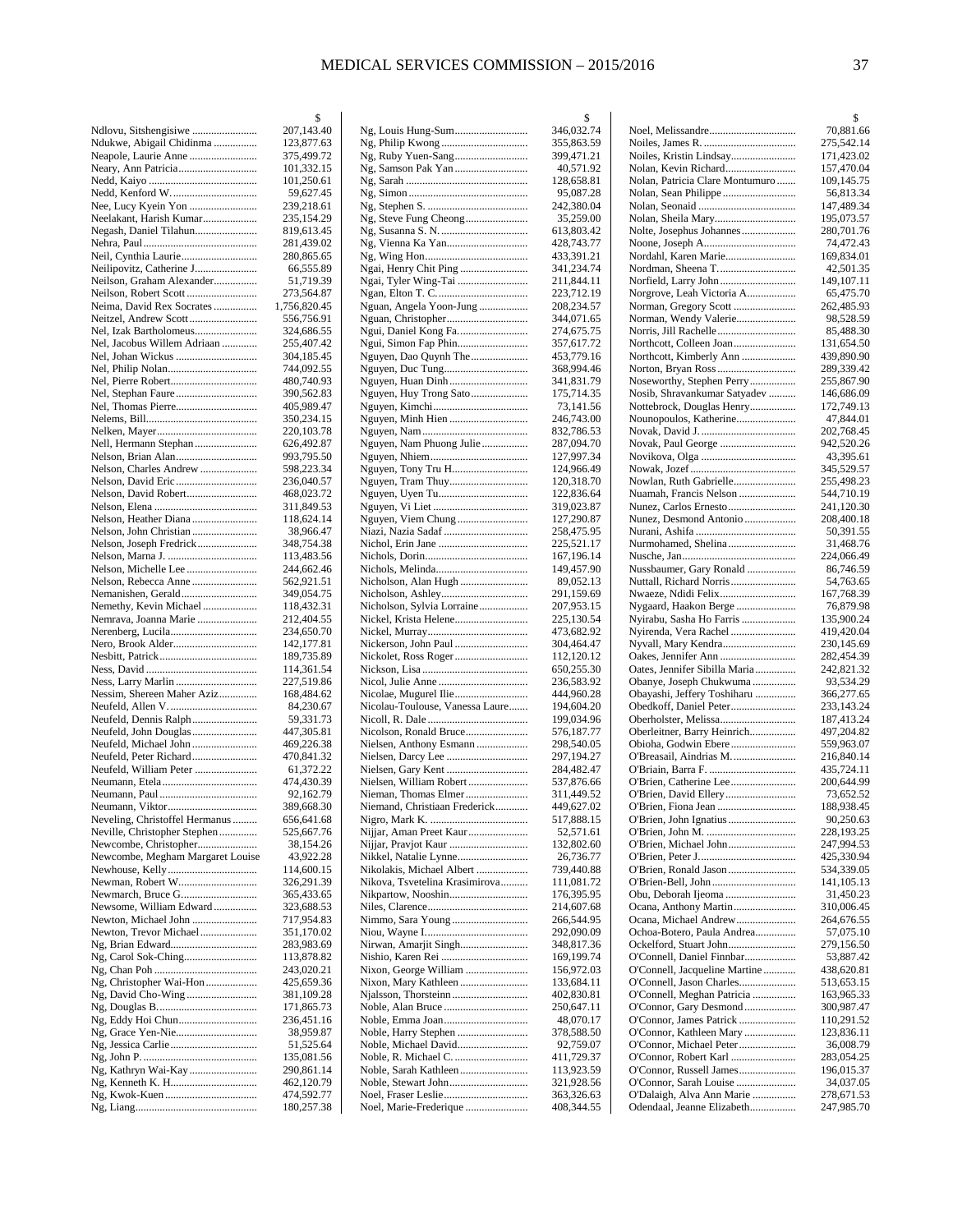| Name | $ |
|---|---|
| Ndlovu, Sitshengisiwe | 207,143.40 |
| Ndukwe, Abigail Chidinma | 123,877.63 |
| Neapole, Laurie Anne | 375,499.72 |
| Neary, Ann Patricia | 101,332.15 |
| Nedd, Kaiyo | 101,250.61 |
| Nedd, Kenford W. | 59,627.45 |
| Nee, Lucy Kyein Yon | 239,218.61 |
| Neelakant, Harish Kumar | 235,154.29 |
| Negash, Daniel Tilahun | 819,613.45 |
| Nehra, Paul | 281,439.02 |
| Neil, Cynthia Laurie | 280,865.65 |
| Neilipovitz, Catherine J. | 66,555.89 |
| Neilson, Graham Alexander | 51,719.39 |
| Neilson, Robert Scott | 273,564.87 |
| Neima, David Rex Socrates | 1,756,820.45 |
| Neitzel, Andrew Scott | 556,756.91 |
| Nel, Izak Bartholomeus | 324,686.55 |
| Nel, Jacobus Willem Adriaan | 255,407.42 |
| Nel, Johan Wickus | 304,185.45 |
| Nel, Philip Nolan | 744,092.55 |
| Nel, Pierre Robert | 480,740.93 |
| Nel, Stephan Faure | 390,562.83 |
| Nel, Thomas Pierre | 405,989.47 |
| Nelems, Bill | 350,234.15 |
| Nelken, Mayer | 220,103.78 |
| Nell, Hermann Stephan | 626,492.87 |
| Nelson, Brian Alan | 993,795.50 |
| Nelson, Charles Andrew | 598,223.34 |
| Nelson, David Eric | 236,040.57 |
| Nelson, David Robert | 468,023.72 |
| Nelson, Elena | 311,849.53 |
| Nelson, Heather Diana | 118,624.14 |
| Nelson, John Christian | 38,966.47 |
| Nelson, Joseph Fredrick | 348,754.38 |
| Nelson, Marna J. | 113,483.56 |
| Nelson, Michelle Lee | 244,662.46 |
| Nelson, Rebecca Anne | 562,921.51 |
| Nemanishen, Gerald | 349,054.75 |
| Nemethy, Kevin Michael | 118,432.31 |
| Nemrava, Joanna Marie | 212,404.55 |
| Nerenberg, Lucila | 234,650.70 |
| Nero, Brook Alder | 142,177.81 |
| Nesbitt, Patrick | 189,735.89 |
| Ness, David | 114,361.54 |
| Ness, Larry Marlin | 227,519.86 |
| Nessim, Shereen Maher Aziz | 168,484.62 |
| Neufeld, Allen V. | 84,230.67 |
| Neufeld, Dennis Ralph | 59,331.73 |
| Neufeld, John Douglas | 447,305.81 |
| Neufeld, Michael John | 469,226.38 |
| Neufeld, Peter Richard | 470,841.32 |
| Neufeld, William Peter | 61,372.22 |
| Neumann, Etela | 474,430.39 |
| Neumann, Paul | 92,162.79 |
| Neumann, Viktor | 389,668.30 |
| Neveling, Christoffel Hermanus | 656,641.68 |
| Neville, Christopher Stephen | 525,667.76 |
| Newcombe, Christopher | 38,154.26 |
| Newcombe, Megham Margaret Louise | 43,922.28 |
| Newhouse, Kelly | 114,600.15 |
| Newman, Robert W. | 326,291.39 |
| Newmarch, Bruce G. | 365,433.65 |
| Newsome, William Edward | 323,688.53 |
| Newton, Michael John | 717,954.83 |
| Newton, Trevor Michael | 351,170.02 |
| Ng, Brian Edward | 283,983.69 |
| Ng, Carol Sok-Ching | 113,878.82 |
| Ng, Chan Poh | 243,020.21 |
| Ng, Christopher Wai-Hon | 425,659.36 |
| Ng, David Cho-Wing | 381,109.28 |
| Ng, Douglas B. | 171,865.73 |
| Ng, Eddy Hoi Chun | 236,451.16 |
| Ng, Grace Yen-Nie | 38,959.87 |
| Ng, Jessica Carlie | 51,525.64 |
| Ng, John P. | 135,081.56 |
| Ng, Kathryn Wai-Kay | 290,861.14 |
| Ng, Kenneth K. H. | 462,120.79 |
| Ng, Kwok-Kuen | 474,592.77 |
| Ng, Liang | 180,257.38 |
| Ng, Louis Hung-Sum | 346,032.74 |
| Ng, Philip Kwong | 355,863.59 |
| Ng, Ruby Yuen-Sang | 399,471.21 |
| Ng, Samson Pak Yan | 40,571.92 |
| Ng, Sarah | 128,658.81 |
| Ng, Simon | 95,087.28 |
| Ng, Stephen S. | 242,380.04 |
| Ng, Steve Fung Cheong | 35,259.00 |
| Ng, Susanna S. N. | 613,803.42 |
| Ng, Vienna Ka Yan | 428,743.77 |
| Ng, Wing Hon | 433,391.21 |
| Ngai, Henry Chit Ping | 341,234.74 |
| Ngai, Tyler Wing-Tai | 211,844.11 |
| Ngan, Elton T. C. | 223,712.19 |
| Nguan, Angela Yoon-Jung | 208,234.57 |
| Nguan, Christopher | 344,071.65 |
| Ngui, Daniel Kong Fa | 274,675.75 |
| Ngui, Simon Fap Phin | 357,617.72 |
| Nguyen, Dao Quynh The | 453,779.16 |
| Nguyen, Duc Tung | 368,994.46 |
| Nguyen, Huan Dinh | 341,831.79 |
| Nguyen, Huy Trong Sato | 175,714.35 |
| Nguyen, Kimchi | 73,141.56 |
| Nguyen, Minh Hien | 246,743.00 |
| Nguyen, Nam | 832,786.53 |
| Nguyen, Nam Phuong Julie | 287,094.70 |
| Nguyen, Nhiem | 127,997.34 |
| Nguyen, Tony Tru H. | 124,966.49 |
| Nguyen, Tram Thuy | 120,318.70 |
| Nguyen, Uyen Tu | 122,836.64 |
| Nguyen, Vi Liet | 319,023.87 |
| Nguyen, Viem Chung | 127,290.87 |
| Niazi, Nazia Sadaf | 258,475.95 |
| Nichol, Erin Jane | 225,521.17 |
| Nichols, Dorin | 167,196.14 |
| Nichols, Melinda | 149,457.90 |
| Nicholson, Alan Hugh | 89,052.13 |
| Nicholson, Ashley | 291,159.69 |
| Nicholson, Sylvia Lorraine | 207,953.15 |
| Nickel, Krista Helene | 225,130.54 |
| Nickel, Murray | 473,682.92 |
| Nickerson, John Paul | 304,464.47 |
| Nickolet, Ross Roger | 112,120.12 |
| Nickson, Lisa | 650,255.30 |
| Nicol, Julie Anne | 236,583.92 |
| Nicolae, Mugurel Ilie | 444,960.28 |
| Nicolau-Toulouse, Vanessa Laure | 194,604.20 |
| Nicoll, R. Dale | 199,034.96 |
| Nicolson, Ronald Bruce | 576,187.77 |
| Nielsen, Anthony Esmann | 298,540.05 |
| Nielsen, Darcy Lee | 297,194.27 |
| Nielsen, Gary Kent | 284,482.47 |
| Nielsen, William Robert | 537,876.66 |
| Nieman, Thomas Elmer | 311,449.52 |
| Niemand, Christiaan Frederick | 449,627.02 |
| Nigro, Mark K. | 517,888.15 |
| Nijjar, Aman Preet Kaur | 52,571.61 |
| Nijjar, Pravjot Kaur | 132,802.60 |
| Nikkel, Natalie Lynne | 26,736.77 |
| Nikolakis, Michael Albert | 739,440.88 |
| Nikova, Tsvetelina Krasimirova | 111,081.72 |
| Nikpartow, Nooshin | 176,395.95 |
| Niles, Clarence | 214,607.68 |
| Nimmo, Sara Young | 266,544.95 |
| Niou, Wayne I. | 292,090.09 |
| Nirwan, Amarjit Singh | 348,817.36 |
| Nishio, Karen Rei | 169,199.74 |
| Nixon, George William | 156,972.03 |
| Nixon, Mary Kathleen | 133,684.11 |
| Njalsson, Thorsteinn | 402,830.81 |
| Noble, Alan Bruce | 250,647.11 |
| Noble, Emma Joan | 48,070.17 |
| Noble, Harry Stephen | 378,588.50 |
| Noble, Michael David | 92,759.07 |
| Noble, R. Michael C. | 411,729.37 |
| Noble, Sarah Kathleen | 113,923.59 |
| Noble, Stewart John | 321,928.56 |
| Noel, Fraser Leslie | 363,326.63 |
| Noel, Marie-Frederique | 408,344.55 |
| Noel, Melissandre | 70,881.66 |
| Noiles, James R. | 275,542.14 |
| Noiles, Kristin Lindsay | 171,423.02 |
| Nolan, Kevin Richard | 157,470.04 |
| Nolan, Patricia Clare Montumuro | 109,145.75 |
| Nolan, Sean Philippe | 56,813.34 |
| Nolan, Seonaid | 147,489.34 |
| Nolan, Sheila Mary | 195,073.57 |
| Nolte, Josephus Johannes | 280,701.76 |
| Noone, Joseph A. | 74,472.43 |
| Nordahl, Karen Marie | 169,834.01 |
| Nordman, Sheena T. | 42,501.35 |
| Norfield, Larry John | 149,107.11 |
| Norgrove, Leah Victoria A. | 65,475.70 |
| Norman, Gregory Scott | 262,485.93 |
| Norman, Wendy Valerie | 98,528.59 |
| Norris, Jill Rachelle | 85,488.30 |
| Northcott, Colleen Joan | 131,654.50 |
| Northcott, Kimberly Ann | 439,890.90 |
| Norton, Bryan Ross | 289,339.42 |
| Noseworthy, Stephen Perry | 255,867.90 |
| Nosib, Shravankumar Satyadev | 146,686.09 |
| Nottebrock, Douglas Henry | 172,749.13 |
| Nounopoulos, Katherine | 47,844.01 |
| Novak, David J. | 202,768.45 |
| Novak, Paul George | 942,520.26 |
| Novikova, Olga | 43,395.61 |
| Nowak, Jozef | 345,529.57 |
| Nowlan, Ruth Gabrielle | 255,498.23 |
| Nuamah, Francis Nelson | 544,710.19 |
| Nunez, Carlos Ernesto | 241,120.30 |
| Nunez, Desmond Antonio | 208,400.18 |
| Nurani, Ashifa | 50,391.55 |
| Nurmohamed, Shelina | 31,468.76 |
| Nusche, Jan | 224,066.49 |
| Nussbaumer, Gary Ronald | 86,746.59 |
| Nuttall, Richard Norris | 54,763.65 |
| Nwaeze, Ndidi Felix | 167,768.39 |
| Nygaard, Haakon Berge | 76,879.98 |
| Nyirabu, Sasha Ho Farris | 135,900.24 |
| Nyirenda, Vera Rachel | 419,420.04 |
| Nyvall, Mary Kendra | 230,145.69 |
| Oakes, Jennifer Ann | 282,454.39 |
| Oates, Jennifer Sibilla Maria | 242,821.32 |
| Obanye, Joseph Chukwuma | 93,534.29 |
| Obayashi, Jeffery Toshiharu | 366,277.65 |
| Obedkoff, Daniel Peter | 233,143.24 |
| Oberholster, Melissa | 187,413.24 |
| Oberleitner, Barry Heinrich | 497,204.82 |
| Obioha, Godwin Ebere | 559,963.07 |
| O'Breasail, Aindrias M. | 216,840.14 |
| O'Briain, Barra F. | 435,724.11 |
| O'Brien, Catherine Lee | 200,644.99 |
| O'Brien, David Ellery | 73,652.52 |
| O'Brien, Fiona Jean | 188,938.45 |
| O'Brien, John Ignatius | 90,250.63 |
| O'Brien, John M. | 228,193.25 |
| O'Brien, Michael John | 247,994.53 |
| O'Brien, Peter J. | 425,330.94 |
| O'Brien, Ronald Jason | 534,339.05 |
| O'Brien-Bell, John | 141,105.13 |
| Obu, Deborah Ijeoma | 31,450.23 |
| Ocana, Anthony Martin | 310,006.45 |
| Ocana, Michael Andrew | 264,676.55 |
| Ochoa-Botero, Paula Andrea | 57,075.10 |
| Ockelford, Stuart John | 279,156.50 |
| O'Connell, Daniel Finnbar | 53,887.42 |
| O'Connell, Jacqueline Martine | 438,620.81 |
| O'Connell, Jason Charles | 513,653.15 |
| O'Connell, Meghan Patricia | 163,965.33 |
| O'Connor, Gary Desmond | 300,987.47 |
| O'Connor, James Patrick | 110,291.52 |
| O'Connor, Kathleen Mary | 123,836.11 |
| O'Connor, Michael Peter | 36,008.79 |
| O'Connor, Robert Karl | 283,054.25 |
| O'Connor, Russell James | 196,015.37 |
| O'Connor, Sarah Louise | 34,037.05 |
| O'Dalaigh, Alva Ann Marie | 278,671.53 |
| Odendaal, Jeanne Elizabeth | 247,985.70 |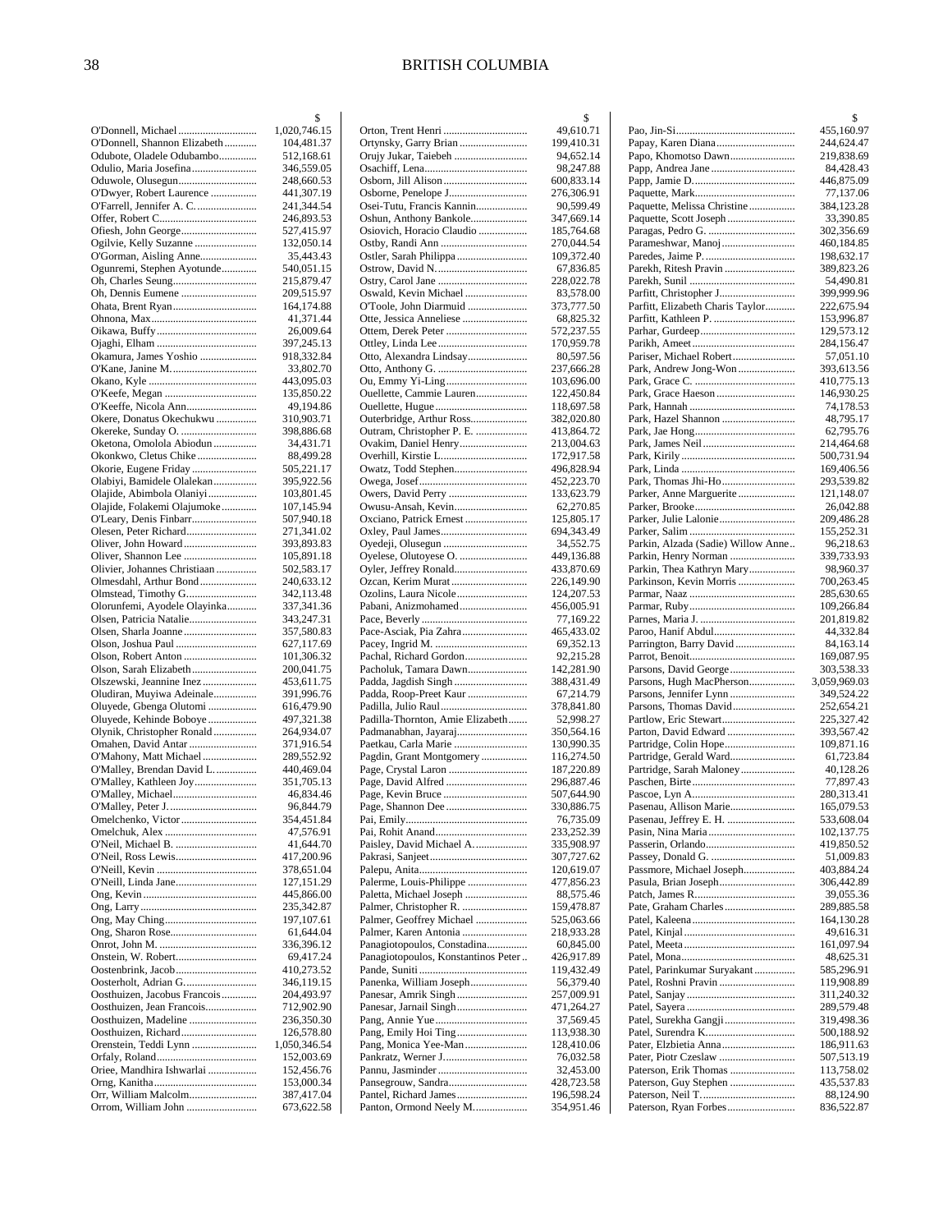| Name | $ |
|---|---|
| O'Donnell, Michael | 1,020,746.15 |
| O'Donnell, Shannon Elizabeth | 104,481.37 |
| Odubote, Oladele Odubambo | 512,168.61 |
| Odulio, Maria Josefina | 346,559.05 |
| Oduwole, Olusegun | 248,660.53 |
| O'Dwyer, Robert Laurence | 441,307.19 |
| O'Farrell, Jennifer A. C. | 241,344.54 |
| Offer, Robert C | 246,893.53 |
| Ofiesh, John George | 527,415.97 |
| Ogilvie, Kelly Suzanne | 132,050.14 |
| O'Gorman, Aisling Anne | 35,443.43 |
| Ogunremi, Stephen Ayotunde | 540,051.15 |
| Oh, Charles Seung | 215,879.47 |
| Oh, Dennis Eumene | 209,515.97 |
| Ohata, Brent Ryan | 164,174.88 |
| Ohnona, Max | 41,371.44 |
| Oikawa, Buffy | 26,009.64 |
| Ojaghi, Elham | 397,245.13 |
| Okamura, James Yoshio | 918,332.84 |
| O'Kane, Janine M. | 33,802.70 |
| Okano, Kyle | 443,095.03 |
| O'Keefe, Megan | 135,850.22 |
| O'Keeffe, Nicola Ann | 49,194.86 |
| Okere, Donatus Okechukwu | 310,903.71 |
| Okereke, Sunday O. | 398,886.68 |
| Oketona, Omolola Abiodun | 34,431.71 |
| Okonkwo, Cletus Chike | 88,499.28 |
| Okorie, Eugene Friday | 505,221.17 |
| Olabiyi, Bamidele Olalekan | 395,922.56 |
| Olajide, Abimbola Olaniyi | 103,801.45 |
| Olajide, Folakemi Olajumoke | 107,145.94 |
| O'Leary, Denis Finbarr | 507,940.18 |
| Olesen, Peter Richard | 271,341.02 |
| Oliver, John Howard | 393,893.83 |
| Oliver, Shannon Lee | 105,891.18 |
| Olivier, Johannes Christiaan | 502,583.17 |
| Olmesdahl, Arthur Bond | 240,633.12 |
| Olmstead, Timothy G. | 342,113.48 |
| Olorunfemi, Ayodele Olayinka | 337,341.36 |
| Olsen, Patricia Natalie | 343,247.31 |
| Olsen, Sharla Joanne | 357,580.83 |
| Olson, Joshua Paul | 627,117.69 |
| Olson, Robert Anton | 101,306.32 |
| Olson, Sarah Elizabeth | 200,041.75 |
| Olszewski, Jeannine Inez | 453,611.75 |
| Oludiran, Muyiwa Adeinale | 391,996.76 |
| Oluyede, Gbenga Olutomi | 616,479.90 |
| Oluyede, Kehinde Boboye | 497,321.38 |
| Olynik, Christopher Ronald | 264,934.07 |
| Omahen, David Antar | 371,916.54 |
| O'Mahony, Matt Michael | 289,552.92 |
| O'Malley, Brendan David L. | 440,469.04 |
| O'Malley, Kathleen Joy | 351,705.13 |
| O'Malley, Michael | 46,834.46 |
| O'Malley, Peter J. | 96,844.79 |
| Omelchenko, Victor | 354,451.84 |
| Omelchuk, Alex | 47,576.91 |
| O'Neil, Michael B. | 41,644.70 |
| O'Neil, Ross Lewis | 417,200.96 |
| O'Neill, Kevin | 378,651.04 |
| O'Neill, Linda Jane | 127,151.29 |
| Ong, Kevin | 445,866.00 |
| Ong, Larry | 235,342.87 |
| Ong, May Ching | 197,107.61 |
| Ong, Sharon Rose | 61,644.04 |
| Onrot, John M. | 336,396.12 |
| Onstein, W. Robert | 69,417.24 |
| Oostenbrink, Jacob | 410,273.52 |
| Oosterholt, Adrian G. | 346,119.15 |
| Oosthuizen, Jacobus Francois | 204,493.97 |
| Oosthuizen, Jean Francois | 712,902.90 |
| Oosthuizen, Madeline | 236,350.30 |
| Oosthuizen, Richard | 126,578.80 |
| Orenstein, Teddi Lynn | 1,050,346.54 |
| Orfaly, Roland | 152,003.69 |
| Oriee, Mandhira Ishwarlai | 152,456.76 |
| Orng, Kanitha | 153,000.34 |
| Orr, William Malcolm | 387,417.04 |
| Orrom, William John | 673,622.58 |
| Orton, Trent Henri | 49,610.71 |
| Ortynsky, Garry Brian | 199,410.31 |
| Orujy Jukar, Taiebeh | 94,652.14 |
| Osachiff, Lena | 98,247.88 |
| Osborn, Jill Alison | 600,833.14 |
| Osborne, Penelope J. | 276,306.91 |
| Osei-Tutu, Francis Kannin | 90,599.49 |
| Oshun, Anthony Bankole | 347,669.14 |
| Osiovich, Horacio Claudio | 185,764.68 |
| Ostby, Randi Ann | 270,044.54 |
| Ostler, Sarah Philippa | 109,372.40 |
| Ostrow, David N. | 67,836.85 |
| Ostry, Carol Jane | 228,022.78 |
| Oswald, Kevin Michael | 83,578.00 |
| O'Toole, John Diarmuid | 373,777.50 |
| Otte, Jessica Anneliese | 68,825.32 |
| Ottem, Derek Peter | 572,237.55 |
| Ottley, Linda Lee | 170,959.78 |
| Otto, Alexandra Lindsay | 80,597.56 |
| Otto, Anthony G. | 237,666.28 |
| Ou, Emmy Yi-Ling | 103,696.00 |
| Ouellette, Cammie Lauren | 122,450.84 |
| Ouellette, Hugue | 118,697.58 |
| Outerbridge, Arthur Ross | 382,020.80 |
| Outram, Christopher P. E. | 413,864.72 |
| Ovakim, Daniel Henry | 213,004.63 |
| Overhill, Kirstie L. | 172,917.58 |
| Owatz, Todd Stephen | 496,828.94 |
| Owega, Josef | 452,223.70 |
| Owers, David Perry | 133,623.79 |
| Owusu-Ansah, Kevin | 62,270.85 |
| Oxciano, Patrick Ernest | 125,805.17 |
| Oxley, Paul James | 694,343.49 |
| Oyedeji, Olusegun | 34,552.75 |
| Oyelese, Olutoyee O. | 449,136.88 |
| Oyler, Jeffrey Ronald | 433,870.69 |
| Ozcan, Kerim Murat | 226,149.90 |
| Ozolins, Laura Nicole | 124,207.53 |
| Pabani, Anizmohamed | 456,005.91 |
| Pace, Beverly | 77,169.22 |
| Pace-Asciak, Pia Zahra | 465,433.02 |
| Pacey, Ingrid M. | 69,352.13 |
| Pachal, Richard Gordon | 92,215.28 |
| Pacholuk, Tamara Dawn | 142,281.90 |
| Padda, Jagdish Singh | 388,431.49 |
| Padda, Roop-Preet Kaur | 67,214.79 |
| Padilla, Julio Raul | 378,841.80 |
| Padilla-Thornton, Amie Elizabeth | 52,998.27 |
| Padmanabhan, Jayaraj | 350,564.16 |
| Paetkau, Carla Marie | 130,990.35 |
| Pagdin, Grant Montgomery | 116,274.50 |
| Page, Crystal Laron | 187,220.89 |
| Page, David Alfred | 296,887.46 |
| Page, Kevin Bruce | 507,644.90 |
| Page, Shannon Dee | 330,886.75 |
| Pai, Emily | 76,735.09 |
| Pai, Rohit Anand | 233,252.39 |
| Paisley, David Michael A. | 335,908.97 |
| Pakrasi, Sanjeet | 307,727.62 |
| Palepu, Anita | 120,619.07 |
| Palerme, Louis-Philippe | 477,856.23 |
| Paletta, Michael Joseph | 88,575.46 |
| Palmer, Christopher R. | 159,478.87 |
| Palmer, Geoffrey Michael | 525,063.66 |
| Palmer, Karen Antonia | 218,933.28 |
| Panagiotopoulos, Constadina | 60,845.00 |
| Panagiotopoulos, Konstantinos Peter | 426,917.89 |
| Pande, Suniti | 119,432.49 |
| Panenka, William Joseph | 56,379.40 |
| Panesar, Amrik Singh | 257,009.91 |
| Panesar, Jarnail Singh | 471,264.27 |
| Pang, Annie Yue | 37,569.45 |
| Pang, Emily Hoi Ting | 113,938.30 |
| Pang, Monica Yee-Man | 128,410.06 |
| Pankratz, Werner J. | 76,032.58 |
| Pannu, Jasminder | 32,453.00 |
| Pansegrouw, Sandra | 428,723.58 |
| Pantel, Richard James | 196,598.24 |
| Panton, Ormond Neely M. | 354,951.46 |
| Pao, Jin-Si | 455,160.97 |
| Papay, Karen Diana | 244,624.47 |
| Papo, Khomotso Dawn | 219,838.69 |
| Papp, Andrea Jane | 84,428.43 |
| Papp, Jamie D. | 446,875.09 |
| Paquette, Mark | 77,137.06 |
| Paquette, Melissa Christine | 384,123.28 |
| Paquette, Scott Joseph | 33,390.85 |
| Paragas, Pedro G. | 302,356.69 |
| Parameshwar, Manoj | 460,184.85 |
| Paredes, Jaime P. | 198,632.17 |
| Parekh, Ritesh Pravin | 389,823.26 |
| Parekh, Sunil | 54,490.81 |
| Parfitt, Christopher J. | 399,999.96 |
| Parfitt, Elizabeth Charis Taylor | 222,675.94 |
| Parfitt, Kathleen P. | 153,996.87 |
| Parhar, Gurdeep | 129,573.12 |
| Parikh, Ameet | 284,156.47 |
| Pariser, Michael Robert | 57,051.10 |
| Park, Andrew Jong-Won | 393,613.56 |
| Park, Grace C. | 410,775.13 |
| Park, Grace Haeson | 146,930.25 |
| Park, Hannah | 74,178.53 |
| Park, Hazel Shannon | 48,795.17 |
| Park, Jae Hong | 62,795.76 |
| Park, James Neil | 214,464.68 |
| Park, Kirily | 500,731.94 |
| Park, Linda | 169,406.56 |
| Park, Thomas Jhi-Ho | 293,539.82 |
| Parker, Anne Marguerite | 121,148.07 |
| Parker, Brooke | 26,042.88 |
| Parker, Julie Lalonie | 209,486.28 |
| Parker, Sunil | 155,252.31 |
| Parkin, Alzada (Sadie) Willow Anne | 96,218.63 |
| Parkin, Henry Norman | 339,733.93 |
| Parkin, Thea Kathryn Mary | 98,960.37 |
| Parkinson, Kevin Morris | 700,263.45 |
| Parmar, Naaz | 285,630.65 |
| Parmar, Ruby | 109,266.84 |
| Parnes, Maria J. | 201,819.82 |
| Paroo, Hanif Abdul | 44,332.84 |
| Parrington, Barry David | 84,163.14 |
| Parrot, Benoit | 169,087.95 |
| Parsons, David George | 303,538.33 |
| Parsons, Hugh MacPherson | 3,059,969.03 |
| Parsons, Jennifer Lynn | 349,524.22 |
| Parsons, Thomas David | 252,654.21 |
| Partlow, Eric Stewart | 225,327.42 |
| Parton, David Edward | 393,567.42 |
| Partridge, Colin Hope | 109,871.16 |
| Partridge, Gerald Ward | 61,723.84 |
| Partridge, Sarah Maloney | 40,128.26 |
| Paschen, Birte | 77,897.43 |
| Pascoe, Lyn A. | 280,313.41 |
| Pasenau, Allison Marie | 165,079.53 |
| Pasenau, Jeffrey E. H. | 533,608.04 |
| Pasin, Nina Maria | 102,137.75 |
| Passerin, Orlando | 419,850.52 |
| Passey, Donald G. | 51,009.83 |
| Passmore, Michael Joseph | 403,884.24 |
| Pasula, Brian Joseph | 306,442.89 |
| Patch, James R. | 39,055.36 |
| Pate, Graham Charles | 289,885.58 |
| Patel, Kaleena | 164,130.28 |
| Patel, Kinjal | 49,616.31 |
| Patel, Meeta | 161,097.94 |
| Patel, Mona | 48,625.31 |
| Patel, Parinkumar Suryakant | 585,296.91 |
| Patel, Roshni Pravin | 119,908.89 |
| Patel, Sanjay | 311,240.32 |
| Patel, Sayera | 289,579.48 |
| Patel, Surekha Gangji | 319,498.36 |
| Patel, Surendra K. | 500,188.92 |
| Pater, Elzbietia Anna | 186,911.63 |
| Pater, Piotr Czeslaw | 507,513.19 |
| Paterson, Erik Thomas | 113,758.02 |
| Paterson, Guy Stephen | 435,537.83 |
| Paterson, Neil T. | 88,124.90 |
| Paterson, Ryan Forbes | 836,522.87 |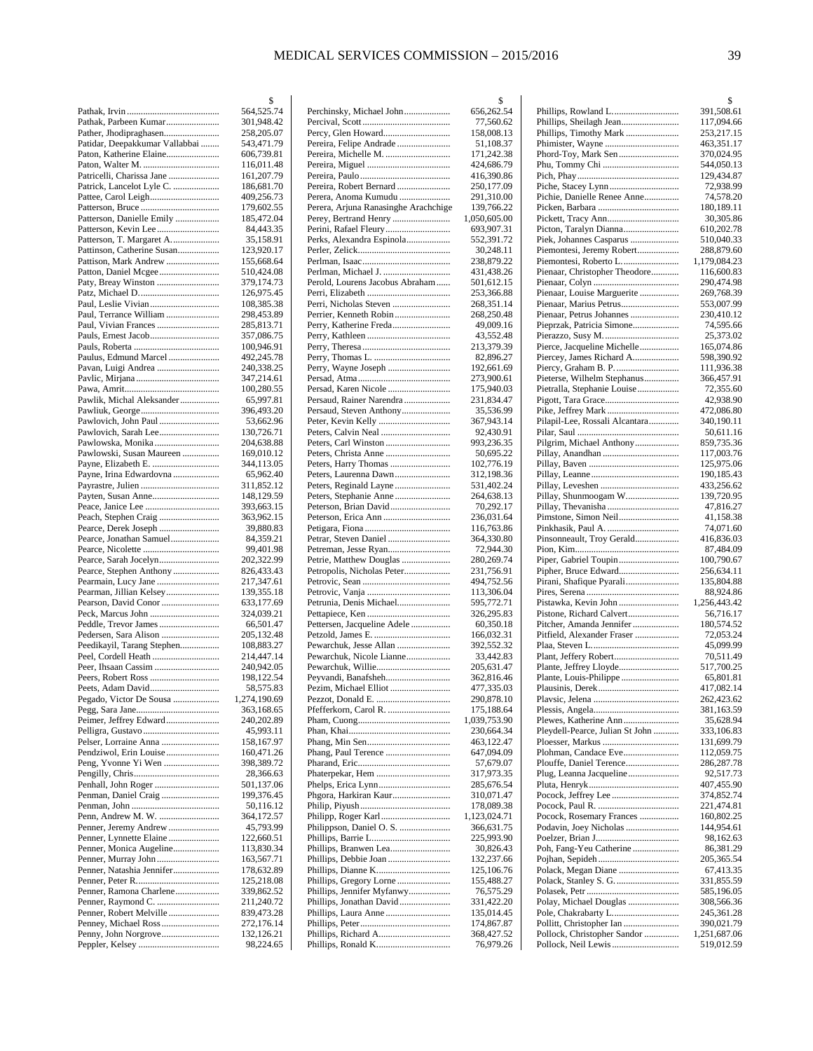| | $ |
|---|---|
| Pathak, Irvin | 564,525.74 |
| Pathak, Parbeen Kumar | 301,948.42 |
| Pather, Jhodipraghasen | 258,205.07 |
| Patidar, Deepakkumar Vallabbai | 543,471.79 |
| Paton, Katherine Elaine | 606,739.81 |
| Paton, Walter M. | 116,011.48 |
| Patricelli, Charissa Jane | 161,207.79 |
| Patrick, Lancelot Lyle C. | 186,681.70 |
| Pattee, Carol Leigh | 409,256.73 |
| Patterson, Bruce | 179,602.55 |
| Patterson, Danielle Emily | 185,472.04 |
| Patterson, Kevin Lee | 84,443.35 |
| Patterson, T. Margaret A. | 35,158.91 |
| Pattinson, Catherine Susan | 123,920.17 |
| Pattison, Mark Andrew | 155,668.64 |
| Patton, Daniel Mcgee | 510,424.08 |
| Paty, Breay Winston | 379,174.73 |
| Patz, Michael D. | 126,975.45 |
| Paul, Leslie Vivian | 108,385.38 |
| Paul, Terrance William | 298,453.89 |
| Paul, Vivian Frances | 285,813.71 |
| Pauls, Ernest Jacob | 357,086.75 |
| Pauls, Roberta | 100,946.91 |
| Paulus, Edmund Marcel | 492,245.78 |
| Pavan, Luigi Andrea | 240,338.25 |
| Pavlic, Mirjana | 347,214.61 |
| Pawa, Amrit | 100,280.55 |
| Pawlik, Michal Aleksander | 65,997.81 |
| Pawliuk, George | 396,493.20 |
| Pawlovich, John Paul | 53,662.96 |
| Pawlovich, Sarah Lee | 130,726.71 |
| Pawlowska, Monika | 204,638.88 |
| Pawlowski, Susan Maureen | 169,010.12 |
| Payne, Elizabeth E. | 344,113.05 |
| Payne, Irina Edwardovna | 65,962.40 |
| Payrastre, Julien | 311,852.12 |
| Payten, Susan Anne | 148,129.59 |
| Peace, Janice Lee | 393,663.15 |
| Peach, Stephen Craig | 363,962.15 |
| Pearce, Derek Joseph | 39,880.83 |
| Pearce, Jonathan Samuel | 84,359.21 |
| Pearce, Nicolette | 99,401.98 |
| Pearce, Sarah Jocelyn | 202,322.99 |
| Pearce, Stephen Anthony | 826,433.43 |
| Pearmain, Lucy Jane | 217,347.61 |
| Pearman, Jillian Kelsey | 139,355.18 |
| Pearson, David Conor | 633,177.69 |
| Peck, Marcus John | 324,039.21 |
| Peddle, Trevor James | 66,501.47 |
| Pedersen, Sara Alison | 205,132.48 |
| Peedikayil, Tarang Stephen | 108,883.27 |
| Peel, Cordell Heath | 214,447.14 |
| Peer, Ihsaan Cassim | 240,942.05 |
| Peers, Robert Ross | 198,122.54 |
| Peets, Adam David | 58,575.83 |
| Pegado, Victor De Sousa | 1,274,190.69 |
| Pegg, Sara Jane | 363,168.65 |
| Peimer, Jeffrey Edward | 240,202.89 |
| Pelligra, Gustavo | 45,993.11 |
| Pelser, Lorraine Anna | 158,167.97 |
| Pendziwol, Erin Louise | 160,471.26 |
| Peng, Yvonne Yi Wen | 398,389.72 |
| Pengilly, Chris | 28,366.63 |
| Penhall, John Roger | 501,137.06 |
| Penman, Daniel Craig | 199,376.45 |
| Penman, John | 50,116.12 |
| Penn, Andrew M. W. | 364,172.57 |
| Penner, Jeremy Andrew | 45,793.99 |
| Penner, Lynnette Elaine | 122,660.51 |
| Penner, Monica Augeline | 113,830.34 |
| Penner, Murray John | 163,567.71 |
| Penner, Natashia Jennifer | 178,632.89 |
| Penner, Peter R. | 125,218.08 |
| Penner, Ramona Charlene | 339,862.52 |
| Penner, Raymond C. | 211,240.72 |
| Penner, Robert Melville | 839,473.28 |
| Penney, Michael Ross | 272,176.14 |
| Penny, John Norgrove | 132,126.21 |
| Peppler, Kelsey | 98,224.65 |
| Perchinsky, Michael John | 656,262.54 |
| Percival, Scott | 77,560.62 |
| Percy, Glen Howard | 158,008.13 |
| Pereira, Felipe Andrade | 51,108.37 |
| Pereira, Michelle M. | 171,242.38 |
| Pereira, Miguel | 424,686.79 |
| Pereira, Paulo | 416,390.86 |
| Pereira, Robert Bernard | 250,177.09 |
| Perera, Anoma Kumudu | 291,310.00 |
| Perera, Arjuna Ranasinghe Arachchige | 139,766.22 |
| Perey, Bertrand Henry | 1,050,605.00 |
| Perini, Rafael Fleury | 693,907.31 |
| Perks, Alexandra Espinola | 552,391.72 |
| Perler, Zelick | 30,248.11 |
| Perlman, Isaac | 238,879.22 |
| Perlman, Michael J. | 431,438.26 |
| Perold, Lourens Jacobus Abraham | 501,612.15 |
| Perri, Elizabeth | 253,366.88 |
| Perri, Nicholas Steven | 268,351.14 |
| Perrier, Kenneth Robin | 268,250.48 |
| Perry, Katherine Freda | 49,009.16 |
| Perry, Kathleen | 43,552.48 |
| Perry, Theresa | 213,379.39 |
| Perry, Thomas L. | 82,896.27 |
| Perry, Wayne Joseph | 192,661.69 |
| Persad, Atma | 273,900.61 |
| Persad, Karen Nicole | 175,940.03 |
| Persaud, Rainer Narendra | 231,834.47 |
| Persaud, Steven Anthony | 35,536.99 |
| Peter, Kevin Kelly | 367,943.14 |
| Peters, Calvin Neal | 92,430.91 |
| Peters, Carl Winston | 993,236.35 |
| Peters, Christa Anne | 50,695.22 |
| Peters, Harry Thomas | 102,776.19 |
| Peters, Laurenna Dawn | 312,198.36 |
| Peters, Reginald Layne | 531,402.24 |
| Peters, Stephanie Anne | 264,638.13 |
| Peterson, Brian David | 70,292.17 |
| Peterson, Erica Ann | 236,031.64 |
| Petigara, Fiona | 116,763.86 |
| Petrar, Steven Daniel | 364,330.80 |
| Petreman, Jesse Ryan | 72,944.30 |
| Petrie, Matthew Douglas | 280,269.74 |
| Petropolis, Nicholas Peter | 231,756.91 |
| Petrovic, Sean | 494,752.56 |
| Petrovic, Vanja | 113,306.04 |
| Petrunia, Denis Michael | 595,772.71 |
| Pettapiece, Ken | 326,295.83 |
| Pettersen, Jacqueline Adele | 60,350.18 |
| Petzold, James E. | 166,032.31 |
| Pewarchuk, Jesse Allan | 392,552.32 |
| Pewarchuk, Nicole Lianne | 33,442.83 |
| Pewarchuk, Willie | 205,631.47 |
| Peyvandi, Banafsheh | 362,816.46 |
| Pezim, Michael Elliot | 477,335.03 |
| Pezzot, Donald E. | 290,878.10 |
| Pfefferkorn, Carol R. | 175,188.64 |
| Pham, Cuong | 1,039,753.90 |
| Phan, Khai | 230,664.34 |
| Phang, Min Sen | 463,122.47 |
| Phang, Paul Terence | 647,094.09 |
| Pharand, Eric | 57,679.07 |
| Phaterpekar, Hem | 317,973.35 |
| Phelps, Erica Lynn | 285,676.54 |
| Phgora, Harkiran Kaur | 310,071.47 |
| Philip, Piyush | 178,089.38 |
| Philipp, Roger Karl | 1,123,024.71 |
| Philippson, Daniel O. S. | 366,631.75 |
| Phillips, Barrie L. | 225,993.90 |
| Phillips, Branwen Lea | 30,826.43 |
| Phillips, Debbie Joan | 132,237.66 |
| Phillips, Dianne K. | 125,106.76 |
| Phillips, Gregory Lorne | 155,488.27 |
| Phillips, Jennifer Myfanwy | 76,575.29 |
| Phillips, Jonathan David | 331,422.20 |
| Phillips, Laura Anne | 135,014.45 |
| Phillips, Peter | 174,867.87 |
| Phillips, Richard A. | 368,427.52 |
| Phillips, Ronald K. | 76,979.26 |
| Phillips, Rowland L. | 391,508.61 |
| Phillips, Sheilagh Jean | 117,094.66 |
| Phillips, Timothy Mark | 253,217.15 |
| Phimister, Wayne | 463,351.17 |
| Phord-Toy, Mark Sen | 370,024.95 |
| Phu, Tommy Chi | 544,050.13 |
| Pich, Phay | 129,434.87 |
| Piche, Stacey Lynn | 72,938.99 |
| Pichie, Danielle Renee Anne | 74,578.20 |
| Picken, Barbara | 180,189.11 |
| Pickett, Tracy Ann | 30,305.86 |
| Picton, Taralyn Dianna | 610,202.78 |
| Piek, Johannes Casparus | 510,040.33 |
| Piemontesi, Jeremy Robert | 288,879.60 |
| Piemontesi, Roberto L. | 1,179,084.23 |
| Pienaar, Christopher Theodore | 116,600.83 |
| Pienaar, Colyn | 290,474.98 |
| Pienaar, Louise Marguerite | 269,768.39 |
| Pienaar, Marius Petrus | 553,007.99 |
| Pienaar, Petrus Johannes | 230,410.12 |
| Pieprzak, Patricia Simone | 74,595.66 |
| Pierazzo, Susy M. | 25,373.02 |
| Pierce, Jacqueline Michelle | 165,074.86 |
| Piercey, James Richard A. | 598,390.92 |
| Piercy, Graham B. P. | 111,936.38 |
| Pieterse, Wilhelm Stephanus | 366,457.91 |
| Pietralla, Stephanie Louise | 72,355.60 |
| Pigott, Tara Grace | 42,938.90 |
| Pike, Jeffrey Mark | 472,086.80 |
| Pilapil-Lee, Rossali Alcantara | 340,190.11 |
| Pilar, Saul | 50,611.16 |
| Pilgrim, Michael Anthony | 859,735.36 |
| Pillay, Anandhan | 117,003.76 |
| Pillay, Baven | 125,975.06 |
| Pillay, Leanne | 190,185.43 |
| Pillay, Leveshen | 433,256.62 |
| Pillay, Shunmoogam W. | 139,720.95 |
| Pillay, Thevanisha | 47,816.27 |
| Pimstone, Simon Neil | 41,158.38 |
| Pinkhasik, Paul A. | 74,071.60 |
| Pinsonneault, Troy Gerald | 416,836.03 |
| Pion, Kim | 87,484.09 |
| Piper, Gabriel Toupin | 100,790.67 |
| Pipher, Bruce Edward | 256,634.11 |
| Pirani, Shafique Pyarali | 135,804.88 |
| Pires, Serena | 88,924.86 |
| Pistawka, Kevin John | 1,256,443.42 |
| Pistone, Richard Calvert | 56,716.17 |
| Pitcher, Amanda Jennifer | 180,574.52 |
| Pitfield, Alexander Fraser | 72,053.24 |
| Plaa, Steven L. | 45,099.99 |
| Plant, Jeffery Robert | 70,511.49 |
| Plante, Jeffrey Lloyde | 517,700.25 |
| Plante, Louis-Philippe | 65,801.81 |
| Plausinis, Derek | 417,082.14 |
| Plavsic, Jelena | 262,423.62 |
| Plessis, Angela | 381,163.59 |
| Plewes, Katherine Ann | 35,628.94 |
| Pleydell-Pearce, Julian St John | 333,106.83 |
| Ploesser, Markus | 131,699.79 |
| Plohman, Candace Eve | 112,059.75 |
| Plouffe, Daniel Terence | 286,287.78 |
| Plug, Leanna Jacqueline | 92,517.73 |
| Pluta, Henryk | 407,455.90 |
| Pocock, Jeffrey Lee | 374,852.74 |
| Pocock, Paul R. | 221,474.81 |
| Pocock, Rosemary Frances | 160,802.25 |
| Podavin, Joey Nicholas | 144,954.61 |
| Poelzer, Brian J. | 98,162.63 |
| Poh, Fang-Yeu Catherine | 86,381.29 |
| Pojhan, Sepideh | 205,365.54 |
| Polack, Megan Diane | 67,413.35 |
| Polack, Stanley S. G. | 331,855.59 |
| Polasek, Petr | 585,196.05 |
| Polay, Michael Douglas | 308,566.36 |
| Pole, Chakrabarty L. | 245,361.28 |
| Pollitt, Christopher Ian | 390,021.79 |
| Pollock, Christopher Sandor | 1,251,687.06 |
| Pollock, Neil Lewis | 519,012.59 |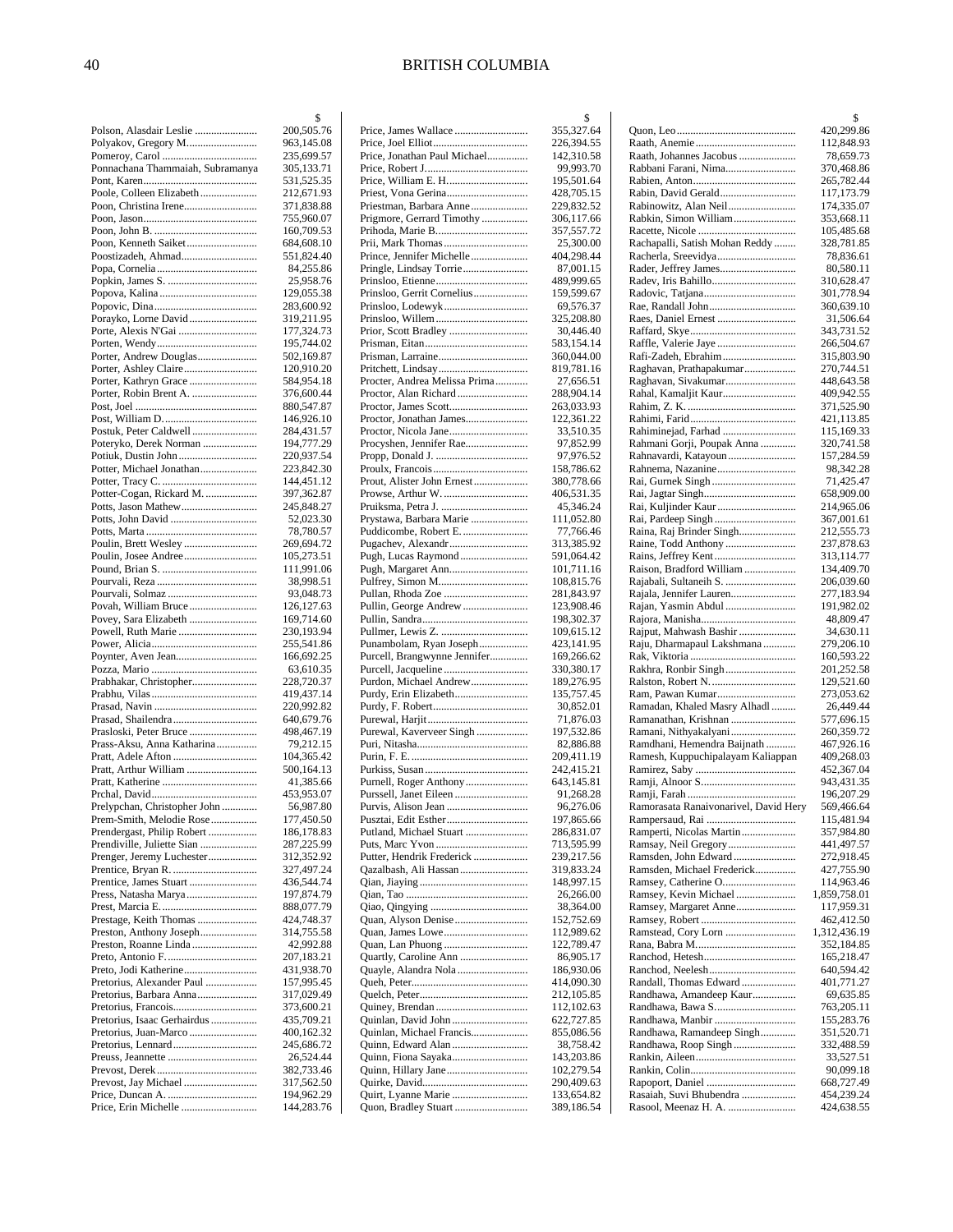| Name | $ |
|---|---|
| Polson, Alasdair Leslie | 200,505.76 |
| Polyakov, Gregory M. | 963,145.08 |
| Pomeroy, Carol | 235,699.57 |
| Ponnachana Thammaiah, Subramanya | 305,133.71 |
| Pont, Karen | 531,525.35 |
| Poole, Colleen Elizabeth | 212,671.93 |
| Poon, Christina Irene | 371,838.88 |
| Poon, Jason | 755,960.07 |
| Poon, John B. | 160,709.53 |
| Poon, Kenneth Saiket | 684,608.10 |
| Poostizadeh, Ahmad | 551,824.40 |
| Popa, Cornelia | 84,255.86 |
| Popkin, James S. | 25,958.76 |
| Popova, Kalina | 129,055.38 |
| Popovic, Dina | 283,600.92 |
| Porayko, Lorne David | 319,211.95 |
| Porte, Alexis N'Gai | 177,324.73 |
| Porten, Wendy | 195,744.02 |
| Porter, Andrew Douglas | 502,169.87 |
| Porter, Ashley Claire | 120,910.20 |
| Porter, Kathryn Grace | 584,954.18 |
| Porter, Robin Brent A. | 376,600.44 |
| Post, Joel | 880,547.87 |
| Post, William D. | 146,926.10 |
| Postuk, Peter Caldwell | 284,431.57 |
| Poteryko, Derek Norman | 194,777.29 |
| Potiuk, Dustin John | 220,937.54 |
| Potter, Michael Jonathan | 223,842.30 |
| Potter, Tracy C. | 144,451.12 |
| Potter-Cogan, Rickard M. | 397,362.87 |
| Potts, Jason Mathew | 245,848.27 |
| Potts, John David | 52,023.30 |
| Potts, Marta | 78,780.57 |
| Poulin, Brett Wesley | 269,694.72 |
| Poulin, Josee Andree | 105,273.51 |
| Pound, Brian S. | 111,991.06 |
| Pourvali, Reza | 38,998.51 |
| Pourvali, Solmaz | 93,048.73 |
| Povah, William Bruce | 126,127.63 |
| Povey, Sara Elizabeth | 169,714.60 |
| Powell, Ruth Marie | 230,193.94 |
| Power, Alicia | 255,541.86 |
| Poynter, Aven Jean | 166,692.25 |
| Pozza, Mario | 63,610.35 |
| Prabhakar, Christopher | 228,720.37 |
| Prabhu, Vilas | 419,437.14 |
| Prasad, Navin | 220,992.82 |
| Prasad, Shailendra | 640,679.76 |
| Prasloski, Peter Bruce | 498,467.19 |
| Prass-Aksu, Anna Katharina | 79,212.15 |
| Pratt, Adele Afton | 104,365.42 |
| Pratt, Arthur William | 500,164.13 |
| Pratt, Katherine | 41,385.66 |
| Prchal, David | 453,953.07 |
| Prelypchan, Christopher John | 56,987.80 |
| Prem-Smith, Melodie Rose | 177,450.50 |
| Prendergast, Philip Robert | 186,178.83 |
| Prendiville, Juliette Sian | 287,225.99 |
| Prenger, Jeremy Luchester | 312,352.92 |
| Prentice, Bryan R. | 327,497.24 |
| Prentice, James Stuart | 436,544.74 |
| Press, Natasha Marya | 197,874.79 |
| Prest, Marcia E. | 888,077.79 |
| Prestage, Keith Thomas | 424,748.37 |
| Preston, Anthony Joseph | 314,755.58 |
| Preston, Roanne Linda | 42,992.88 |
| Preto, Antonio F. | 207,183.21 |
| Preto, Jodi Katherine | 431,938.70 |
| Pretorius, Alexander Paul | 157,995.45 |
| Pretorius, Barbara Anna | 317,029.49 |
| Pretorius, Francois | 373,600.21 |
| Pretorius, Isaac Gerhaidrus | 435,709.21 |
| Pretorius, Juan-Marco | 400,162.32 |
| Pretorius, Lennard | 245,686.72 |
| Preuss, Jeannette | 26,524.44 |
| Prevost, Derek | 382,733.46 |
| Prevost, Jay Michael | 317,562.50 |
| Price, Duncan A. | 194,962.29 |
| Price, Erin Michelle | 144,283.76 |
| Price, James Wallace | 355,327.64 |
| Price, Joel Elliot | 226,394.55 |
| Price, Jonathan Paul Michael | 142,310.58 |
| Price, Robert J. | 99,993.70 |
| Price, William E. H. | 195,501.64 |
| Priest, Vona Gerina | 428,705.15 |
| Priestman, Barbara Anne | 229,832.52 |
| Prigmore, Gerrard Timothy | 306,117.66 |
| Prihoda, Marie B. | 357,557.72 |
| Prii, Mark Thomas | 25,300.00 |
| Prince, Jennifer Michelle | 404,298.44 |
| Pringle, Lindsay Torrie | 87,001.15 |
| Prinsloo, Etienne | 489,999.65 |
| Prinsloo, Gerrit Cornelius | 159,599.67 |
| Prinsloo, Lodewyk | 69,576.37 |
| Prinsloo, Willem | 325,208.80 |
| Prior, Scott Bradley | 30,446.40 |
| Prisman, Eitan | 583,154.14 |
| Prisman, Larraine | 360,044.00 |
| Pritchett, Lindsay | 819,781.16 |
| Procter, Andrea Melissa Prima | 27,656.51 |
| Proctor, Alan Richard | 288,904.14 |
| Proctor, James Scott | 263,033.93 |
| Proctor, Jonathan James | 122,361.22 |
| Proctor, Nicola Jane | 33,510.35 |
| Procyshen, Jennifer Rae | 97,852.99 |
| Propp, Donald J. | 97,976.52 |
| Proulx, Francois | 158,786.62 |
| Prout, Alister John Ernest | 380,778.66 |
| Prowse, Arthur W. | 406,531.35 |
| Pruiksma, Petra J. | 45,346.24 |
| Prystawa, Barbara Marie | 111,052.80 |
| Puddicombe, Robert E. | 77,766.46 |
| Pugachev, Alexandr | 313,385.92 |
| Pugh, Lucas Raymond | 591,064.42 |
| Pugh, Margaret Ann | 101,711.16 |
| Pulfrey, Simon M. | 108,815.76 |
| Pullan, Rhoda Zoe | 281,843.97 |
| Pullin, George Andrew | 123,908.46 |
| Pullin, Sandra | 198,302.37 |
| Pullmer, Lewis Z. | 109,615.12 |
| Punambolam, Ryan Joseph | 423,141.95 |
| Purcell, Brangwynne Jennifer | 169,266.62 |
| Purcell, Jacqueline | 330,380.17 |
| Purdon, Michael Andrew | 189,276.95 |
| Purdy, Erin Elizabeth | 135,757.45 |
| Purdy, F. Robert | 30,852.01 |
| Purewal, Harjit | 71,876.03 |
| Purewal, Kaverveer Singh | 197,532.86 |
| Puri, Nitasha | 82,886.88 |
| Purin, F. E. | 209,411.19 |
| Purkiss, Susan | 242,415.21 |
| Purnell, Roger Anthony | 643,145.81 |
| Purssell, Janet Eileen | 91,268.28 |
| Purvis, Alison Jean | 96,276.06 |
| Pusztai, Edit Esther | 197,865.66 |
| Putland, Michael Stuart | 286,831.07 |
| Puts, Marc Yvon | 713,595.99 |
| Putter, Hendrik Frederick | 239,217.56 |
| Qazalbash, Ali Hassan | 319,833.24 |
| Qian, Jiaying | 148,997.15 |
| Qian, Tao | 26,266.00 |
| Qiao, Qingying | 38,364.00 |
| Quan, Alyson Denise | 152,752.69 |
| Quan, James Lowe | 112,989.62 |
| Quan, Lan Phuong | 122,789.47 |
| Quartly, Caroline Ann | 86,905.17 |
| Quayle, Alandra Nola | 186,930.06 |
| Queh, Peter | 414,090.30 |
| Quelch, Peter | 212,105.85 |
| Quiney, Brendan | 112,102.63 |
| Quinlan, David John | 622,727.85 |
| Quinlan, Michael Francis | 855,086.56 |
| Quinn, Edward Alan | 38,758.42 |
| Quinn, Fiona Sayaka | 143,203.86 |
| Quinn, Hillary Jane | 102,279.54 |
| Quirke, David | 290,409.63 |
| Quirt, Lyanne Marie | 133,654.82 |
| Quon, Bradley Stuart | 389,186.54 |
| Quon, Leo | 420,299.86 |
| Raath, Anemie | 112,848.93 |
| Raath, Johannes Jacobus | 78,659.73 |
| Rabbani Farani, Nima | 370,468.86 |
| Rabien, Anton | 265,782.44 |
| Rabin, David Gerald | 117,173.79 |
| Rabinowitz, Alan Neil | 174,335.07 |
| Rabkin, Simon William | 353,668.11 |
| Racette, Nicole | 105,485.68 |
| Rachapalli, Satish Mohan Reddy | 328,781.85 |
| Racherla, Sreevidya | 78,836.61 |
| Rader, Jeffrey James | 80,580.11 |
| Radev, Iris Bahillo | 310,628.47 |
| Radovic, Tatjana | 301,778.94 |
| Rae, Randall John | 360,639.10 |
| Raes, Daniel Ernest | 31,506.64 |
| Raffard, Skye | 343,731.52 |
| Raffle, Valerie Jaye | 266,504.67 |
| Rafi-Zadeh, Ebrahim | 315,803.90 |
| Raghavan, Prathapakumar | 270,744.51 |
| Raghavan, Sivakumar | 448,643.58 |
| Rahal, Kamaljit Kaur | 409,942.55 |
| Rahim, Z. K. | 371,525.90 |
| Rahimi, Farid | 421,113.85 |
| Rahiminejad, Farhad | 115,169.33 |
| Rahmani Gorji, Poupak Anna | 320,741.58 |
| Rahnavardi, Katayoun | 157,284.59 |
| Rahnema, Nazanine | 98,342.28 |
| Rai, Gurnek Singh | 71,425.47 |
| Rai, Jagtar Singh | 658,909.00 |
| Rai, Kuljinder Kaur | 214,965.06 |
| Rai, Pardeep Singh | 367,001.61 |
| Raina, Raj Brinder Singh | 212,555.73 |
| Raine, Todd Anthony | 237,878.63 |
| Rains, Jeffrey Kent | 313,114.77 |
| Raison, Bradford William | 134,409.70 |
| Rajabali, Sultaneih S. | 206,039.60 |
| Rajala, Jennifer Lauren | 277,183.94 |
| Rajan, Yasmin Abdul | 191,982.02 |
| Rajora, Manisha | 48,809.47 |
| Rajput, Mahwash Bashir | 34,630.11 |
| Raju, Dharmapaul Lakshmana | 279,206.10 |
| Rak, Viktoria | 160,593.22 |
| Rakhra, Ronbir Singh | 201,252.58 |
| Ralston, Robert N. | 129,521.60 |
| Ram, Pawan Kumar | 273,053.62 |
| Ramadan, Khaled Masry Alhadl | 26,449.44 |
| Ramanathan, Krishnan | 577,696.15 |
| Ramani, Nithyakalyani | 260,359.72 |
| Ramdhani, Hemendra Baijnath | 467,926.16 |
| Ramesh, Kuppuchipalayam Kaliappan | 409,268.03 |
| Ramirez, Saby | 452,367.04 |
| Ramji, Alnoor S. | 943,431.35 |
| Ramji, Farah | 196,207.29 |
| Ramorasata Ranaivonarivel, David Hery | 569,466.64 |
| Rampersaud, Rai | 115,481.94 |
| Ramperti, Nicolas Martin | 357,984.80 |
| Ramsay, Neil Gregory | 441,497.57 |
| Ramsden, John Edward | 272,918.45 |
| Ramsden, Michael Frederick | 427,755.90 |
| Ramsey, Catherine O. | 114,963.46 |
| Ramsey, Kevin Michael | 1,859,758.01 |
| Ramsey, Margaret Anne | 117,959.31 |
| Ramsey, Robert | 462,412.50 |
| Ramstead, Cory Lorn | 1,312,436.19 |
| Rana, Babra M. | 352,184.85 |
| Ranchod, Hetesh | 165,218.47 |
| Ranchod, Neelesh | 640,594.42 |
| Randall, Thomas Edward | 401,771.27 |
| Randhawa, Amandeep Kaur | 69,635.85 |
| Randhawa, Bawa S. | 763,205.11 |
| Randhawa, Manbir | 155,283.76 |
| Randhawa, Ramandeep Singh | 351,520.71 |
| Randhawa, Roop Singh | 332,488.59 |
| Rankin, Aileen | 33,527.51 |
| Rankin, Colin | 90,099.18 |
| Rapoport, Daniel | 668,727.49 |
| Rasaiah, Suvi Bhubendra | 454,239.24 |
| Rasool, Meenaz H. A. | 424,638.55 |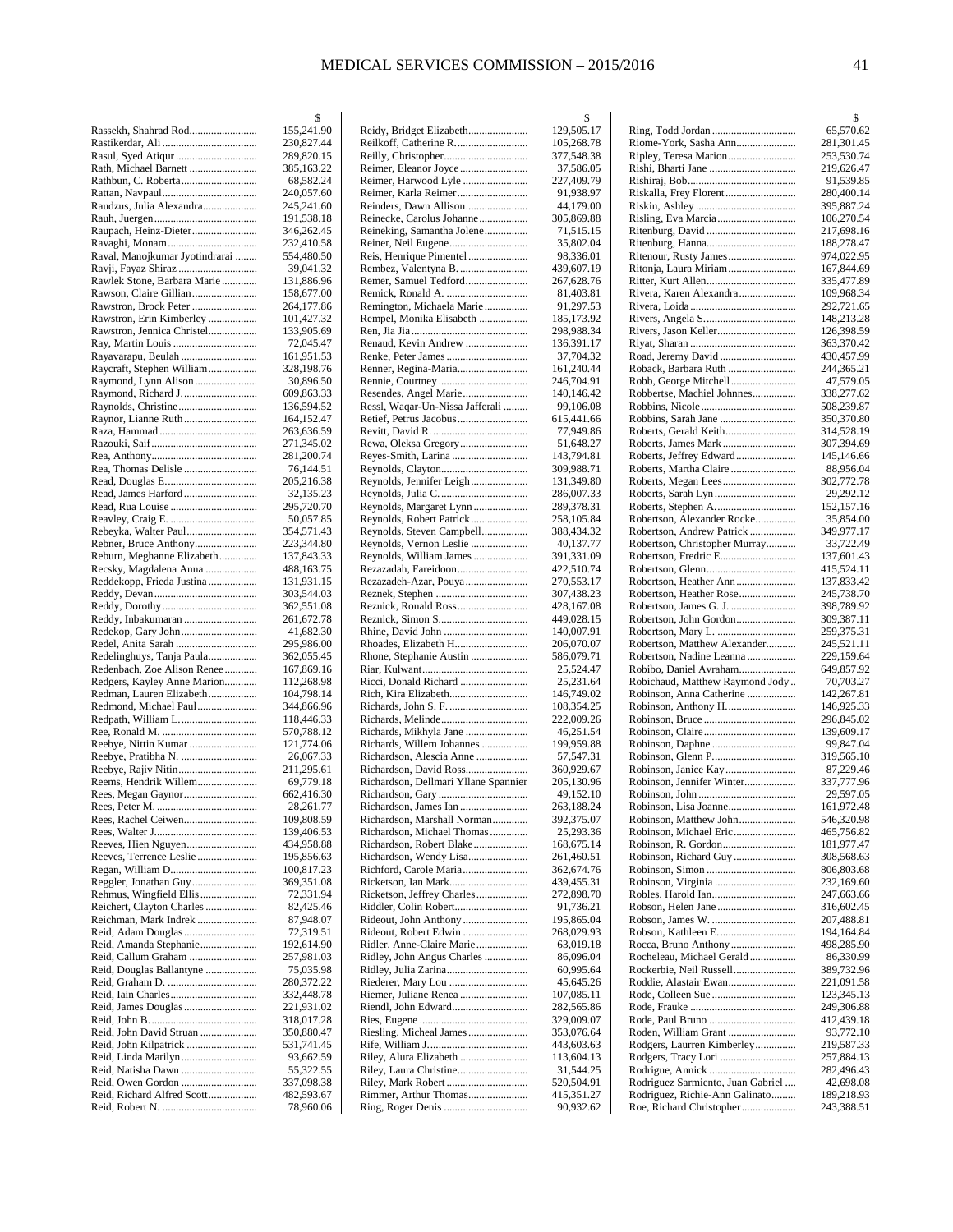| Name | $ |
|---|---|
| Rassekh, Shahrad Rod | 155,241.90 |
| Rastikerdar, Ali | 230,827.44 |
| Rasul, Syed Atiqur | 289,820.15 |
| Rath, Michael Barnett | 385,163.22 |
| Rathbun, C. Roberta | 68,582.24 |
| Rattan, Navpaul | 240,057.60 |
| Raudzus, Julia Alexandra | 245,241.60 |
| Rauh, Juergen | 191,538.18 |
| Raupach, Heinz-Dieter | 346,262.45 |
| Ravaghi, Monam | 232,410.58 |
| Raval, Manojkumar Jyotindrarai | 554,480.50 |
| Ravji, Fayaz Shiraz | 39,041.32 |
| Rawlek Stone, Barbara Marie | 131,886.96 |
| Rawson, Claire Gillian | 158,677.00 |
| Rawstron, Brock Peter | 264,177.86 |
| Rawstron, Erin Kimberley | 101,427.32 |
| Rawstron, Jennica Christel | 133,905.69 |
| Ray, Martin Louis | 72,045.47 |
| Rayavarapu, Beulah | 161,951.53 |
| Raycraft, Stephen William | 328,198.76 |
| Raymond, Lynn Alison | 30,896.50 |
| Raymond, Richard J. | 609,863.33 |
| Raynolds, Christine | 136,594.52 |
| Raynor, Lianne Ruth | 164,152.47 |
| Raza, Hammad | 263,636.59 |
| Razouki, Saif | 271,345.02 |
| Rea, Anthony | 281,200.74 |
| Rea, Thomas Delisle | 76,144.51 |
| Read, Douglas E. | 205,216.38 |
| Read, James Harford | 32,135.23 |
| Read, Rua Louise | 295,720.70 |
| Reavley, Craig E. | 50,057.85 |
| Rebeyka, Walter Paul | 354,571.43 |
| Rebner, Bruce Anthony | 223,344.80 |
| Reburn, Meghanne Elizabeth | 137,843.33 |
| Recsky, Magdalena Anna | 488,163.75 |
| Reddekopp, Frieda Justina | 131,931.15 |
| Reddy, Devan | 303,544.03 |
| Reddy, Dorothy | 362,551.08 |
| Reddy, Inbakumaran | 261,672.78 |
| Redekop, Gary John | 41,682.30 |
| Redel, Anita Sarah | 295,986.00 |
| Redelinghuys, Tanja Paula | 362,055.45 |
| Redenbach, Zoe Alison Renee | 167,869.16 |
| Redgers, Kayley Anne Marion | 112,268.98 |
| Redman, Lauren Elizabeth | 104,798.14 |
| Redmond, Michael Paul | 344,866.96 |
| Redpath, William L. | 118,446.33 |
| Ree, Ronald M. | 570,788.12 |
| Reebye, Nittin Kumar | 121,774.06 |
| Reebye, Pratibha N. | 26,067.33 |
| Reebye, Rajiv Nitin | 211,295.61 |
| Reems, Hendrik Willem | 69,779.18 |
| Rees, Megan Gaynor | 662,416.30 |
| Rees, Peter M. | 28,261.77 |
| Rees, Rachel Ceiwen | 109,808.59 |
| Rees, Walter J. | 139,406.53 |
| Reeves, Hien Nguyen | 434,958.88 |
| Reeves, Terrence Leslie | 195,856.63 |
| Regan, William D. | 100,817.23 |
| Reggler, Jonathan Guy | 369,351.08 |
| Rehmus, Wingfield Ellis | 72,331.94 |
| Reichert, Clayton Charles | 82,425.46 |
| Reichman, Mark Indrek | 87,948.07 |
| Reid, Adam Douglas | 72,319.51 |
| Reid, Amanda Stephanie | 192,614.90 |
| Reid, Callum Graham | 257,981.03 |
| Reid, Douglas Ballantyne | 75,035.98 |
| Reid, Graham D. | 280,372.22 |
| Reid, Iain Charles | 332,448.78 |
| Reid, James Douglas | 221,931.02 |
| Reid, John B. | 318,017.28 |
| Reid, John David Struan | 350,880.47 |
| Reid, John Kilpatrick | 531,741.45 |
| Reid, Linda Marilyn | 93,662.59 |
| Reid, Natisha Dawn | 55,322.55 |
| Reid, Owen Gordon | 337,098.38 |
| Reid, Richard Alfred Scott | 482,593.67 |
| Reid, Robert N. | 78,960.06 |
| Reidy, Bridget Elizabeth | 129,505.17 |
| Reilkoff, Catherine R. | 105,268.78 |
| Reilly, Christopher | 377,548.38 |
| Reimer, Eleanor Joyce | 37,586.05 |
| Reimer, Harwood Lyle | 227,409.79 |
| Reimer, Karla Reimer | 91,938.97 |
| Reinders, Dawn Allison | 44,179.00 |
| Reinecke, Carolus Johanne | 305,869.88 |
| Reineking, Samantha Jolene | 71,515.15 |
| Reiner, Neil Eugene | 35,802.04 |
| Reis, Henrique Pimentel | 98,336.01 |
| Rembez, Valentyna B. | 439,607.19 |
| Remer, Samuel Tedford | 267,628.76 |
| Remick, Ronald A. | 81,403.81 |
| Remington, Michaela Marie | 91,297.53 |
| Rempel, Monika Elisabeth | 185,173.92 |
| Ren, Jia Jia | 298,988.34 |
| Renaud, Kevin Andrew | 136,391.17 |
| Renke, Peter James | 37,704.32 |
| Renner, Regina-Maria | 161,240.44 |
| Rennie, Courtney | 246,704.91 |
| Resendes, Angel Marie | 140,146.42 |
| Ressl, Waqar-Un-Nissa Jafferali | 99,106.08 |
| Retief, Petrus Jacobus | 615,441.66 |
| Revitt, David R. | 77,949.86 |
| Rewa, Oleksa Gregory | 51,648.27 |
| Reyes-Smith, Larina | 143,794.81 |
| Reynolds, Clayton | 309,988.71 |
| Reynolds, Jennifer Leigh | 131,349.80 |
| Reynolds, Julia C. | 286,007.33 |
| Reynolds, Margaret Lynn | 289,378.31 |
| Reynolds, Robert Patrick | 258,105.84 |
| Reynolds, Steven Campbell | 388,434.32 |
| Reynolds, Vernon Leslie | 40,137.77 |
| Reynolds, William James | 391,331.09 |
| Rezazadah, Fareidoon | 422,510.74 |
| Rezazadeh-Azar, Pouya | 270,553.17 |
| Reznek, Stephen | 307,438.23 |
| Reznick, Ronald Ross | 428,167.08 |
| Reznick, Simon S. | 449,028.15 |
| Rhine, David John | 140,007.91 |
| Rhoades, Elizabeth H. | 206,070.07 |
| Rhone, Stephanie Austin | 586,079.71 |
| Riar, Kulwant | 25,524.47 |
| Ricci, Donald Richard | 25,231.64 |
| Rich, Kira Elizabeth | 146,749.02 |
| Richards, John S. F. | 108,354.25 |
| Richards, Melinde | 222,009.26 |
| Richards, Mikhyla Jane | 46,251.54 |
| Richards, Willem Johannes | 199,959.88 |
| Richardson, Alescia Anne | 57,547.31 |
| Richardson, David Ross | 360,929.67 |
| Richardson, Dellmari Yllane Spannier | 205,130.96 |
| Richardson, Gary | 49,152.10 |
| Richardson, James Ian | 263,188.24 |
| Richardson, Marshall Norman | 392,375.07 |
| Richardson, Michael Thomas | 25,293.36 |
| Richardson, Robert Blake | 168,675.14 |
| Richardson, Wendy Lisa | 261,460.51 |
| Richford, Carole Maria | 362,674.76 |
| Ricketson, Ian Mark | 439,455.31 |
| Ricketson, Jeffrey Charles | 272,898.70 |
| Riddler, Colin Robert | 91,736.21 |
| Rideout, John Anthony | 195,865.04 |
| Rideout, Robert Edwin | 268,029.93 |
| Ridler, Anne-Claire Marie | 63,019.18 |
| Ridley, John Angus Charles | 86,096.04 |
| Ridley, Julia Zarina | 60,995.64 |
| Riederer, Mary Lou | 45,645.26 |
| Riemer, Juliane Renea | 107,085.11 |
| Riendl, John Edward | 282,565.86 |
| Ries, Eugene | 329,009.07 |
| Riesling, Micheal James | 353,076.64 |
| Rife, William J. | 443,603.63 |
| Riley, Alura Elizabeth | 113,604.13 |
| Riley, Laura Christine | 31,544.25 |
| Riley, Mark Robert | 520,504.91 |
| Rimmer, Arthur Thomas | 415,351.27 |
| Ring, Roger Denis | 90,932.62 |
| Ring, Todd Jordan | 65,570.62 |
| Riome-York, Sasha Ann | 281,301.45 |
| Ripley, Teresa Marion | 253,530.74 |
| Rishi, Bharti Jane | 219,626.47 |
| Rishiraj, Bob | 91,539.85 |
| Riskalla, Frey Florent | 280,400.14 |
| Riskin, Ashley | 395,887.24 |
| Risling, Eva Marcia | 106,270.54 |
| Ritenburg, David | 217,698.16 |
| Ritenburg, Hanna | 188,278.47 |
| Ritenour, Rusty James | 974,022.95 |
| Ritonja, Laura Miriam | 167,844.69 |
| Ritter, Kurt Allen | 335,477.89 |
| Rivera, Karen Alexandra | 109,968.34 |
| Rivera, Loida | 292,721.65 |
| Rivers, Angela S. | 148,213.28 |
| Rivers, Jason Keller | 126,398.59 |
| Riyat, Sharan | 363,370.42 |
| Road, Jeremy David | 430,457.99 |
| Roback, Barbara Ruth | 244,365.21 |
| Robb, George Mitchell | 47,579.05 |
| Robbertse, Machiel Johnnes | 338,277.62 |
| Robbins, Nicole | 508,239.87 |
| Robbins, Sarah Jane | 350,370.80 |
| Roberts, Gerald Keith | 314,528.19 |
| Roberts, James Mark | 307,394.69 |
| Roberts, Jeffrey Edward | 145,146.66 |
| Roberts, Martha Claire | 88,956.04 |
| Roberts, Megan Lees | 302,772.78 |
| Roberts, Sarah Lyn | 29,292.12 |
| Roberts, Stephen A. | 152,157.16 |
| Robertson, Alexander Rocke | 35,854.00 |
| Robertson, Andrew Patrick | 349,977.17 |
| Robertson, Christopher Murray | 33,722.49 |
| Robertson, Fredric E. | 137,601.43 |
| Robertson, Glenn | 415,524.11 |
| Robertson, Heather Ann | 137,833.42 |
| Robertson, Heather Rose | 245,738.70 |
| Robertson, James G. J. | 398,789.92 |
| Robertson, John Gordon | 309,387.11 |
| Robertson, Mary L. | 259,375.31 |
| Robertson, Matthew Alexander | 245,521.11 |
| Robertson, Nadine Leanna | 229,159.64 |
| Robibo, Daniel Avraham | 649,857.92 |
| Robichaud, Matthew Raymond Jody | 70,703.27 |
| Robinson, Anna Catherine | 142,267.81 |
| Robinson, Anthony H. | 146,925.33 |
| Robinson, Bruce | 296,845.02 |
| Robinson, Claire | 139,609.17 |
| Robinson, Daphne | 99,847.04 |
| Robinson, Glenn P. | 319,565.10 |
| Robinson, Janice Kay | 87,229.46 |
| Robinson, Jennifer Winter | 337,777.96 |
| Robinson, John | 29,597.05 |
| Robinson, Lisa Joanne | 161,972.48 |
| Robinson, Matthew John | 546,320.98 |
| Robinson, Michael Eric | 465,756.82 |
| Robinson, R. Gordon | 181,977.47 |
| Robinson, Richard Guy | 308,568.63 |
| Robinson, Simon | 806,803.68 |
| Robinson, Virginia | 232,169.60 |
| Robles, Harold Ian | 247,663.66 |
| Robson, Helen Jane | 316,602.45 |
| Robson, James W. | 207,488.81 |
| Robson, Kathleen E. | 194,164.84 |
| Rocca, Bruno Anthony | 498,285.90 |
| Rocheleau, Michael Gerald | 86,330.99 |
| Rockerbie, Neil Russell | 389,732.96 |
| Roddie, Alastair Ewan | 221,091.58 |
| Rode, Colleen Sue | 123,345.13 |
| Rode, Frauke | 249,306.88 |
| Rode, Paul Bruno | 412,439.18 |
| Roden, William Grant | 93,772.10 |
| Rodgers, Laurren Kimberley | 219,587.33 |
| Rodgers, Tracy Lori | 257,884.13 |
| Rodrigue, Annick | 282,496.43 |
| Rodriguez Sarmiento, Juan Gabriel | 42,698.08 |
| Rodriguez, Richie-Ann Galinato | 189,218.93 |
| Roe, Richard Christopher | 243,388.51 |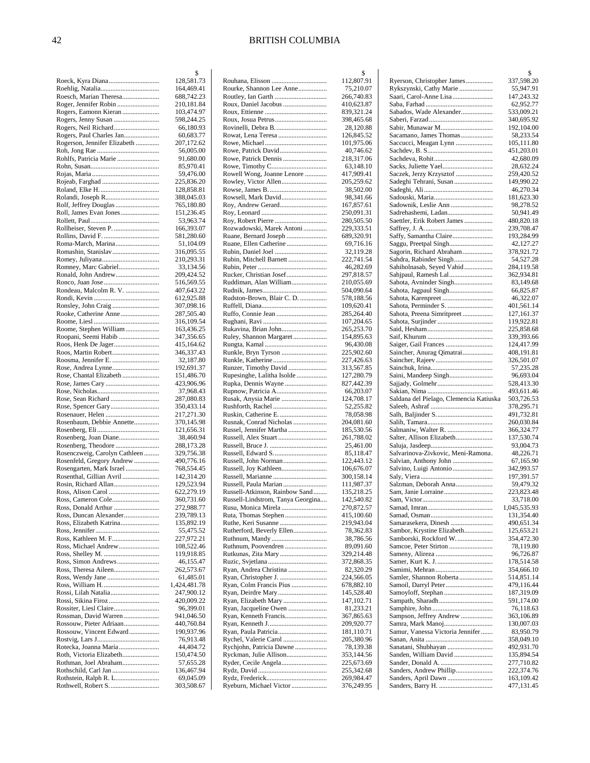| | $ |
|---|---|
| Roeck, Kyra Diana | 128,581.73 |
| Roehlig, Natalia | 164,469.41 |
| Roesch, Marian Theresa | 688,742.23 |
| Roger, Jennifer Robin | 210,181.84 |
| Rogers, Eamonn Kieran | 103,474.97 |
| Rogers, Jenny Susan | 598,244.25 |
| Rogers, Neil Richard | 66,180.93 |
| Rogers, Paul Charles Jan | 60,683.77 |
| Rogerson, Jennifer Elizabeth | 207,172.62 |
| Roh, Jong Rae | 56,005.00 |
| Rohlfs, Patricia Marie | 91,680.00 |
| Rohn, Susan | 85,970.41 |
| Rojas, Maria | 59,476.00 |
| Rojeab, Farghad | 225,836.20 |
| Roland, Elke H. | 128,858.81 |
| Rolandi, Joseph R. | 388,045.03 |
| Rolf, Jeffrey Douglas | 765,180.80 |
| Roll, James Evan Jones | 151,236.45 |
| Rollett, Paul | 53,963.74 |
| Rollheiser, Steven P. | 166,393.07 |
| Rollins, David F. | 581,280.60 |
| Roma-March, Marina | 51,104.09 |
| Romashin, Stanislav | 316,095.55 |
| Romey, Juliyana | 210,293.31 |
| Romney, Marc Gabriel | 33,134.56 |
| Ronald, John Andrew | 209,424.52 |
| Ronco, Juan Jose | 516,569.55 |
| Rondeau, Malcolm R. V. | 407,643.22 |
| Rondi, Kevin | 612,925.88 |
| Ronsley, John Craig | 307,098.16 |
| Rooke, Catherine Anne | 287,505.40 |
| Roome, Liesl | 316,109.54 |
| Roome, Stephen William | 163,436.25 |
| Roopani, Seemi Habib | 347,356.65 |
| Roos, Henk De Jager | 415,164.62 |
| Roos, Martin Robert | 346,337.43 |
| Roosma, Jennifer E. | 32,187.80 |
| Rose, Andrea Lynne | 192,691.37 |
| Rose, Chantal Elizabeth | 151,486.70 |
| Rose, James Cary | 423,906.96 |
| Rose, Nicholas | 37,968.43 |
| Rose, Sean Richard | 287,080.83 |
| Rose, Spencer Gary | 350,433.14 |
| Rosenauer, Helen | 217,271.30 |
| Rosenbaum, Debbie Annette | 370,145.98 |
| Rosenberg, Eli | 121,656.31 |
| Rosenberg, Joan Diane | 38,460.94 |
| Rosenberg, Theodore | 288,173.28 |
| Rosenczweig, Carolyn Cathleen | 329,756.38 |
| Rosenfeld, Gregory Andrew | 490,776.16 |
| Rosengarten, Mark Israel | 768,554.45 |
| Rosenthal, Gillian Avril | 142,314.20 |
| Rosin, Richard Allan | 129,523.94 |
| Ross, Alison Carol | 622,279.19 |
| Ross, Cameron Cole | 360,731.60 |
| Ross, Donald Arthur | 272,988.77 |
| Ross, Duncan Alexander | 239,789.13 |
| Ross, Elizabeth Katrina | 135,892.19 |
| Ross, Jennifer | 55,475.52 |
| Ross, Kathleen M. F. | 227,972.21 |
| Ross, Michael Andrew | 108,522.46 |
| Ross, Shelley M. | 119,918.85 |
| Ross, Simon Andrews | 46,155.47 |
| Ross, Theresa Aileen | 262,573.67 |
| Ross, Wendy Jane | 61,485.01 |
| Ross, William H. | 1,424,481.78 |
| Rossi, Lilah Natalia | 247,900.12 |
| Rossi, Sikina Firoz | 420,009.22 |
| Rossiter, Liesl Claire | 96,399.01 |
| Rossman, David Warren | 941,046.50 |
| Rossouw, Pieter Adriaan | 440,760.84 |
| Rossouw, Vincent Edward | 190,937.96 |
| Rostvig, Lars J. | 76,913.48 |
| Rotecka, Joanna Maria | 44,404.72 |
| Roth, Victoria Elizabeth | 150,474.50 |
| Rothman, Joel Abraham | 57,655.28 |
| Rothschild, Carl Jan | 136,467.94 |
| Rothstein, Ralph R. L. | 69,045.09 |
| Rothwell, Robert S. | 303,508.67 |
| Rouhana, Elisson | 112,807.91 |
| Rourke, Shannon Lee Anne | 75,210.07 |
| Routley, Ian Garth | 266,740.83 |
| Roux, Daniel Jacobus | 410,623.87 |
| Roux, Ettienne | 839,321.24 |
| Roux, Josua Petrus | 398,465.68 |
| Rovinelli, Debra B. | 28,120.88 |
| Rowat, Lena Teresa | 126,845.52 |
| Rowe, Michael | 101,975.06 |
| Rowe, Patrick David | 40,746.62 |
| Rowe, Patrick Dennis | 218,317.06 |
| Rowe, Timothy C. | 63,148.10 |
| Rowell Wong, Joanne Lenore | 417,909.41 |
| Rowley, Victor Allen | 205,259.62 |
| Rowse, James B. | 38,502.00 |
| Rowsell, Mark David | 98,341.66 |
| Roy, Andrew Gerard | 167,857.61 |
| Roy, Leonard | 250,091.31 |
| Roy, Robert Pierre | 280,505.50 |
| Rozwadowski, Marek Antoni | 229,333.51 |
| Ruane, Bernard Joseph | 689,320.91 |
| Ruane, Ellen Catherine | 69,716.16 |
| Rubin, Daniel Joel | 32,119.28 |
| Rubin, Mitchell Barnett | 222,741.54 |
| Rubin, Peter | 46,282.69 |
| Rucker, Christian Josef | 297,818.57 |
| Ruddiman, Alan William | 210,055.69 |
| Rudnik, James | 504,090.64 |
| Rudston-Brown, Blair C. D. | 578,188.56 |
| Ruffell, Diana | 109,620.41 |
| Ruffo, Connie Jean | 285,264.40 |
| Rughani, Ravi | 107,204.65 |
| Rukavina, Brian John | 265,253.70 |
| Ruley, Shannon Margaret | 154,895.63 |
| Rungta, Kamal | 96,430.08 |
| Runkle, Bryn Tyrson | 225,902.60 |
| Runkle, Katherine | 227,426.63 |
| Runzer, Timothy David | 313,567.85 |
| Rupesinghe, Lalitha Isolde | 127,280.79 |
| Rupka, Dennis Wayne | 827,442.39 |
| Rupnow, Patricia A. | 66,203.07 |
| Rusak, Anysia Marie | 124,708.17 |
| Rushforth, Rachel | 52,255.82 |
| Ruskin, Catherine E. | 78,058.98 |
| Rusnak, Conrad Nicholas | 204,081.60 |
| Russel, Jennifer Martha | 185,530.56 |
| Russell, Alex Stuart | 261,788.02 |
| Russell, Bruce J. | 25,461.00 |
| Russell, Edward S. | 85,118.47 |
| Russell, John Norman | 122,443.12 |
| Russell, Joy Kathleen | 106,676.07 |
| Russell, Marianne | 300,158.14 |
| Russell, Paula Marian | 111,987.37 |
| Russell-Atkinson, Rainbow Sand | 135,218.25 |
| Russell-Lindstrom, Tanya Georgina | 142,540.82 |
| Rusu, Monica Mirela | 270,872.57 |
| Ruta, Thomas Stephen | 415,100.60 |
| Ruthe, Keri Susanne | 219,943.04 |
| Rutherford, Beverly Ellen | 78,362.83 |
| Ruthnum, Mandy | 38,786.56 |
| Ruthnum, Poovendren | 89,091.60 |
| Rutkunas, Zita Mary | 329,214.48 |
| Ruzic, Svjetlana | 372,868.35 |
| Ryan, Andrea Christina | 82,320.29 |
| Ryan, Christopher J. | 224,566.05 |
| Ryan, Colm Francis Pius | 678,882.10 |
| Ryan, Deirdre Mary | 145,528.40 |
| Ryan, Elizabeth Mary | 147,102.71 |
| Ryan, Jacqueline Owen | 81,233.21 |
| Ryan, Kenneth Francis | 367,865.63 |
| Ryan, Kenneth J. | 209,920.77 |
| Ryan, Paula Patricia | 181,110.71 |
| Rychel, Valerie Carol | 205,380.96 |
| Rychjohn, Patricia Dawne | 78,139.38 |
| Ryckman, Julie Allison | 353,144.56 |
| Ryder, Cecile Angela | 225,673.69 |
| Rydz, David | 255,342.68 |
| Rydz, Frederick | 269,984.47 |
| Ryeburn, Michael Victor | 376,249.95 |
| Ryerson, Christopher James | 337,598.20 |
| Rykszynski, Cathy Marie | 55,947.91 |
| Saari, Carol-Anne Lisa | 147,243.32 |
| Saba, Farhad | 62,952.77 |
| Sabados, Wade Alexander | 533,009.21 |
| Saberi, Farzad | 340,695.92 |
| Sabir, Munawar M. | 192,104.00 |
| Sacamano, James Thomas | 58,233.54 |
| Saccucci, Meagan Lynn | 105,111.80 |
| Sachdev, B. S. | 451,203.01 |
| Sachdeva, Rohit | 42,680.09 |
| Sacks, Juliette Yael | 28,632.24 |
| Saczek, Jerzy Krzysztof | 259,420.52 |
| Sadeghi Tehrani, Susan | 149,990.22 |
| Sadeghi, Ali | 46,270.34 |
| Sadouski, Maria | 181,623.30 |
| Sadownik, Leslie Ann | 98,278.52 |
| Sadrehashemi, Ladan | 50,941.49 |
| Saettler, Erik Robert James | 480,820.18 |
| Saffrey, J. A. | 239,708.47 |
| Saffy, Samantha Claire | 193,284.99 |
| Saggu, Preetpal Singh | 42,127.27 |
| Sagorin, Richard Abraham | 378,921.72 |
| Sahdra, Rabinder Singh | 54,527.28 |
| Sahiholnasab, Seyed Vahid | 284,119.58 |
| Sahjpaul, Ramesh Lal | 362,934.81 |
| Sahota, Avninder Singh | 83,149.68 |
| Sahota, Jagpaul Singh | 66,825.87 |
| Sahota, Karenpreet | 46,322.07 |
| Sahota, Perminder S. | 401,561.14 |
| Sahota, Preena Simritpreet | 127,161.37 |
| Sahota, Surjinder | 119,922.81 |
| Said, Hesham | 225,858.68 |
| Saif, Khurum | 339,393.66 |
| Saiger, Gail Frances | 124,417.99 |
| Saincher, Anurag Qimatrai | 408,191.81 |
| Saincher, Rajeev | 326,501.07 |
| Sainchuk, Irina | 57,235.28 |
| Saini, Mandeep Singh | 96,693.04 |
| Sajjady, Golmehr | 528,413.30 |
| Sakian, Nima | 493,611.46 |
| Saldana del Pielago, Clemencia Katiuska | 503,726.53 |
| Saleeb, Ashraf | 378,295.71 |
| Salh, Baljinder S. | 491,732.81 |
| Salih, Tamara | 260,030.84 |
| Salmaniw, Walter R. | 366,324.77 |
| Salter, Allison Elizabeth | 137,530.74 |
| Saluja, Jasdeep | 93,004.73 |
| Salvarinova-Zivkovic, Meni-Ramona | 48,226.71 |
| Salvian, Anthony John | 67,165.90 |
| Salvino, Luigi Antonio | 342,993.57 |
| Saly, Viera | 197,391.57 |
| Salzman, Deborah Anna | 59,479.32 |
| Sam, Janie Lorraine | 223,823.48 |
| Sam, Victor | 33,718.00 |
| Samad, Imran | 1,045,535.93 |
| Samad, Osman | 131,354.40 |
| Samarasekera, Dinesh | 490,651.34 |
| Sambor, Krystine Elizabeth | 125,653.21 |
| Samborski, Rockford W. | 354,472.30 |
| Samcoe, Peter Stirton | 78,119.80 |
| Sameny, Alireza | 96,726.87 |
| Samer, Kurt K. J. | 178,514.58 |
| Samimi, Mehran | 354,666.10 |
| Samler, Shannon Roberta | 514,851.14 |
| Samoil, Darryl Peter | 479,116.44 |
| Samoyloff, Stephan | 187,319.09 |
| Sampath, Sharadh | 591,174.00 |
| Samphire, John | 76,118.63 |
| Sampson, Jeffrey Andrew | 363,106.89 |
| Samra, Mark Manoj | 130,007.03 |
| Samur, Vanessa Victoria Jennifer | 83,950.79 |
| Sanan, Anita | 358,049.10 |
| Sanatani, Shubhayan | 492,931.70 |
| Sanden, William David | 135,894.54 |
| Sander, Donald A. | 277,710.82 |
| Sanders, Andrew Phillip | 222,374.76 |
| Sanders, April Dawn | 163,109.42 |
| Sanders, Barry H. | 477,131.45 |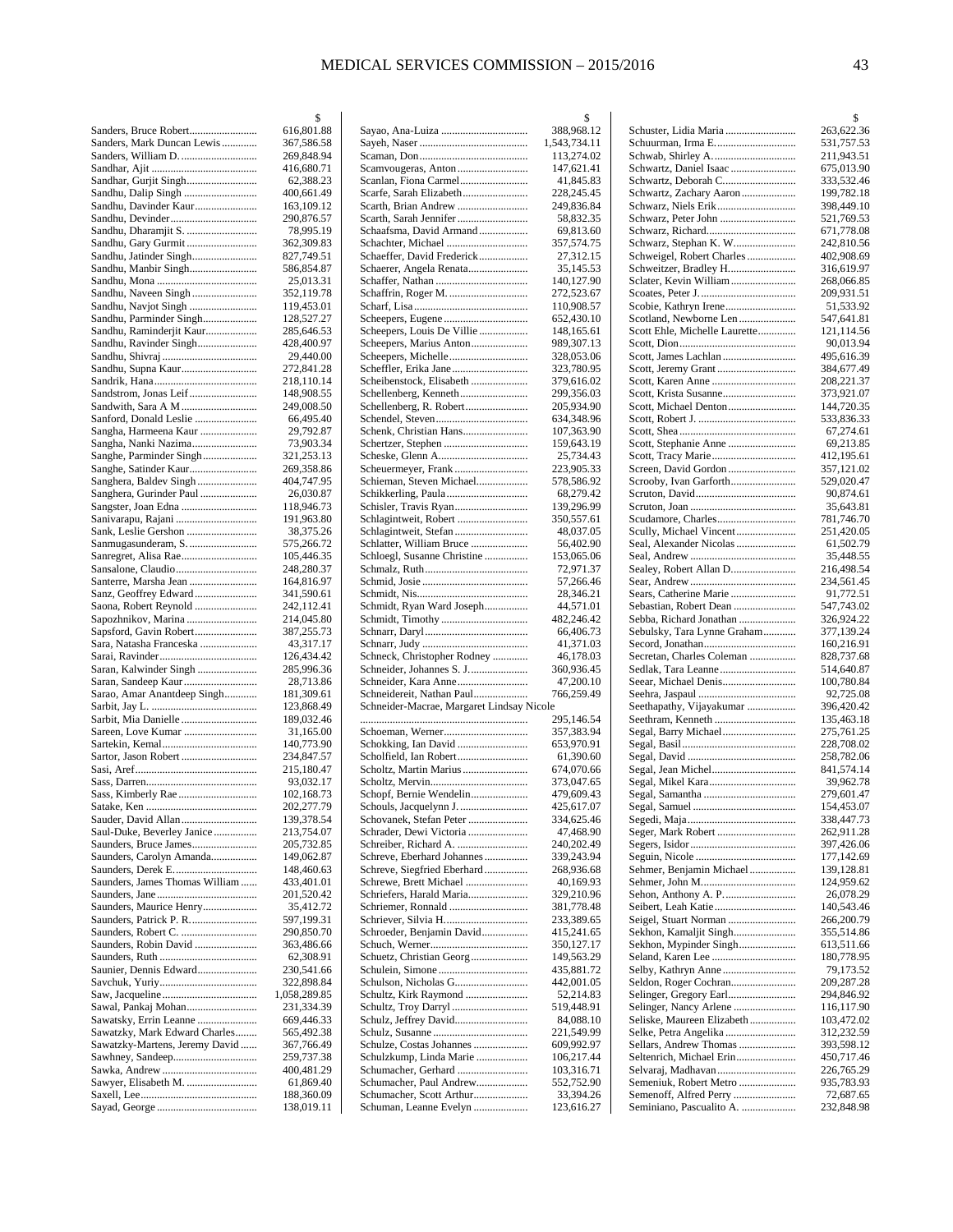| Name | $ |
|---|---|
| Sanders, Bruce Robert | 616,801.88 |
| Sanders, Mark Duncan Lewis | 367,586.58 |
| Sanders, William D. | 269,848.94 |
| Sandhar, Ajit | 416,680.71 |
| Sandhar, Gurjit Singh | 62,388.23 |
| Sandhu, Dalip Singh | 400,661.49 |
| Sandhu, Davinder Kaur | 163,109.12 |
| Sandhu, Devinder | 290,876.57 |
| Sandhu, Dharamjit S. | 78,995.19 |
| Sandhu, Gary Gurmit | 362,309.83 |
| Sandhu, Jatinder Singh | 827,749.51 |
| Sandhu, Manbir Singh | 586,854.87 |
| Sandhu, Mona | 25,013.31 |
| Sandhu, Naveen Singh | 352,119.78 |
| Sandhu, Navjot Singh | 119,453.01 |
| Sandhu, Parminder Singh | 128,527.27 |
| Sandhu, Raminderjit Kaur | 285,646.53 |
| Sandhu, Ravinder Singh | 428,400.97 |
| Sandhu, Shivraj | 29,440.00 |
| Sandhu, Supna Kaur | 272,841.28 |
| Sandrik, Hana | 218,110.14 |
| Sandstrom, Jonas Leif | 148,908.55 |
| Sandwith, Sara A M | 249,008.50 |
| Sanford, Donald Leslie | 66,495.40 |
| Sangha, Harmeena Kaur | 29,792.87 |
| Sangha, Nanki Nazima | 73,903.34 |
| Sanghe, Parminder Singh | 321,253.13 |
| Sanghe, Satinder Kaur | 269,358.86 |
| Sanghera, Baldev Singh | 404,747.95 |
| Sanghera, Gurinder Paul | 26,030.87 |
| Sangster, Joan Edna | 118,946.73 |
| Sanivarapu, Rajani | 191,963.80 |
| Sank, Leslie Gershon | 38,375.26 |
| Sanmugasunderam, S. | 575,266.72 |
| Sanregret, Alisa Rae | 105,446.35 |
| Sansalone, Claudio | 248,280.37 |
| Santerre, Marsha Jean | 164,816.97 |
| Sanz, Geoffrey Edward | 341,590.61 |
| Saona, Robert Reynold | 242,112.41 |
| Sapozhnikov, Marina | 214,045.80 |
| Sapsford, Gavin Robert | 387,255.73 |
| Sara, Natasha Franceska | 43,317.17 |
| Sarai, Ravinder | 126,434.42 |
| Saran, Kalwinder Singh | 285,996.36 |
| Saran, Sandeep Kaur | 28,713.86 |
| Sarao, Amar Anantdeep Singh | 181,309.61 |
| Sarbit, Jay L. | 123,868.49 |
| Sarbit, Mia Danielle | 189,032.46 |
| Sareen, Love Kumar | 31,165.00 |
| Sartekin, Kemal | 140,773.90 |
| Sartor, Jason Robert | 234,847.57 |
| Sasi, Aref | 215,180.47 |
| Sass, Darren | 93,032.17 |
| Sass, Kimberly Rae | 102,168.73 |
| Satake, Ken | 202,277.79 |
| Sauder, David Allan | 139,378.54 |
| Saul-Duke, Beverley Janice | 213,754.07 |
| Saunders, Bruce James | 205,732.85 |
| Saunders, Carolyn Amanda | 149,062.87 |
| Saunders, Derek E. | 148,460.63 |
| Saunders, James Thomas William | 433,401.01 |
| Saunders, Jane | 201,520.42 |
| Saunders, Maurice Henry | 35,412.72 |
| Saunders, Patrick P. R. | 597,199.31 |
| Saunders, Robert C. | 290,850.70 |
| Saunders, Robin David | 363,486.66 |
| Saunders, Ruth | 62,308.91 |
| Saunier, Dennis Edward | 230,541.66 |
| Savchuk, Yuriy | 322,898.84 |
| Saw, Jacqueline | 1,058,289.85 |
| Sawal, Pankaj Mohan | 231,334.39 |
| Sawatsky, Errin Leanne | 669,446.33 |
| Sawatzky, Mark Edward Charles | 565,492.38 |
| Sawatzky-Martens, Jeremy David | 367,766.49 |
| Sawhney, Sandeep | 259,737.38 |
| Sawka, Andrew | 400,481.29 |
| Sawyer, Elisabeth M. | 61,869.40 |
| Saxell, Lee | 188,360.09 |
| Sayad, George | 138,019.11 |
| Sayao, Ana-Luiza | 388,968.12 |
| Sayeh, Naser | 1,543,734.11 |
| Scaman, Don | 113,274.02 |
| Scamvougeras, Anton | 147,621.41 |
| Scanlan, Fiona Carmel | 41,845.83 |
| Scarfe, Sarah Elizabeth | 228,245.45 |
| Scarth, Brian Andrew | 249,836.84 |
| Scarth, Sarah Jennifer | 58,832.35 |
| Schaafsma, David Armand | 69,813.60 |
| Schachter, Michael | 357,574.75 |
| Schaeffer, David Frederick | 27,312.15 |
| Schaerer, Angela Renata | 35,145.53 |
| Schaffer, Nathan | 140,127.90 |
| Schaffrin, Roger M. | 272,523.67 |
| Scharf, Lisa | 110,908.57 |
| Scheepers, Eugene | 652,430.10 |
| Scheepers, Louis De Villie | 148,165.61 |
| Scheepers, Marius Anton | 989,307.13 |
| Scheepers, Michelle | 328,053.06 |
| Scheffler, Erika Jane | 323,780.95 |
| Scheibenstock, Elisabeth | 379,616.02 |
| Schellenberg, Kenneth | 299,356.03 |
| Schellenberg, R. Robert | 205,934.90 |
| Schendel, Steven | 634,348.96 |
| Schenk, Christian Hans | 107,363.90 |
| Schertzer, Stephen | 159,643.19 |
| Scheske, Glenn A. | 25,734.43 |
| Scheuermeyer, Frank | 223,905.33 |
| Schieman, Steven Michael | 578,586.92 |
| Schikkerling, Paula | 68,279.42 |
| Schisler, Travis Ryan | 139,296.99 |
| Schlagintweit, Robert | 350,557.61 |
| Schlagintweit, Stefan | 48,037.05 |
| Schlatter, William Bruce | 56,402.90 |
| Schloegl, Susanne Christine | 153,065.06 |
| Schmalz, Ruth | 72,971.37 |
| Schmid, Josie | 57,266.46 |
| Schmidt, Nis | 28,346.21 |
| Schmidt, Ryan Ward Joseph | 44,571.01 |
| Schmidt, Timothy | 482,246.42 |
| Schnarr, Daryl | 66,406.73 |
| Schnarr, Judy | 41,371.03 |
| Schneck, Christopher Rodney | 46,178.03 |
| Schneider, Johannes S. J. | 360,936.45 |
| Schneider, Kara Anne | 47,200.10 |
| Schneidereit, Nathan Paul | 766,259.49 |
| Schneider-Macrae, Margaret Lindsay Nicole | 295,146.54 |
| Schoeman, Werner | 357,383.94 |
| Schokking, Ian David | 653,970.91 |
| Scholfield, Ian Robert | 61,390.60 |
| Scholtz, Martin Marius | 674,070.66 |
| Scholtz, Mervin | 373,047.65 |
| Schopf, Bernie Wendelin | 479,609.43 |
| Schouls, Jacquelynn J. | 425,617.07 |
| Schovanek, Stefan Peter | 334,625.46 |
| Schrader, Dewi Victoria | 47,468.90 |
| Schreiber, Richard A. | 240,202.49 |
| Schreve, Eberhard Johannes | 339,243.94 |
| Schreve, Siegfried Eberhard | 268,936.68 |
| Schrewe, Brett Michael | 40,169.93 |
| Schriefers, Harald Maria | 329,210.96 |
| Schriemer, Ronald | 381,778.48 |
| Schriever, Silvia H. | 233,389.65 |
| Schroeder, Benjamin David | 415,241.65 |
| Schuch, Werner | 350,127.17 |
| Schuetz, Christian Georg | 149,563.29 |
| Schulein, Simone | 435,881.72 |
| Schulson, Nicholas G. | 442,001.05 |
| Schultz, Kirk Raymond | 52,214.83 |
| Schultz, Troy Darryl | 519,448.91 |
| Schulz, Jeffrey David | 84,088.10 |
| Schulz, Susanne | 221,549.99 |
| Schulze, Costas Johannes | 609,992.97 |
| Schulzkump, Linda Marie | 106,217.44 |
| Schumacher, Gerhard | 103,316.71 |
| Schumacher, Paul Andrew | 552,752.90 |
| Schumacher, Scott Arthur | 33,394.26 |
| Schuman, Leanne Evelyn | 123,616.27 |
| Schuster, Lidia Maria | 263,622.36 |
| Schuurman, Irma E. | 531,757.53 |
| Schwab, Shirley A. | 211,943.51 |
| Schwartz, Daniel Isaac | 675,013.90 |
| Schwartz, Deborah C. | 333,532.46 |
| Schwartz, Zachary Aaron | 199,782.18 |
| Schwarz, Niels Erik | 398,449.10 |
| Schwarz, Peter John | 521,769.53 |
| Schwarz, Richard | 671,778.08 |
| Schwarz, Stephan K. W. | 242,810.56 |
| Schweigel, Robert Charles | 402,908.69 |
| Schweitzer, Bradley H. | 316,619.97 |
| Sclater, Kevin William | 268,066.85 |
| Scoates, Peter J. | 209,931.51 |
| Scobie, Kathryn Irene | 51,533.92 |
| Scotland, Newborne Len | 547,641.81 |
| Scott Ehle, Michelle Laurette | 121,114.56 |
| Scott, Dion | 90,013.94 |
| Scott, James Lachlan | 495,616.39 |
| Scott, Jeremy Grant | 384,677.49 |
| Scott, Karen Anne | 208,221.37 |
| Scott, Krista Susanne | 373,921.07 |
| Scott, Michael Denton | 144,720.35 |
| Scott, Robert J. | 533,836.33 |
| Scott, Shea | 67,274.61 |
| Scott, Stephanie Anne | 69,213.85 |
| Scott, Tracy Marie | 412,195.61 |
| Screen, David Gordon | 357,121.02 |
| Scrooby, Ivan Garforth | 529,020.47 |
| Scruton, David | 90,874.61 |
| Scruton, Joan | 35,643.81 |
| Scudamore, Charles | 781,746.70 |
| Scully, Michael Vincent | 251,420.05 |
| Seal, Alexander Nicolas | 61,502.79 |
| Seal, Andrew | 35,448.55 |
| Sealey, Robert Allan D. | 216,498.54 |
| Sear, Andrew | 234,561.45 |
| Sears, Catherine Marie | 91,772.51 |
| Sebastian, Robert Dean | 547,743.02 |
| Sebba, Richard Jonathan | 326,924.22 |
| Sebulsky, Tara Lynne Graham | 377,139.24 |
| Secord, Jonathan | 160,216.91 |
| Secretan, Charles Coleman | 828,737.68 |
| Sedlak, Tara Leanne | 514,640.87 |
| Seear, Michael Denis | 100,780.84 |
| Seehra, Jaspaul | 92,725.08 |
| Seethapathy, Vijayakumar | 396,420.42 |
| Seethram, Kenneth | 135,463.18 |
| Segal, Barry Michael | 275,761.25 |
| Segal, Basil | 228,708.02 |
| Segal, David | 258,782.06 |
| Segal, Jean Michel | 841,574.14 |
| Segal, Mikel Kara | 39,962.78 |
| Segal, Samantha | 279,601.47 |
| Segal, Samuel | 154,453.07 |
| Segedi, Maja | 338,447.73 |
| Seger, Mark Robert | 262,911.28 |
| Segers, Isidor | 397,426.06 |
| Seguin, Nicole | 177,142.69 |
| Sehmer, Benjamin Michael | 139,128.81 |
| Sehmer, John M. | 124,959.62 |
| Sehon, Anthony A. P. | 26,078.29 |
| Seibert, Leah Katie | 140,543.46 |
| Seigel, Stuart Norman | 266,200.79 |
| Sekhon, Kamaljit Singh | 355,514.86 |
| Sekhon, Mypinder Singh | 613,511.66 |
| Seland, Karen Lee | 180,778.95 |
| Selby, Kathryn Anne | 79,173.52 |
| Seldon, Roger Cochran | 209,287.28 |
| Selinger, Gregory Earl | 294,846.92 |
| Selinger, Nancy Arlene | 116,117.90 |
| Seliske, Maureen Elizabeth | 103,472.02 |
| Selke, Petra Angelika | 312,232.59 |
| Sellars, Andrew Thomas | 393,598.12 |
| Seltenrich, Michael Erin | 450,717.46 |
| Selvaraj, Madhavan | 226,765.29 |
| Semeniuk, Robert Metro | 935,783.93 |
| Semenoff, Alfred Perry | 72,687.65 |
| Seminiano, Pascualito A. | 232,848.98 |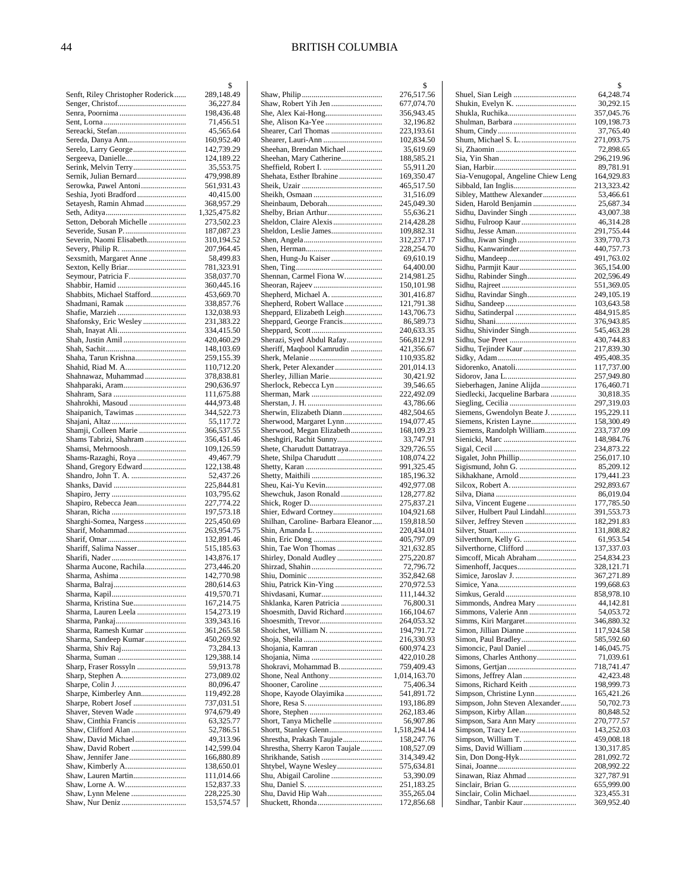| Name | $ |
|---|---|
| Senft, Riley Christopher Roderick | 289,148.49 |
| Senger, Christof | 36,227.84 |
| Senra, Poornima | 198,436.48 |
| Sent, Lorna | 71,456.51 |
| Sereacki, Stefan | 45,565.64 |
| Sereda, Danya Ann | 160,952.40 |
| Serelo, Larry George | 142,739.29 |
| Sergeeva, Danielle | 124,189.22 |
| Serink, Melvin Terry | 35,553.75 |
| Sernik, Julian Bernard | 479,998.89 |
| Serowka, Pawel Antoni | 561,931.43 |
| Seshia, Jyoti Bradford | 40,415.00 |
| Setayesh, Ramin Ahmad | 368,957.29 |
| Seth, Aditya | 1,325,475.82 |
| Setton, Deborah Michelle | 273,502.23 |
| Severide, Susan P. | 187,087.23 |
| Severin, Naomi Elisabeth | 310,194.52 |
| Severy, Philip R. | 207,964.45 |
| Sexsmith, Margaret Anne | 58,499.83 |
| Sexton, Kelly Briar | 781,323.91 |
| Seymour, Patricia F. | 358,037.70 |
| Shabbir, Hamid | 360,445.16 |
| Shabbits, Michael Stafford | 453,669.70 |
| Shadmani, Ramak | 338,857.76 |
| Shafie, Marzieh | 132,038.93 |
| Shafonsky, Eric Wesley | 231,383.22 |
| Shah, Inayat Ali | 334,415.50 |
| Shah, Justin Amil | 420,460.29 |
| Shah, Sachit | 148,103.69 |
| Shaha, Tarun Krishna | 259,155.39 |
| Shahid, Riad M. A. | 110,712.20 |
| Shahnawaz, Muhammad | 378,838.81 |
| Shahparaki, Aram | 290,636.97 |
| Shahram, Sara | 111,675.88 |
| Shahrokhi, Masoud | 444,973.48 |
| Shaipanich, Tawimas | 344,522.73 |
| Shajani, Altaz | 55,117.72 |
| Shamji, Colleen Marie | 366,537.55 |
| Shams Tabrizi, Shahram | 356,451.46 |
| Shamsi, Mehrnoosh | 109,126.59 |
| Shams-Razaghi, Roya | 49,467.79 |
| Shand, Gregory Edward | 122,138.48 |
| Shandro, John T. A. | 52,437.26 |
| Shanks, David | 225,844.81 |
| Shapiro, Jerry | 103,795.62 |
| Shapiro, Rebecca Jean | 227,774.22 |
| Sharan, Richa | 197,573.18 |
| Sharghi-Somea, Nargess | 225,450.69 |
| Sharif, Mohammad | 263,954.75 |
| Sharif, Omar | 132,891.46 |
| Shariff, Salima Nasser | 515,185.63 |
| Sharifi, Nader | 143,876.17 |
| Sharma Aucone, Rachila | 273,446.20 |
| Sharma, Ashima | 142,770.98 |
| Sharma, Balraj | 280,614.63 |
| Sharma, Kapil | 419,570.71 |
| Sharma, Kristina Sue | 167,214.75 |
| Sharma, Lauren Leela | 154,273.19 |
| Sharma, Pankaj | 339,343.16 |
| Sharma, Ramesh Kumar | 361,265.58 |
| Sharma, Sandeep Kumar | 450,269.92 |
| Sharma, Shiv Raj | 73,284.13 |
| Sharma, Suman | 129,388.14 |
| Sharp, Fraser Rossyln | 59,913.78 |
| Sharp, Stephen A. | 273,089.02 |
| Sharpe, Colin J. | 80,096.47 |
| Sharpe, Kimberley Ann | 119,492.28 |
| Sharpe, Robert Josef | 737,031.51 |
| Shaver, Steven Wade | 974,679.49 |
| Shaw, Cinthia Francis | 63,325.77 |
| Shaw, Clifford Alan | 52,786.51 |
| Shaw, David Michael | 49,313.96 |
| Shaw, David Robert | 142,599.04 |
| Shaw, Jennifer Jane | 166,880.89 |
| Shaw, Kimberly A. | 138,650.01 |
| Shaw, Lauren Martin | 111,014.66 |
| Shaw, Lorne A. W. | 152,837.33 |
| Shaw, Lynn Melene | 228,225.30 |
| Shaw, Nur Deniz | 153,574.57 |
| Shaw, Philip | 276,517.56 |
| Shaw, Robert Yih Jen | 677,074.70 |
| She, Alex Kai-Hong | 356,943.45 |
| She, Alison Ka-Yee | 32,196.82 |
| Shearer, Carl Thomas | 223,193.61 |
| Shearer, Lauri-Ann | 102,834.50 |
| Sheehan, Brendan Michael | 35,619.69 |
| Sheehan, Mary Catherine | 188,585.21 |
| Sheffield, Robert I. | 55,911.20 |
| Shehata, Esther Ibrahine | 169,350.47 |
| Sheik, Uzair | 465,517.50 |
| Sheikh, Osmaan | 31,516.09 |
| Sheinbaum, Deborah | 245,049.30 |
| Shelby, Brian Arthur | 55,636.21 |
| Sheldon, Claire Alexis | 214,428.28 |
| Sheldon, Leslie James | 109,882.31 |
| Shen, Angela | 312,237.17 |
| Shen, Herman | 228,254.70 |
| Shen, Hung-Ju Kaiser | 69,610.19 |
| Shen, Ting | 64,400.00 |
| Shennan, Carmel Fiona W. | 214,981.25 |
| Sheoran, Rajeev | 150,101.98 |
| Shepherd, Michael A. | 301,416.87 |
| Shepherd, Robert Wallace | 121,791.38 |
| Sheppard, Elizabeth Leigh | 143,706.73 |
| Sheppard, George Francis | 86,589.73 |
| Sheppard, Scott | 240,633.35 |
| Sherazi, Syed Abdul Rafay | 566,812.91 |
| Sheriff, Maqbool Kamrudin | 421,356.67 |
| Sherk, Melanie | 110,935.82 |
| Sherk, Peter Alexander | 201,014.13 |
| Sherley, Jillian Marie | 30,421.92 |
| Sherlock, Rebecca Lyn | 39,546.65 |
| Sherman, Mark | 222,492.09 |
| Sherstan, J. H. | 43,786.66 |
| Sherwin, Elizabeth Diann | 482,504.65 |
| Sherwood, Margaret Lynn | 194,077.45 |
| Sherwood, Megan Elizabeth | 168,109.23 |
| Sheshgiri, Rachit Sunny | 33,747.91 |
| Shete, Charudutt Dattatraya | 329,726.55 |
| Shete, Shilpa Charudutt | 108,074.22 |
| Shetty, Karan | 991,325.45 |
| Shetty, Maithili | 185,196.32 |
| Sheu, Kai-Yu Kevin | 492,977.08 |
| Shewchuk, Jason Ronald | 128,277.82 |
| Shick, Roger D. | 275,837.21 |
| Shier, Edward Cortney | 104,921.68 |
| Shilhan, Caroline- Barbara Eleanor | 159,818.50 |
| Shin, Amanda L. | 220,434.01 |
| Shin, Eric Dong | 405,797.09 |
| Shin, Tae Won Thomas | 321,632.85 |
| Shirley, Donald Audley | 275,220.87 |
| Shirzad, Shahin | 72,796.72 |
| Shiu, Dominic | 352,842.68 |
| Shiu, Patrick Kin-Ying | 270,972.53 |
| Shivdasani, Kumar | 111,144.32 |
| Shklanka, Karen Patricia | 76,800.31 |
| Shoesmith, David Richard | 166,104.67 |
| Shoesmith, Trevor | 264,053.32 |
| Shoichet, William N. | 194,791.72 |
| Shoja, Sheila | 216,330.93 |
| Shojania, Kamran | 600,974.23 |
| Shojania, Nima | 422,010.28 |
| Shokravi, Mohammad B. | 759,409.43 |
| Shone, Neal Anthony | 1,014,163.70 |
| Shooner, Caroline | 75,406.34 |
| Shope, Kayode Olayimika | 541,891.72 |
| Shore, Resa S. | 193,186.89 |
| Shore, Stephen | 262,183.46 |
| Short, Tanya Michelle | 56,907.86 |
| Shortt, Stanley Glenn | 1,518,294.14 |
| Shrestha, Prakash Taujale | 158,247.76 |
| Shrestha, Sherry Karon Taujale | 108,527.09 |
| Shrikhande, Satish | 314,349.42 |
| Shtybel, Wayne Wesley | 575,634.81 |
| Shu, Abigail Caroline | 53,390.09 |
| Shu, Daniel S. | 251,183.25 |
| Shu, David Hip Wah | 355,265.04 |
| Shuckett, Rhonda | 172,856.68 |
| Shuel, Sian Leigh | 64,248.74 |
| Shukin, Evelyn K. | 30,292.15 |
| Shukla, Ruchika | 357,045.76 |
| Shulman, Barbara | 109,198.73 |
| Shum, Cindy | 37,765.40 |
| Shum, Michael S. L. | 271,093.75 |
| Si, Zhaomin | 72,898.65 |
| Sia, Yin Shan | 296,219.96 |
| Sian, Harbir | 89,781.91 |
| Sia-Venugopal, Angeline Chiew Leng | 164,929.83 |
| Sibbald, Ian Inglis | 213,323.42 |
| Sibley, Matthew Alexander | 53,466.61 |
| Siden, Harold Benjamin | 25,687.34 |
| Sidhu, Davinder Singh | 43,007.38 |
| Sidhu, Fulroop Kaur | 46,314.28 |
| Sidhu, Jesse Aman | 291,755.44 |
| Sidhu, Jiwan Singh | 339,770.73 |
| Sidhu, Kanwarinder | 440,757.73 |
| Sidhu, Mandeep | 491,763.02 |
| Sidhu, Parmjit Kaur | 365,154.00 |
| Sidhu, Rabinder Singh | 202,596.49 |
| Sidhu, Rajreet | 551,369.05 |
| Sidhu, Ravindar Singh | 249,105.19 |
| Sidhu, Sandeep | 103,643.58 |
| Sidhu, Satinderpal | 484,915.85 |
| Sidhu, Shani | 376,943.85 |
| Sidhu, Shivinder Singh | 545,463.28 |
| Sidhu, Sue Preet | 430,744.83 |
| Sidhu, Tejinder Kaur | 217,839.30 |
| Sidky, Adam | 495,408.35 |
| Sidorenko, Anatoli | 117,737.00 |
| Sidorov, Jana L. | 257,949.80 |
| Sieberhagen, Janine Alijda | 176,460.71 |
| Siedlecki, Jacqueline Barbara | 30,818.35 |
| Siegling, Cecilia | 297,319.03 |
| Siemens, Gwendolyn Beate J. | 195,229.11 |
| Siemens, Kristen Layne | 158,300.49 |
| Siemens, Randolph William | 233,737.09 |
| Sienicki, Marc | 148,984.76 |
| Sigal, Cecil | 234,873.22 |
| Sigalet, John Phillip | 256,017.10 |
| Sigismund, John G. | 85,209.12 |
| Sikhakhane, Arnold | 179,441.23 |
| Silcox, Robert A. | 292,893.67 |
| Silva, Diana | 86,019.04 |
| Silva, Vincent Eugene | 177,785.50 |
| Silver, Hulbert Paul Lindahl | 391,553.73 |
| Silver, Jeffrey Steven | 182,291.83 |
| Silver, Stuart | 131,808.82 |
| Silverthorn, Kelly G. | 61,953.54 |
| Silverthorne, Clifford | 137,337.03 |
| Simcoff, Micah Abraham | 254,834.23 |
| Simenhoff, Jacques | 328,121.71 |
| Simice, Jaroslav J. | 367,271.89 |
| Simice, Yana | 199,668.63 |
| Simkus, Gerald | 858,978.10 |
| Simmonds, Andrea Mary | 44,142.81 |
| Simmons, Valerie Ann | 54,053.72 |
| Simms, Kiri Margaret | 346,880.32 |
| Simon, Jillian Dianne | 117,924.58 |
| Simon, Paul Bradley | 585,592.60 |
| Simoncic, Paul Daniel | 146,045.75 |
| Simons, Charles Anthony | 71,039.61 |
| Simons, Gertjan | 718,741.47 |
| Simons, Jeffrey Alan | 42,423.48 |
| Simons, Richard Keith | 198,999.73 |
| Simpson, Christine Lynn | 165,421.26 |
| Simpson, John Steven Alexander | 50,702.73 |
| Simpson, Kirby Allan | 80,848.52 |
| Simpson, Sara Ann Mary | 270,777.57 |
| Simpson, Tracy Lee | 143,252.03 |
| Simpson, William T. | 459,008.18 |
| Sims, David William | 130,317.85 |
| Sin, Don Dong-Hyk | 281,092.72 |
| Sinai, Joanne | 208,992.22 |
| Sinawan, Riaz Ahmad | 327,787.91 |
| Sinclair, Brian G. | 655,999.00 |
| Sinclair, Colin Michael | 323,455.31 |
| Sindhar, Tanbir Kaur | 369,952.40 |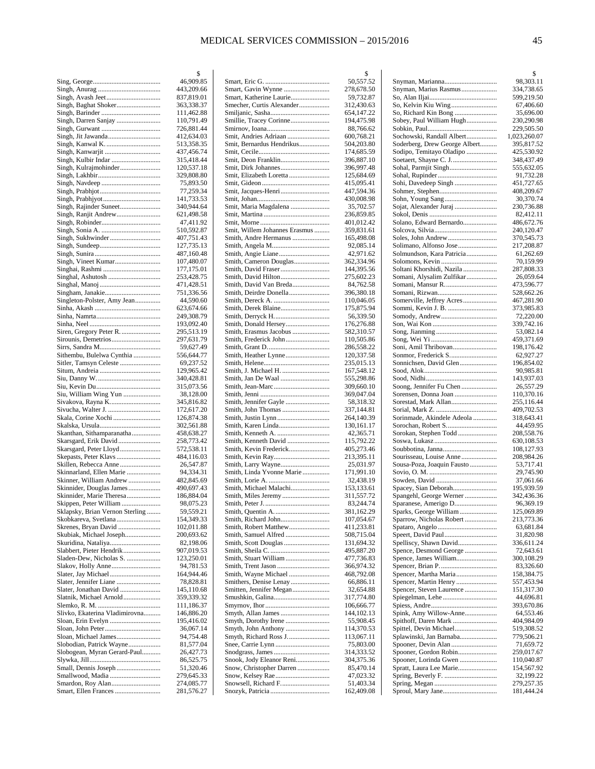| Name | $ |
|---|---|
| Sing, George | 46,909.85 |
| Singh, Anurag | 443,209.66 |
| Singh, Avash Jeet | 837,819.01 |
| Singh, Baghat Shoker | 363,338.37 |
| Singh, Barinder | 111,462.88 |
| Singh, Darren Sanjay | 110,791.49 |
| Singh, Gurwant | 726,881.44 |
| Singh, Jit Jawanda | 412,634.03 |
| Singh, Kanwal K. | 513,358.35 |
| Singh, Kanwarjit | 437,456.74 |
| Singh, Kulbir Indar | 315,418.44 |
| Singh, Kulrajmohinder | 120,537.18 |
| Singh, Lakhbir | 329,808.80 |
| Singh, Navdeep | 75,893.50 |
| Singh, Prabhjot | 77,259.34 |
| Singh, Prabhjyot | 141,733.53 |
| Singh, Rajinder Suneet | 340,944.64 |
| Singh, Ranjit Andrew | 621,498.58 |
| Singh, Robinder | 47,411.92 |
| Singh, Sonia A. | 510,592.87 |
| Singh, Sukhwinder | 407,751.43 |
| Singh, Sundeep | 127,735.13 |
| Singh, Sunira | 487,160.48 |
| Singh, Vineet Kumar | 107,480.07 |
| Singhai, Rashmi | 177,175.01 |
| Singhal, Ashutosh | 253,428.75 |
| Singhal, Manoj | 471,428.51 |
| Singham, Janakie | 751,336.56 |
| Singleton-Polster, Amy Jean | 44,590.60 |
| Sinha, Akash | 623,674.66 |
| Sinha, Namrta | 249,308.79 |
| Sinha, Neel | 193,092.40 |
| Siren, Gregory Peter R. | 295,513.19 |
| Sirounis, Demetrios | 297,631.79 |
| Sirrs, Sandra M. | 59,627.49 |
| Sithembu, Bulelwa Cynthia | 556,644.77 |
| Sitler, Tamsyn Celeste | 69,237.52 |
| Situm, Andreia | 129,965.42 |
| Siu, Danny W. | 340,428.81 |
| Siu, Kevin Du | 315,073.56 |
| Siu, William Wing Yun | 38,128.00 |
| Sivakova, Rayna K. | 345,816.82 |
| Sivucha, Walter J. | 172,617.20 |
| Skala, Corine Xochi | 126,874.38 |
| Skalska, Ursula | 302,561.88 |
| Skanthan, Sithamparanatha | 458,638.27 |
| Skarsgard, Erik David | 258,773.42 |
| Skarsgard, Peter Lloyd | 572,538.11 |
| Skepasts, Peter Klavs | 484,116.03 |
| Skillen, Rebecca Anne | 26,547.87 |
| Skinnarland, Ellen Marie | 94,334.31 |
| Skinner, William Andrew | 482,845.69 |
| Skinnider, Douglas James | 490,697.43 |
| Skinnider, Marie Theresa | 186,884.04 |
| Skippen, Peter William | 98,075.23 |
| Sklapsky, Brian Vernon Sterling | 59,559.21 |
| Skobkareva, Svetlana | 154,349.33 |
| Skrenes, Bryan David | 102,011.88 |
| Skubiak, Michael Joseph | 200,693.62 |
| Skuridina, Nataliya | 82,198.06 |
| Slabbert, Pieter Hendrik | 907,019.53 |
| Sladen-Dew, Nicholas S. | 123,250.01 |
| Slakov, Holly Anne | 94,781.53 |
| Slater, Jay Michael | 164,944.46 |
| Slater, Jennifer Liane | 78,828.81 |
| Slater, Jonathan David | 145,110.68 |
| Slatnik, Michael Arnold | 359,339.32 |
| Slemko, R. M. | 111,186.37 |
| Slivko, Ekaterina Vladimirovna | 146,886.20 |
| Sloan, Erin Evelyn | 195,416.02 |
| Sloan, John Peter | 36,067.14 |
| Sloan, Michael James | 94,754.48 |
| Slobodian, Patrick Wayne | 81,577.04 |
| Slobogean, Myran Gerard-Paul | 26,427.73 |
| Slywka, Jill | 86,525.75 |
| Small, Dennis Joseph | 51,320.46 |
| Smallwood, Madia | 279,645.33 |
| Smardon, Roy Alan | 274,085.77 |
| Smart, Ellen Frances | 281,576.27 |
| Smart, Eric G. | 50,557.52 |
| Smart, Gavin Wynne | 278,678.50 |
| Smart, Katherine Laurie | 59,732.87 |
| Smecher, Curtis Alexander | 312,430.63 |
| Smiljanic, Sasha | 654,147.22 |
| Smillie, Tracey Corinne | 194,475.98 |
| Smirnov, Ioana | 88,766.62 |
| Smit, Andries Adriaan | 600,768.21 |
| Smit, Bernardus Hendrikus | 504,203.80 |
| Smit, Cecile | 174,685.59 |
| Smit, Deon Franklin | 396,887.10 |
| Smit, Dirk Johannes | 396,997.48 |
| Smit, Elizabeth Loretta | 125,684.69 |
| Smit, Gideon | 415,095.41 |
| Smit, Jacques-Henri | 447,594.36 |
| Smit, Johan | 430,008.98 |
| Smit, Maria Magdalena | 35,702.57 |
| Smit, Martina | 236,859.85 |
| Smit, Morne | 401,012.42 |
| Smit, Willem Johannes Erasmus | 359,831.61 |
| Smith, Andre Hermanus | 165,498.08 |
| Smith, Angela M. | 92,085.14 |
| Smith, Angie Liane | 42,971.62 |
| Smith, Cameron Douglas | 362,334.96 |
| Smith, David Fraser | 144,395.56 |
| Smith, David Hilton | 275,602.23 |
| Smith, David Van Breda | 84,762.58 |
| Smith, Deirdre Donella | 396,380.18 |
| Smith, Dereck A. | 110,046.05 |
| Smith, Derek Blaine | 175,875.94 |
| Smith, Derryck H. | 56,339.50 |
| Smith, Donald Hersey | 176,276.88 |
| Smith, Erasmus Jacobus | 582,310.57 |
| Smith, Frederick John | 110,505.86 |
| Smith, Grant D. | 286,558.22 |
| Smith, Heather Lynne | 120,337.58 |
| Smith, Helene | 235,015.13 |
| Smith, J. Michael H. | 167,548.12 |
| Smith, Jan De Waal | 555,298.86 |
| Smith, Jean-Marc | 309,660.10 |
| Smith, Jenni | 369,047.04 |
| Smith, Jennifer Gayle | 58,318.32 |
| Smith, John Thomas | 337,144.81 |
| Smith, Justin Lynn | 264,140.39 |
| Smith, Karen Linda | 130,161.17 |
| Smith, Kenneth A. | 42,365.71 |
| Smith, Kenneth David | 115,792.22 |
| Smith, Kevin Frederick | 405,273.46 |
| Smith, Kevin Ray | 213,395.11 |
| Smith, Larry Wayne | 25,031.97 |
| Smith, Linda Yvonne Marie | 171,991.10 |
| Smith, Lorie A. | 32,438.19 |
| Smith, Michael Malachi | 153,133.61 |
| Smith, Miles Jeremy | 311,557.72 |
| Smith, Peter J. | 83,244.74 |
| Smith, Quentin A. | 381,162.29 |
| Smith, Richard John | 107,054.67 |
| Smith, Robert Matthew | 411,233.81 |
| Smith, Samuel Alfred | 508,715.04 |
| Smith, Scott Douglas | 131,694.32 |
| Smith, Sheila C. | 495,887.20 |
| Smith, Stuart William | 477,736.83 |
| Smith, Trent Jason | 366,974.32 |
| Smith, Wayne Michael | 468,792.08 |
| Smithers, Denise Lenay | 66,886.11 |
| Smitten, Jennifer Megan | 32,654.88 |
| Smushkin, Galina | 317,774.80 |
| Smyrnov, Ihor | 106,666.77 |
| Smyth, Allan James | 144,102.13 |
| Smyth, Dorothy Irene | 55,908.45 |
| Smyth, John Anthony | 114,370.53 |
| Smyth, Richard Ross J. | 113,067.11 |
| Snee, Carrie Lynn | 75,803.00 |
| Snodgrass, James | 314,333.52 |
| Snook, Jody Eleanor Reni | 304,375.36 |
| Snow, Christopher Darren | 85,470.14 |
| Snow, Kelsey Rae | 47,023.32 |
| Snowsell, Richard F. | 51,403.34 |
| Snozyk, Patricia | 162,409.08 |
| Snyman, Marianna | 98,303.11 |
| Snyman, Marius Rasmus | 334,738.65 |
| So, Alan Iljai | 599,219.50 |
| So, Kelvin Kiu Wing | 67,406.60 |
| So, Richard Kin Bong | 35,696.00 |
| Sobey, Paul William Hugh | 230,290.98 |
| Sobkin, Paul | 229,505.50 |
| Sochowski, Randall Albert | 1,023,260.07 |
| Soderberg, Drew George Albert | 395,817.52 |
| Sodipo, Temitayo Oladipo | 425,530.92 |
| Soetaert, Shayne C. J. | 348,437.49 |
| Sohal, Parmjit Singh | 555,632.05 |
| Sohal, Rupinder | 91,732.28 |
| Sohi, Davedeep Singh | 451,727.65 |
| Sohmer, Stephen | 408,209.67 |
| Sohn, Young Sang | 30,370.74 |
| Sojat, Alexander Juraj | 230,736.88 |
| Sokol, Denis | 82,412.11 |
| Solano, Edward Bernardo | 486,672.76 |
| Solcova, Silvia | 240,120.47 |
| Soles, John Andrew | 370,545.73 |
| Solimano, Alfonso Jose | 217,208.87 |
| Solmundson, Kara Patricia | 61,262.69 |
| Solomons, Kevin | 70,159.99 |
| Soltani Khorshidi, Nazila | 287,808.33 |
| Somani, Alysalim Zulfikar | 26,059.64 |
| Somani, Mansur R. | 473,596.77 |
| Somani, Rizwan | 528,662.26 |
| Somerville, Jeffrey Acres | 467,281.90 |
| Sommi, Kevin J. B. | 373,985.83 |
| Somody, Andrew | 72,220.00 |
| Son, Wai Kon | 339,742.16 |
| Song, Jianming | 53,082.14 |
| Song, Wei Yi | 459,371.69 |
| Soni, Amil Thribovan | 198,176.42 |
| Sonmor, Frederick S. | 62,927.27 |
| Sonnichsen, David Glen | 196,854.02 |
| Sood, Alok | 90,985.81 |
| Sood, Nidhi | 143,937.03 |
| Soong, Jennifer Fu Chen | 26,557.29 |
| Sorensen, Donna Joan | 110,370.16 |
| Sorestad, Mark Allan | 255,116.44 |
| Sorial, Mark Z. | 409,702.53 |
| Sorinmade, Akindele Adeola | 318,643.41 |
| Sorochan, Robert S. | 44,459.95 |
| Sorokan, Stephen Todd | 208,558.76 |
| Soswa, Lukasz | 630,108.53 |
| Soubbotina, Janna | 108,127.93 |
| Sourisseau, Louise Anne | 208,984.26 |
| Sousa-Poza, Joaquin Fausto | 53,717.41 |
| Sovio, O. M. | 29,745.90 |
| Sowden, David | 37,061.66 |
| Spacey, Sian Deborah | 195,939.59 |
| Spangehl, George Werner | 342,436.36 |
| Sparanese, Amerigo D. | 96,369.19 |
| Sparks, George William | 125,069.89 |
| Sparrow, Nicholas Robert | 213,773.36 |
| Spataro, Angelo | 63,681.84 |
| Speert, David Paul | 31,820.98 |
| Spelliscy, Shawn David | 336,611.24 |
| Spence, Desmond George | 72,643.61 |
| Spence, James William | 300,108.29 |
| Spencer, Brian P. | 83,326.60 |
| Spencer, Martha Maria | 158,384.75 |
| Spencer, Martin Henry | 557,453.94 |
| Spencer, Steven Laurence | 151,317.30 |
| Spiegelman, Lehe | 44,696.81 |
| Spiess, Andre | 393,670.86 |
| Spink, Amy Willow-Anne | 64,553.46 |
| Spithoff, Daren Mark | 404,984.09 |
| Spittel, Devin Michael | 519,308.52 |
| Splawinski, Jan Barnaba | 779,506.21 |
| Spooner, Devin Alan | 71,659.72 |
| Spooner, Gordon Robin | 259,017.67 |
| Spooner, Lorinda Gwen | 110,040.87 |
| Spratt, Laura Lee Marie | 154,567.92 |
| Spring, Beverly F. | 32,199.22 |
| Spring, Megan | 279,257.35 |
| Sproul, Mary Jane | 181,444.24 |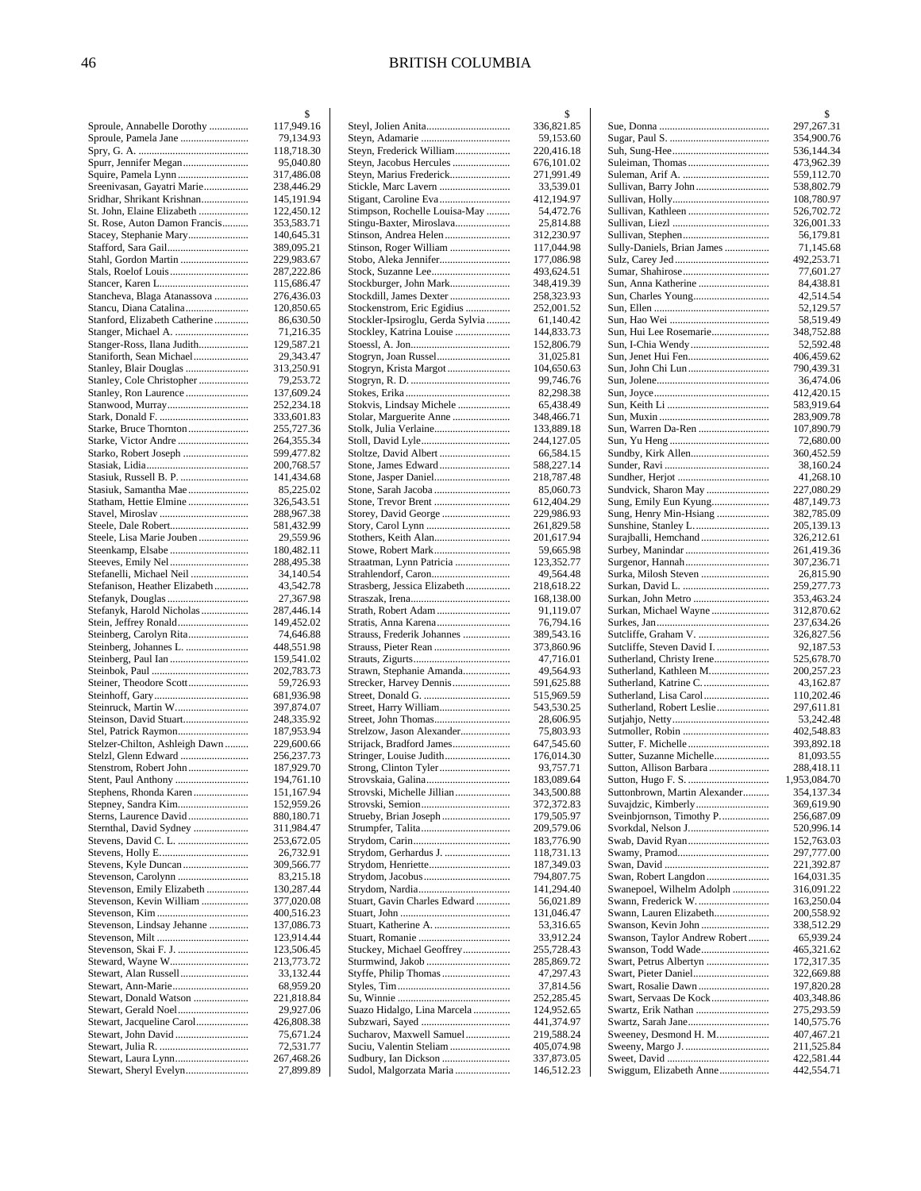# BRITISH COLUMBIA

| Name | $ |
|---|---|
| Sproule, Annabelle Dorothy | 117,949.16 |
| Sproule, Pamela Jane | 79,134.93 |
| Spry, G. A. | 118,718.30 |
| Spurr, Jennifer Megan | 95,040.80 |
| Squire, Pamela Lynn | 317,486.08 |
| Sreenivasan, Gayatri Marie | 238,446.29 |
| Sridhar, Shrikant Krishnan | 145,191.94 |
| St. John, Elaine Elizabeth | 122,450.12 |
| St. Rose, Auton Damon Francis | 353,583.71 |
| Stacey, Stephanie Mary | 140,645.31 |
| Stafford, Sara Gail | 389,095.21 |
| Stahl, Gordon Martin | 229,983.67 |
| Stals, Roelof Louis | 287,222.86 |
| Stancer, Karen L. | 115,686.47 |
| Stancheva, Blaga Atanassova | 276,436.03 |
| Stancu, Diana Catalina | 120,850.65 |
| Stanford, Elizabeth Catherine | 86,630.50 |
| Stanger, Michael A. | 71,216.35 |
| Stanger-Ross, Ilana Judith | 129,587.21 |
| Staniforth, Sean Michael | 29,343.47 |
| Stanley, Blair Douglas | 313,250.91 |
| Stanley, Cole Christopher | 79,253.72 |
| Stanley, Ron Laurence | 137,609.24 |
| Stanwood, Murray | 252,234.18 |
| Stark, Donald F. | 333,601.83 |
| Starke, Bruce Thornton | 255,727.36 |
| Starke, Victor Andre | 264,355.34 |
| Starko, Robert Joseph | 599,477.82 |
| Stasiak, Lidia | 200,768.57 |
| Stasiuk, Russell B. P. | 141,434.68 |
| Stasiuk, Samantha Mae | 85,225.02 |
| Statham, Hettie Elmine | 326,543.51 |
| Stavel, Miroslav | 288,967.38 |
| Steele, Dale Robert | 581,432.99 |
| Steele, Lisa Marie Jouben | 29,559.96 |
| Steenkamp, Elsabe | 180,482.11 |
| Steeves, Emily Nel | 288,495.38 |
| Stefanelli, Michael Neil | 34,140.54 |
| Stefanison, Heather Elizabeth | 43,542.78 |
| Stefanyk, Douglas | 27,367.98 |
| Stefanyk, Harold Nicholas | 287,446.14 |
| Stein, Jeffrey Ronald | 149,452.02 |
| Steinberg, Carolyn Rita | 74,646.88 |
| Steinberg, Johannes L. | 448,551.98 |
| Steinberg, Paul Ian | 159,541.02 |
| Steinbok, Paul | 202,783.73 |
| Steiner, Theodore Scott | 59,726.93 |
| Steinhoff, Gary | 681,936.98 |
| Steinruck, Martin W. | 397,874.07 |
| Steinson, David Stuart | 248,335.92 |
| Stel, Patrick Raymon | 187,953.94 |
| Stelzer-Chilton, Ashleigh Dawn | 229,600.66 |
| Stelzl, Glenn Edward | 256,237.73 |
| Stenstrom, Robert John | 187,929.70 |
| Stent, Paul Anthony | 194,761.10 |
| Stephens, Rhonda Karen | 151,167.94 |
| Stepney, Sandra Kim | 152,959.26 |
| Sterns, Laurence David | 880,180.71 |
| Sternthal, David Sydney | 311,984.47 |
| Stevens, David C. L. | 253,672.05 |
| Stevens, Holly E. | 26,732.91 |
| Stevens, Kyle Duncan | 309,566.77 |
| Stevenson, Carolynn | 83,215.18 |
| Stevenson, Emily Elizabeth | 130,287.44 |
| Stevenson, Kevin William | 377,020.08 |
| Stevenson, Kim | 400,516.23 |
| Stevenson, Lindsay Jehanne | 137,086.73 |
| Stevenson, Milt | 123,914.44 |
| Stevenson, Skai F. J. | 123,506.45 |
| Steward, Wayne W. | 213,773.72 |
| Stewart, Alan Russell | 33,132.44 |
| Stewart, Ann-Marie | 68,959.20 |
| Stewart, Donald Watson | 221,818.84 |
| Stewart, Gerald Noel | 29,927.06 |
| Stewart, Jacqueline Carol | 426,808.38 |
| Stewart, John David | 75,671.24 |
| Stewart, Julia R. | 72,531.77 |
| Stewart, Laura Lynn | 267,468.26 |
| Stewart, Sheryl Evelyn | 27,899.89 |
| Steyl, Jolien Anita | 336,821.85 |
| Steyn, Adamarie | 59,153.60 |
| Steyn, Frederick William | 220,416.18 |
| Steyn, Jacobus Hercules | 676,101.02 |
| Steyn, Marius Frederick | 271,991.49 |
| Stickle, Marc Lavern | 33,539.01 |
| Stigant, Caroline Eva | 412,194.97 |
| Stimpson, Rochelle Louisa-May | 54,472.76 |
| Stingu-Baxter, Miroslava | 25,814.88 |
| Stinson, Andrea Helen | 312,230.97 |
| Stinson, Roger William | 117,044.98 |
| Stobo, Aleka Jennifer | 177,086.98 |
| Stock, Suzanne Lee | 493,624.51 |
| Stockburger, John Mark | 348,419.39 |
| Stockdill, James Dexter | 258,323.93 |
| Stockenstrom, Eric Egidius | 252,001.52 |
| Stockler-Ipsiroglu, Gerda Sylvia | 61,140.42 |
| Stockley, Katrina Louise | 144,833.73 |
| Stoessl, A. Jon | 152,806.79 |
| Stogryn, Joan Russel | 31,025.81 |
| Stogryn, Krista Margot | 104,650.63 |
| Stogryn, R. D. | 99,746.76 |
| Stokes, Erika | 82,298.38 |
| Stokvis, Lindsay Michele | 65,438.49 |
| Stolar, Marguerite Anne | 348,466.71 |
| Stolk, Julia Verlaine | 133,889.18 |
| Stoll, David Lyle | 244,127.05 |
| Stoltze, David Albert | 66,584.15 |
| Stone, James Edward | 588,227.14 |
| Stone, Jasper Daniel | 218,787.48 |
| Stone, Sarah Jacoba | 85,060.73 |
| Stone, Trevor Brent | 612,404.29 |
| Storey, David George | 229,986.93 |
| Story, Carol Lynn | 261,829.58 |
| Stothers, Keith Allen | 201,617.94 |
| Stowe, Robert Mark | 59,665.98 |
| Straatman, Lynn Patricia | 123,352.77 |
| Strahlendorf, Caron | 49,564.48 |
| Strasberg, Jessica Elizabeth | 218,618.22 |
| Straszak, Irena | 168,138.00 |
| Strath, Robert Adam | 91,119.07 |
| Stratis, Anna Karena | 76,794.16 |
| Strauss, Frederik Johannes | 389,543.16 |
| Strauss, Pieter Rean | 373,860.96 |
| Strauts, Zigurts | 47,716.01 |
| Strawn, Stephanie Amanda | 49,564.93 |
| Strecker, Harvey Dennis | 591,625.88 |
| Street, Donald G. | 515,969.59 |
| Street, Harry William | 543,530.25 |
| Street, John Thomas | 28,606.95 |
| Strelzow, Jason Alexander | 75,803.93 |
| Strijack, Bradford James | 647,545.60 |
| Stringer, Louise Judith | 176,014.30 |
| Strong, Clinton Tyler | 93,757.71 |
| Strovskaia, Galina | 183,089.64 |
| Strovski, Michelle Jillian | 343,500.88 |
| Strovski, Semion | 372,372.83 |
| Strueby, Brian Joseph | 179,505.97 |
| Strumpfer, Talita | 209,579.06 |
| Strydom, Carin | 183,776.90 |
| Strydom, Gerhardus J. | 118,731.13 |
| Strydom, Henriette | 187,349.03 |
| Strydom, Jacobus | 794,807.75 |
| Strydom, Nardia | 141,294.40 |
| Stuart, Gavin Charles Edward | 56,021.89 |
| Stuart, John | 131,046.47 |
| Stuart, Katherine A. | 53,316.65 |
| Stuart, Romanie | 33,912.24 |
| Stuckey, Michael Geoffrey | 255,728.43 |
| Sturmwind, Jakob | 285,869.72 |
| Styffe, Philip Thomas | 47,297.43 |
| Styles, Tim | 37,814.56 |
| Su, Winnie | 252,285.45 |
| Suazo Hidalgo, Lina Marcela | 124,952.65 |
| Subzwari, Sayed | 441,374.97 |
| Sucharov, Maxwell Samuel | 219,588.24 |
| Suciu, Valentin Steliam | 405,074.98 |
| Sudbury, Ian Dickson | 337,873.05 |
| Sudol, Malgorzata Maria | 146,512.23 |
| Sue, Donna | 297,267.31 |
| Sugar, Paul S. | 354,900.76 |
| Suh, Sung-Hee | 536,144.34 |
| Suleiman, Thomas | 473,962.39 |
| Suleman, Arif A. | 559,112.70 |
| Sullivan, Barry John | 538,802.79 |
| Sullivan, Holly | 108,780.97 |
| Sullivan, Kathleen | 526,702.72 |
| Sullivan, Liezl | 326,001.33 |
| Sullivan, Stephen | 56,179.81 |
| Sully-Daniels, Brian James | 71,145.68 |
| Sulz, Carey Jed | 492,253.71 |
| Sumar, Shahirose | 77,601.27 |
| Sun, Anna Katherine | 84,438.81 |
| Sun, Charles Young | 42,514.54 |
| Sun, Ellen | 52,129.57 |
| Sun, Hao Wei | 58,519.49 |
| Sun, Hui Lee Rosemarie | 348,752.88 |
| Sun, I-Chia Wendy | 52,592.48 |
| Sun, Jenet Hui Fen | 406,459.62 |
| Sun, John Chi Lun | 790,439.31 |
| Sun, Jolene | 36,474.06 |
| Sun, Joyce | 412,420.15 |
| Sun, Keith Li | 583,919.64 |
| Sun, Muxin | 283,909.78 |
| Sun, Warren Da-Ren | 107,890.79 |
| Sun, Yu Heng | 72,680.00 |
| Sundby, Kirk Allen | 360,452.59 |
| Sunder, Ravi | 38,160.24 |
| Sundher, Herjot | 41,268.10 |
| Sundvick, Sharon May | 227,080.29 |
| Sung, Emily Eun Kyung | 487,149.73 |
| Sung, Henry Min-Hsiang | 382,785.09 |
| Sunshine, Stanley L. | 205,139.13 |
| Surajballi, Hemchand | 326,212.61 |
| Surbey, Manindar | 261,419.36 |
| Surgenor, Hannah | 307,236.71 |
| Surka, Milosh Steven | 26,815.90 |
| Surkan, David L. | 259,277.73 |
| Surkan, John Metro | 353,463.24 |
| Surkan, Michael Wayne | 312,870.62 |
| Surkes, Jan | 237,634.26 |
| Sutcliffe, Graham V. | 326,827.56 |
| Sutcliffe, Steven David I. | 92,187.53 |
| Sutherland, Christy Irene | 525,678.70 |
| Sutherland, Kathleen M. | 200,257.23 |
| Sutherland, Katrine C. | 43,162.87 |
| Sutherland, Lisa Carol | 110,202.46 |
| Sutherland, Robert Leslie | 297,611.81 |
| Sutjahjo, Netty | 53,242.48 |
| Sutmoller, Robin | 402,548.83 |
| Sutter, F. Michelle | 393,892.18 |
| Sutter, Suzanne Michelle | 81,093.55 |
| Sutton, Allison Barbara | 288,418.11 |
| Sutton, Hugo F. S. | 1,953,084.70 |
| Suttonbrown, Martin Alexander | 354,137.34 |
| Suvajdzic, Kimberly | 369,619.90 |
| Sveinbjornson, Timothy P. | 256,687.09 |
| Svorkdal, Nelson J. | 520,996.14 |
| Swab, David Ryan | 152,763.03 |
| Swamy, Pramod | 297,777.00 |
| Swan, David | 221,392.87 |
| Swan, Robert Langdon | 164,031.35 |
| Swanepoel, Wilhelm Adolph | 316,091.22 |
| Swann, Frederick W. | 163,250.04 |
| Swann, Lauren Elizabeth | 200,558.92 |
| Swanson, Kevin John | 338,512.29 |
| Swanson, Taylor Andrew Robert | 65,939.24 |
| Swanson, Todd Wade | 465,321.62 |
| Swart, Petrus Albertyn | 172,317.35 |
| Swart, Pieter Daniel | 322,669.88 |
| Swart, Rosalie Dawn | 197,820.28 |
| Swart, Servaas De Kock | 403,348.86 |
| Swartz, Erik Nathan | 275,293.59 |
| Swartz, Sarah Jane | 140,575.76 |
| Sweeney, Desmond H. M. | 407,467.21 |
| Sweeny, Margo J. | 211,525.84 |
| Sweet, David | 422,581.44 |
| Swiggum, Elizabeth Anne | 442,554.71 |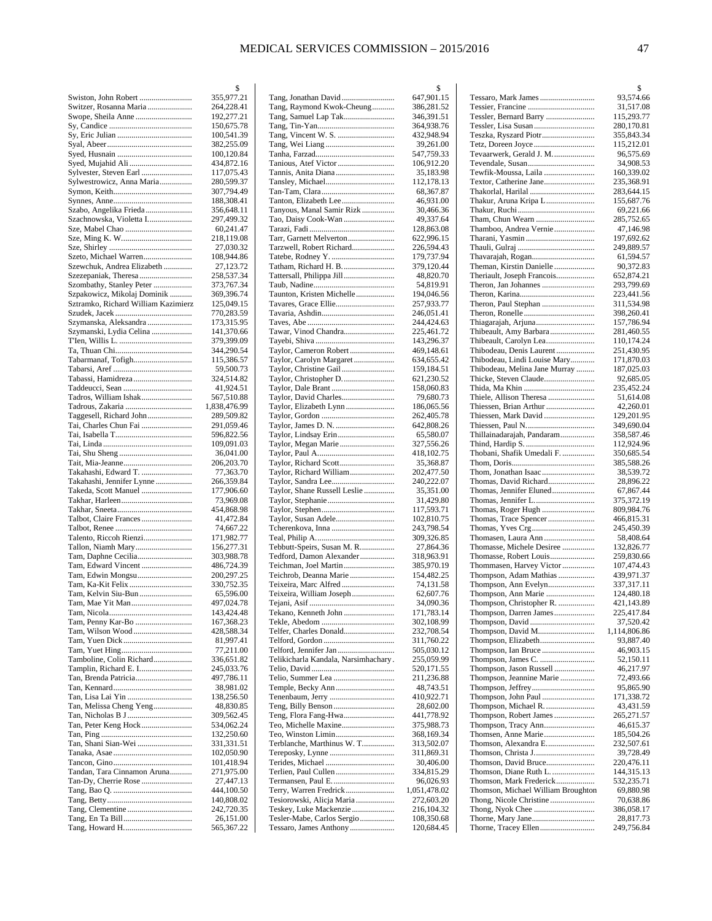| | $ |
|---|---|
| Swiston, John Robert | 355,977.21 |
| Switzer, Rosanna Maria | 264,228.41 |
| Swope, Sheila Anne | 192,277.21 |
| Sy, Candice | 150,675.78 |
| Sy, Eric Julian | 100,541.39 |
| Syal, Abeer | 382,255.09 |
| Syed, Husnain | 100,120.84 |
| Syed, Mujahid Ali | 434,872.16 |
| Sylvester, Steven Earl | 117,075.43 |
| Sylwestrowicz, Anna Maria | 280,599.37 |
| Symon, Keith | 307,794.49 |
| Synnes, Anne | 188,308.41 |
| Szabo, Angelika Frieda | 356,648.11 |
| Szachnowska, Violetta I. | 297,499.32 |
| Sze, Mabel Chao | 60,241.47 |
| Sze, Ming K. W. | 218,119.08 |
| Sze, Shirley | 27,030.32 |
| Szeto, Michael Warren | 108,944.86 |
| Szewchuk, Andrea Elizabeth | 27,123.72 |
| Szezepaniak, Theresa | 258,537.34 |
| Szombathy, Stanley Peter | 373,767.34 |
| Szpakowicz, Mikolaj Dominik | 369,396.74 |
| Sztramko, Richard William Kazimierz | 125,049.15 |
| Szudek, Jacek | 770,283.59 |
| Szymanska, Aleksandra | 173,315.95 |
| Szymanski, Lydia Celina | 141,370.66 |
| T'len, Willis L. | 379,399.09 |
| Ta, Thuan Chi | 344,290.54 |
| Tabarmanaf, Tofigh | 115,386.57 |
| Tabarsi, Aref | 59,500.73 |
| Tabassi, Hamidreza | 324,514.82 |
| Taddeucci, Sean | 41,924.51 |
| Tadros, William Ishak | 567,510.88 |
| Tadrous, Zakaria | 1,838,476.99 |
| Taggesell, Richard John | 289,509.82 |
| Tai, Charles Chun Fai | 291,059.46 |
| Tai, Isabella T. | 596,822.56 |
| Tai, Linda | 109,091.03 |
| Tai, Shu Sheng | 36,041.00 |
| Tait, Mia-Jeanne | 206,203.70 |
| Takahashi, Edward T. | 77,363.70 |
| Takahashi, Jennifer Lynne | 266,359.84 |
| Takeda, Scott Manuel | 177,906.60 |
| Takhar, Harleen | 73,969.08 |
| Takhar, Sneeta | 454,868.98 |
| Talbot, Claire Frances | 41,472.84 |
| Talbot, Renee | 74,667.22 |
| Talento, Riccoh Rienzi | 171,982.77 |
| Tallon, Niamh Mary | 156,277.31 |
| Tam, Daphne Cecilia | 303,988.78 |
| Tam, Edward Vincent | 486,724.39 |
| Tam, Edwin Mongsu | 200,297.25 |
| Tam, Ka-Kit Felix | 330,752.35 |
| Tam, Kelvin Siu-Bun | 65,596.00 |
| Tam, Mae Yit Man | 497,024.78 |
| Tam, Nicola | 143,424.48 |
| Tam, Penny Kar-Bo | 167,368.23 |
| Tam, Wilson Wood | 428,588.34 |
| Tam, Yuen Dick | 81,997.41 |
| Tam, Yuet Hing | 77,211.00 |
| Tamboline, Colin Richard | 336,651.82 |
| Tamplin, Richard E. I. | 245,033.76 |
| Tan, Brenda Patricia | 497,786.11 |
| Tan, Kennard | 38,981.02 |
| Tan, Lisa Lai Yin | 138,256.50 |
| Tan, Melissa Cheng Yeng | 48,830.85 |
| Tan, Nicholas B J | 309,562.45 |
| Tan, Peter Keng Hock | 534,062.24 |
| Tan, Ping | 132,250.60 |
| Tan, Shani Sian-Wei | 331,331.51 |
| Tanaka, Asae | 102,050.90 |
| Tancon, Gino | 101,418.94 |
| Tandan, Tara Cinnamon Aruna | 271,975.00 |
| Tan-Dy, Cherrie Rose | 27,447.13 |
| Tang, Bao Q. | 444,100.50 |
| Tang, Betty | 140,808.02 |
| Tang, Clementine | 242,720.35 |
| Tang, En Ta Bill | 26,151.00 |
| Tang, Howard H. | 565,367.22 |
| Tang, Jonathan David | 647,901.15 |
| Tang, Raymond Kwok-Cheung | 386,281.52 |
| Tang, Samuel Lap Tak | 346,391.51 |
| Tang, Tin-Yan | 364,938.76 |
| Tang, Vincent W. S. | 432,948.94 |
| Tang, Wei Liang | 39,261.00 |
| Tanha, Farzad | 547,759.33 |
| Tanious, Atef Victor | 106,912.20 |
| Tannis, Anita Diana | 35,183.98 |
| Tansley, Michael | 112,178.13 |
| Tan-Tam, Clara | 68,367.87 |
| Tanton, Elizabeth Lee | 46,931.00 |
| Tanyous, Manal Samir Rizk | 30,466.36 |
| Tao, Daisy Cook-Wan | 49,337.64 |
| Tarazi, Fadi | 128,863.08 |
| Tarr, Garnett Melverton | 622,996.15 |
| Tarzwell, Robert Richard | 226,594.43 |
| Tatebe, Rodney Y. | 179,737.94 |
| Tatham, Richard H. B. | 379,120.44 |
| Tattersall, Philippa Jill | 48,820.70 |
| Taub, Nadine | 54,819.91 |
| Taunton, Kristen Michelle | 194,046.56 |
| Tavares, Grace Ellie | 257,933.77 |
| Tavaria, Ashdin | 246,051.41 |
| Taves, Abe | 244,424.63 |
| Tawar, Vinod Chandra | 225,461.72 |
| Tayebi, Shiva | 143,296.37 |
| Taylor, Cameron Robert | 469,148.61 |
| Taylor, Carolyn Margaret | 634,655.42 |
| Taylor, Christine Gail | 159,184.51 |
| Taylor, Christopher D. | 621,230.52 |
| Taylor, Dale Brant | 158,060.83 |
| Taylor, David Charles | 79,680.73 |
| Taylor, Elizabeth Lynn | 186,065.56 |
| Taylor, Gordon | 262,405.78 |
| Taylor, James D. N. | 642,808.26 |
| Taylor, Lindsay Erin | 65,580.07 |
| Taylor, Megan Marie | 327,556.26 |
| Taylor, Paul A. | 418,102.75 |
| Taylor, Richard Scott | 35,368.87 |
| Taylor, Richard William | 202,477.50 |
| Taylor, Sandra Lee | 240,222.07 |
| Taylor, Shane Russell Leslie | 35,351.00 |
| Taylor, Stephanie | 31,429.80 |
| Taylor, Stephen | 117,593.71 |
| Taylor, Susan Adele | 102,810.75 |
| Tcherenkova, Irina | 243,798.54 |
| Teal, Philip A. | 309,326.85 |
| Tebbutt-Speirs, Susan M. R. | 27,864.36 |
| Tedford, Damon Alexander | 318,963.91 |
| Teichman, Joel Martin | 385,970.19 |
| Teichrob, Deanna Marie | 154,482.25 |
| Teixeira, Marc Alfred | 74,131.58 |
| Teixeira, William Joseph | 62,607.76 |
| Tejani, Asif | 34,090.36 |
| Tekano, Kenneth John | 171,783.14 |
| Tekle, Abedom | 302,108.99 |
| Telfer, Charles Donald | 232,708.54 |
| Telford, Gordon | 311,760.22 |
| Telford, Jennifer Jan | 505,030.12 |
| Telikicharla Kandala, Narsimhachary | 255,059.99 |
| Telio, David | 520,171.55 |
| Telio, Summer Lea | 211,236.88 |
| Temple, Becky Ann | 48,743.51 |
| Tenenbaum, Jerry | 410,922.71 |
| Teng, Billy Benson | 28,602.00 |
| Teng, Flora Fang-Hwa | 441,778.92 |
| Teo, Michelle Maxine | 375,988.73 |
| Teo, Winston Limin | 368,169.34 |
| Terblanche, Marthinus W. T. | 313,502.07 |
| Tereposky, Lynne | 311,869.31 |
| Terides, Michael | 30,406.00 |
| Terlien, Paul Cullen | 334,815.29 |
| Termansen, Paul E. | 96,026.93 |
| Terry, Warren Fredrick | 1,051,478.02 |
| Tesiorowski, Alicja Maria | 272,603.20 |
| Teskey, Luke Mackenzie | 216,104.32 |
| Tesler-Mabe, Carlos Sergio | 108,350.68 |
| Tessaro, James Anthony | 120,684.45 |
| Tessaro, Mark James | 93,574.66 |
| Tessier, Francine | 31,517.08 |
| Tessler, Bernard Barry | 115,293.77 |
| Tessler, Lisa Susan | 280,170.81 |
| Teszka, Ryszard Piotr | 355,843.34 |
| Tetz, Doreen Joyce | 115,212.01 |
| Tevaarwerk, Gerald J. M. | 96,575.69 |
| Tevendale, Susan | 34,908.53 |
| Tewfik-Moussa, Laila | 160,339.02 |
| Textor, Catherine Jane | 235,368.91 |
| Thakorlal, Harilal | 283,644.15 |
| Thakur, Aruna Kripa L | 155,687.76 |
| Thakur, Ruchi | 69,221.66 |
| Tham, Chun Wearn | 285,752.65 |
| Thamboo, Andrea Vernie | 47,146.98 |
| Tharani, Yasmin | 197,692.62 |
| Thauli, Gulraj | 249,889.57 |
| Thavarajah, Rogan | 61,594.57 |
| Theman, Kirstin Danielle | 90,372.83 |
| Theriault, Joseph Francois | 652,874.21 |
| Theron, Jan Johannes | 293,799.69 |
| Theron, Karina | 223,441.56 |
| Theron, Paul Stephan | 311,534.98 |
| Theron, Ronelle | 398,260.41 |
| Thiagarajah, Arjuna | 157,786.94 |
| Thibeault, Amy Barbara | 281,460.55 |
| Thibeault, Carolyn Lea | 110,174.24 |
| Thibodeau, Denis Laurent | 251,430.95 |
| Thibodeau, Lindi Louise Mary | 171,870.03 |
| Thibodeau, Melina Jane Murray | 187,025.03 |
| Thicke, Steven Claude | 92,685.05 |
| Thida, Ma Khin | 235,452.24 |
| Thiele, Allison Theresa | 51,614.08 |
| Thiessen, Brian Arthur | 42,260.01 |
| Thiessen, Mark David | 129,201.95 |
| Thiessen, Paul N. | 349,690.04 |
| Thillainadarajah, Pandaram | 358,587.46 |
| Thind, Hardip S. | 112,924.96 |
| Thobani, Shafik Umedali F. | 350,685.54 |
| Thom, Doris | 385,588.26 |
| Thom, Jonathan Isaac | 38,539.72 |
| Thomas, David Richard | 28,896.22 |
| Thomas, Jennifer Eluned | 67,867.44 |
| Thomas, Jennifer L. | 375,372.19 |
| Thomas, Roger Hugh | 809,984.76 |
| Thomas, Trace Spencer | 466,815.31 |
| Thomas, Yves Crg | 245,450.39 |
| Thomasen, Laura Ann | 58,408.64 |
| Thomasse, Michele Desiree | 132,826.77 |
| Thomasse, Robert Louis | 259,830.66 |
| Thommasen, Harvey Victor | 107,474.43 |
| Thompson, Adam Mathias | 439,971.37 |
| Thompson, Ann Evelyn | 337,317.11 |
| Thompson, Ann Marie | 124,480.18 |
| Thompson, Christopher R. | 421,143.89 |
| Thompson, Darren James | 225,417.84 |
| Thompson, David | 37,520.42 |
| Thompson, David M. | 1,114,806.86 |
| Thompson, Elizabeth | 93,887.40 |
| Thompson, Ian Bruce | 46,903.15 |
| Thompson, James C. | 52,150.11 |
| Thompson, Jason Russell | 46,217.97 |
| Thompson, Jeannine Marie | 72,493.66 |
| Thompson, Jeffrey | 95,865.90 |
| Thompson, John Paul | 171,338.72 |
| Thompson, Michael R. | 43,431.59 |
| Thompson, Robert James | 265,271.57 |
| Thompson, Tracy Ann | 46,615.37 |
| Thomsen, Anne Marie | 185,504.26 |
| Thomson, Alexandra E. | 232,507.61 |
| Thomson, Christa J. | 39,728.49 |
| Thomson, David Bruce | 220,476.11 |
| Thomson, Diane Ruth L. | 144,315.13 |
| Thomson, Mark Frederick | 532,235.71 |
| Thomson, Michael William Broughton | 69,880.98 |
| Thong, Nicole Christine | 70,638.86 |
| Thong, Nyok Chee | 386,058.17 |
| Thorne, Mary Jane | 28,817.73 |
| Thorne, Tracey Ellen | 249,756.84 |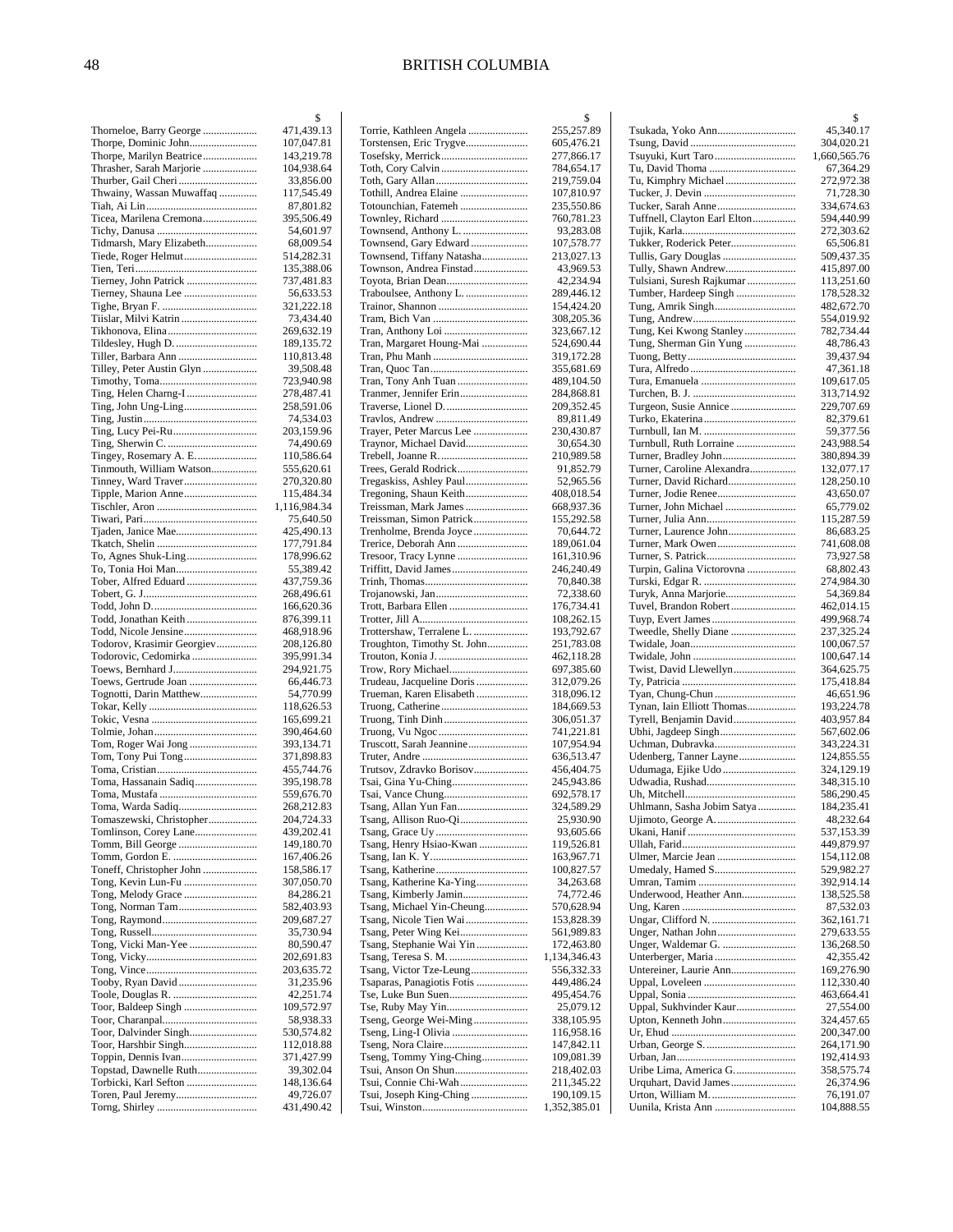| | $ |
|---|---|
| Thorneloe, Barry George | 471,439.13 |
| Thorpe, Dominic John | 107,047.81 |
| Thorpe, Marilyn Beatrice | 143,219.78 |
| Thrasher, Sarah Marjorie | 104,938.64 |
| Thurber, Gail Cheri | 33,856.00 |
| Thwainy, Wassan Muwaffaq | 117,545.49 |
| Tiah, Ai Lin | 87,801.82 |
| Ticea, Marilena Cremona | 395,506.49 |
| Tichy, Danusa | 54,601.97 |
| Tidmarsh, Mary Elizabeth | 68,009.54 |
| Tiede, Roger Helmut | 514,282.31 |
| Tien, Teri | 135,388.06 |
| Tierney, John Patrick | 737,481.83 |
| Tierney, Shauna Lee | 56,633.53 |
| Tighe, Bryan F. | 321,222.18 |
| Tiislar, Milvi Katrin | 73,434.40 |
| Tikhonova, Elina | 269,632.19 |
| Tildesley, Hugh D. | 189,135.72 |
| Tiller, Barbara Ann | 110,813.48 |
| Tilley, Peter Austin Glyn | 39,508.48 |
| Timothy, Toma | 723,940.98 |
| Ting, Helen Charng-I | 278,487.41 |
| Ting, John Ung-Ling | 258,591.06 |
| Ting, Justin | 74,534.03 |
| Ting, Lucy Pei-Ru | 203,159.96 |
| Ting, Sherwin C. | 74,490.69 |
| Tingey, Rosemary A. E. | 110,586.64 |
| Tinmouth, William Watson | 555,620.61 |
| Tinney, Ward Traver | 270,320.80 |
| Tipple, Marion Anne | 115,484.34 |
| Tischler, Aron | 1,116,984.34 |
| Tiwari, Pari | 75,640.50 |
| Tjaden, Janice Mae | 425,490.13 |
| Tkatch, Shelin | 177,791.84 |
| To, Agnes Shuk-Ling | 178,996.62 |
| To, Tonia Hoi Man | 55,389.42 |
| Tober, Alfred Eduard | 437,759.36 |
| Tobert, G. J. | 268,496.61 |
| Todd, John D. | 166,620.36 |
| Todd, Jonathan Keith | 876,399.11 |
| Todd, Nicole Jensine | 468,918.96 |
| Todorov, Krasimir Georgiev | 208,126.80 |
| Todorovic, Cedomirka | 395,991.34 |
| Toews, Bernhard J. | 294,921.75 |
| Toews, Gertrude Joan | 66,446.73 |
| Tognotti, Darin Matthew | 54,770.99 |
| Tokar, Kelly | 118,626.53 |
| Tokic, Vesna | 165,699.21 |
| Tolmie, Johan | 390,464.60 |
| Tom, Roger Wai Jong | 393,134.71 |
| Tom, Tony Pui Tong | 371,898.83 |
| Toma, Cristian | 455,744.76 |
| Toma, Hassanain Sadiq | 395,198.78 |
| Toma, Mustafa | 559,676.70 |
| Toma, Warda Sadiq | 268,212.83 |
| Tomaszewski, Christopher | 204,724.33 |
| Tomlinson, Corey Lane | 439,202.41 |
| Tomm, Bill George | 149,180.70 |
| Tomm, Gordon E. | 167,406.26 |
| Toneff, Christopher John | 158,586.17 |
| Tong, Kevin Lun-Fu | 307,050.70 |
| Tong, Melody Grace | 84,286.21 |
| Tong, Norman Tam | 582,403.93 |
| Tong, Raymond | 209,687.27 |
| Tong, Russell | 35,730.94 |
| Tong, Vicki Man-Yee | 80,590.47 |
| Tong, Vicky | 202,691.83 |
| Tong, Vince | 203,635.72 |
| Tooby, Ryan David | 31,235.96 |
| Toole, Douglas R. | 42,251.74 |
| Toor, Baldeep Singh | 109,572.97 |
| Toor, Charanpal | 58,938.33 |
| Toor, Dalvinder Singh | 530,574.82 |
| Toor, Harshbir Singh | 112,018.88 |
| Toppin, Dennis Ivan | 371,427.99 |
| Topstad, Dawnelle Ruth | 39,302.04 |
| Torbicki, Karl Sefton | 148,136.64 |
| Toren, Paul Jeremy | 49,726.07 |
| Torng, Shirley | 431,490.42 |
| Torrie, Kathleen Angela | 255,257.89 |
| Torstensen, Eric Trygve | 605,476.21 |
| Tosefsky, Merrick | 277,866.17 |
| Toth, Cory Calvin | 784,654.17 |
| Toth, Gary Allan | 219,759.04 |
| Tothill, Andrea Elaine | 107,810.97 |
| Totounchian, Fatemeh | 235,550.86 |
| Townley, Richard | 760,781.23 |
| Townsend, Anthony L. | 93,283.08 |
| Townsend, Gary Edward | 107,578.77 |
| Townsend, Tiffany Natasha | 213,027.13 |
| Townson, Andrea Finstad | 43,969.53 |
| Toyota, Brian Dean | 42,234.94 |
| Traboulsee, Anthony L. | 289,446.12 |
| Trainor, Shannon | 154,424.20 |
| Tram, Bich Van | 308,205.36 |
| Tran, Anthony Loi | 323,667.12 |
| Tran, Margaret Houng-Mai | 524,690.44 |
| Tran, Phu Manh | 319,172.28 |
| Tran, Quoc Tan | 355,681.69 |
| Tran, Tony Anh Tuan | 489,104.50 |
| Tranmer, Jennifer Erin | 284,868.81 |
| Traverse, Lionel D. | 209,352.45 |
| Travlos, Andrew | 89,811.49 |
| Trayer, Peter Marcus Lee | 230,430.87 |
| Traynor, Michael David | 30,654.30 |
| Trebell, Joanne R. | 210,989.58 |
| Trees, Gerald Rodrick | 91,852.79 |
| Tregaskiss, Ashley Paul | 52,965.56 |
| Tregoning, Shaun Keith | 408,018.54 |
| Treissman, Mark James | 668,937.36 |
| Treissman, Simon Patrick | 155,292.58 |
| Trenholme, Brenda Joyce | 70,644.72 |
| Trerice, Deborah Ann | 189,061.04 |
| Tresoor, Tracy Lynne | 161,310.96 |
| Triffitt, David James | 246,240.49 |
| Trinh, Thomas | 70,840.38 |
| Trojanowski, Jan | 72,338.60 |
| Trott, Barbara Ellen | 176,734.41 |
| Trotter, Jill A. | 108,262.15 |
| Trottershaw, Terralene L. | 193,792.67 |
| Troughton, Timothy St. John | 251,783.08 |
| Trouton, Konia J. | 462,118.28 |
| Trow, Rory Michael | 697,385.60 |
| Trudeau, Jacqueline Doris | 312,079.26 |
| Trueman, Karen Elisabeth | 318,096.12 |
| Truong, Catherine | 184,669.53 |
| Truong, Tinh Dinh | 306,051.37 |
| Truong, Vu Ngoc | 741,221.81 |
| Truscott, Sarah Jeannine | 107,954.94 |
| Truter, Andre | 636,513.47 |
| Trutsov, Zdravko Borisov | 456,404.75 |
| Tsai, Gina Yu-Ching | 245,943.86 |
| Tsai, Vance Chung | 692,578.17 |
| Tsang, Allan Yun Fan | 324,589.29 |
| Tsang, Allison Ruo-Qi | 25,930.90 |
| Tsang, Grace Uy | 93,605.66 |
| Tsang, Henry Hsiao-Kwan | 119,526.81 |
| Tsang, Ian K. Y. | 163,967.71 |
| Tsang, Katherine | 100,827.57 |
| Tsang, Katherine Ka-Ying | 34,263.68 |
| Tsang, Kimberly Jamin | 74,772.46 |
| Tsang, Michael Yin-Cheung | 570,628.94 |
| Tsang, Nicole Tien Wai | 153,828.39 |
| Tsang, Peter Wing Kei | 561,989.83 |
| Tsang, Stephanie Wai Yin | 172,463.80 |
| Tsang, Teresa S. M. | 1,134,346.43 |
| Tsang, Victor Tze-Leung | 556,332.33 |
| Tsaparas, Panagiotis Fotis | 449,486.24 |
| Tse, Luke Bun Suen | 495,454.76 |
| Tse, Ruby May Yin | 25,079.12 |
| Tseng, George Wei-Ming | 338,105.95 |
| Tseng, Ling-I Olivia | 116,958.16 |
| Tseng, Nora Claire | 147,842.11 |
| Tseng, Tommy Ying-Ching | 109,081.39 |
| Tsui, Anson On Shun | 218,402.03 |
| Tsui, Connie Chi-Wah | 211,345.22 |
| Tsui, Joseph King-Ching | 190,109.15 |
| Tsui, Winston | 1,352,385.01 |
| Tsukada, Yoko Ann | 45,340.17 |
| Tsung, David | 304,020.21 |
| Tsuyuki, Kurt Taro | 1,660,565.76 |
| Tu, David Thoma | 67,364.29 |
| Tu, Kimphry Michael | 272,972.38 |
| Tucker, J. Devin | 71,728.30 |
| Tucker, Sarah Anne | 334,674.63 |
| Tuffnell, Clayton Earl Elton | 594,440.99 |
| Tujik, Karla | 272,303.62 |
| Tukker, Roderick Peter | 65,506.81 |
| Tullis, Gary Douglas | 509,437.35 |
| Tully, Shawn Andrew | 415,897.00 |
| Tulsiani, Suresh Rajkumar | 113,251.60 |
| Tumber, Hardeep Singh | 178,528.32 |
| Tung, Amrik Singh | 482,672.70 |
| Tung, Andrew | 554,019.92 |
| Tung, Kei Kwong Stanley | 782,734.44 |
| Tung, Sherman Gin Yung | 48,786.43 |
| Tuong, Betty | 39,437.94 |
| Tura, Alfredo | 47,361.18 |
| Tura, Emanuela | 109,617.05 |
| Turchen, B. J. | 313,714.92 |
| Turgeon, Susie Annice | 229,707.69 |
| Turko, Ekaterina | 82,379.61 |
| Turnbull, Ian M. | 59,377.56 |
| Turnbull, Ruth Lorraine | 243,988.54 |
| Turner, Bradley John | 380,894.39 |
| Turner, Caroline Alexandra | 132,077.17 |
| Turner, David Richard | 128,250.10 |
| Turner, Jodie Renee | 43,650.07 |
| Turner, John Michael | 65,779.02 |
| Turner, Julia Ann | 115,287.59 |
| Turner, Laurence John | 86,683.25 |
| Turner, Mark Owen | 741,608.08 |
| Turner, S. Patrick | 73,927.58 |
| Turpin, Galina Victorovna | 68,802.43 |
| Turski, Edgar R. | 274,984.30 |
| Turyk, Anna Marjorie | 54,369.84 |
| Tuvel, Brandon Robert | 462,014.15 |
| Tuyp, Evert James | 499,968.74 |
| Tweedle, Shelly Diane | 237,325.24 |
| Twidale, Joan | 100,067.57 |
| Twidale, John | 100,647.14 |
| Twist, David Llewellyn | 364,625.75 |
| Ty, Patricia | 175,418.84 |
| Tyan, Chung-Chun | 46,651.96 |
| Tynan, Iain Elliott Thomas | 193,224.78 |
| Tyrell, Benjamin David | 403,957.84 |
| Ubhi, Jagdeep Singh | 567,602.06 |
| Uchman, Dubravka | 343,224.31 |
| Udenberg, Tanner Layne | 124,855.55 |
| Udumaga, Ejike Udo | 324,129.19 |
| Udwadia, Rushad | 348,315.10 |
| Uh, Mitchell | 586,290.45 |
| Uhlmann, Sasha Jobim Satya | 184,235.41 |
| Ujimoto, George A. | 48,232.64 |
| Ukani, Hanif | 537,153.39 |
| Ullah, Farid | 449,879.97 |
| Ulmer, Marcie Jean | 154,112.08 |
| Umedaly, Hamed S. | 529,982.27 |
| Umran, Tamim | 392,914.14 |
| Underwood, Heather Ann | 138,525.58 |
| Ung, Karen | 87,532.03 |
| Ungar, Clifford N. | 362,161.71 |
| Unger, Nathan John | 279,633.55 |
| Unger, Waldemar G. | 136,268.50 |
| Unterberger, Maria | 42,355.42 |
| Untereiner, Laurie Ann | 169,276.90 |
| Uppal, Loveleen | 112,330.40 |
| Uppal, Sonia | 463,664.41 |
| Uppal, Sukhvinder Kaur | 27,554.00 |
| Upton, Kenneth John | 324,457.65 |
| Ur, Ehud | 200,347.00 |
| Urban, George S. | 264,171.90 |
| Urban, Jan | 192,414.93 |
| Uribe Lima, America G. | 358,575.74 |
| Urquhart, David James | 26,374.96 |
| Urton, William M. | 76,191.07 |
| Uunila, Krista Ann | 104,888.55 |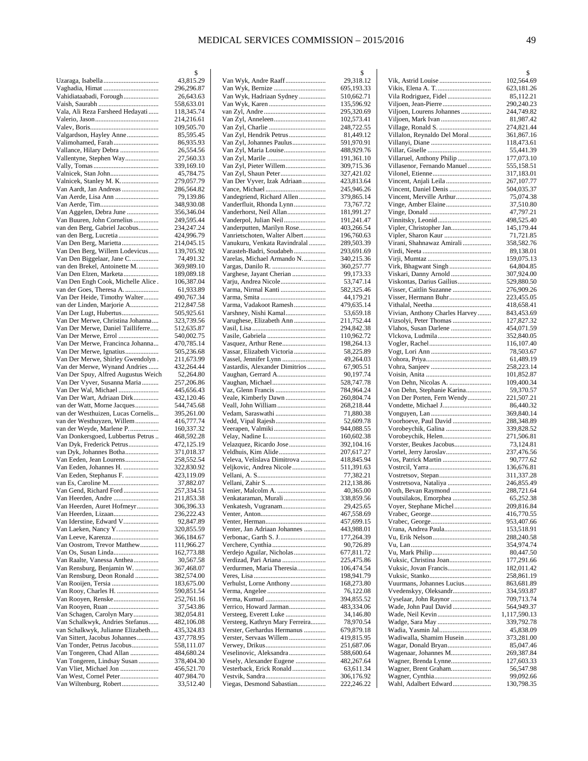| Name | $ |
|---|---|
| Uzaraga, Isabella | 43,815.29 |
| Vaghadia, Himat | 296,296.87 |
| Vahidiataabadi, Forough | 26,643.63 |
| Vaish, Saurabh | 558,633.01 |
| Vala, Ali Reza Farsheed Hedayati | 118,345.74 |
| Valerio, Jason | 214,216.61 |
| Valev, Boris | 109,505.70 |
| Valgardson, Hayley Anne | 85,595.45 |
| Valimohamed, Farah | 86,935.93 |
| Vallance, Hilary Debra | 26,554.56 |
| Vallentyne, Stephen Way | 27,560.33 |
| Vally, Tomas | 339,169.10 |
| Valnicek, Stan John | 45,784.75 |
| Valnicek, Stanley M. K. | 279,057.79 |
| Van Aardt, Jan Andreas | 286,564.82 |
| Van Aerde, Lisa Ann | 79,139.86 |
| Van Aerde, Tim | 348,930.08 |
| Van Aggelen, Debra June | 356,346.04 |
| Van Buuren, John Cornelius | 249,595.44 |
| van den Berg, Gabriel Jacobus | 234,247.24 |
| van den Berg, Lucretia | 424,996.79 |
| Van Den Berg, Marietta | 214,045.15 |
| Van Den Berg, Willem Lodevicus | 139,705.92 |
| Van Den Biggelaar, Jane C. | 74,491.32 |
| van den Brekel, Antoinette M. | 369,989.10 |
| Van Den Elzen, Marketa | 189,089.18 |
| Van Den Engh Cook, Michelle Alice | 106,387.04 |
| van der Goes, Theresa A. | 61,933.89 |
| Van Der Heide, Timothy Walter | 490,767.34 |
| van der Linden, Marjorie A. | 212,847.58 |
| Van Der Lugt, Hubertus | 505,925.61 |
| Van Der Merwe, Christina Johanna | 323,739.56 |
| Van Der Merwe, Daniel Tailliferre | 512,635.87 |
| Van Der Merwe, Errol | 540,002.75 |
| Van Der Merwe, Francinca Johanna | 470,785.14 |
| Van Der Merwe, Ignatius | 505,236.68 |
| Van Der Merwe, Shirley Gwendolyn | 211,673.99 |
| Van der Merwe, Wynand Andries | 432,264.44 |
| Van Der Spuy, Alfred Augustus Weich | 52,264.80 |
| Van Der Vyver, Susanna Maria | 257,206.86 |
| Van Der Wal, Michael | 445,656.43 |
| Van Der Wart, Adriaan Dirk | 432,120.46 |
| van der Watt, Morne Jacques | 544,745.68 |
| van der Westhuizen, Lucas Cornelis | 395,261.00 |
| van der Westhuyzen, Willem | 416,777.74 |
| van der Weyde, Marlene P. | 160,337.32 |
| Van Donkersgoed, Lubbertus Petrus | 468,592.28 |
| Van Dyk, Frederick Petrus | 472,125.19 |
| van Dyk, Johannes Botha | 371,018.37 |
| Van Eeden, Jean Lourens | 258,552.54 |
| Van Eeden, Johannes H. | 322,830.92 |
| Van Eeden, Stephanus F. | 423,119.09 |
| van Es, Caroline M. | 37,882.07 |
| Van Gend, Richard Ford | 257,334.51 |
| Van Heerden, Andre | 211,853.38 |
| Van Heerden, Auret Hofmeyr | 306,396.33 |
| Van Heerden, Lizaan | 236,222.43 |
| Van Iderstine, Edward V. | 92,847.89 |
| Van Laeken, Nancy Y. | 320,855.59 |
| Van Leeve, Karenza | 366,184.67 |
| Van Oostrom, Trevor Matthew | 111,966.27 |
| Van Os, Susan Linda | 162,773.88 |
| Van Raalte, Vanessa Anthea | 30,567.58 |
| Van Rensburg, Benjamin W. | 367,468.07 |
| Van Rensburg, Deon Ronald | 382,574.00 |
| Van Rooijen, Tersia | 183,675.00 |
| Van Rooy, Charles H. | 590,851.54 |
| Van Rooyen, Renske | 252,761.16 |
| Van Rooyen, Ruan | 37,543.86 |
| Van Schagen, Carolyn Mary | 382,054.81 |
| Van Schalkwyk, Andries Stefanus | 482,106.08 |
| van Schalkwyk, Julianne Elizabeth | 435,324.83 |
| Van Sittert, Jacobus Johannes | 437,778.95 |
| Van Tonder, Petrus Jacobus | 558,111.07 |
| Van Tongeren, Chad Allan | 484,680.24 |
| Van Tongeren, Lindsay Susan | 378,404.30 |
| Van Vliet, Michael Jon | 456,521.70 |
| Van West, Cornel Peter | 407,984.70 |
| Van Wiltenburg, Robert | 33,512.40 |
| Van Wyk, Andre Raaff | 29,318.12 |
| Van Wyk, Bernize | 695,193.33 |
| Van Wyk, Hadriaan Sydney | 510,662.71 |
| Van Wyk, Karen | 135,596.92 |
| van Zyl, Andre | 295,320.69 |
| Van Zyl, Anneleen | 102,573.41 |
| Van Zyl, Charlie | 248,722.55 |
| Van Zyl, Hendrik Petrus | 81,449.12 |
| Van Zyl, Johannes Paulus | 591,970.91 |
| Van Zyl, Maria Louise | 488,929.76 |
| Van Zyl, Marile | 191,361.10 |
| Van Zyl, Pieter Willem | 309,715.36 |
| Van Zyl, Shaun Peter | 327,421.02 |
| Van Der Vyver, Izak Adriaan | 423,813.64 |
| Vance, Michael | 245,946.26 |
| Vandegriend, Richard Allen | 379,865.14 |
| Vanderfluit, Rhonda Lynn | 73,767.72 |
| Vanderhorst, Neil Allan | 181,991.27 |
| Vanderpol, Julian Neil | 191,241.47 |
| Vanderputten, Marilyn Rose | 403,266.54 |
| Vanrietschoten, Walter Albert | 196,760.63 |
| Vanukuru, Venkata Ravindralal | 289,503.39 |
| Varasteh-Badri, Soudabeh | 293,691.69 |
| Varelas, Michael Armando N. | 340,215.36 |
| Vargas, Danilo R. | 360,257.77 |
| Varghese, Jayant Cherian | 99,173.33 |
| Varju, Andrea Nicole | 53,747.14 |
| Varma, Nirmal Kanti | 582,325.46 |
| Varma, Smita | 44,179.21 |
| Varma, Vadakoot Ramesh | 479,635.14 |
| Varshney, Nishi Kamal | 53,659.18 |
| Varughese, Elizabeth Ann | 211,752.44 |
| Vasil, Lisa | 294,842.38 |
| Vasile, Gabriela | 110,962.72 |
| Vasquez, Arthur Rene | 198,264.13 |
| Vassar, Elizabeth Victoria | 58,225.89 |
| Vassel, Jennifer Lynn | 49,264.03 |
| Vastardis, Alexander Dimitrios | 67,905.51 |
| Vaughan, Gerrard A. | 90,197.74 |
| Vaughan, Michael | 528,747.78 |
| Vaz, Glenn Francis | 784,964.24 |
| Veale, Kimberly Dawn | 260,804.74 |
| Veall, John William | 268,218.44 |
| Vedam, Saraswathi | 71,880.38 |
| Vedd, Vipal Rajesh | 52,609.78 |
| Veerapen, Valmiki | 944,088.55 |
| Velay, Nadine L. | 160,602.38 |
| Velazquez, Ricardo Jose | 392,104.16 |
| Veldhuis, Kim Alide | 207,617.27 |
| Veleva, Velislava Dimitrova | 418,845.94 |
| Veljkovic, Andrea Nicole | 511,391.63 |
| Vellani, A. S. | 77,382.21 |
| Vellani, Zahir S. | 212,138.86 |
| Venier, Malcolm A. | 40,365.00 |
| Venkataraman, Murali | 338,859.56 |
| Venkatesh, Vugranam | 29,425.65 |
| Venter, Anton | 467,558.69 |
| Venter, Herman | 457,699.15 |
| Venter, Jan Adriaan Johannes | 443,988.01 |
| Verbonac, Garth S. J. | 177,264.39 |
| Verchere, Cynthia | 90,726.89 |
| Verdejo Aguilar, Nicholas | 677,811.72 |
| Verdizad, Pari Ariana | 225,475.86 |
| Verdurmen, Maria Theresia | 106,474.54 |
| Veres, Lisa | 198,941.79 |
| Verhulst, Lorne Anthony | 168,273.80 |
| Verma, Angelee | 76,122.08 |
| Verma, Kumud | 394,855.52 |
| Verrico, Howard Jarman | 483,334.06 |
| Versteeg, Everett Luke | 34,146.80 |
| Versteeg, Kathryn Mary Ferreira | 78,970.54 |
| Verster, Gerhardus Hermanus | 679,879.18 |
| Verster, Servaas Willem | 419,815.95 |
| Verwey, Drikus | 251,687.06 |
| Veselinovic, Aleksandra | 588,600.64 |
| Vesely, Alexander Eugene | 482,267.64 |
| Vesterback, Erick Ronald | 63,611.34 |
| Vestvik, Sandra | 306,176.92 |
| Viegas, Desmond Sabastian | 222,246.22 |
| Vik, Astrid Louise | 102,564.69 |
| Vikis, Elena A. T. | 623,181.26 |
| Vila Rodriguez, Fidel | 85,112.21 |
| Viljoen, Jean-Pierre | 290,240.23 |
| Viljoen, Lourens Johannes | 244,749.82 |
| Viljoen, Mark Ivan | 81,987.42 |
| Village, Ronald S. | 274,821.44 |
| Villalon, Reynaldo Del Moral | 361,867.16 |
| Villanyi, Diane | 118,473.61 |
| Villar, Giselle | 55,441.39 |
| Villaruel, Anthony Philip | 177,073.10 |
| Villasenor, Fernando Manuel | 555,158.51 |
| Vilonel, Etienne | 317,183.01 |
| Vincent, Anjali Leila | 267,107.77 |
| Vincent, Daniel Denis | 504,035.37 |
| Vincent, Merville Arthur | 75,074.38 |
| Vinge, Amber Elaine | 37,510.80 |
| Vinge, Donald | 47,797.21 |
| Vinnitsky, Leonid | 498,525.40 |
| Vipler, Christopher Jan | 145,179.44 |
| Vipler, Sharon Kaur | 71,721.85 |
| Virani, Shahnawaz Amirali | 358,582.76 |
| Virdi, Neeta | 89,138.01 |
| Virji, Mumtaz | 159,075.13 |
| Virk, Bhagwant Singh | 64,804.85 |
| Viskari, Danny Arnold | 307,924.00 |
| Viskontas, Darius Gailius | 529,880.50 |
| Visser, Caitlin Suzanne | 276,909.26 |
| Visser, Hermann Buhr | 223,455.05 |
| Vithalal, Neetha | 418,658.41 |
| Vivian, Anthony Charles Harvey | 843,453.69 |
| Vizsolyi, Peter Thomas | 127,827.32 |
| Vlahos, Susan Darlene | 454,071.59 |
| Vlckova, Ludmila | 352,840.05 |
| Vogler, Rachel | 116,107.40 |
| Vogt, Lori Ann | 78,503.67 |
| Vohora, Priya | 61,489.19 |
| Vohra, Sanjeev | 258,223.14 |
| Voisin, Anita | 101,852.87 |
| Von Dehn, Nicolas A. | 109,400.34 |
| Von Dehn, Stephanie Karina | 59,370.57 |
| Von Der Porten, Fern Wendy | 221,507.21 |
| Vondette, Michael J. | 86,440.32 |
| Vonguyen, Lan | 369,840.14 |
| Voorhoeve, Paul David | 288,348.89 |
| Vorobeychik, Galina | 339,828.52 |
| Vorobeychik, Helen | 271,506.81 |
| Vorster, Beukes Jacobus | 73,124.81 |
| Vortel, Jerry Jaroslav | 237,476.56 |
| Vos, Patrick Martin | 90,777.62 |
| Vostrcil, Yarra | 136,676.81 |
| Vostretsov, Stepan | 311,337.28 |
| Vostretsova, Nataliya | 246,855.49 |
| Voth, Bevan Raymond | 288,721.64 |
| Voutsilakos, Emorphea | 65,252.38 |
| Voyer, Stephane Michel | 209,816.84 |
| Vrabec, George | 416,770.55 |
| Vrabec, George | 953,407.66 |
| Vrana, Andrea Paula | 153,518.91 |
| Vu, Erik Nelson | 288,240.58 |
| Vu, Lan | 354,974.74 |
| Vu, Mark Philip | 80,447.50 |
| Vuksic, Christina Joan | 177,291.66 |
| Vuksic, Jovan Francis | 182,011.42 |
| Vuksic, Stanko | 258,861.19 |
| Vuurmans, Johannes Lucius | 863,681.89 |
| Vvedenskyy, Oleksandr | 334,593.87 |
| Vyselaar, John Raynor | 709,713.74 |
| Wade, John Paul David | 564,949.37 |
| Wade, Neil Kevin | 1,117,590.13 |
| Wadge, Sara May | 339,792.78 |
| Wadia, Yasmin Jal | 45,838.09 |
| Wadiwalla, Shamim Husein | 373,281.00 |
| Wagar, Donald Bryan | 85,047.46 |
| Wagenaar, Johannes M. | 269,387.84 |
| Wagner, Brenda Lynne | 127,603.33 |
| Wagner, Brent Graham | 56,547.98 |
| Wagner, Cynthia | 99,092.66 |
| Wahl, Adalbert Edward | 130,798.35 |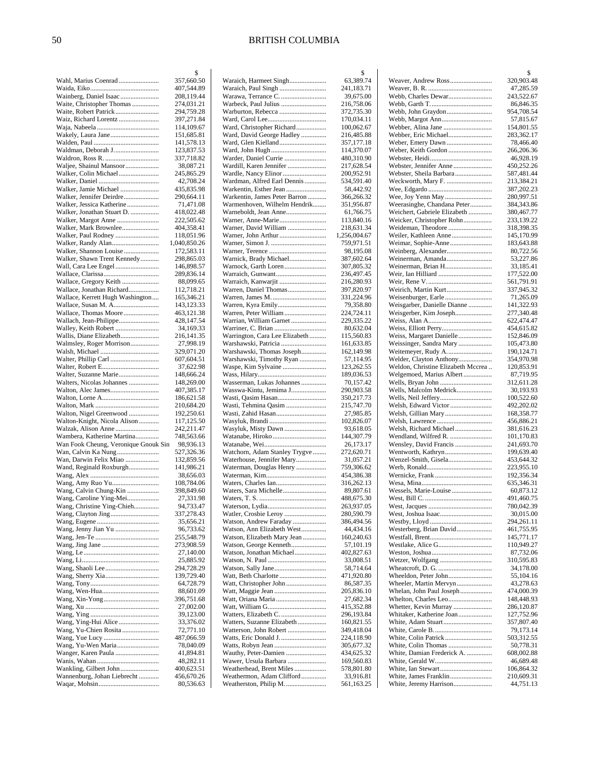| Name | $ |
|---|---|
| Wahl, Marius Coenrad | 357,660.50 |
| Waida, Eiko | 407,544.89 |
| Wainberg, Daniel Isaac | 208,119.44 |
| Waite, Christopher Thomas | 274,031.21 |
| Waite, Robert Patrick | 294,759.28 |
| Waiz, Richard Lorentz | 397,271.84 |
| Waja, Nabeela | 114,109.67 |
| Wakely, Laura Jane | 151,685.81 |
| Walden, Paul | 141,578.13 |
| Waldman, Deborah J. | 123,837.53 |
| Waldron, Ross R. | 337,718.82 |
| Waljee, Shainul Mansoor | 38,087.21 |
| Walker, Colin Michael | 245,865.29 |
| Walker, Daniel | 42,708.24 |
| Walker, Jamie Michael | 435,835.98 |
| Walker, Jennifer Deirdre | 290,664.11 |
| Walker, Jessica Katherine | 71,471.08 |
| Walker, Jonathan Stuart D. | 418,022.48 |
| Walker, Margot Anne | 222,505.62 |
| Walker, Mark Brownlee | 404,358.41 |
| Walker, Paul Rodney | 118,051.96 |
| Walker, Randy Alan | 1,040,850.26 |
| Walker, Shannon Louise | 172,583.11 |
| Walker, Shawn Trent Kennedy | 298,865.03 |
| Wall, Cara Lee Engel | 146,898.57 |
| Wallace, Clarissa | 289,836.14 |
| Wallace, Gregory Keith | 88,099.65 |
| Wallace, Jonathan Richard | 112,718.21 |
| Wallace, Kerrett Hugh Washington | 165,346.21 |
| Wallace, Susan M. A. | 143,123.33 |
| Wallace, Thomas Moore | 463,121.38 |
| Wallach, Jean-Philippe | 428,147.54 |
| Walley, Keith Robert | 34,169.33 |
| Wallis, Diane Elizabeth | 216,141.35 |
| Walmsley, Roger Morrison | 27,998.19 |
| Walsh, Michael | 329,071.20 |
| Walter, Phillip Carl | 607,604.51 |
| Walter, Robert E. | 37,622.98 |
| Walter, Suzanne Marie | 148,666.24 |
| Walters, Nicolas Johannes | 148,269.00 |
| Walton, Alec James | 407,385.17 |
| Walton, Lorne A. | 186,621.58 |
| Walton, Mark | 210,684.20 |
| Walton, Nigel Greenwood | 192,250.61 |
| Walton-Knight, Nicola Alison | 117,125.50 |
| Walzak, Alison Anne | 242,211.47 |
| Wambera, Katherine Martina | 748,563.66 |
| Wan Fook Cheung, Veronique Gnouk Sin | 98,936.13 |
| Wan, Calvin Ka Nung | 527,326.36 |
| Wan, Darwin Felix Miao | 132,859.56 |
| Wand, Reginald Roxburgh | 141,986.21 |
| Wang, Alex | 38,656.03 |
| Wang, Amy Ruo Yu | 108,784.06 |
| Wang, Calvin Chung-Kin | 398,849.60 |
| Wang, Caroline Ying-Mei | 27,331.98 |
| Wang, Christine Ying-Chieh | 94,733.47 |
| Wang, Clayton Jing | 337,278.43 |
| Wang, Eugene | 35,656.21 |
| Wang, Jenny Jian Yu | 96,733.62 |
| Wang, Jen-Te | 255,548.79 |
| Wang, Jing Jane | 273,908.59 |
| Wang, Le | 27,140.00 |
| Wang, Li | 25,885.92 |
| Wang, Shaoli Lee | 294,728.29 |
| Wang, Sherry Xia | 139,729.40 |
| Wang, Tony | 64,728.79 |
| Wang, Wen-Hua | 88,601.09 |
| Wang, Xin-Yong | 396,751.68 |
| Wang, Xu | 27,002.00 |
| Wang, Ying | 39,123.00 |
| Wang, Ying-Hui Alice | 33,376.02 |
| Wang, Yu-Chien Rosita | 72,771.10 |
| Wang, Yue Lucy | 487,066.59 |
| Wang, Yu-Wen Maria | 78,040.09 |
| Wanger, Karen Paula | 41,894.81 |
| Wanis, Wahan | 48,282.11 |
| Wankling, Gilbert John | 400,623.51 |
| Wannenburg, Johan Liebrecht | 456,670.26 |
| Waqar, Mohsin | 80,536.63 |
| Waraich, Harmeet Singh | 63,389.74 |
| Waraich, Paul Singh | 241,183.71 |
| Warawa, Terrance C. | 39,675.00 |
| Warbeck, Paul Julius | 216,758.06 |
| Warburton, Rebecca | 372,735.30 |
| Ward, Carol Lee | 170,034.11 |
| Ward, Christopher Richard | 100,062.67 |
| Ward, David George Hadley | 216,485.88 |
| Ward, Glen Kielland | 357,177.18 |
| Ward, John Hugh | 114,370.07 |
| Warder, Daniel Currie | 480,310.90 |
| Wardill, Karen Jennifer | 217,628.54 |
| Wardle, Nancy Elinor | 200,952.91 |
| Wardman, Alfred Earl Dennis | 534,591.40 |
| Warkentin, Esther Jean | 58,442.92 |
| Warkentin, James Peter Barron | 366,266.32 |
| Warmenhoven, Wilhelm Hendrik | 351,956.87 |
| Warneboldt, Jean Anne | 61,766.75 |
| Warner, Anne-Marie | 113,840.16 |
| Warner, David William | 218,631.34 |
| Warner, John Arthur | 1,256,004.67 |
| Warner, Simon J. | 759,971.51 |
| Warner, Terence | 98,195.08 |
| Warnick, Brady Michael | 387,602.64 |
| Warnock, Garth Loren | 307,805.32 |
| Warraich, Gunwant | 236,497.45 |
| Warraich, Kanwarjit | 216,280.93 |
| Warren, Daniel Thomas | 397,820.97 |
| Warren, James M. | 331,224.96 |
| Warren, Kyra Emily | 79,358.80 |
| Warren, Peter William | 224,724.11 |
| Warrian, William Garnet | 229,335.22 |
| Warriner, C. Brian | 80,632.04 |
| Warrington, Cara Lee Elizabeth | 115,560.83 |
| Warshawski, Patricia | 161,633.85 |
| Warshawski, Thomas Joseph | 162,149.98 |
| Warshawski, Timothy Ryan | 57,114.95 |
| Waspe, Kim Sylvaine | 123,262.55 |
| Wass, Hilary | 189,036.53 |
| Wasserman, Lukas Johannes | 70,157.42 |
| Wasswa-Kintu, Jemima J. | 290,903.58 |
| Wasti, Qasim Hasan | 350,217.73 |
| Wasti, Tehmina Qasim | 215,747.70 |
| Wasti, Zahid Hasan | 27,985.85 |
| Wasyluk, Brandi | 102,826.07 |
| Wasyluk, Misty Dawn | 93,618.05 |
| Watanabe, Hiroko | 144,307.79 |
| Watanabe, Wei | 26,173.17 |
| Watchorn, Adam Stanley Trygve | 272,620.71 |
| Waterhouse, Jennifer Mary | 31,057.21 |
| Waterman, Douglas Henry | 759,306.62 |
| Waterman, Kim | 454,386.38 |
| Waters, Charles Ian | 316,262.13 |
| Waters, Sara Michelle | 89,807.61 |
| Waters, T. S. | 488,675.30 |
| Waterson, Lydia | 263,937.05 |
| Watler, Crosbie Leroy | 280,590.79 |
| Watson, Andrew Faraday | 386,494.56 |
| Watson, Ann Elizabeth West | 44,434.16 |
| Watson, Elizabeth Mary Jean | 160,240.63 |
| Watson, George Kenneth | 57,101.19 |
| Watson, Jonathan Michael | 402,827.63 |
| Watson, N. Paul | 33,008.51 |
| Watson, Sally Jane | 58,714.64 |
| Watt, Beth Charlotte | 471,920.80 |
| Watt, Christopher John | 86,587.35 |
| Watt, Maggie Jean | 205,836.10 |
| Watt, Oriana Maria | 27,682.34 |
| Watt, William G. | 415,352.88 |
| Watters, Elizabeth C. | 296,193.84 |
| Watters, Suzanne Elizabeth | 160,821.55 |
| Watterson, John Robert | 349,418.04 |
| Watts, Eric Donald J. | 224,118.90 |
| Watts, Robyn Jean | 305,677.32 |
| Wauthy, Peter-Damien | 434,625.32 |
| Wawer, Ursula Barbara | 169,560.83 |
| Weatherhead, Brent Miles | 578,801.80 |
| Weathermon, Adam Clifford | 33,916.81 |
| Weatherston, Philip M. | 561,163.25 |
| Weaver, Andrew Ross | 320,903.48 |
| Weaver, B. R. | 47,285.59 |
| Webb, Charles Dewar | 243,522.67 |
| Webb, Garth T. | 86,846.35 |
| Webb, John Graydon | 954,708.54 |
| Webb, Margot Ann | 57,815.67 |
| Webber, Alina Jane | 154,801.55 |
| Webber, Eric Michael | 283,362.17 |
| Weber, Emery Dawn | 78,466.40 |
| Weber, Keith Gordon | 266,206.36 |
| Webster, Heidi | 46,928.19 |
| Webster, Jennifer Anne | 450,252.26 |
| Webster, Sheila Barbara | 587,481.44 |
| Weckworth, Mary F. | 213,384.21 |
| Wee, Edgardo | 387,202.23 |
| Wee, Joy Yenn May | 280,997.51 |
| Weerasinghe, Chandana Peter | 384,343.86 |
| Weichert, Gabriele Elizabeth | 380,467.77 |
| Weicker, Christopher Rohn | 233,139.22 |
| Weideman, Theodore | 318,398.35 |
| Weiler, Kathleen Anne | 145,170.99 |
| Weimar, Sophie-Anne | 183,643.88 |
| Weinberg, Alexander | 80,722.56 |
| Weinerman, Amanda | 53,227.86 |
| Weinerman, Brian H. | 33,185.41 |
| Weir, Ian Hilliard | 177,522.00 |
| Weir, Rene V. | 561,791.91 |
| Weirich, Martin Kurt | 337,945.32 |
| Weisenburger, Earle | 71,265.09 |
| Weisgarber, Danielle Dianne | 141,322.93 |
| Weisgerber, Kim Joseph | 277,340.48 |
| Weiss, Alan A. | 622,474.47 |
| Weiss, Elliott Perry | 454,615.82 |
| Weiss, Margaret Danielle | 152,846.09 |
| Weissinger, Sandra Mary | 105,473.80 |
| Weitemeyer, Rudy A. | 190,124.71 |
| Welder, Clayton Anthony | 354,970.98 |
| Weldon, Christine Elizabeth Mccrea | 120,853.91 |
| Welgemoed, Marius Albert | 87,719.95 |
| Wells, Bryan John | 312,611.28 |
| Wells, Malcolm Medrick | 30,193.93 |
| Wells, Neil Jeffery | 100,522.60 |
| Welsh, Edward Victor | 492,202.02 |
| Welsh, Gillian Mary | 168,358.77 |
| Welsh, Lawrence | 456,886.21 |
| Welsh, Richard Michael | 381,616.23 |
| Wendland, Wilfred R. | 101,170.83 |
| Wensley, David Francis | 241,693.70 |
| Wentworth, Kathryn | 199,639.40 |
| Wenzel-Smith, Gisela | 453,644.32 |
| Werb, Ronald | 223,955.10 |
| Wernicke, Frank | 192,356.34 |
| Wesa, Mina | 635,346.31 |
| Wessels, Marie-Louise | 60,873.12 |
| West, Bill C. | 491,460.75 |
| West, Jacques | 780,042.39 |
| West, Joshua Isaac | 30,015.00 |
| Westby, Lloyd | 294,261.11 |
| Westerberg, Brian David | 461,755.95 |
| Westfall, Brent | 145,771.17 |
| Westlake, Alice G. | 110,949.27 |
| Weston, Joshua | 87,732.06 |
| Wetzer, Wolfgang | 310,595.83 |
| Wheatcroft, D. G. | 34,178.00 |
| Wheeldon, Peter John | 55,104.16 |
| Wheeler, Martin Mervyn | 43,278.63 |
| Whelan, John Paul Joseph | 474,000.39 |
| Whelton, Charles Leo | 148,448.93 |
| Whetter, Kevin Murray | 286,120.87 |
| Whitaker, Katherine Joan | 127,752.96 |
| White, Adam Stuart | 357,807.40 |
| White, Carole B. | 79,173.14 |
| White, Colin Patrick | 503,312.55 |
| White, Colin Thomas | 50,778.31 |
| White, Damian Frederick A. | 608,002.88 |
| White, Gerald W. | 46,689.48 |
| White, Ian Stewart | 106,864.32 |
| White, James Franklin | 210,609.31 |
| White, Jeremy Harrison | 44,751.13 |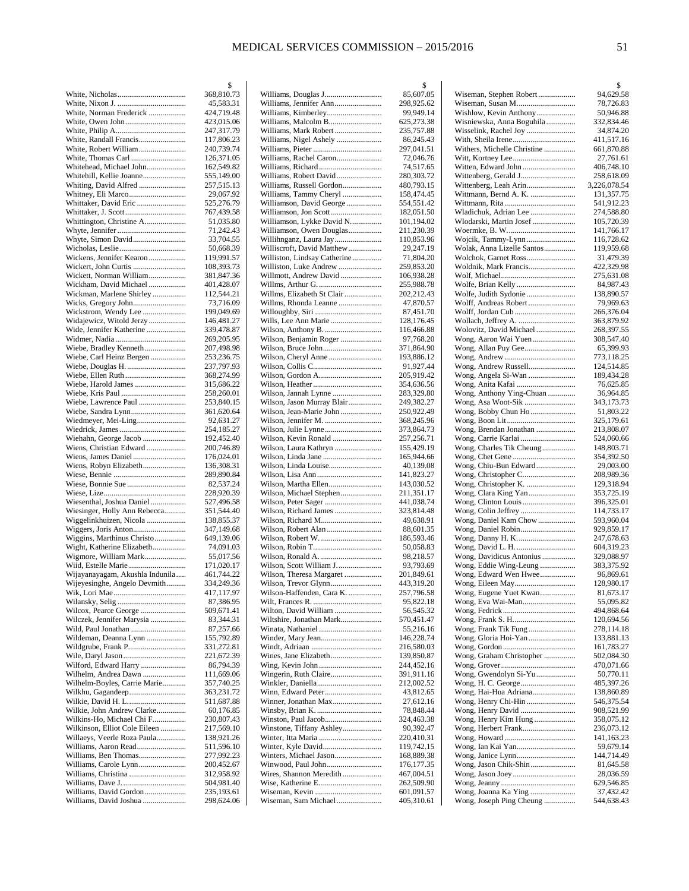| | $ |
|---|---|
| White, Nicholas | 368,810.73 |
| White, Nixon J. | 45,583.31 |
| White, Norman Frederick | 424,719.48 |
| White, Owen John | 423,015.06 |
| White, Philip A. | 247,317.79 |
| White, Randall Francis | 117,806.23 |
| White, Robert William | 240,739.74 |
| White, Thomas Carl | 126,371.05 |
| Whitehead, Michael John | 162,549.82 |
| Whitehill, Kellie Joanne | 555,149.00 |
| Whiting, David Alfred | 257,515.13 |
| Whitney, Eli Marco | 29,067.92 |
| Whittaker, David Eric | 525,276.79 |
| Whittaker, J. Scott | 767,439.58 |
| Whittington, Christine A. | 51,035.80 |
| Whyte, Jennifer | 71,242.43 |
| Whyte, Simon David | 33,704.55 |
| Wicholas, Leslie | 50,668.39 |
| Wickens, Jennifer Kearon | 119,991.57 |
| Wickert, John Curtis | 108,393.73 |
| Wickett, Norman William | 381,847.36 |
| Wickham, David Michael | 401,428.07 |
| Wickman, Marlene Shirley | 112,544.21 |
| Wicks, Gregory John | 73,716.09 |
| Wickstrom, Wendy Lee | 199,049.69 |
| Widajewicz, Witold Jerzy | 146,481.27 |
| Wide, Jennifer Katherine | 339,478.87 |
| Widmer, Nadia | 269,205.95 |
| Wiebe, Bradley Kenneth | 207,498.98 |
| Wiebe, Carl Heinz Bergen | 253,236.75 |
| Wiebe, Douglas H. | 237,797.93 |
| Wiebe, Ellen Ruth | 368,274.99 |
| Wiebe, Harold James | 315,686.22 |
| Wiebe, Kris Paul | 258,260.01 |
| Wiebe, Lawrence Paul | 253,840.15 |
| Wiebe, Sandra Lynn | 361,620.64 |
| Wiedmeyer, Mei-Ling | 92,631.27 |
| Wiedrick, James | 254,185.27 |
| Wiehahn, George Jacob | 192,452.40 |
| Wiens, Christian Edward | 200,746.89 |
| Wiens, James Daniel | 176,024.01 |
| Wiens, Robyn Elizabeth | 136,308.31 |
| Wiese, Bennie | 289,890.84 |
| Wiese, Bonnie Sue | 82,537.24 |
| Wiese, Lize | 228,920.39 |
| Wiesenthal, Joshua Daniel | 527,496.58 |
| Wiesinger, Holly Ann Rebecca | 351,544.40 |
| Wiggelinkhuizen, Nicola | 138,855.37 |
| Wiggers, Joris Anton | 347,149.68 |
| Wiggins, Marthinus Christo | 649,139.06 |
| Wight, Katherine Elizabeth | 74,091.03 |
| Wigmore, William Mark | 55,017.56 |
| Wiid, Estelle Marie | 171,020.17 |
| Wijayanayagam, Akushla Indunila | 461,744.22 |
| Wijeyesinghe, Angelo Devmith | 334,249.36 |
| Wik, Lori Mae | 417,117.97 |
| Wilansky, Selig | 87,386.95 |
| Wilcox, Pearce George | 509,671.41 |
| Wilczek, Jennifer Marysia | 83,344.31 |
| Wild, Paul Jonathan | 87,257.66 |
| Wildeman, Deanna Lynn | 155,792.89 |
| Wildgrube, Frank P. | 331,272.81 |
| Wile, Daryl Jason | 221,672.39 |
| Wilford, Edward Harry | 86,794.39 |
| Wilhelm, Andrea Dawn | 111,669.06 |
| Wilhelm-Boyles, Carrie Marie | 357,740.25 |
| Wilkhu, Gagandeep | 363,231.72 |
| Wilkie, David H. L. | 511,687.88 |
| Wilkie, John Andrew Clarke | 60,176.85 |
| Wilkins-Ho, Michael Chi F. | 230,807.43 |
| Wilkinson, Elliot Cole Eileen | 217,569.10 |
| Willaeys, Veerle Roza Paula | 138,921.26 |
| Williams, Aaron Read | 511,596.10 |
| Williams, Ben Thomas | 277,992.23 |
| Williams, Carole Lynn | 200,452.67 |
| Williams, Christina | 312,958.92 |
| Williams, Dave J. | 504,981.40 |
| Williams, David Gordon | 235,193.61 |
| Williams, David Joshua | 298,624.06 |
| Williams, Douglas J. | 85,607.05 |
| Williams, Jennifer Ann | 298,925.62 |
| Williams, Kimberley | 99,949.14 |
| Williams, Malcolm B. | 625,273.38 |
| Williams, Mark Robert | 235,757.88 |
| Williams, Nigel Ashely | 86,245.43 |
| Williams, Pieter | 297,041.51 |
| Williams, Rachel Caron | 72,046.76 |
| Williams, Richard | 74,517.65 |
| Williams, Robert David | 280,303.72 |
| Williams, Russell Gordon | 480,793.15 |
| Williams, Tammy Cheryl | 158,474.45 |
| Williamson, David George | 554,551.42 |
| Williamson, Jon Scott | 182,051.50 |
| Williamson, Lykke David N. | 101,194.02 |
| Williamson, Owen Douglas | 211,230.39 |
| Willihnganz, Laura Jay | 110,853.96 |
| Williscroft, David Matthew | 29,247.19 |
| Williston, Lindsay Catherine | 71,804.20 |
| Williston, Luke Andrew | 259,853.20 |
| Willmott, Andrew David | 106,938.28 |
| Willms, Arthur G. | 255,988.78 |
| Willms, Elizabeth St Clair | 202,212.43 |
| Willms, Rhonda Leanne | 47,870.57 |
| Willoughby, Siri | 87,451.70 |
| Wills, Lee Ann Marie | 128,176.45 |
| Wilson, Anthony B. | 116,466.88 |
| Wilson, Benjamin Roger | 97,768.20 |
| Wilson, Bruce John | 371,864.90 |
| Wilson, Cheryl Anne | 193,886.12 |
| Wilson, Collis C. | 91,927.44 |
| Wilson, Gordon A. | 205,919.42 |
| Wilson, Heather | 354,636.56 |
| Wilson, Jannah Lynne | 283,329.80 |
| Wilson, Jason Murray Blair | 249,382.27 |
| Wilson, Jean-Marie John | 250,922.49 |
| Wilson, Jennifer M. | 368,245.96 |
| Wilson, Julie Lynne | 373,864.73 |
| Wilson, Kevin Ronald | 257,256.71 |
| Wilson, Laura Kathryn | 155,429.19 |
| Wilson, Linda Jane | 165,944.66 |
| Wilson, Linda Louise | 40,139.08 |
| Wilson, Lisa Ann | 141,823.27 |
| Wilson, Martha Ellen | 143,030.52 |
| Wilson, Michael Stephen | 211,351.17 |
| Wilson, Peter Sager | 441,038.74 |
| Wilson, Richard James | 323,814.48 |
| Wilson, Richard M. | 49,638.91 |
| Wilson, Robert Alan | 88,601.35 |
| Wilson, Robert W. | 186,593.46 |
| Wilson, Robin T. | 50,058.83 |
| Wilson, Ronald A. | 98,218.57 |
| Wilson, Scott William J. | 93,793.69 |
| Wilson, Theresa Margaret | 201,849.61 |
| Wilson, Trevor Glynn | 443,319.20 |
| Wilson-Haffenden, Cara K. | 257,796.58 |
| Wilt, Frances R. | 95,822.18 |
| Wilton, David William | 56,545.32 |
| Wiltshire, Jonathan Mark | 570,451.47 |
| Winata, Nathaniel | 55,216.16 |
| Winder, Mary Jean | 146,228.74 |
| Windt, Adriaan | 216,580.03 |
| Wines, Jane Elizabeth | 139,850.87 |
| Wing, Kevin John | 244,452.16 |
| Wingerin, Ruth Claire | 391,911.16 |
| Winkler, Daniella | 212,002.52 |
| Winn, Edward Peter | 43,812.65 |
| Winner, Jonathan Max | 27,612.16 |
| Winsby, Brian K. | 78,848.44 |
| Winston, Paul Jacob | 324,463.38 |
| Winstone, Tiffany Ashley | 90,392.47 |
| Winter, Itta Maria | 220,410.31 |
| Winter, Kyle David | 119,742.15 |
| Winters, Michael Jason | 168,889.38 |
| Winwood, Paul John | 176,177.35 |
| Wires, Shannon Meredith | 467,004.51 |
| Wise, Katherine E. | 262,509.90 |
| Wiseman, Kevin | 601,091.57 |
| Wiseman, Sam Michael | 405,310.61 |
| Wiseman, Stephen Robert | 94,629.58 |
| Wiseman, Susan M. | 78,726.83 |
| Wishlow, Kevin Anthony | 50,946.88 |
| Wisniewska, Anna Boguhila | 332,834.46 |
| Wisselink, Rachel Joy | 34,874.20 |
| With, Sheila Irene | 411,517.16 |
| Withers, Michelle Christine | 661,870.88 |
| Witt, Kortney Lee | 27,761.61 |
| Witten, Edward John | 406,748.10 |
| Wittenberg, Gerald J. | 258,618.09 |
| Wittenberg, Leah Arin | 3,226,078.54 |
| Wittmann, Bernd A. K. | 131,357.75 |
| Wittmann, Rita | 541,912.23 |
| Wladichuk, Adrian Lee | 274,588.80 |
| Wlodarski, Martin Josef | 105,720.39 |
| Woermke, B. W. | 141,766.17 |
| Wojcik, Tammy-Lynn | 116,728.62 |
| Wolak, Anna Lizelle Santos | 119,959.68 |
| Wolchok, Garnet Ross | 31,479.39 |
| Woldnik, Mark Francis | 422,329.98 |
| Wolf, Michael | 275,631.08 |
| Wolfe, Brian Kelly | 84,987.43 |
| Wolfe, Judith Sydonie | 138,890.57 |
| Wolff, Andreas Robert | 79,969.63 |
| Wolff, Jordan Cub | 266,376.04 |
| Wollach, Jeffrey A. | 363,879.92 |
| Wolovitz, David Michael | 268,397.55 |
| Wong, Aaron Wai Yuen | 308,547.40 |
| Wong, Allan Puy Gee | 65,399.93 |
| Wong, Andrew | 773,118.25 |
| Wong, Andrew Russell | 124,514.85 |
| Wong, Angela Si-Wan | 189,434.28 |
| Wong, Anita Kafai | 76,625.85 |
| Wong, Anthony Ying-Chuan | 36,964.85 |
| Wong, Asa Woot-Sik | 343,173.73 |
| Wong, Bobby Chun Ho | 51,803.22 |
| Wong, Boon Lit | 325,179.61 |
| Wong, Brendan Jonathan | 213,808.07 |
| Wong, Carrie Karlai | 524,060.66 |
| Wong, Charles Tik Cheung | 148,803.71 |
| Wong, Chet Gene | 354,392.50 |
| Wong, Chiu-Bun Edward | 29,003.00 |
| Wong, Christopher C. | 208,989.36 |
| Wong, Christopher K. | 129,318.94 |
| Wong, Clara King Yan | 353,725.19 |
| Wong, Clinton Louis | 396,325.01 |
| Wong, Colin Jeffrey | 114,733.17 |
| Wong, Daniel Kam Chow | 593,960.04 |
| Wong, Daniel Robin | 929,859.17 |
| Wong, Danny H. K. | 247,678.63 |
| Wong, David L. H. | 604,319.23 |
| Wong, Davidicus Antonius | 329,088.97 |
| Wong, Eddie Wing-Leung | 383,375.92 |
| Wong, Edward Wen Hwee | 96,869.61 |
| Wong, Eileen May | 128,980.17 |
| Wong, Eugene Yuet Kwan | 81,673.17 |
| Wong, Eva Wai-Man | 55,095.82 |
| Wong, Fedrick | 494,868.64 |
| Wong, Frank S. H. | 120,694.56 |
| Wong, Frank Tik Fung | 278,114.18 |
| Wong, Gloria Hoi-Yan | 133,881.13 |
| Wong, Gordon | 161,783.27 |
| Wong, Graham Christopher | 502,084.30 |
| Wong, Grover | 470,071.66 |
| Wong, Gwendolyn Si-Yu | 50,770.11 |
| Wong, H. C. George | 485,397.26 |
| Wong, Hai-Hua Adriana | 138,860.89 |
| Wong, Henry Chi-Hin | 546,375.54 |
| Wong, Henry David | 908,521.99 |
| Wong, Henry Kim Hung | 358,075.12 |
| Wong, Herbert Frank | 236,073.12 |
| Wong, Howard | 141,163.23 |
| Wong, Ian Kai Yan | 59,679.14 |
| Wong, Janice Lynn | 144,714.49 |
| Wong, Jason Chik-Shin | 81,645.58 |
| Wong, Jason Joey | 28,036.59 |
| Wong, Jeanny | 629,546.85 |
| Wong, Joanna Ka Ying | 37,432.42 |
| Wong, Joseph Ping Cheung | 544,638.43 |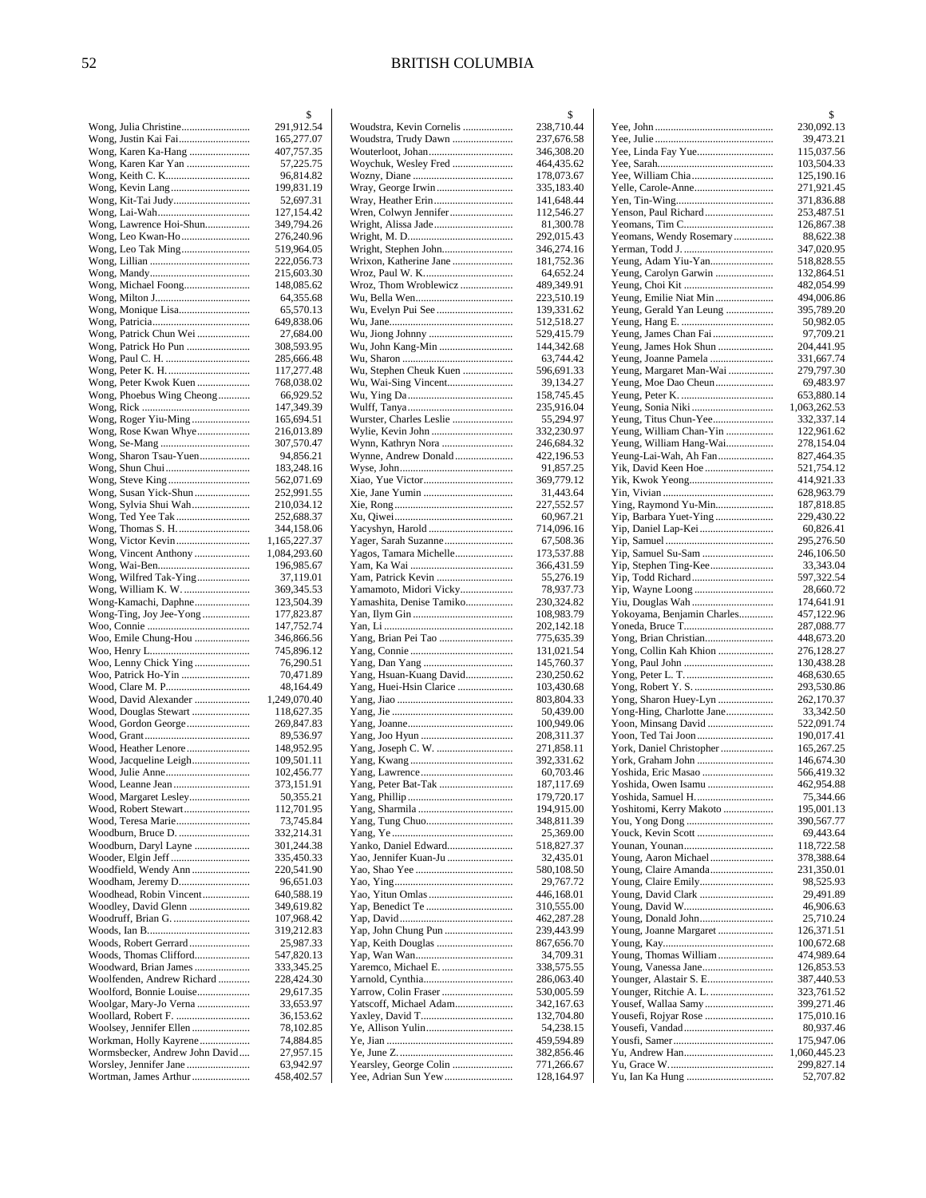# BRITISH COLUMBIA

| Name | $ |
|---|---|
| Wong, Julia Christine | 291,912.54 |
| Wong, Justin Kai Fai | 165,277.07 |
| Wong, Karen Ka-Hang | 407,757.35 |
| Wong, Karen Kar Yan | 57,225.75 |
| Wong, Keith C. K. | 96,814.82 |
| Wong, Kevin Lang | 199,831.19 |
| Wong, Kit-Tai Judy | 52,697.31 |
| Wong, Lai-Wah | 127,154.42 |
| Wong, Lawrence Hoi-Shun | 349,794.26 |
| Wong, Leo Kwan-Ho | 276,240.96 |
| Wong, Leo Tak Ming | 519,964.05 |
| Wong, Lillian | 222,056.73 |
| Wong, Mandy | 215,603.30 |
| Wong, Michael Foong | 148,085.62 |
| Wong, Milton J. | 64,355.68 |
| Wong, Monique Lisa | 65,570.13 |
| Wong, Patricia | 649,838.06 |
| Wong, Patrick Chun Wei | 27,684.00 |
| Wong, Patrick Ho Pun | 308,593.95 |
| Wong, Paul C. H. | 285,666.48 |
| Wong, Peter K. H. | 117,277.48 |
| Wong, Peter Kwok Kuen | 768,038.02 |
| Wong, Phoebus Wing Cheong | 66,929.52 |
| Wong, Rick | 147,349.39 |
| Wong, Roger Yiu-Ming | 165,694.51 |
| Wong, Rose Kwan Whye | 216,013.89 |
| Wong, Se-Mang | 307,570.47 |
| Wong, Sharon Tsau-Yuen | 94,856.21 |
| Wong, Shun Chui | 183,248.16 |
| Wong, Steve King | 562,071.69 |
| Wong, Susan Yick-Shun | 252,991.55 |
| Wong, Sylvia Shui Wah | 210,034.12 |
| Wong, Ted Yee Tak | 252,688.37 |
| Wong, Thomas S. H. | 344,158.06 |
| Wong, Victor Kevin | 1,165,227.37 |
| Wong, Vincent Anthony | 1,084,293.60 |
| Wong, Wai-Ben | 196,985.67 |
| Wong, Wilfred Tak-Ying | 37,119.01 |
| Wong, William K. W. | 369,345.53 |
| Wong-Kamachi, Daphne | 123,504.39 |
| Wong-Ting, Joy Jee-Yong | 177,823.87 |
| Woo, Connie | 147,752.74 |
| Woo, Emile Chung-Hou | 346,866.56 |
| Woo, Henry L. | 745,896.12 |
| Woo, Lenny Chick Ying | 76,290.51 |
| Woo, Patrick Ho-Yin | 70,471.89 |
| Wood, Clare M. P. | 48,164.49 |
| Wood, David Alexander | 1,249,070.40 |
| Wood, Douglas Stewart | 118,627.35 |
| Wood, Gordon George | 269,847.83 |
| Wood, Grant | 89,536.97 |
| Wood, Heather Lenore | 148,952.95 |
| Wood, Jacqueline Leigh | 109,501.11 |
| Wood, Julie Anne | 102,456.77 |
| Wood, Leanne Jean | 373,151.91 |
| Wood, Margaret Lesley | 50,355.21 |
| Wood, Robert Stewart | 112,701.95 |
| Wood, Teresa Marie | 73,745.84 |
| Woodburn, Bruce D. | 332,214.31 |
| Woodburn, Daryl Layne | 301,244.38 |
| Wooder, Elgin Jeff | 335,450.33 |
| Woodfield, Wendy Ann | 220,541.90 |
| Woodham, Jeremy D. | 96,651.03 |
| Woodhead, Robin Vincent | 640,588.19 |
| Woodley, David Glenn | 349,619.82 |
| Woodruff, Brian G. | 107,968.42 |
| Woods, Ian B. | 319,212.83 |
| Woods, Robert Gerrard | 25,987.33 |
| Woods, Thomas Clifford | 547,820.13 |
| Woodward, Brian James | 333,345.25 |
| Woolfenden, Andrew Richard | 228,424.30 |
| Woolford, Bonnie Louise | 29,617.35 |
| Woolgar, Mary-Jo Verna | 33,653.97 |
| Woollard, Robert F. | 36,153.62 |
| Woolsey, Jennifer Ellen | 78,102.85 |
| Workman, Holly Kayrene | 74,884.85 |
| Wormsbecker, Andrew John David | 27,957.15 |
| Worsley, Jennifer Jane | 63,942.97 |
| Wortman, James Arthur | 458,402.57 |
| Woudstra, Kevin Cornelis | 238,710.44 |
| Woudstra, Trudy Dawn | 237,676.58 |
| Wouterloot, Johan | 346,308.20 |
| Woychuk, Wesley Fred | 464,435.62 |
| Wozny, Diane | 178,073.67 |
| Wray, George Irwin | 335,183.40 |
| Wray, Heather Erin | 141,648.44 |
| Wren, Colwyn Jennifer | 112,546.27 |
| Wright, Alissa Jade | 81,300.78 |
| Wright, M. D. | 292,015.43 |
| Wright, Stephen John | 346,274.16 |
| Wrixon, Katherine Jane | 181,752.36 |
| Wroz, Paul W. K. | 64,652.24 |
| Wroz, Thom Wroblewicz | 489,349.91 |
| Wu, Bella Wen | 223,510.19 |
| Wu, Evelyn Pui See | 139,331.62 |
| Wu, Jane | 512,518.27 |
| Wu, Jiong Johnny | 529,415.79 |
| Wu, John Kang-Min | 144,342.68 |
| Wu, Sharon | 63,744.42 |
| Wu, Stephen Cheuk Kuen | 596,691.33 |
| Wu, Wai-Sing Vincent | 39,134.27 |
| Wu, Ying Da | 158,745.45 |
| Wulff, Tanya | 235,916.04 |
| Wurster, Charles Leslie | 55,294.97 |
| Wylie, Kevin John | 332,230.97 |
| Wynn, Kathryn Nora | 246,684.32 |
| Wynne, Andrew Donald | 422,196.53 |
| Wyse, John | 91,857.25 |
| Xiao, Yue Victor | 369,779.12 |
| Xie, Jane Yumin | 31,443.64 |
| Xie, Rong | 227,552.57 |
| Xu, Qiwei | 60,967.21 |
| Yacyshyn, Harold | 714,096.16 |
| Yager, Sarah Suzanne | 67,508.36 |
| Yagos, Tamara Michelle | 173,537.88 |
| Yam, Ka Wai | 366,431.59 |
| Yam, Patrick Kevin | 55,276.19 |
| Yamamoto, Midori Vicky | 78,937.73 |
| Yamashita, Denise Tamiko | 230,324.82 |
| Yan, Ilym Gin | 108,983.79 |
| Yan, Li | 202,142.18 |
| Yang, Brian Pei Tao | 775,635.39 |
| Yang, Connie | 131,021.54 |
| Yang, Dan Yang | 145,760.37 |
| Yang, Hsuan-Kuang David | 230,250.62 |
| Yang, Huei-Hsin Clarice | 103,430.68 |
| Yang, Jiao | 803,804.33 |
| Yang, Jie | 50,439.00 |
| Yang, Joanne | 100,949.06 |
| Yang, Joo Hyun | 208,311.37 |
| Yang, Joseph C. W. | 271,858.11 |
| Yang, Kwang | 392,331.62 |
| Yang, Lawrence | 60,703.46 |
| Yang, Peter Bat-Tak | 187,117.69 |
| Yang, Phillip | 179,720.17 |
| Yang, Sharmila | 194,915.00 |
| Yang, Tung Chuo | 348,811.39 |
| Yang, Ye | 25,369.00 |
| Yanko, Daniel Edward | 518,827.37 |
| Yao, Jennifer Kuan-Ju | 32,435.01 |
| Yao, Shao Yee | 580,108.50 |
| Yao, Ying | 29,767.72 |
| Yao, Yitun Omlas | 446,168.01 |
| Yap, Benedict Te | 310,555.00 |
| Yap, David | 462,287.28 |
| Yap, John Chung Pun | 239,443.99 |
| Yap, Keith Douglas | 867,656.70 |
| Yap, Wan Wan | 34,709.31 |
| Yaremco, Michael E. | 338,575.55 |
| Yarnold, Cynthia | 286,063.40 |
| Yarrow, Colin Fraser | 530,005.59 |
| Yatscoff, Michael Adam | 342,167.63 |
| Yaxley, David T. | 132,704.80 |
| Ye, Allison Yulin | 54,238.15 |
| Ye, Jian | 459,594.89 |
| Ye, June Z. | 382,856.46 |
| Yearsley, George Colin | 771,266.67 |
| Yee, Adrian Sun Yew | 128,164.97 |
| Yee, John | 230,092.13 |
| Yee, Julie | 39,473.21 |
| Yee, Linda Fay Yue | 115,037.56 |
| Yee, Sarah | 103,504.33 |
| Yee, William Chia | 125,190.16 |
| Yelle, Carole-Anne | 271,921.45 |
| Yen, Tin-Wing | 371,836.88 |
| Yenson, Paul Richard | 253,487.51 |
| Yeomans, Tim C. | 126,867.38 |
| Yeomans, Wendy Rosemary | 88,622.38 |
| Yerman, Todd J. | 347,020.95 |
| Yeung, Adam Yiu-Yan | 518,828.55 |
| Yeung, Carolyn Garwin | 132,864.51 |
| Yeung, Choi Kit | 482,054.99 |
| Yeung, Emilie Niat Min | 494,006.86 |
| Yeung, Gerald Yan Leung | 395,789.20 |
| Yeung, Hang E. | 50,982.05 |
| Yeung, James Chan Fai | 97,709.21 |
| Yeung, James Hok Shun | 204,441.95 |
| Yeung, Joanne Pamela | 331,667.74 |
| Yeung, Margaret Man-Wai | 279,797.30 |
| Yeung, Moe Dao Cheun | 69,483.97 |
| Yeung, Peter K. | 653,880.14 |
| Yeung, Sonia Niki | 1,063,262.53 |
| Yeung, Titus Chun-Yee | 332,337.14 |
| Yeung, William Chan-Yin | 122,961.62 |
| Yeung, William Hang-Wai | 278,154.04 |
| Yeung-Lai-Wah, Ah Fan | 827,464.35 |
| Yik, David Keen Hoe | 521,754.12 |
| Yik, Kwok Yeong | 414,921.33 |
| Yin, Vivian | 628,963.79 |
| Ying, Raymond Yu-Min | 187,818.85 |
| Yip, Barbara Yuet-Ying | 229,430.22 |
| Yip, Daniel Lap-Kei | 60,826.41 |
| Yip, Samuel | 295,276.50 |
| Yip, Samuel Su-Sam | 246,106.50 |
| Yip, Stephen Ting-Kee | 33,343.04 |
| Yip, Todd Richard | 597,322.54 |
| Yip, Wayne Loong | 28,660.72 |
| Yiu, Douglas Wah | 174,641.91 |
| Yokoyama, Benjamin Charles | 457,122.96 |
| Yoneda, Bruce T. | 287,088.77 |
| Yong, Brian Christian | 448,673.20 |
| Yong, Collin Kah Khion | 276,128.27 |
| Yong, Paul John | 130,438.28 |
| Yong, Peter L. T. | 468,630.65 |
| Yong, Robert Y. S. | 293,530.86 |
| Yong, Sharon Huey-Lyn | 262,170.37 |
| Yong-Hing, Charlotte Jane | 33,342.50 |
| Yoon, Minsang David | 522,091.74 |
| Yoon, Ted Tai Joon | 190,017.41 |
| York, Daniel Christopher | 165,267.25 |
| York, Graham John | 146,674.30 |
| Yoshida, Eric Masao | 566,419.32 |
| Yoshida, Owen Isamu | 462,954.88 |
| Yoshida, Samuel H. | 75,344.66 |
| Yoshitomi, Kerry Makoto | 195,001.13 |
| You, Yong Dong | 390,567.77 |
| Youck, Kevin Scott | 69,443.64 |
| Younan, Younan | 118,722.58 |
| Young, Aaron Michael | 378,388.64 |
| Young, Claire Amanda | 231,350.01 |
| Young, Claire Emily | 98,525.93 |
| Young, David Clark | 29,491.89 |
| Young, David W. | 46,906.63 |
| Young, Donald John | 25,710.24 |
| Young, Joanne Margaret | 126,371.51 |
| Young, Kay | 100,672.68 |
| Young, Thomas William | 474,989.64 |
| Young, Vanessa Jane | 126,853.53 |
| Younger, Alastair S. E. | 387,440.53 |
| Younger, Ritchie A. L. | 323,761.52 |
| Yousef, Wallaa Samy | 399,271.46 |
| Yousefi, Rojyar Rose | 175,010.16 |
| Yousefi, Vandad | 80,937.46 |
| Yousfi, Samer | 175,947.06 |
| Yu, Andrew Han | 1,060,445.23 |
| Yu, Grace W. | 299,827.14 |
| Yu, Ian Ka Hung | 52,707.82 |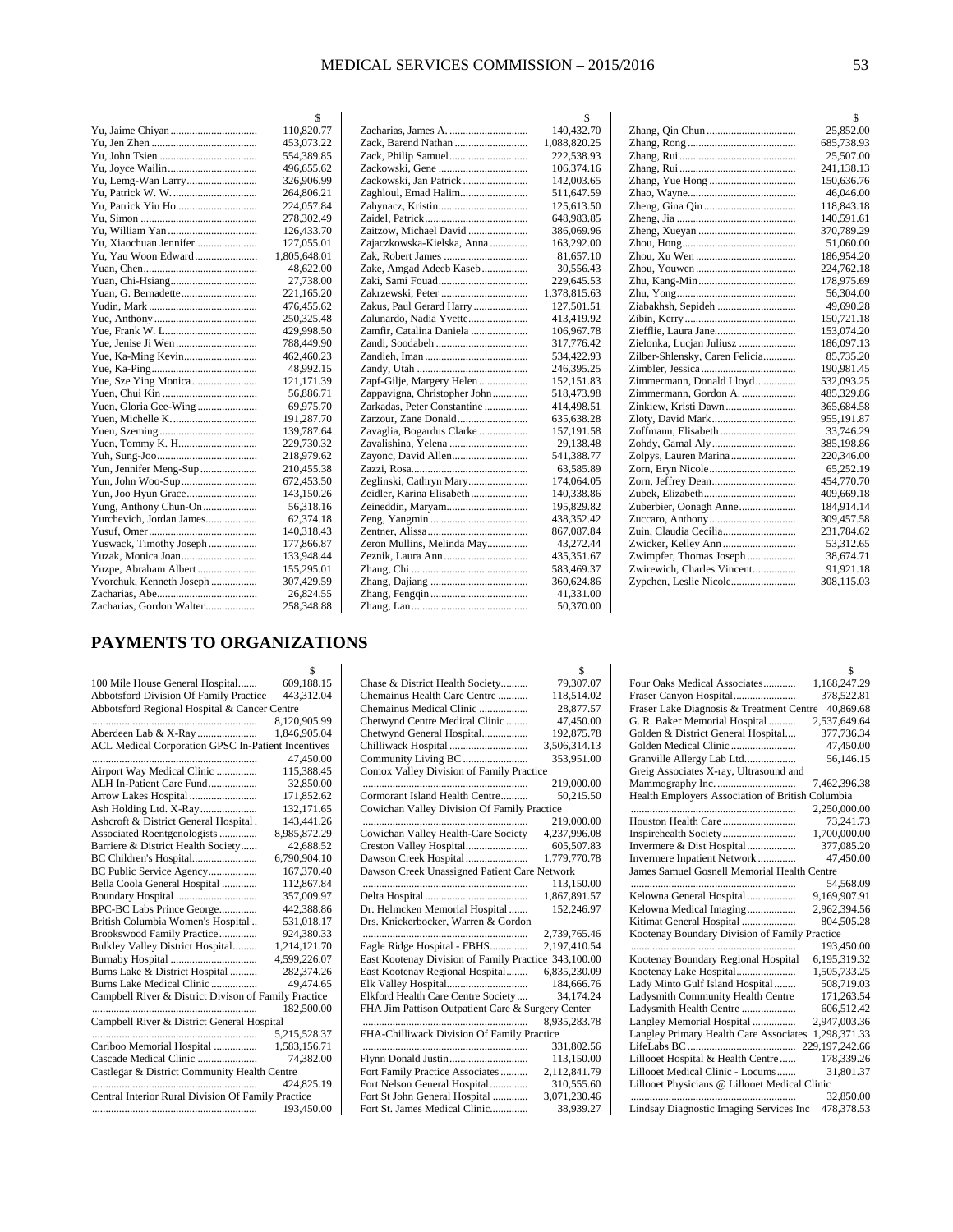| Name | $ |
|---|---|
| Yu, Jaime Chiyan | 110,820.77 |
| Yu, Jen Zhen | 453,073.22 |
| Yu, John Tsien | 554,389.85 |
| Yu, Joyce Wailin | 496,655.62 |
| Yu, Leng-Wan Larry | 326,906.99 |
| Yu, Patrick W. W. | 264,806.21 |
| Yu, Patrick Yiu Ho | 224,057.84 |
| Yu, Simon | 278,302.49 |
| Yu, William Yan | 126,433.70 |
| Yu, Xiaochuan Jennifer | 127,055.01 |
| Yu, Yau Woon Edward | 1,805,648.01 |
| Yuan, Chen | 48,622.00 |
| Yuan, Chi-Hsiang | 27,738.00 |
| Yuan, G. Bernadette | 221,165.20 |
| Yudin, Mark | 476,455.62 |
| Yue, Anthony | 250,325.48 |
| Yue, Frank W. L. | 429,998.50 |
| Yue, Jenise Ji Wen | 788,449.90 |
| Yue, Ka-Ming Kevin | 462,460.23 |
| Yue, Ka-Ping | 48,992.15 |
| Yue, Sze Ying Monica | 121,171.39 |
| Yuen, Chui Kin | 56,886.71 |
| Yuen, Gloria Gee-Wing | 69,975.70 |
| Yuen, Michelle K. | 191,287.70 |
| Yuen, Szeming | 139,787.64 |
| Yuen, Tommy K. H. | 229,730.32 |
| Yuh, Sung-Joo | 218,979.62 |
| Yun, Jennifer Meng-Sup | 210,455.38 |
| Yun, John Woo-Sup | 672,453.50 |
| Yun, Joo Hyun Grace | 143,150.26 |
| Yung, Anthony Chun-On | 56,318.16 |
| Yurchevich, Jordan James | 62,374.18 |
| Yusuf, Omer | 140,318.43 |
| Yuswack, Timothy Joseph | 177,866.87 |
| Yuzak, Monica Joan | 133,948.44 |
| Yuzpe, Abraham Albert | 155,295.01 |
| Yvorchuk, Kenneth Joseph | 307,429.59 |
| Zacharias, Abe | 26,824.55 |
| Zacharias, Gordon Walter | 258,348.88 |
| Zacharias, James A. | 140,432.70 |
| Zack, Barend Nathan | 1,088,820.25 |
| Zack, Philip Samuel | 222,538.93 |
| Zackowski, Gene | 106,374.16 |
| Zackowski, Jan Patrick | 142,003.65 |
| Zaghloul, Emad Halim | 511,647.59 |
| Zahynacz, Kristin | 125,613.50 |
| Zaidel, Patrick | 648,983.85 |
| Zaitzow, Michael David | 386,069.96 |
| Zajaczkowska-Kielska, Anna | 163,292.00 |
| Zak, Robert James | 81,657.10 |
| Zake, Amgad Adeeb Kaseb | 30,556.43 |
| Zaki, Sami Fouad | 229,645.53 |
| Zakrzewski, Peter | 1,378,815.63 |
| Zakus, Paul Gerard Harry | 127,501.51 |
| Zalunardo, Nadia Yvette | 413,419.92 |
| Zamfir, Catalina Daniela | 106,967.78 |
| Zandi, Soodabeh | 317,776.42 |
| Zandieh, Iman | 534,422.93 |
| Zandy, Utah | 246,395.25 |
| Zapf-Gilje, Margery Helen | 152,151.83 |
| Zappavigna, Christopher John | 518,473.98 |
| Zarkadas, Peter Constantine | 414,498.51 |
| Zarzour, Zane Donald | 635,638.28 |
| Zavaglia, Bogardus Clarke | 157,191.58 |
| Zavalishina, Yelena | 29,138.48 |
| Zayonc, David Allen | 541,388.77 |
| Zazzi, Rosa | 63,585.89 |
| Zeglinski, Cathryn Mary | 174,064.05 |
| Zeidler, Karina Elisabeth | 140,338.86 |
| Zeineddin, Maryam | 195,829.82 |
| Zeng, Yangmin | 438,352.42 |
| Zentner, Alissa | 867,087.84 |
| Zeron Mullins, Melinda May | 43,272.44 |
| Zeznik, Laura Ann | 435,351.67 |
| Zhang, Chi | 583,469.37 |
| Zhang, Dajiang | 360,624.86 |
| Zhang, Fengqin | 41,331.00 |
| Zhang, Lan | 50,370.00 |
| Zhang, Qin Chun | 25,852.00 |
| Zhang, Rong | 685,738.93 |
| Zhang, Rui | 25,507.00 |
| Zhang, Rui | 241,138.13 |
| Zhang, Yue Hong | 150,636.76 |
| Zhao, Wayne | 46,046.00 |
| Zheng, Gina Qin | 118,843.18 |
| Zheng, Jia | 140,591.61 |
| Zheng, Xueyan | 370,789.29 |
| Zhou, Hong | 51,060.00 |
| Zhou, Xu Wen | 186,954.20 |
| Zhou, Youwen | 224,762.18 |
| Zhu, Kang-Min | 178,975.69 |
| Zhu, Yong | 56,304.00 |
| Ziabakhsh, Sepideh | 49,690.28 |
| Zibin, Kerry | 150,721.18 |
| Ziefflie, Laura Jane | 153,074.20 |
| Zielonka, Lucjan Juliusz | 186,097.13 |
| Zilber-Shlensky, Caren Felicia | 85,735.20 |
| Zimbler, Jessica | 190,981.45 |
| Zimmermann, Donald Lloyd | 532,093.25 |
| Zimmermann, Gordon A. | 485,329.86 |
| Zinkiew, Kristi Dawn | 365,684.58 |
| Zloty, David Mark | 955,191.87 |
| Zoffmann, Elisabeth | 33,746.29 |
| Zohdy, Gamal Aly | 385,198.86 |
| Zolpys, Lauren Marina | 220,346.00 |
| Zorn, Eryn Nicole | 65,252.19 |
| Zorn, Jeffrey Dean | 454,770.70 |
| Zubek, Elizabeth | 409,669.18 |
| Zuberbier, Oonagh Anne | 184,914.14 |
| Zuccaro, Anthony | 309,457.58 |
| Zuin, Claudia Cecilia | 231,784.62 |
| Zwicker, Kelley Ann | 53,312.65 |
| Zwimpfer, Thomas Joseph | 38,674.71 |
| Zwirewich, Charles Vincent | 91,921.18 |
| Zypchen, Leslie Nicole | 308,115.03 |

## PAYMENTS TO ORGANIZATIONS

| Organization | $ |
|---|---|
| 100 Mile House General Hospital | 609,188.15 |
| Abbotsford Division Of Family Practice | 443,312.04 |
| Abbotsford Regional Hospital & Cancer Centre | 8,120,905.99 |
| Aberdeen Lab & X-Ray | 1,846,905.04 |
| ACL Medical Corporation GPSC In-Patient Incentives | 47,450.00 |
| Airport Way Medical Clinic | 115,388.45 |
| ALH In-Patient Care Fund | 32,850.00 |
| Arrow Lakes Hospital | 171,852.62 |
| Ash Holding Ltd. X-Ray | 132,171.65 |
| Ashcroft & District General Hospital | 143,441.26 |
| Associated Roentgenologists | 8,985,872.29 |
| Barriere & District Health Society | 42,688.52 |
| BC Children's Hospital | 6,790,904.10 |
| BC Public Service Agency | 167,370.40 |
| Bella Coola General Hospital | 112,867.84 |
| Boundary Hospital | 357,009.97 |
| BPC-BC Labs Prince George | 442,388.86 |
| British Columbia Women's Hospital | 531,018.17 |
| Brookswood Family Practice | 924,380.33 |
| Bulkley Valley District Hospital | 1,214,121.70 |
| Burnaby Hospital | 4,599,226.07 |
| Burns Lake & District Hospital | 282,374.26 |
| Burns Lake Medical Clinic | 49,474.65 |
| Campbell River & District Divison of Family Practice | 182,500.00 |
| Campbell River & District General Hospital | 5,215,528.37 |
| Cariboo Memorial Hospital | 1,583,156.71 |
| Cascade Medical Clinic | 74,382.00 |
| Castlegar & District Community Health Centre | 424,825.19 |
| Central Interior Rural Division Of Family Practice | 193,450.00 |
| Chase & District Health Society | 79,307.07 |
| Chemainus Health Care Centre | 118,514.02 |
| Chemainus Medical Clinic | 28,877.57 |
| Chetwynd Centre Medical Clinic | 47,450.00 |
| Chetwynd General Hospital | 192,875.78 |
| Chilliwack Hospital | 3,506,314.13 |
| Community Living BC | 353,951.00 |
| Comox Valley Division of Family Practice | 219,000.00 |
| Cormorant Island Health Centre | 50,215.50 |
| Cowichan Valley Division Of Family Practice | 219,000.00 |
| Cowichan Valley Health-Care Society | 4,237,996.08 |
| Creston Valley Hospital | 605,507.83 |
| Dawson Creek Hospital | 1,779,770.78 |
| Dawson Creek Unassigned Patient Care Network | 113,150.00 |
| Delta Hospital | 1,867,891.57 |
| Dr. Helmcken Memorial Hospital | 152,246.97 |
| Drs. Knickerbocker, Warren & Gordon | 2,739,765.46 |
| Eagle Ridge Hospital - FBHS | 2,197,410.54 |
| East Kootenay Division of Family Practice | 343,100.00 |
| East Kootenay Regional Hospital | 6,835,230.09 |
| Elk Valley Hospital | 184,666.76 |
| Elkford Health Care Centre Society | 34,174.24 |
| FHA Jim Pattison Outpatient Care & Surgery Center | 8,935,283.78 |
| FHA-Chilliwack Division Of Family Practice | 331,802.56 |
| Flynn Donald Justin | 113,150.00 |
| Fort Family Practice Associates | 2,112,841.79 |
| Fort Nelson General Hospital | 310,555.60 |
| Fort St John General Hospital | 3,071,230.46 |
| Fort St. James Medical Clinic | 38,939.27 |
| Four Oaks Medical Associates | 1,168,247.29 |
| Fraser Canyon Hospital | 378,522.81 |
| Fraser Lake Diagnosis & Treatment Centre | 40,869.68 |
| G. R. Baker Memorial Hospital | 2,537,649.64 |
| Golden & District General Hospital | 377,736.34 |
| Golden Medical Clinic | 47,450.00 |
| Granville Allergy Lab Ltd. | 56,146.15 |
| Greig Associates X-ray, Ultrasound and Mammography Inc. | 7,462,396.38 |
| Health Employers Association of British Columbia | 2,250,000.00 |
| Houston Health Care | 73,241.73 |
| Inspirehealth Society | 1,700,000.00 |
| Invermere & Dist Hospital | 377,085.20 |
| Invermere Inpatient Network | 47,450.00 |
| James Samuel Gosnell Memorial Health Centre | 54,568.09 |
| Kelowna General Hospital | 9,169,907.91 |
| Kelowna Medical Imaging | 2,962,394.56 |
| Kitimat General Hospital | 804,505.28 |
| Kootenay Boundary Division of Family Practice | 193,450.00 |
| Kootenay Boundary Regional Hospital | 6,195,319.32 |
| Kootenay Lake Hospital | 1,505,733.25 |
| Lady Minto Gulf Island Hospital | 508,719.03 |
| Ladysmith Community Health Centre | 171,263.54 |
| Ladysmith Health Centre | 606,512.42 |
| Langley Memorial Hospital | 2,947,003.36 |
| Langley Primary Health Care Associates | 1,298,371.33 |
| LifeLabs BC | 229,197,242.66 |
| Lillooet Hospital & Health Centre | 178,339.26 |
| Lillooet Medical Clinic - Locums | 31,801.37 |
| Lillooet Physicians @ Lillooet Medical Clinic | 32,850.00 |
| Lindsay Diagnostic Imaging Services Inc | 478,378.53 |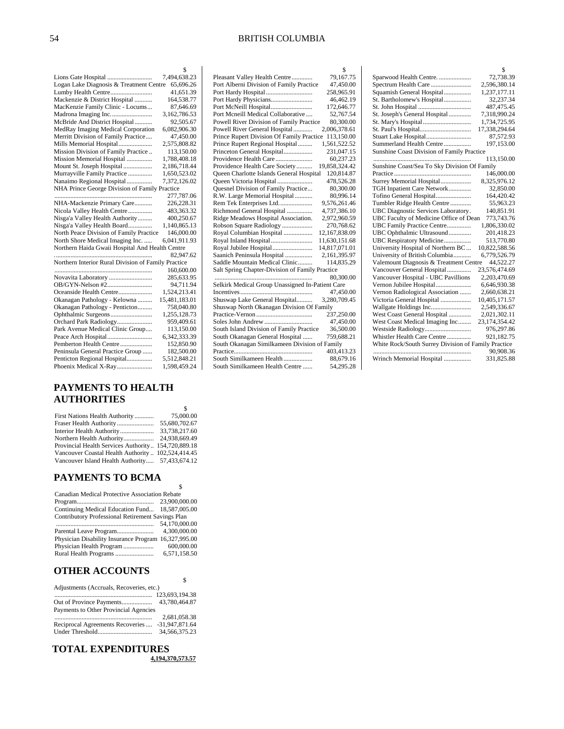| | $ |
|---|---|
| Lions Gate Hospital | 7,494,638.23 |
| Logan Lake Diagnosis & Treatment Centre | 65,696.26 |
| Lumby Health Centre | 41,651.39 |
| Mackenzie & District Hospital | 164,538.77 |
| MacKenzie Family Clinic - Locums | 87,646.69 |
| Madrona Imaging Inc. | 3,162,786.53 |
| McBride And District Hospital | 92,505.67 |
| MedRay Imaging Medical Corporation | 6,082,906.30 |
| Merritt Division of Family Practice | 47,450.00 |
| Mills Memorial Hospital | 2,575,808.82 |
| Mission Division of Family Practice | 113,150.00 |
| Mission Memorial Hospital | 1,788,408.18 |
| Mount St. Joseph Hospital | 2,186,718.44 |
| Murrayville Family Practice | 1,650,523.02 |
| Nanaimo Regional Hospital | 7,372,126.02 |
| NHA Prince George Division of Family Practice | 277,787.06 |
| NHA-Mackenzie Primary Care | 226,228.31 |
| Nicola Valley Health Centre | 483,363.32 |
| Nisga'a Valley Health Authority | 400,250.67 |
| Nisga'a Valley Health Board | 1,140,865.13 |
| North Peace Division of Family Practice | 146,000.00 |
| North Shore Medical Imaging Inc. | 6,041,911.93 |
| Northern Haida Gwaii Hospital And Health Centre | 82,947.62 |
| Northern Interior Rural Division of Family Practice | 160,600.00 |
| Novavita Laboratory | 285,633.95 |
| OB/GYN-Nelson #2 | 94,711.94 |
| Oceanside Health Centre | 1,524,213.41 |
| Okanagan Pathology - Kelowna | 15,481,183.01 |
| Okanagan Pathology - Penticton | 758,040.80 |
| Ophthalmic Surgeons | 1,255,128.73 |
| Orchard Park Radiology | 959,409.61 |
| Park Avenue Medical Clinic Group | 113,150.00 |
| Peace Arch Hospital | 6,342,333.39 |
| Pemberton Health Centre | 152,850.90 |
| Peninsula General Practice Group | 182,500.00 |
| Penticton Regional Hospital | 5,512,848.21 |
| Phoenix Medical X-Ray | 1,598,459.24 |
| Pleasant Valley Health Centre | 79,167.75 |
| Port Alberni Division of Family Practice | 47,450.00 |
| Port Hardy Hospital | 258,965.91 |
| Port Hardy Physicians | 46,462.19 |
| Port McNeill Hospital | 172,646.77 |
| Port Mcneill Medical Collaborative | 52,767.54 |
| Powell River Division of Family Practice | 80,300.00 |
| Powell River General Hospital | 2,006,378.61 |
| Prince Rupert Division Of Family Practice | 113,150.00 |
| Prince Rupert Regional Hospital | 1,561,522.52 |
| Princeton General Hospital | 231,047.15 |
| Providence Health Care | 60,237.23 |
| Providence Health Care Society | 19,858,324.42 |
| Queen Charlotte Islands General Hospital | 120,814.87 |
| Queen Victoria Hospital | 478,526.28 |
| Quesnel Division of Family Practice | 80,300.00 |
| R.W. Large Memorial Hospital | 80,996.14 |
| Rem Tek Enterprises Ltd. | 9,576,261.46 |
| Richmond General Hospital | 4,737,386.10 |
| Ridge Meadows Hospital Association. | 2,972,960.59 |
| Robson Square Radiology | 270,768.62 |
| Royal Columbian Hospital | 12,167,838.09 |
| Royal Inland Hospital | 11,630,151.68 |
| Royal Jubilee Hospital | 14,817,071.01 |
| Saanich Peninsula Hospital | 2,161,395.97 |
| Saddle Mountain Medical Clinic | 114,835.29 |
| Salt Spring Chapter-Division of Family Practice | 80,300.00 |
| Selkirk Medical Group Unassigned In-Patient Care Incentives | 47,450.00 |
| Shuswap Lake General Hospital | 3,280,709.45 |
| Shuswap North Okanagan Division Of Family Practice-Vernon | 237,250.00 |
| Soles John Andrew | 47,450.00 |
| South Island Division of Family Practice | 36,500.00 |
| South Okanagan General Hospital | 759,688.21 |
| South Okanagan Similkameen Division of Family Practice | 403,413.23 |
| South Similkameen Health | 88,679.16 |
| South Similkameen Health Centre | 54,295.28 |
| Sparwood Health Centre. | 72,738.39 |
| Spectrum Health Care | 2,596,380.14 |
| Squamish General Hospital | 1,237,177.11 |
| St. Bartholomew's Hospital | 32,237.34 |
| St. John Hospital | 487,475.45 |
| St. Joseph's General Hospital | 7,318,990.24 |
| St. Mary's Hospital | 1,734,725.95 |
| St. Paul's Hospital | 17,338,294.64 |
| Stuart Lake Hospital | 87,572.93 |
| Summerland Health Centre | 197,153.00 |
| Sunshine Coast Division of Family Practice | 113,150.00 |
| Sunshine Coast/Sea To Sky Division Of Family Practice | 146,000.00 |
| Surrey Memorial Hospital | 8,325,976.12 |
| TGH Inpatient Care Network | 32,850.00 |
| Tofino General Hospital | 164,420.42 |
| Tumbler Ridge Health Centre | 55,963.23 |
| UBC Diagnostic Services Laboratory. | 140,851.91 |
| UBC Faculty of Medicine Office of Dean | 773,743.76 |
| UBC Family Practice Centre | 1,806,330.02 |
| UBC Ophthalmic Ultrasound | 201,418.23 |
| UBC Respiratory Medicine | 513,770.80 |
| University Hospital of Northern BC | 10,822,588.56 |
| University of British Columbia | 6,779,526.79 |
| Valemount Diagnosis & Treatment Centre | 44,522.27 |
| Vancouver General Hospital | 23,576,474.69 |
| Vancouver Hospital - UBC Pavillions | 2,203,470.69 |
| Vernon Jubilee Hospital | 6,646,930.38 |
| Vernon Radiological Association | 2,660,638.21 |
| Victoria General Hospital | 10,405,171.57 |
| Wallgate Holdings Inc. | 2,549,336.67 |
| West Coast General Hospital | 2,021,302.11 |
| West Coast Medical Imaging Inc | 23,174,354.42 |
| Westside Radiology | 976,297.86 |
| Whistler Health Care Centre | 921,182.75 |
| White Rock/South Surrey Division of Family Practice | 90,908.36 |
| Wrinch Memorial Hospital | 331,825.88 |

## PAYMENTS TO HEALTH AUTHORITIES

| | $ |
|---|---|
| First Nations Health Authority | 75,000.00 |
| Fraser Health Authority | 55,680,702.67 |
| Interior Health Authority | 33,738,217.60 |
| Northern Health Authority | 24,938,669.49 |
| Provincial Health Services Authority | 154,720,889.18 |
| Vancouver Coastal Health Authority | 102,524,414.45 |
| Vancouver Island Health Authority | 57,433,674.12 |

## PAYMENTS TO BCMA

| | $ |
|---|---|
| Canadian Medical Protective Association Rebate Program | 23,900,000.00 |
| Continuing Medical Education Fund | 18,587,005.00 |
| Contributory Professional Retirement Savings Plan | 54,170,000.00 |
| Parental Leave Program | 4,300,000.00 |
| Physician Disability Insurance Program | 16,327,995.00 |
| Physician Health Program | 600,000.00 |
| Rural Health Programs | 6,571,158.50 |

## OTHER ACCOUNTS

| | $ |
|---|---|
| Adjustments (Accruals, Recoveries, etc.) | 123,693,194.38 |
| Out of Province Payments | 43,780,464.87 |
| Payments to Other Provincial Agencies | 2,681,058.38 |
| Reciprocal Agreements Recoveries | -31,947,871.64 |
| Under Threshold | 34,566,375.23 |

## TOTAL EXPENDITURES

**4,194,370,573.57**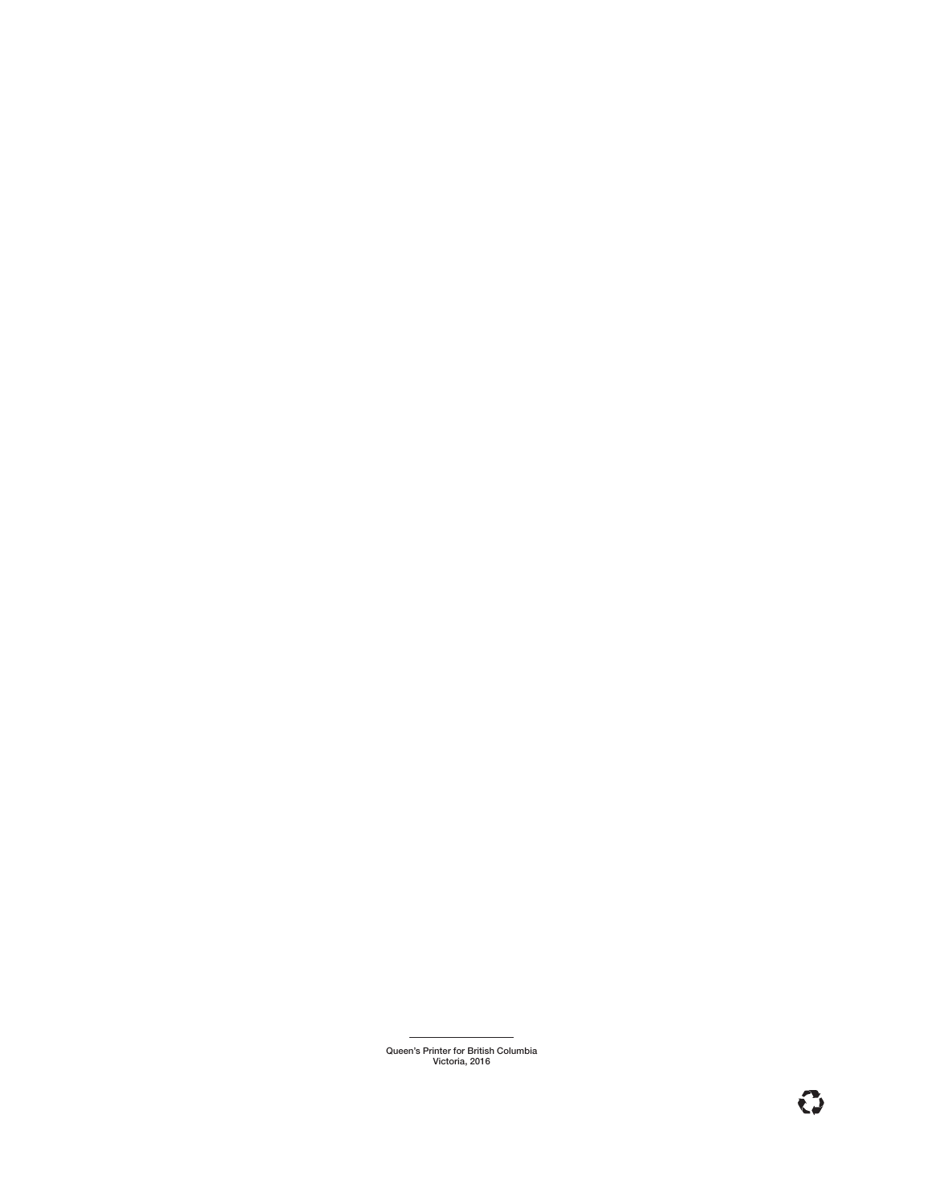Queen's Printer for British Columbia
Victoria, 2016